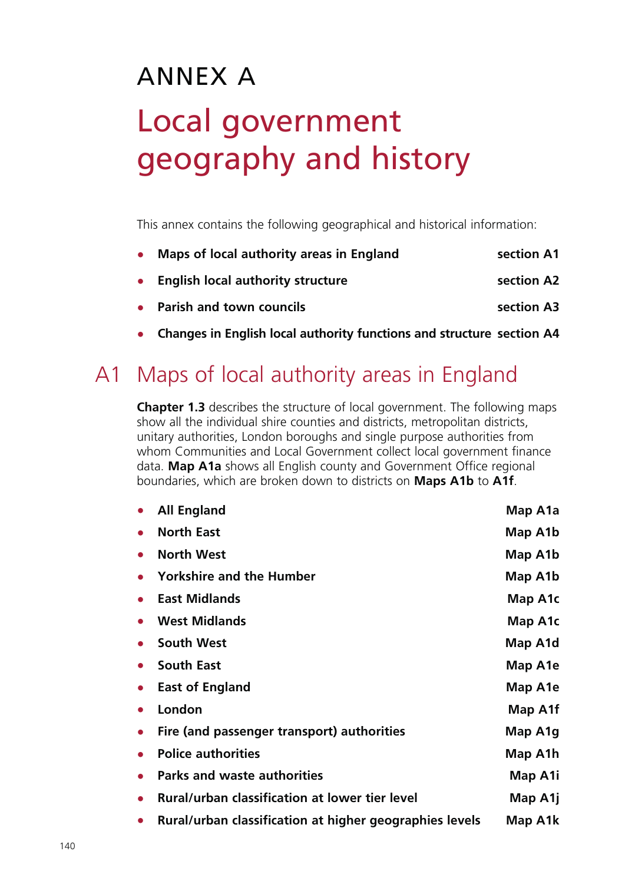# ANNEX A

# Local government geography and history

This annex contains the following geographical and historical information:

- **Maps of local authority areas in England** **section A1**
- **English local authority structure** **section A2**
- **Parish and town councils** **section A3**
- **Changes in English local authority functions and structure** **section A4**

## A1 Maps of local authority areas in England

**Chapter 1.3** describes the structure of local government. The following maps show all the individual shire counties and districts, metropolitan districts, unitary authorities, London boroughs and single purpose authorities from whom Communities and Local Government collect local government finance data. **Map A1a** shows all English county and Government Office regional boundaries, which are broken down to districts on **Maps A1b** to **A1f**.

- **All England** **Map A1a**
- **North East** **Map A1b**
- **North West** **Map A1b**
- **Yorkshire and the Humber** **Map A1b**
- **East Midlands** **Map A1c**
- **West Midlands** **Map A1c**
- **South West** **Map A1d**
- **South East** **Map A1e**
- **East of England** **Map A1e**
- **London** **Map A1f**
- **Fire (and passenger transport) authorities** **Map A1g**
- **Police authorities** **Map A1h**
- **Parks and waste authorities** **Map A1i**
- **Rural/urban classification at lower tier level** **Map A1j**
- **Rural/urban classification at higher geographies levels** **Map A1k**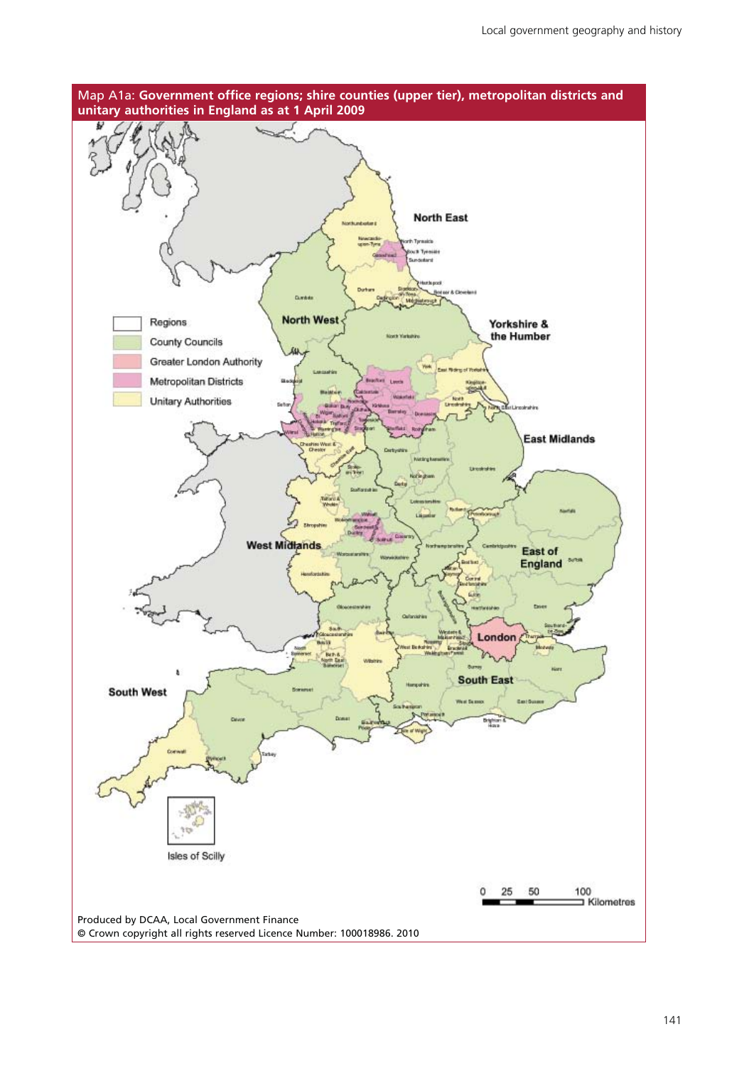Map A1a: **Government office regions; shire counties (upper tier), metropolitan districts and unitary authorities in England as at 1 April 2009**

Produced by DCAA, Local Government Finance
© Crown copyright all rights reserved Licence Number: 100018986. 2010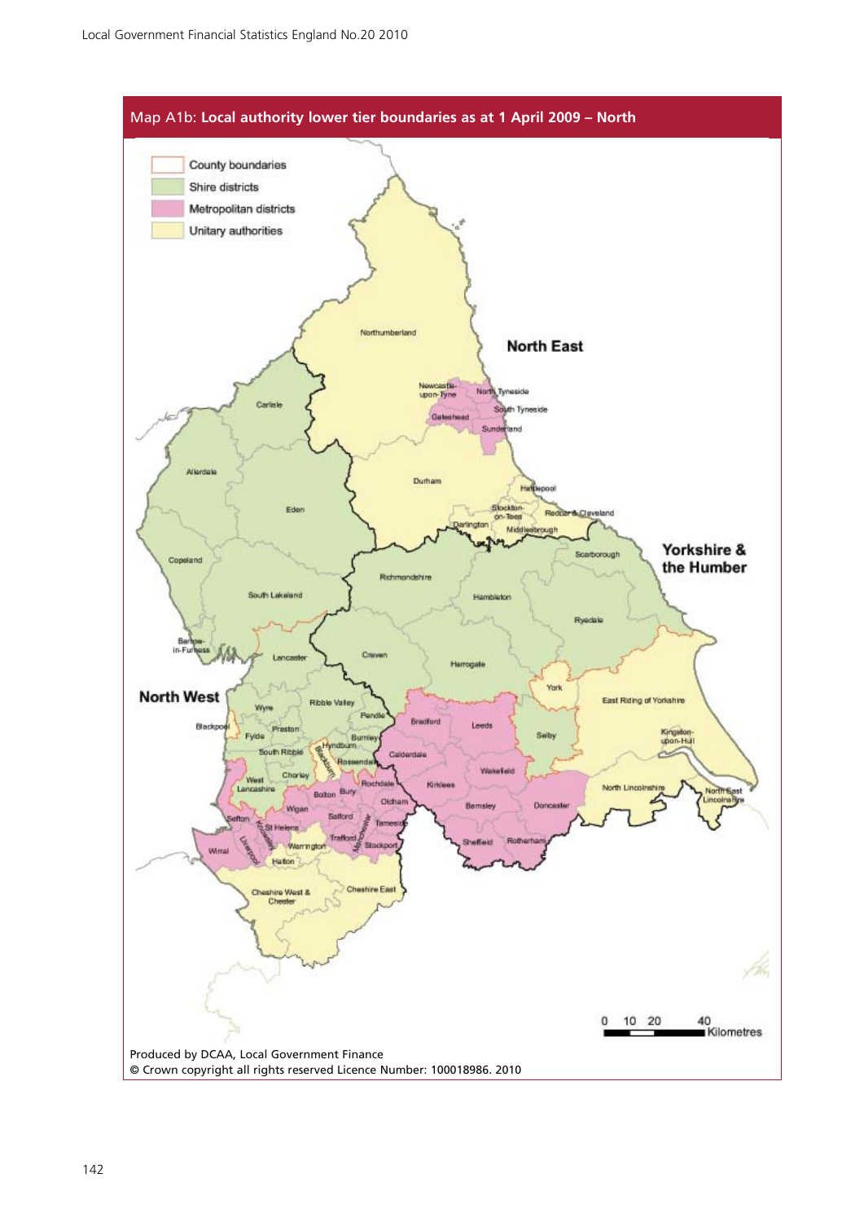## Map A1b: **Local authority lower tier boundaries as at 1 April 2009 – North**

- County boundaries
- Shire districts
- Metropolitan districts
- Unitary authorities

North East

Northumberland, Newcastle-upon-Tyne, North Tyneside, South Tyneside, Gateshead, Sunderland, Durham, Hartlepool, Stockton-on-Tees, Redcar & Cleveland, Darlington, Middlesbrough

Yorkshire & the Humber

Scarborough, Richmondshire, Hambleton, Ryedale, Craven, Harrogate, York, East Riding of Yorkshire, Bradford, Leeds, Selby, Kingston-upon-Hull, Calderdale, Wakefield, Kirklees, North Lincolnshire, North East Lincolnshire, Barnsley, Doncaster, Sheffield, Rotherham

North West

Carlisle, Allerdale, Eden, Copeland, South Lakeland, Barrow-in-Furness, Lancaster, Wyre, Ribble Valley, Pendle, Blackpool, Preston, Fylde, Burnley, Hyndburn, South Ribble, Blackburn, Rossendale, Chorley, West Lancashire, Rochdale, Bolton, Bury, Oldham, Wigan, Sefton, Salford, St Helens, Knowsley, Tameside, Trafford, Manchester, Stockport, Wirral, Liverpool, Warrington, Halton, Cheshire West & Chester, Cheshire East

0 10 20 40 Kilometres

Produced by DCAA, Local Government Finance
© Crown copyright all rights reserved Licence Number: 100018986. 2010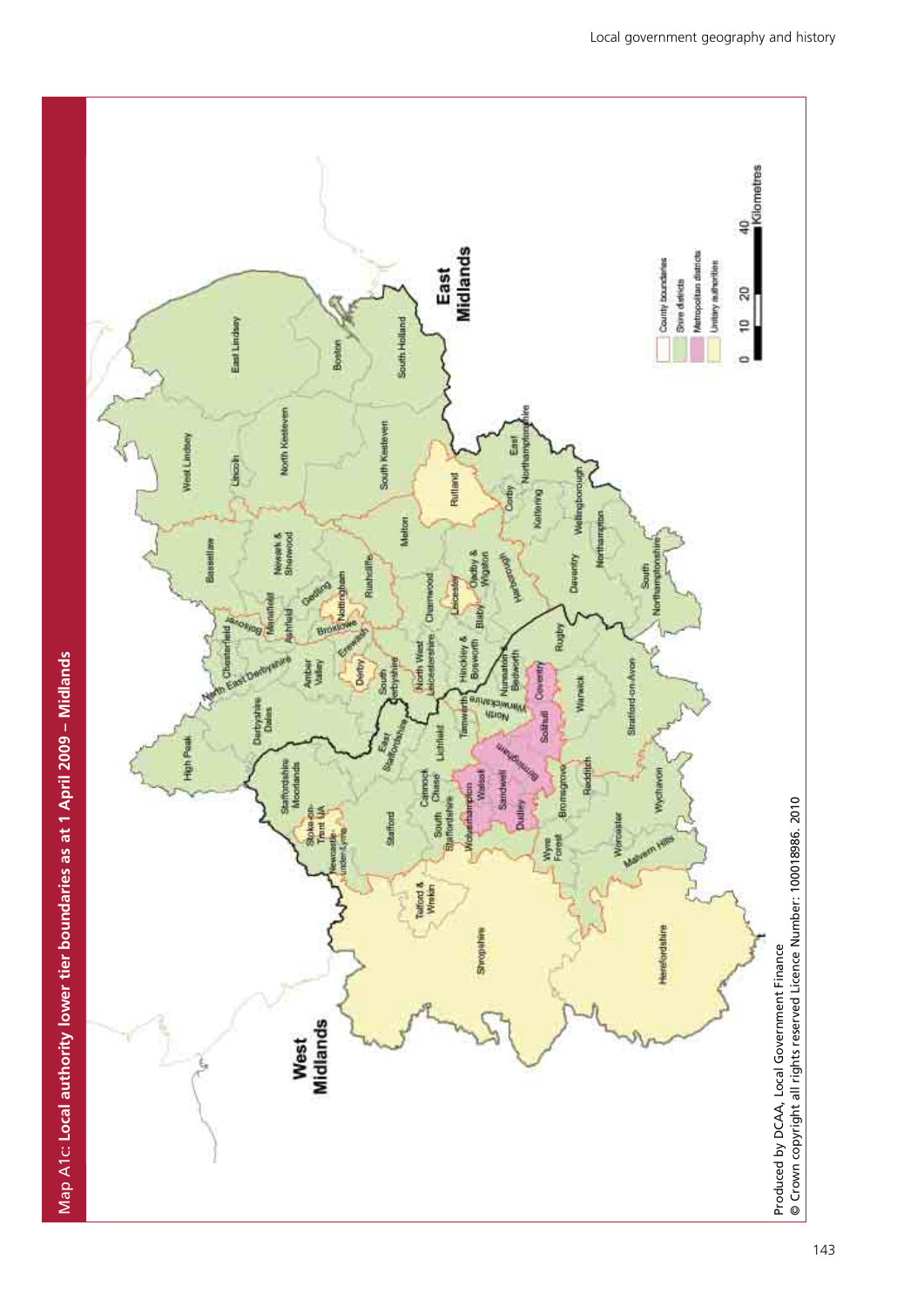## Map A1c: Local authority lower tier boundaries as at 1 April 2009 – Midlands

West Midlands

East Midlands

High Peak, Derbyshire Dales, North East Derbyshire, Chesterfield, Bolsover, Bassetlaw, West Lindsey, East Lindsey, Lincoln, North Kesteven, Boston, South Holland, South Kesteven, Newark & Sherwood, Mansfield, Ashfield, Gedling, Nottingham, Rushcliffe, Broxtowe, Erewash, Amber Valley, Derby, South Derbyshire, Melton, Rutland, Charnwood, Leicester, Oadby & Wigston, Blaby, Harborough, North West Leicestershire, Hinckley & Bosworth, Corby, Kettering, East Northamptonshire, Wellingborough, Daventry, Northampton, South Northamptonshire, Staffordshire Moorlands, Stoke-on-Trent UA, Newcastle-under-Lyme, East Staffordshire, Stafford, Cannock Chase, Lichfield, Tamworth, North Warwickshire, Nuneaton & Bedworth, Coventry, Rugby, Warwick, Stratford-on-Avon, South Staffordshire, Walsall, Wolverhampton, Sandwell, Birmingham, Dudley, Solihull, Bromsgrove, Redditch, Wyre Forest, Worcester, Wychavon, Malvern Hills, Telford & Wrekin, Shropshire, Herefordshire

County boundaries
Shire districts
Metropolitan districts
Unitary authorities

0 10 20 40 Kilometres

Produced by DCAA, Local Government Finance
© Crown copyright all rights reserved Licence Number: 100018986. 2010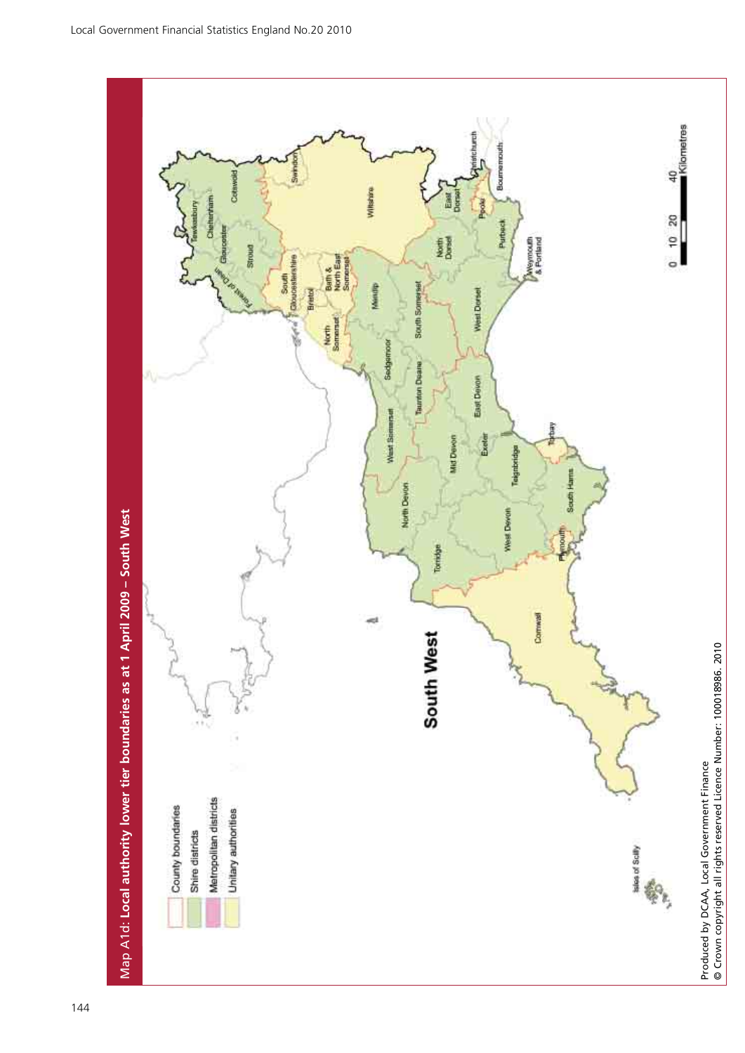Map A1d: **Local authority lower tier boundaries as at 1 April 2009 – South West**

County boundaries
Shire districts
Metropolitan districts
Unitary authorities

**South West**

Tewkesbury, Cheltenham, Gloucester, Cotswold, Stroud, Forest of Dean, Swindon, South Gloucestershire, Bristol, Bath & North East Somerset, North Somerset, Wiltshire, Mendip, Sedgemoor, South Somerset, Taunton Deane, West Somerset, North Dorset, East Dorset, Christchurch, Bournemouth, Poole, Purbeck, West Dorset, Weymouth & Portland, East Devon, Mid Devon, Exeter, North Devon, Teignbridge, Torbay, Torridge, West Devon, South Hams, Plymouth, Cornwall, Isles of Scilly

0 10 20 40 Kilometres

Produced by DCAA, Local Government Finance
© Crown copyright all rights reserved Licence Number: 100018986. 2010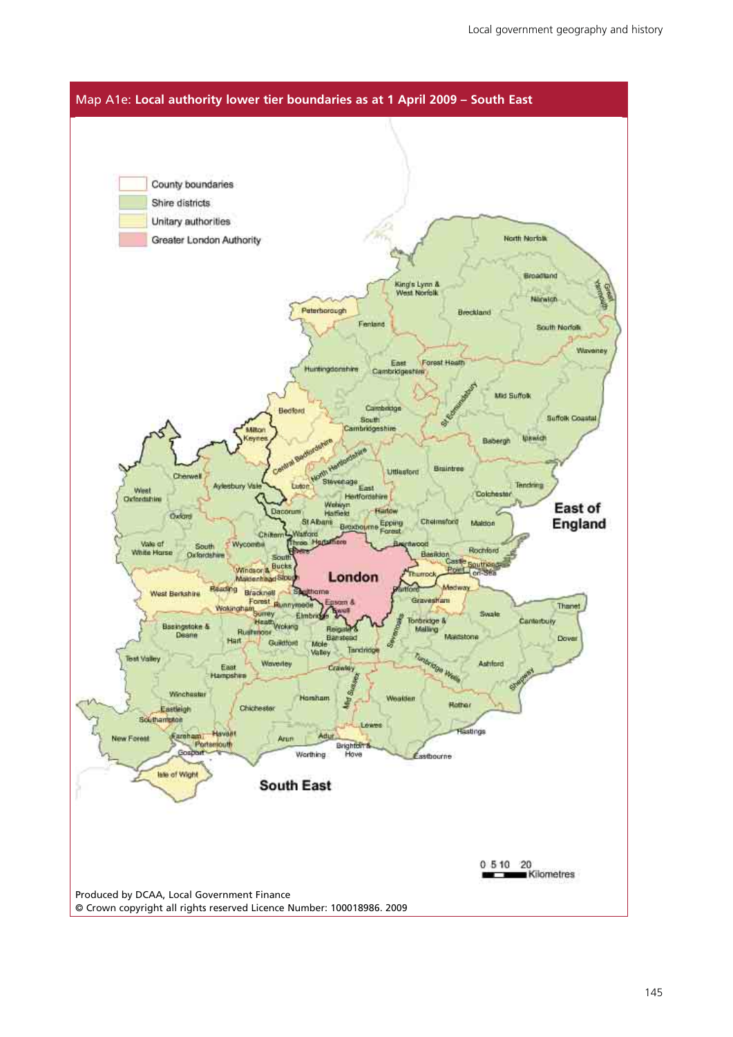## Map A1e: Local authority lower tier boundaries as at 1 April 2009 – South East

- County boundaries
- Shire districts
- Unitary authorities
- Greater London Authority

North Norfolk, Broadland, Great Yarmouth, Norwich, King's Lynn & West Norfolk, Breckland, South Norfolk, Waveney, Peterborough, Fenland, Huntingdonshire, East Cambridgeshire, Forest Heath, St Edmundsbury, Mid Suffolk, Suffolk Coastal, Cambridge, South Cambridgeshire, Babergh, Ipswich, Bedford, Milton Keynes, Central Bedfordshire, North Hertfordshire, Uttlesford, Braintree, Tendring, Colchester, Cherwell, West Oxfordshire, Aylesbury Vale, Luton, Stevenage, East Hertfordshire, Welwyn Hatfield, Harlow, Dacorum, St Albans, Broxbourne, Epping Forest, Chelmsford, Maldon, Oxford, Chiltern, Watford, Three Rivers, Hertsmere, Brentwood, Basildon, Rochford, Castle Point, Southend-on-Sea, Vale of White Horse, South Oxfordshire, Wycombe, South Bucks, Windsor & Maidenhead, Slough, London, Thurrock, Dartford, Medway, Gravesham, Thanet, West Berkshire, Reading, Bracknell Forest, Wokingham, Spelthorne, Runnymede, Epsom & Ewell, Surrey Heath, Elmbridge, Swale, Canterbury, Basingstoke & Deane, Rushmoor, Hart, Woking, Guildford, Reigate & Banstead, Mole Valley, Tandridge, Sevenoaks, Tonbridge & Malling, Maidstone, Dover, Test Valley, East Hampshire, Waverley, Crawley, Tunbridge Wells, Ashford, Shepway, Winchester, Eastleigh, Southampton, Horsham, Mid Sussex, Wealden, Rother, Chichester, New Forest, Fareham, Havant, Portsmouth, Gosport, Arun, Adur, Lewes, Brighton & Hove, Worthing, Hastings, Eastbourne, Isle of Wight

**East of England**

**South East**

0 5 10 20 Kilometres

Produced by DCAA, Local Government Finance
© Crown copyright all rights reserved Licence Number: 100018986. 2009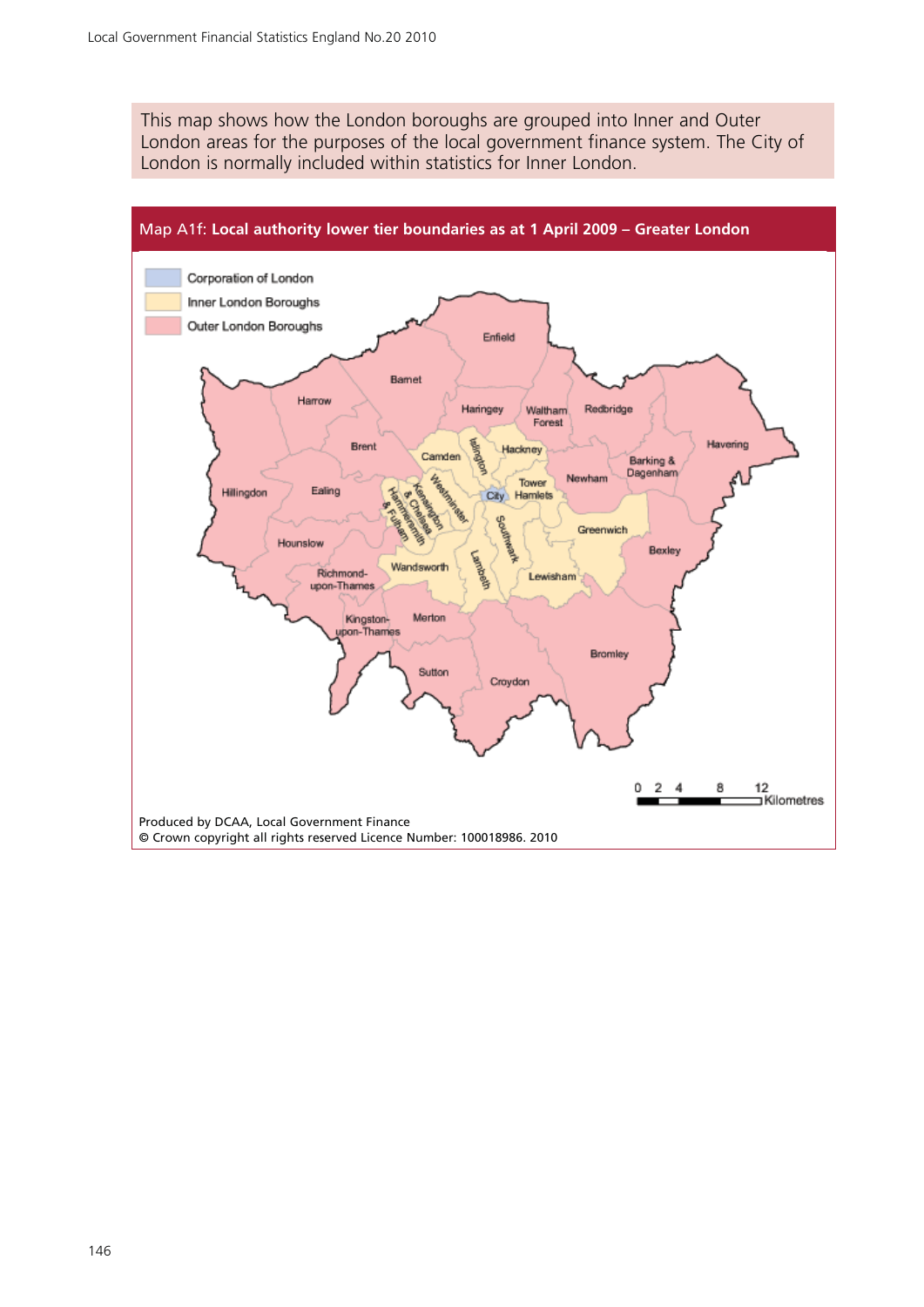This map shows how the London boroughs are grouped into Inner and Outer London areas for the purposes of the local government finance system. The City of London is normally included within statistics for Inner London.

**Map A1f: Local authority lower tier boundaries as at 1 April 2009 – Greater London**

Corporation of London
Inner London Boroughs
Outer London Boroughs

Enfield, Barnet, Harrow, Haringey, Waltham Forest, Redbridge, Havering, Brent, Camden, Islington, Hackney, Barking & Dagenham, Hillingdon, Ealing, Kensington & Chelsea, Hammersmith & Fulham, Westminster, City, Tower Hamlets, Newham, Hounslow, Southwark, Greenwich, Bexley, Richmond-upon-Thames, Wandsworth, Lambeth, Lewisham, Kingston-upon-Thames, Merton, Bromley, Sutton, Croydon

0 2 4 8 12 Kilometres

Produced by DCAA, Local Government Finance
© Crown copyright all rights reserved Licence Number: 100018986. 2010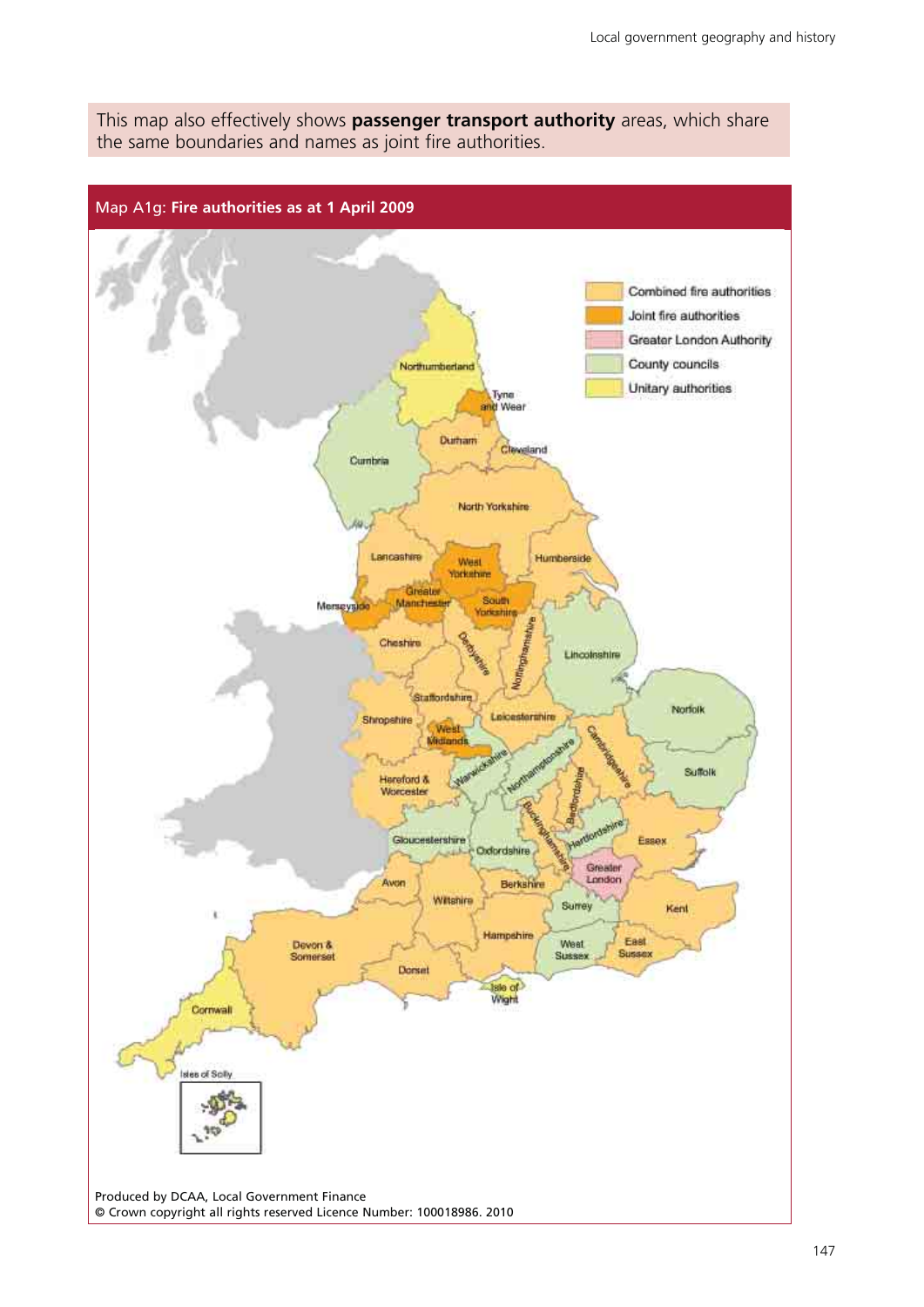This map also effectively shows **passenger transport authority** areas, which share the same boundaries and names as joint fire authorities.

Map A1g: **Fire authorities as at 1 April 2009**

Combined fire authorities
Joint fire authorities
Greater London Authority
County councils
Unitary authorities

Northumberland, Tyne and Wear, Durham, Cleveland, Cumbria, North Yorkshire, Lancashire, West Yorkshire, Humberside, Greater Manchester, South Yorkshire, Merseyside, Cheshire, Derbyshire, Nottinghamshire, Lincolnshire, Staffordshire, Shropshire, Leicestershire, Norfolk, West Midlands, Cambridgeshire, Warwickshire, Northamptonshire, Suffolk, Hereford & Worcester, Bedfordshire, Buckinghamshire, Hertfordshire, Gloucestershire, Oxfordshire, Essex, Greater London, Avon, Berkshire, Wiltshire, Surrey, Kent, Devon & Somerset, Hampshire, West Sussex, East Sussex, Dorset, Isle of Wight, Cornwall, Isles of Scilly

Produced by DCAA, Local Government Finance
© Crown copyright all rights reserved Licence Number: 100018986. 2010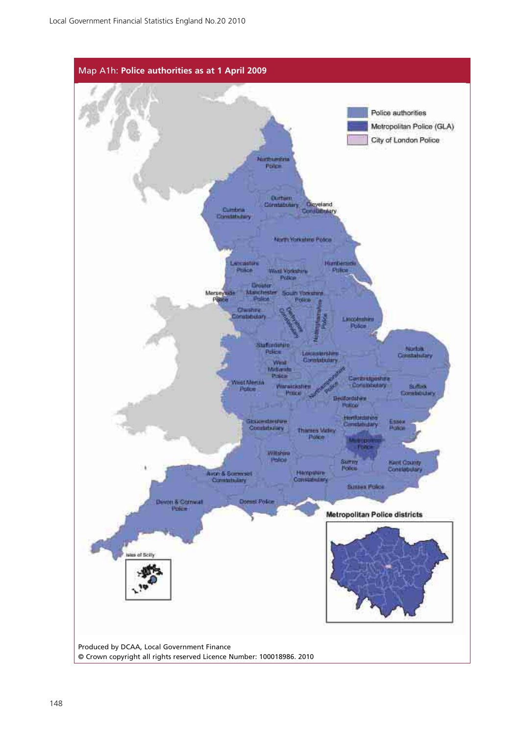## Map A1h: **Police authorities as at 1 April 2009**

- Police authorities
- Metropolitan Police (GLA)
- City of London Police

Northumbria Police

Durham Constabulary

Cleveland Constabulary

Cumbria Constabulary

North Yorkshire Police

Lancashire Police

West Yorkshire Police

Humberside Police

Merseyside Police

Greater Manchester Police

South Yorkshire Police

Cheshire Constabulary

Derbyshire Constabulary

Nottinghamshire Police

Lincolnshire Police

Staffordshire Police

Leicestershire Constabulary

Norfolk Constabulary

West Midlands Police

West Mercia Police

Warwickshire Police

Northamptonshire Police

Cambridgeshire Constabulary

Suffolk Constabulary

Bedfordshire Police

Gloucestershire Constabulary

Thames Valley Police

Hertfordshire Constabulary

Essex Police

Metropolitan Police

Wiltshire Police

Surrey Police

Kent County Constabulary

Avon & Somerset Constabulary

Hampshire Constabulary

Sussex Police

Devon & Cornwall Police

Dorset Police

Isles of Scilly

**Metropolitan Police districts**

Produced by DCAA, Local Government Finance

© Crown copyright all rights reserved Licence Number: 100018986. 2010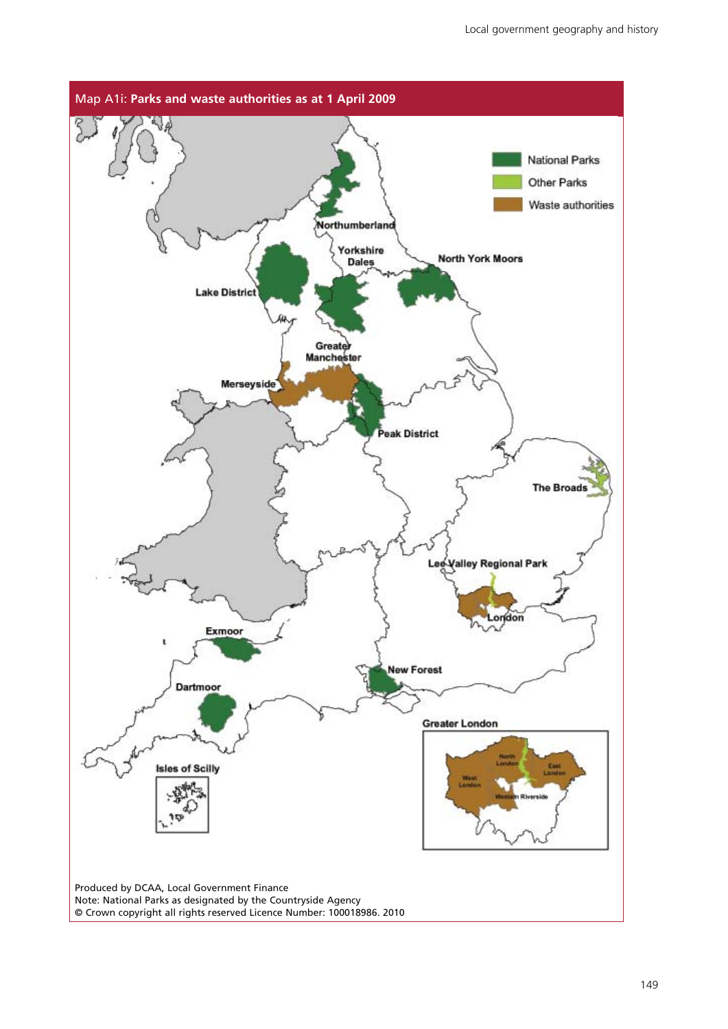## Map A1i: Parks and waste authorities as at 1 April 2009

National Parks
Other Parks
Waste authorities

Northumberland
Yorkshire Dales
North York Moors
Lake District
Greater Manchester
Merseyside
Peak District
The Broads
Lee Valley Regional Park
London
Exmoor
Dartmoor
New Forest
Isles of Scilly

Greater London
North London
East London
West London
Western Riverside

Produced by DCAA, Local Government Finance
Note: National Parks as designated by the Countryside Agency
© Crown copyright all rights reserved Licence Number: 100018986. 2010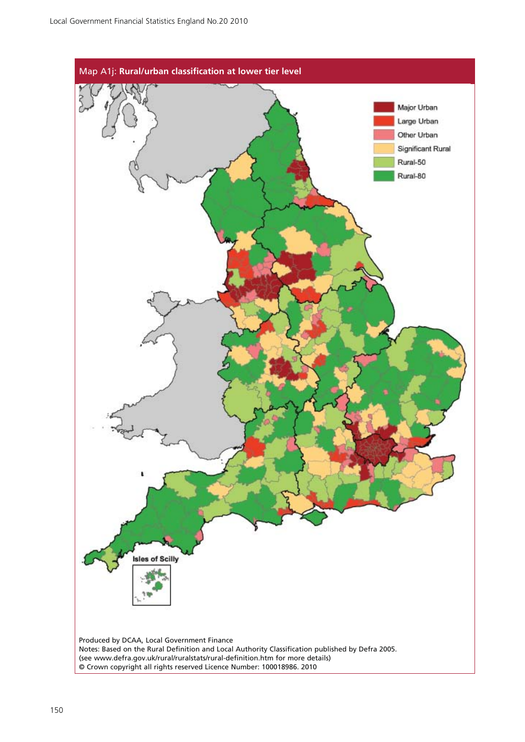## Map A1j: **Rural/urban classification at lower tier level**

- Major Urban
- Large Urban
- Other Urban
- Significant Rural
- Rural-50
- Rural-80

Isles of Scilly

Produced by DCAA, Local Government Finance
Notes: Based on the Rural Definition and Local Authority Classification published by Defra 2005.
(see www.defra.gov.uk/rural/ruralstats/rural-definition.htm for more details)
© Crown copyright all rights reserved Licence Number: 100018986. 2010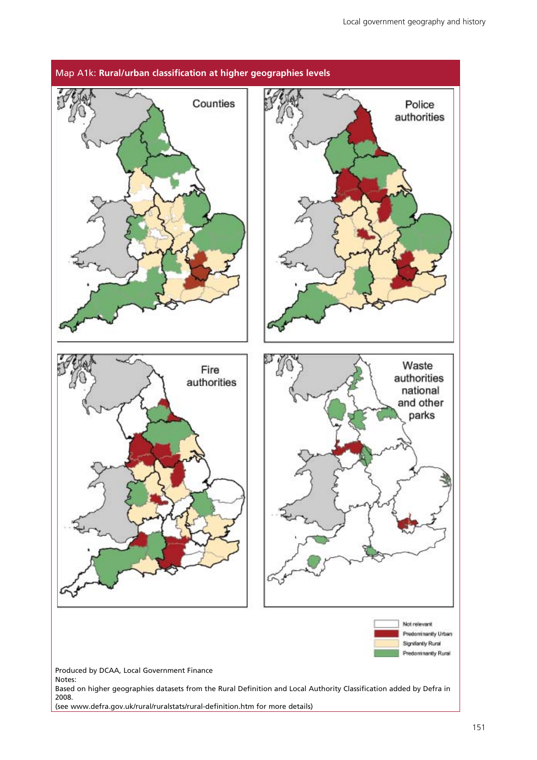## Map A1k: **Rural/urban classification at higher geographies levels**

Counties

Police authorities

Fire authorities

Waste authorities national and other parks

Not relevant

Predominantly Urban

Significantly Rural

Predominantly Rural

Produced by DCAA, Local Government Finance

Notes:

Based on higher geographies datasets from the Rural Definition and Local Authority Classification added by Defra in 2008.

(see www.defra.gov.uk/rural/ruralstats/rural-definition.htm for more details)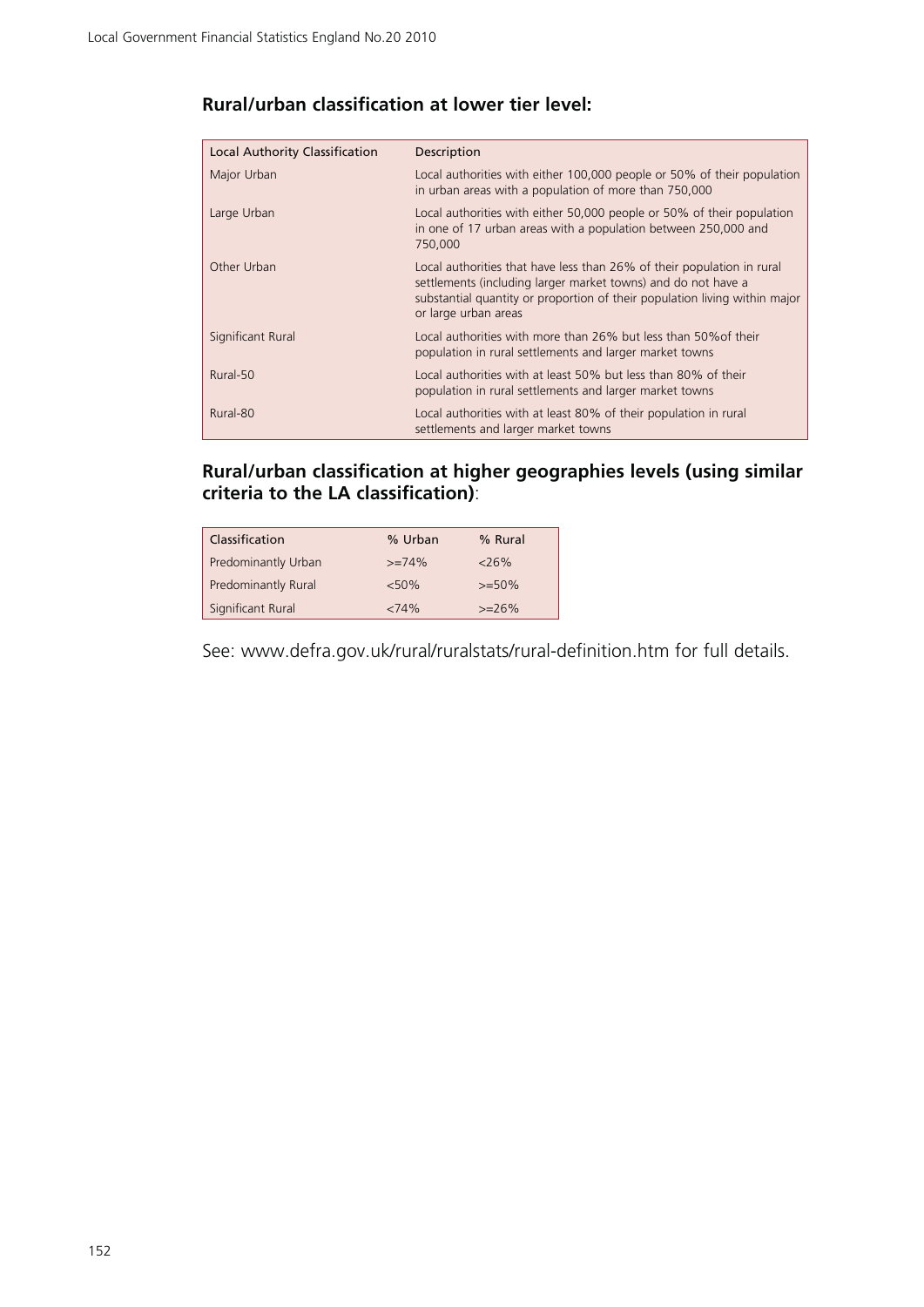## Rural/urban classification at lower tier level:

| Local Authority Classification | Description |
|---|---|
| Major Urban | Local authorities with either 100,000 people or 50% of their population in urban areas with a population of more than 750,000 |
| Large Urban | Local authorities with either 50,000 people or 50% of their population in one of 17 urban areas with a population between 250,000 and 750,000 |
| Other Urban | Local authorities that have less than 26% of their population in rural settlements (including larger market towns) and do not have a substantial quantity or proportion of their population living within major or large urban areas |
| Significant Rural | Local authorities with more than 26% but less than 50%of their population in rural settlements and larger market towns |
| Rural-50 | Local authorities with at least 50% but less than 80% of their population in rural settlements and larger market towns |
| Rural-80 | Local authorities with at least 80% of their population in rural settlements and larger market towns |

## Rural/urban classification at higher geographies levels (using similar criteria to the LA classification):

| Classification | % Urban | % Rural |
|---|---|---|
| Predominantly Urban | >=74% | <26% |
| Predominantly Rural | <50% | >=50% |
| Significant Rural | <74% | >=26% |

See: www.defra.gov.uk/rural/ruralstats/rural-definition.htm for full details.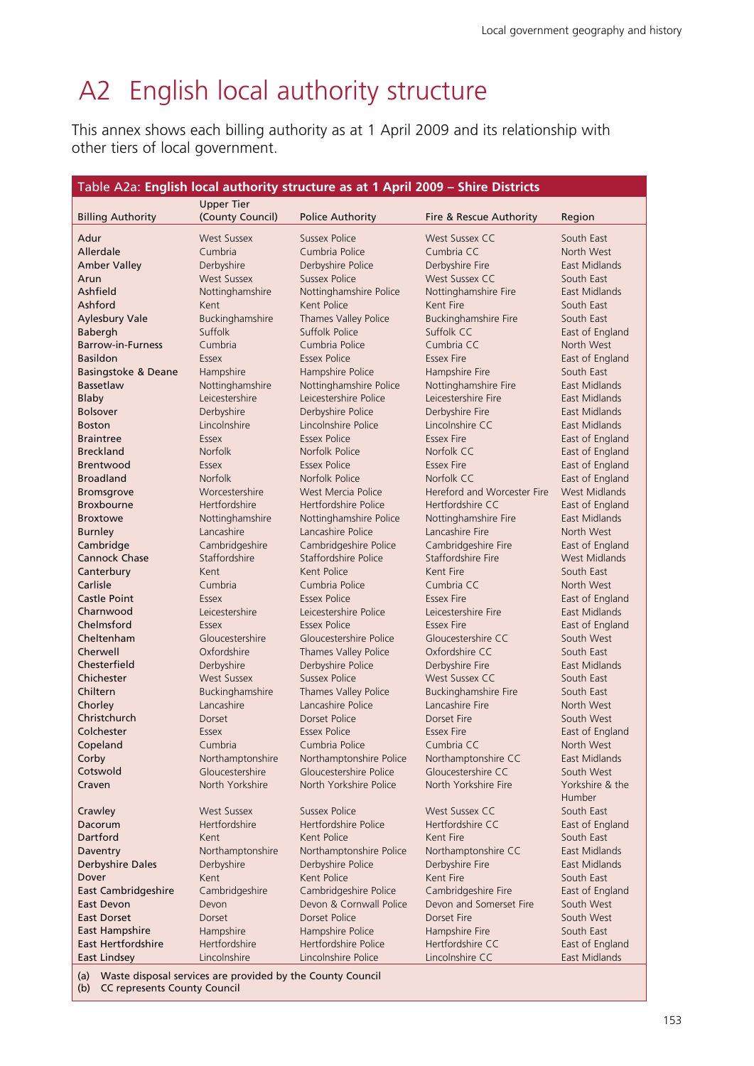# A2 English local authority structure

This annex shows each billing authority as at 1 April 2009 and its relationship with other tiers of local government.

**Table A2a: English local authority structure as at 1 April 2009 – Shire Districts**

| Billing Authority | Upper Tier (County Council) | Police Authority | Fire & Rescue Authority | Region |
|---|---|---|---|---|
| Adur | West Sussex | Sussex Police | West Sussex CC | South East |
| Allerdale | Cumbria | Cumbria Police | Cumbria CC | North West |
| Amber Valley | Derbyshire | Derbyshire Police | Derbyshire Fire | East Midlands |
| Arun | West Sussex | Sussex Police | West Sussex CC | South East |
| Ashfield | Nottinghamshire | Nottinghamshire Police | Nottinghamshire Fire | East Midlands |
| Ashford | Kent | Kent Police | Kent Fire | South East |
| Aylesbury Vale | Buckinghamshire | Thames Valley Police | Buckinghamshire Fire | South East |
| Babergh | Suffolk | Suffolk Police | Suffolk CC | East of England |
| Barrow-in-Furness | Cumbria | Cumbria Police | Cumbria CC | North West |
| Basildon | Essex | Essex Police | Essex Fire | East of England |
| Basingstoke & Deane | Hampshire | Hampshire Police | Hampshire Fire | South East |
| Bassetlaw | Nottinghamshire | Nottinghamshire Police | Nottinghamshire Fire | East Midlands |
| Blaby | Leicestershire | Leicestershire Police | Leicestershire Fire | East Midlands |
| Bolsover | Derbyshire | Derbyshire Police | Derbyshire Fire | East Midlands |
| Boston | Lincolnshire | Lincolnshire Police | Lincolnshire CC | East Midlands |
| Braintree | Essex | Essex Police | Essex Fire | East of England |
| Breckland | Norfolk | Norfolk Police | Norfolk CC | East of England |
| Brentwood | Essex | Essex Police | Essex Fire | East of England |
| Broadland | Norfolk | Norfolk Police | Norfolk CC | East of England |
| Bromsgrove | Worcestershire | West Mercia Police | Hereford and Worcester Fire | West Midlands |
| Broxbourne | Hertfordshire | Hertfordshire Police | Hertfordshire CC | East of England |
| Broxtowe | Nottinghamshire | Nottinghamshire Police | Nottinghamshire Fire | East Midlands |
| Burnley | Lancashire | Lancashire Police | Lancashire Fire | North West |
| Cambridge | Cambridgeshire | Cambridgeshire Police | Cambridgeshire Fire | East of England |
| Cannock Chase | Staffordshire | Staffordshire Police | Staffordshire Fire | West Midlands |
| Canterbury | Kent | Kent Police | Kent Fire | South East |
| Carlisle | Cumbria | Cumbria Police | Cumbria CC | North West |
| Castle Point | Essex | Essex Police | Essex Fire | East of England |
| Charnwood | Leicestershire | Leicestershire Police | Leicestershire Fire | East Midlands |
| Chelmsford | Essex | Essex Police | Essex Fire | East of England |
| Cheltenham | Gloucestershire | Gloucestershire Police | Gloucestershire CC | South West |
| Cherwell | Oxfordshire | Thames Valley Police | Oxfordshire CC | South East |
| Chesterfield | Derbyshire | Derbyshire Police | Derbyshire Fire | East Midlands |
| Chichester | West Sussex | Sussex Police | West Sussex CC | South East |
| Chiltern | Buckinghamshire | Thames Valley Police | Buckinghamshire Fire | South East |
| Chorley | Lancashire | Lancashire Police | Lancashire Fire | North West |
| Christchurch | Dorset | Dorset Police | Dorset Fire | South West |
| Colchester | Essex | Essex Police | Essex Fire | East of England |
| Copeland | Cumbria | Cumbria Police | Cumbria CC | North West |
| Corby | Northamptonshire | Northamptonshire Police | Northamptonshire CC | East Midlands |
| Cotswold | Gloucestershire | Gloucestershire Police | Gloucestershire CC | South West |
| Craven | North Yorkshire | North Yorkshire Police | North Yorkshire Fire | Yorkshire & the Humber |
| Crawley | West Sussex | Sussex Police | West Sussex CC | South East |
| Dacorum | Hertfordshire | Hertfordshire Police | Hertfordshire CC | East of England |
| Dartford | Kent | Kent Police | Kent Fire | South East |
| Daventry | Northamptonshire | Northamptonshire Police | Northamptonshire CC | East Midlands |
| Derbyshire Dales | Derbyshire | Derbyshire Police | Derbyshire Fire | East Midlands |
| Dover | Kent | Kent Police | Kent Fire | South East |
| East Cambridgeshire | Cambridgeshire | Cambridgeshire Police | Cambridgeshire Fire | East of England |
| East Devon | Devon | Devon & Cornwall Police | Devon and Somerset Fire | South West |
| East Dorset | Dorset | Dorset Police | Dorset Fire | South West |
| East Hampshire | Hampshire | Hampshire Police | Hampshire Fire | South East |
| East Hertfordshire | Hertfordshire | Hertfordshire Police | Hertfordshire CC | East of England |
| East Lindsey | Lincolnshire | Lincolnshire Police | Lincolnshire CC | East Midlands |

(a) Waste disposal services are provided by the County Council
(b) CC represents County Council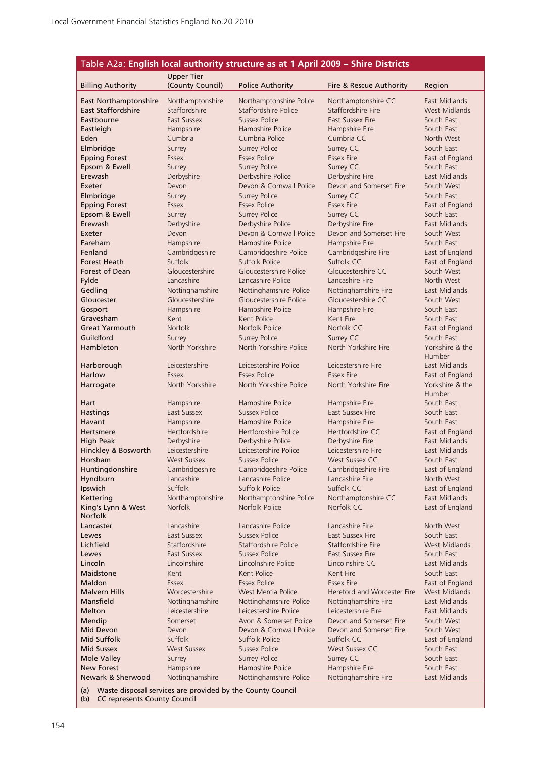Table A2a: **English local authority structure as at 1 April 2009 – Shire Districts**

| Billing Authority | Upper Tier (County Council) | Police Authority | Fire & Rescue Authority | Region |
|---|---|---|---|---|
| **East Northamptonshire** | Northamptonshire | Northamptonshire Police | Northamptonshire CC | East Midlands |
| **East Staffordshire** | Staffordshire | Staffordshire Police | Staffordshire Fire | West Midlands |
| **Eastbourne** | East Sussex | Sussex Police | East Sussex Fire | South East |
| **Eastleigh** | Hampshire | Hampshire Police | Hampshire Fire | South East |
| **Eden** | Cumbria | Cumbria Police | Cumbria CC | North West |
| **Elmbridge** | Surrey | Surrey Police | Surrey CC | South East |
| **Epping Forest** | Essex | Essex Police | Essex Fire | East of England |
| **Epsom & Ewell** | Surrey | Surrey Police | Surrey CC | South East |
| **Erewash** | Derbyshire | Derbyshire Police | Derbyshire Fire | East Midlands |
| **Exeter** | Devon | Devon & Cornwall Police | Devon and Somerset Fire | South West |
| **Elmbridge** | Surrey | Surrey Police | Surrey CC | South East |
| **Epping Forest** | Essex | Essex Police | Essex Fire | East of England |
| **Epsom & Ewell** | Surrey | Surrey Police | Surrey CC | South East |
| **Erewash** | Derbyshire | Derbyshire Police | Derbyshire Fire | East Midlands |
| **Exeter** | Devon | Devon & Cornwall Police | Devon and Somerset Fire | South West |
| **Fareham** | Hampshire | Hampshire Police | Hampshire Fire | South East |
| **Fenland** | Cambridgeshire | Cambridgeshire Police | Cambridgeshire Fire | East of England |
| **Forest Heath** | Suffolk | Suffolk Police | Suffolk CC | East of England |
| **Forest of Dean** | Gloucestershire | Gloucestershire Police | Gloucestershire CC | South West |
| **Fylde** | Lancashire | Lancashire Police | Lancashire Fire | North West |
| **Gedling** | Nottinghamshire | Nottinghamshire Police | Nottinghamshire Fire | East Midlands |
| **Gloucester** | Gloucestershire | Gloucestershire Police | Gloucestershire CC | South West |
| **Gosport** | Hampshire | Hampshire Police | Hampshire Fire | South East |
| **Gravesham** | Kent | Kent Police | Kent Fire | South East |
| **Great Yarmouth** | Norfolk | Norfolk Police | Norfolk CC | East of England |
| **Guildford** | Surrey | Surrey Police | Surrey CC | South East |
| **Hambleton** | North Yorkshire | North Yorkshire Police | North Yorkshire Fire | Yorkshire & the Humber |
| **Harborough** | Leicestershire | Leicestershire Police | Leicestershire Fire | East Midlands |
| **Harlow** | Essex | Essex Police | Essex Fire | East of England |
| **Harrogate** | North Yorkshire | North Yorkshire Police | North Yorkshire Fire | Yorkshire & the Humber |
| **Hart** | Hampshire | Hampshire Police | Hampshire Fire | South East |
| **Hastings** | East Sussex | Sussex Police | East Sussex Fire | South East |
| **Havant** | Hampshire | Hampshire Police | Hampshire Fire | South East |
| **Hertsmere** | Hertfordshire | Hertfordshire Police | Hertfordshire CC | East of England |
| **High Peak** | Derbyshire | Derbyshire Police | Derbyshire Fire | East Midlands |
| **Hinckley & Bosworth** | Leicestershire | Leicestershire Police | Leicestershire Fire | East Midlands |
| **Horsham** | West Sussex | Sussex Police | West Sussex CC | South East |
| **Huntingdonshire** | Cambridgeshire | Cambridgeshire Police | Cambridgeshire Fire | East of England |
| **Hyndburn** | Lancashire | Lancashire Police | Lancashire Fire | North West |
| **Ipswich** | Suffolk | Suffolk Police | Suffolk CC | East of England |
| **Kettering** | Northamptonshire | Northamptonshire Police | Northamptonshire CC | East Midlands |
| **King's Lynn & West Norfolk** | Norfolk | Norfolk Police | Norfolk CC | East of England |
| **Lancaster** | Lancashire | Lancashire Police | Lancashire Fire | North West |
| **Lewes** | East Sussex | Sussex Police | East Sussex Fire | South East |
| **Lichfield** | Staffordshire | Staffordshire Police | Staffordshire Fire | West Midlands |
| **Lewes** | East Sussex | Sussex Police | East Sussex Fire | South East |
| **Lincoln** | Lincolnshire | Lincolnshire Police | Lincolnshire CC | East Midlands |
| **Maidstone** | Kent | Kent Police | Kent Fire | South East |
| **Maldon** | Essex | Essex Police | Essex Fire | East of England |
| **Malvern Hills** | Worcestershire | West Mercia Police | Hereford and Worcester Fire | West Midlands |
| **Mansfield** | Nottinghamshire | Nottinghamshire Police | Nottinghamshire Fire | East Midlands |
| **Melton** | Leicestershire | Leicestershire Police | Leicestershire Fire | East Midlands |
| **Mendip** | Somerset | Avon & Somerset Police | Devon and Somerset Fire | South West |
| **Mid Devon** | Devon | Devon & Cornwall Police | Devon and Somerset Fire | South West |
| **Mid Suffolk** | Suffolk | Suffolk Police | Suffolk CC | East of England |
| **Mid Sussex** | West Sussex | Sussex Police | West Sussex CC | South East |
| **Mole Valley** | Surrey | Surrey Police | Surrey CC | South East |
| **New Forest** | Hampshire | Hampshire Police | Hampshire Fire | South East |
| **Newark & Sherwood** | Nottinghamshire | Nottinghamshire Police | Nottinghamshire Fire | East Midlands |

(a) Waste disposal services are provided by the County Council
(b) CC represents County Council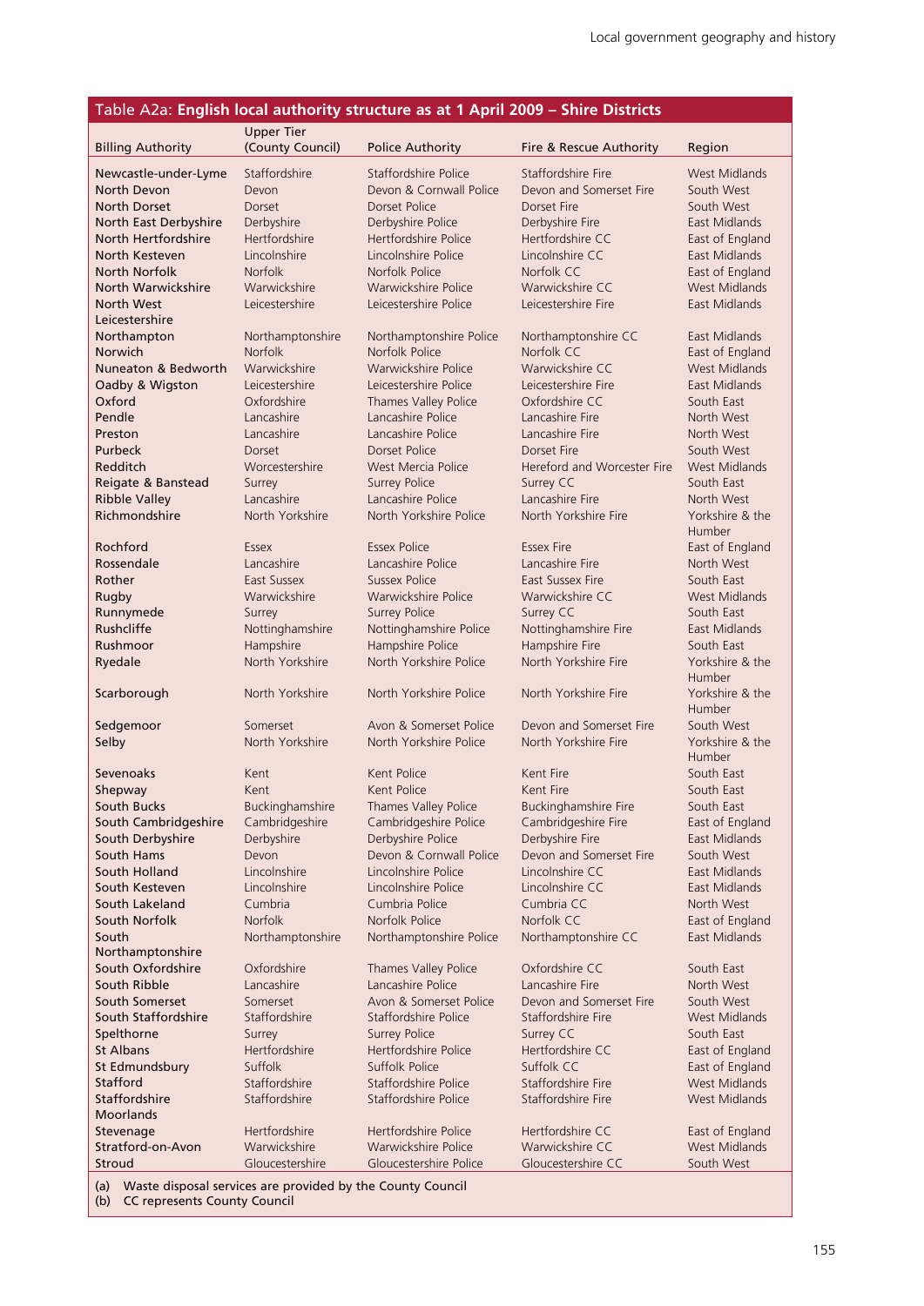## Table A2a: English local authority structure as at 1 April 2009 – Shire Districts

| Billing Authority | Upper Tier (County Council) | Police Authority | Fire & Rescue Authority | Region |
|---|---|---|---|---|
| Newcastle-under-Lyme | Staffordshire | Staffordshire Police | Staffordshire Fire | West Midlands |
| North Devon | Devon | Devon & Cornwall Police | Devon and Somerset Fire | South West |
| North Dorset | Dorset | Dorset Police | Dorset Fire | South West |
| North East Derbyshire | Derbyshire | Derbyshire Police | Derbyshire Fire | East Midlands |
| North Hertfordshire | Hertfordshire | Hertfordshire Police | Hertfordshire CC | East of England |
| North Kesteven | Lincolnshire | Lincolnshire Police | Lincolnshire CC | East Midlands |
| North Norfolk | Norfolk | Norfolk Police | Norfolk CC | East of England |
| North Warwickshire | Warwickshire | Warwickshire Police | Warwickshire CC | West Midlands |
| North West Leicestershire | Leicestershire | Leicestershire Police | Leicestershire Fire | East Midlands |
| Northampton | Northamptonshire | Northamptonshire Police | Northamptonshire CC | East Midlands |
| Norwich | Norfolk | Norfolk Police | Norfolk CC | East of England |
| Nuneaton & Bedworth | Warwickshire | Warwickshire Police | Warwickshire CC | West Midlands |
| Oadby & Wigston | Leicestershire | Leicestershire Police | Leicestershire Fire | East Midlands |
| Oxford | Oxfordshire | Thames Valley Police | Oxfordshire CC | South East |
| Pendle | Lancashire | Lancashire Police | Lancashire Fire | North West |
| Preston | Lancashire | Lancashire Police | Lancashire Fire | North West |
| Purbeck | Dorset | Dorset Police | Dorset Fire | South West |
| Redditch | Worcestershire | West Mercia Police | Hereford and Worcester Fire | West Midlands |
| Reigate & Banstead | Surrey | Surrey Police | Surrey CC | South East |
| Ribble Valley | Lancashire | Lancashire Police | Lancashire Fire | North West |
| Richmondshire | North Yorkshire | North Yorkshire Police | North Yorkshire Fire | Yorkshire & the Humber |
| Rochford | Essex | Essex Police | Essex Fire | East of England |
| Rossendale | Lancashire | Lancashire Police | Lancashire Fire | North West |
| Rother | East Sussex | Sussex Police | East Sussex Fire | South East |
| Rugby | Warwickshire | Warwickshire Police | Warwickshire CC | West Midlands |
| Runnymede | Surrey | Surrey Police | Surrey CC | South East |
| Rushcliffe | Nottinghamshire | Nottinghamshire Police | Nottinghamshire Fire | East Midlands |
| Rushmoor | Hampshire | Hampshire Police | Hampshire Fire | South East |
| Ryedale | North Yorkshire | North Yorkshire Police | North Yorkshire Fire | Yorkshire & the Humber |
| Scarborough | North Yorkshire | North Yorkshire Police | North Yorkshire Fire | Yorkshire & the Humber |
| Sedgemoor | Somerset | Avon & Somerset Police | Devon and Somerset Fire | South West |
| Selby | North Yorkshire | North Yorkshire Police | North Yorkshire Fire | Yorkshire & the Humber |
| Sevenoaks | Kent | Kent Police | Kent Fire | South East |
| Shepway | Kent | Kent Police | Kent Fire | South East |
| South Bucks | Buckinghamshire | Thames Valley Police | Buckinghamshire Fire | South East |
| South Cambridgeshire | Cambridgeshire | Cambridgeshire Police | Cambridgeshire Fire | East of England |
| South Derbyshire | Derbyshire | Derbyshire Police | Derbyshire Fire | East Midlands |
| South Hams | Devon | Devon & Cornwall Police | Devon and Somerset Fire | South West |
| South Holland | Lincolnshire | Lincolnshire Police | Lincolnshire CC | East Midlands |
| South Kesteven | Lincolnshire | Lincolnshire Police | Lincolnshire CC | East Midlands |
| South Lakeland | Cumbria | Cumbria Police | Cumbria CC | North West |
| South Norfolk | Norfolk | Norfolk Police | Norfolk CC | East of England |
| South Northamptonshire | Northamptonshire | Northamptonshire Police | Northamptonshire CC | East Midlands |
| South Oxfordshire | Oxfordshire | Thames Valley Police | Oxfordshire CC | South East |
| South Ribble | Lancashire | Lancashire Police | Lancashire Fire | North West |
| South Somerset | Somerset | Avon & Somerset Police | Devon and Somerset Fire | South West |
| South Staffordshire | Staffordshire | Staffordshire Police | Staffordshire Fire | West Midlands |
| Spelthorne | Surrey | Surrey Police | Surrey CC | South East |
| St Albans | Hertfordshire | Hertfordshire Police | Hertfordshire CC | East of England |
| St Edmundsbury | Suffolk | Suffolk Police | Suffolk CC | East of England |
| Stafford | Staffordshire | Staffordshire Police | Staffordshire Fire | West Midlands |
| Staffordshire Moorlands | Staffordshire | Staffordshire Police | Staffordshire Fire | West Midlands |
| Stevenage | Hertfordshire | Hertfordshire Police | Hertfordshire CC | East of England |
| Stratford-on-Avon | Warwickshire | Warwickshire Police | Warwickshire CC | West Midlands |
| Stroud | Gloucestershire | Gloucestershire Police | Gloucestershire CC | South West |

(a) Waste disposal services are provided by the County Council
(b) CC represents County Council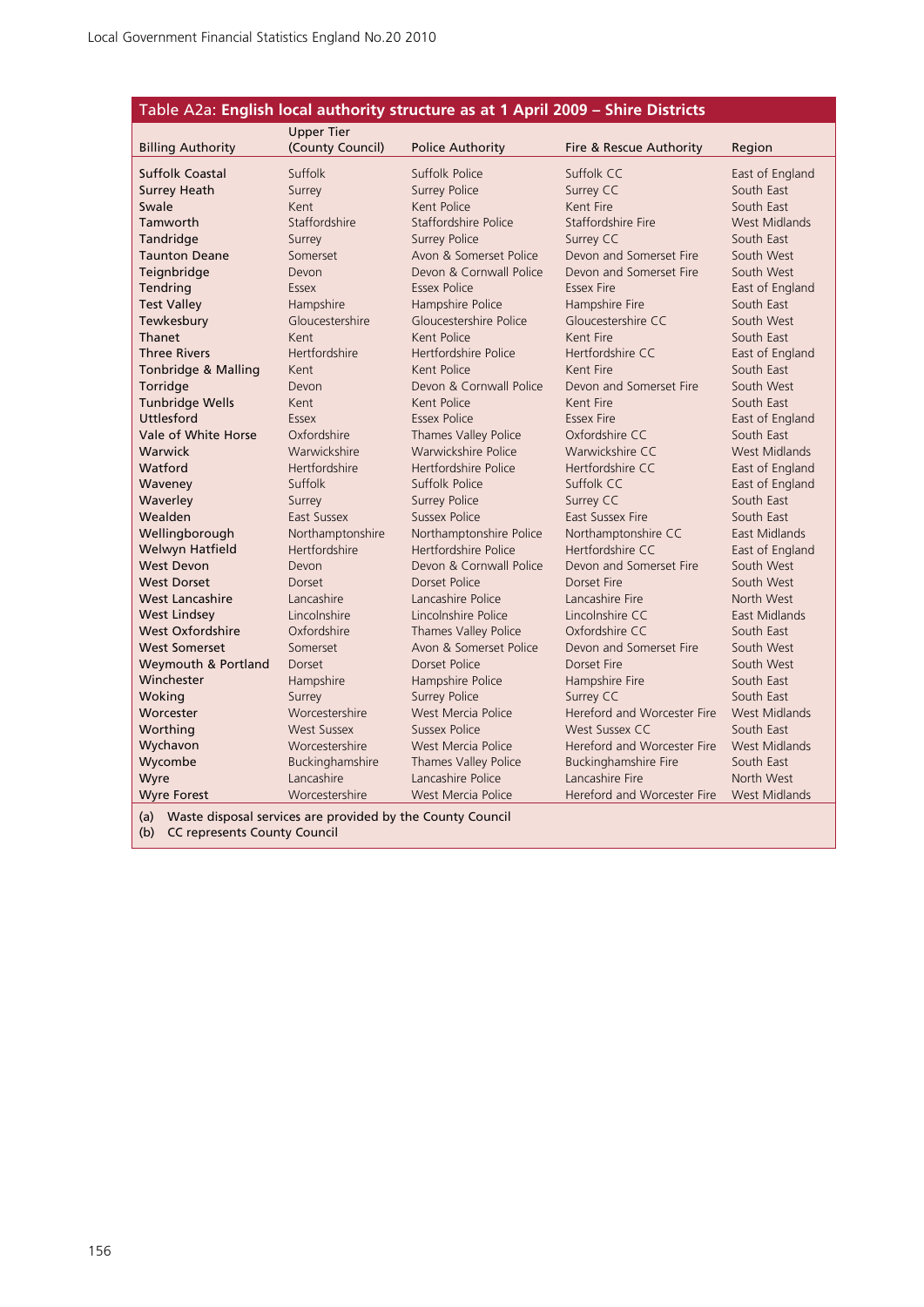## Table A2a: **English local authority structure as at 1 April 2009 – Shire Districts**

| Billing Authority | Upper Tier (County Council) | Police Authority | Fire & Rescue Authority | Region |
|---|---|---|---|---|
| Suffolk Coastal | Suffolk | Suffolk Police | Suffolk CC | East of England |
| Surrey Heath | Surrey | Surrey Police | Surrey CC | South East |
| Swale | Kent | Kent Police | Kent Fire | South East |
| Tamworth | Staffordshire | Staffordshire Police | Staffordshire Fire | West Midlands |
| Tandridge | Surrey | Surrey Police | Surrey CC | South East |
| Taunton Deane | Somerset | Avon & Somerset Police | Devon and Somerset Fire | South West |
| Teignbridge | Devon | Devon & Cornwall Police | Devon and Somerset Fire | South West |
| Tendring | Essex | Essex Police | Essex Fire | East of England |
| Test Valley | Hampshire | Hampshire Police | Hampshire Fire | South East |
| Tewkesbury | Gloucestershire | Gloucestershire Police | Gloucestershire CC | South West |
| Thanet | Kent | Kent Police | Kent Fire | South East |
| Three Rivers | Hertfordshire | Hertfordshire Police | Hertfordshire CC | East of England |
| Tonbridge & Malling | Kent | Kent Police | Kent Fire | South East |
| Torridge | Devon | Devon & Cornwall Police | Devon and Somerset Fire | South West |
| Tunbridge Wells | Kent | Kent Police | Kent Fire | South East |
| Uttlesford | Essex | Essex Police | Essex Fire | East of England |
| Vale of White Horse | Oxfordshire | Thames Valley Police | Oxfordshire CC | South East |
| Warwick | Warwickshire | Warwickshire Police | Warwickshire CC | West Midlands |
| Watford | Hertfordshire | Hertfordshire Police | Hertfordshire CC | East of England |
| Waveney | Suffolk | Suffolk Police | Suffolk CC | East of England |
| Waverley | Surrey | Surrey Police | Surrey CC | South East |
| Wealden | East Sussex | Sussex Police | East Sussex Fire | South East |
| Wellingborough | Northamptonshire | Northamptonshire Police | Northamptonshire CC | East Midlands |
| Welwyn Hatfield | Hertfordshire | Hertfordshire Police | Hertfordshire CC | East of England |
| West Devon | Devon | Devon & Cornwall Police | Devon and Somerset Fire | South West |
| West Dorset | Dorset | Dorset Police | Dorset Fire | South West |
| West Lancashire | Lancashire | Lancashire Police | Lancashire Fire | North West |
| West Lindsey | Lincolnshire | Lincolnshire Police | Lincolnshire CC | East Midlands |
| West Oxfordshire | Oxfordshire | Thames Valley Police | Oxfordshire CC | South East |
| West Somerset | Somerset | Avon & Somerset Police | Devon and Somerset Fire | South West |
| Weymouth & Portland | Dorset | Dorset Police | Dorset Fire | South West |
| Winchester | Hampshire | Hampshire Police | Hampshire Fire | South East |
| Woking | Surrey | Surrey Police | Surrey CC | South East |
| Worcester | Worcestershire | West Mercia Police | Hereford and Worcester Fire | West Midlands |
| Worthing | West Sussex | Sussex Police | West Sussex CC | South East |
| Wychavon | Worcestershire | West Mercia Police | Hereford and Worcester Fire | West Midlands |
| Wycombe | Buckinghamshire | Thames Valley Police | Buckinghamshire Fire | South East |
| Wyre | Lancashire | Lancashire Police | Lancashire Fire | North West |
| Wyre Forest | Worcestershire | West Mercia Police | Hereford and Worcester Fire | West Midlands |

(a) Waste disposal services are provided by the County Council
(b) CC represents County Council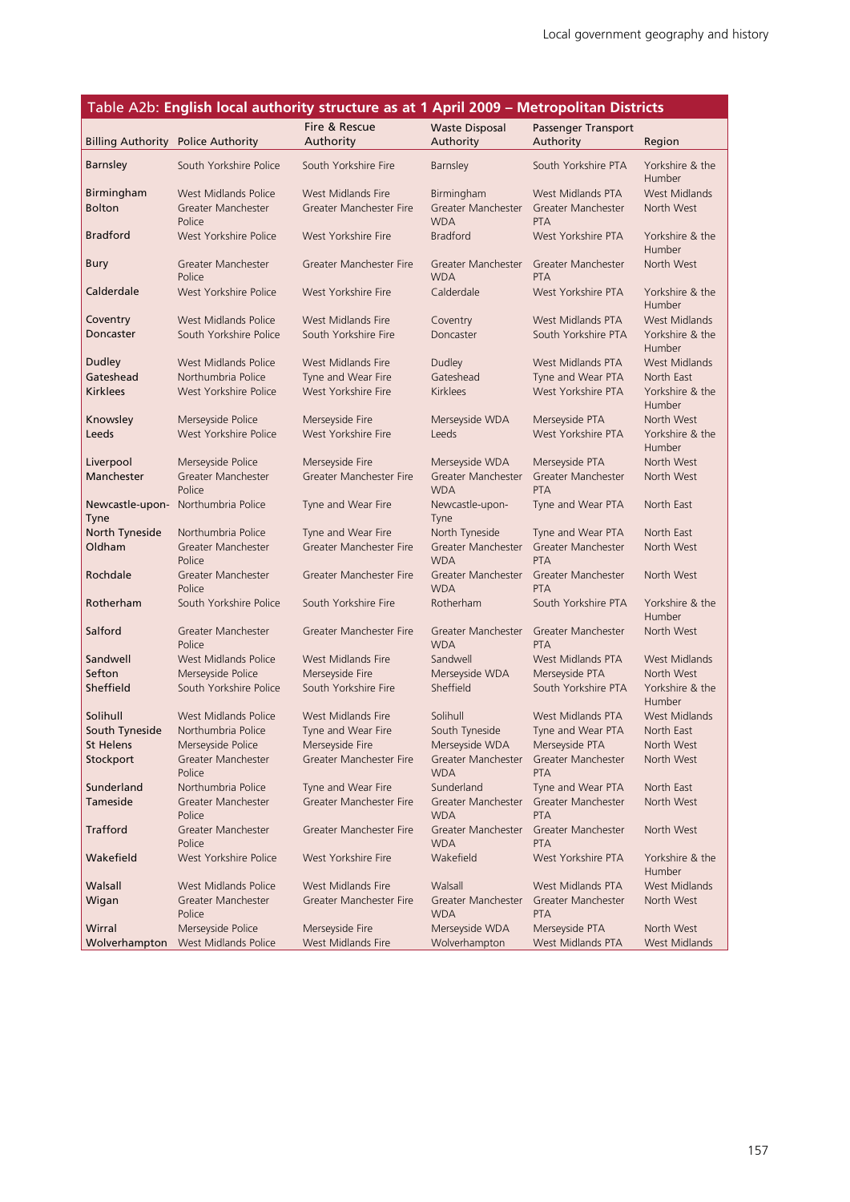## Table A2b: English local authority structure as at 1 April 2009 – Metropolitan Districts

| Billing Authority | Police Authority | Fire & Rescue Authority | Waste Disposal Authority | Passenger Transport Authority | Region |
|---|---|---|---|---|---|
| Barnsley | South Yorkshire Police | South Yorkshire Fire | Barnsley | South Yorkshire PTA | Yorkshire & the Humber |
| Birmingham | West Midlands Police | West Midlands Fire | Birmingham | West Midlands PTA | West Midlands |
| Bolton | Greater Manchester Police | Greater Manchester Fire | Greater Manchester WDA | Greater Manchester PTA | North West |
| Bradford | West Yorkshire Police | West Yorkshire Fire | Bradford | West Yorkshire PTA | Yorkshire & the Humber |
| Bury | Greater Manchester Police | Greater Manchester Fire | Greater Manchester WDA | Greater Manchester PTA | North West |
| Calderdale | West Yorkshire Police | West Yorkshire Fire | Calderdale | West Yorkshire PTA | Yorkshire & the Humber |
| Coventry | West Midlands Police | West Midlands Fire | Coventry | West Midlands PTA | West Midlands |
| Doncaster | South Yorkshire Police | South Yorkshire Fire | Doncaster | South Yorkshire PTA | Yorkshire & the Humber |
| Dudley | West Midlands Police | West Midlands Fire | Dudley | West Midlands PTA | West Midlands |
| Gateshead | Northumbria Police | Tyne and Wear Fire | Gateshead | Tyne and Wear PTA | North East |
| Kirklees | West Yorkshire Police | West Yorkshire Fire | Kirklees | West Yorkshire PTA | Yorkshire & the Humber |
| Knowsley | Merseyside Police | Merseyside Fire | Merseyside WDA | Merseyside PTA | North West |
| Leeds | West Yorkshire Police | West Yorkshire Fire | Leeds | West Yorkshire PTA | Yorkshire & the Humber |
| Liverpool | Merseyside Police | Merseyside Fire | Merseyside WDA | Merseyside PTA | North West |
| Manchester | Greater Manchester Police | Greater Manchester Fire | Greater Manchester WDA | Greater Manchester PTA | North West |
| Newcastle-upon-Tyne | Northumbria Police | Tyne and Wear Fire | Newcastle-upon-Tyne | Tyne and Wear PTA | North East |
| North Tyneside | Northumbria Police | Tyne and Wear Fire | North Tyneside | Tyne and Wear PTA | North East |
| Oldham | Greater Manchester Police | Greater Manchester Fire | Greater Manchester WDA | Greater Manchester PTA | North West |
| Rochdale | Greater Manchester Police | Greater Manchester Fire | Greater Manchester WDA | Greater Manchester PTA | North West |
| Rotherham | South Yorkshire Police | South Yorkshire Fire | Rotherham | South Yorkshire PTA | Yorkshire & the Humber |
| Salford | Greater Manchester Police | Greater Manchester Fire | Greater Manchester WDA | Greater Manchester PTA | North West |
| Sandwell | West Midlands Police | West Midlands Fire | Sandwell | West Midlands PTA | West Midlands |
| Sefton | Merseyside Police | Merseyside Fire | Merseyside WDA | Merseyside PTA | North West |
| Sheffield | South Yorkshire Police | South Yorkshire Fire | Sheffield | South Yorkshire PTA | Yorkshire & the Humber |
| Solihull | West Midlands Police | West Midlands Fire | Solihull | West Midlands PTA | West Midlands |
| South Tyneside | Northumbria Police | Tyne and Wear Fire | South Tyneside | Tyne and Wear PTA | North East |
| St Helens | Merseyside Police | Merseyside Fire | Merseyside WDA | Merseyside PTA | North West |
| Stockport | Greater Manchester Police | Greater Manchester Fire | Greater Manchester WDA | Greater Manchester PTA | North West |
| Sunderland | Northumbria Police | Tyne and Wear Fire | Sunderland | Tyne and Wear PTA | North East |
| Tameside | Greater Manchester Police | Greater Manchester Fire | Greater Manchester WDA | Greater Manchester PTA | North West |
| Trafford | Greater Manchester Police | Greater Manchester Fire | Greater Manchester WDA | Greater Manchester PTA | North West |
| Wakefield | West Yorkshire Police | West Yorkshire Fire | Wakefield | West Yorkshire PTA | Yorkshire & the Humber |
| Walsall | West Midlands Police | West Midlands Fire | Walsall | West Midlands PTA | West Midlands |
| Wigan | Greater Manchester Police | Greater Manchester Fire | Greater Manchester WDA | Greater Manchester PTA | North West |
| Wirral | Merseyside Police | Merseyside Fire | Merseyside WDA | Merseyside PTA | North West |
| Wolverhampton | West Midlands Police | West Midlands Fire | Wolverhampton | West Midlands PTA | West Midlands |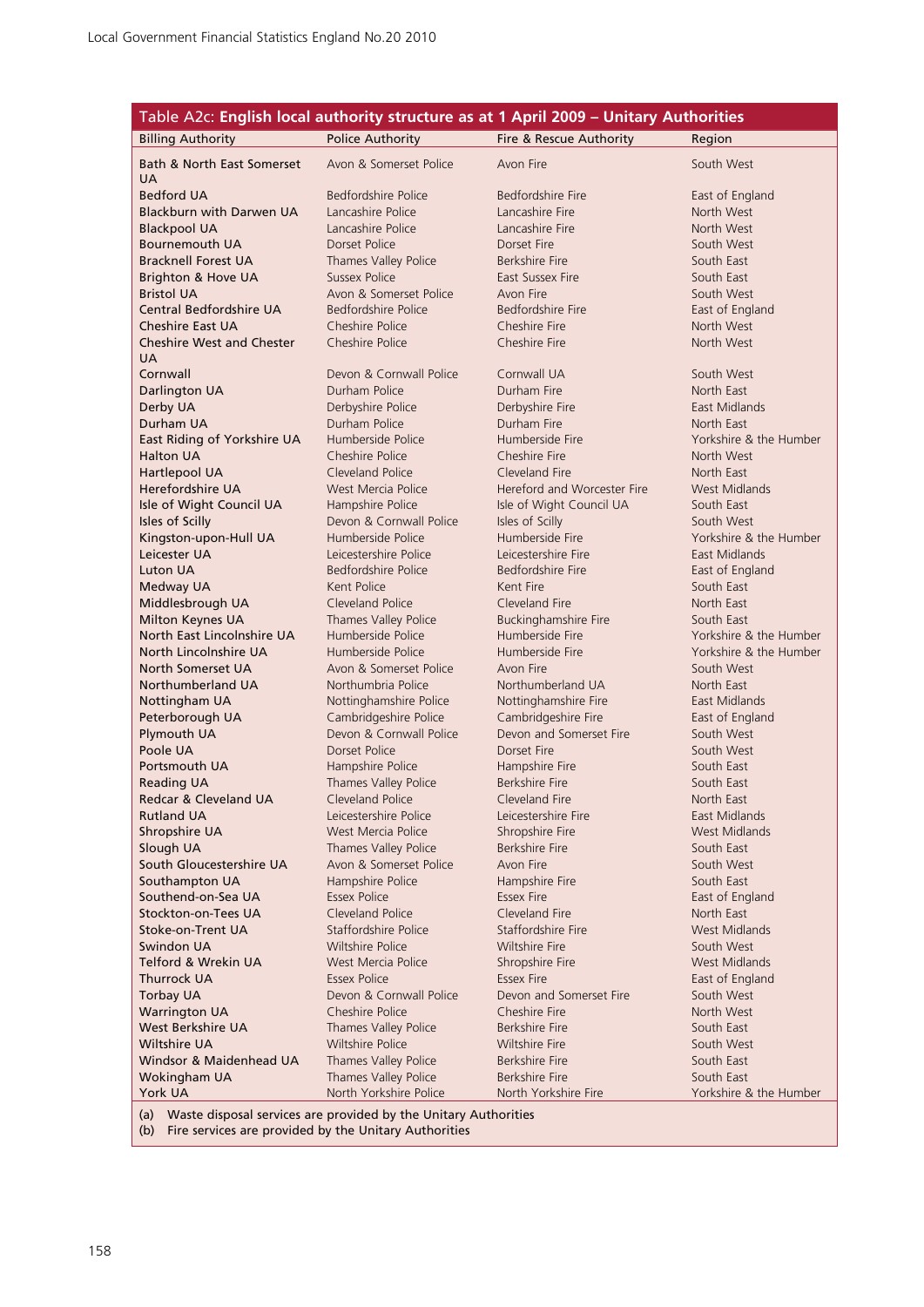## Table A2c: English local authority structure as at 1 April 2009 – Unitary Authorities

| Billing Authority | Police Authority | Fire & Rescue Authority | Region |
|---|---|---|---|
| Bath & North East Somerset UA | Avon & Somerset Police | Avon Fire | South West |
| Bedford UA | Bedfordshire Police | Bedfordshire Fire | East of England |
| Blackburn with Darwen UA | Lancashire Police | Lancashire Fire | North West |
| Blackpool UA | Lancashire Police | Lancashire Fire | North West |
| Bournemouth UA | Dorset Police | Dorset Fire | South West |
| Bracknell Forest UA | Thames Valley Police | Berkshire Fire | South East |
| Brighton & Hove UA | Sussex Police | East Sussex Fire | South East |
| Bristol UA | Avon & Somerset Police | Avon Fire | South West |
| Central Bedfordshire UA | Bedfordshire Police | Bedfordshire Fire | East of England |
| Cheshire East UA | Cheshire Police | Cheshire Fire | North West |
| Cheshire West and Chester UA | Cheshire Police | Cheshire Fire | North West |
| Cornwall | Devon & Cornwall Police | Cornwall UA | South West |
| Darlington UA | Durham Police | Durham Fire | North East |
| Derby UA | Derbyshire Police | Derbyshire Fire | East Midlands |
| Durham UA | Durham Police | Durham Fire | North East |
| East Riding of Yorkshire UA | Humberside Police | Humberside Fire | Yorkshire & the Humber |
| Halton UA | Cheshire Police | Cheshire Fire | North West |
| Hartlepool UA | Cleveland Police | Cleveland Fire | North East |
| Herefordshire UA | West Mercia Police | Hereford and Worcester Fire | West Midlands |
| Isle of Wight Council UA | Hampshire Police | Isle of Wight Council UA | South East |
| Isles of Scilly | Devon & Cornwall Police | Isles of Scilly | South West |
| Kingston-upon-Hull UA | Humberside Police | Humberside Fire | Yorkshire & the Humber |
| Leicester UA | Leicestershire Police | Leicestershire Fire | East Midlands |
| Luton UA | Bedfordshire Police | Bedfordshire Fire | East of England |
| Medway UA | Kent Police | Kent Fire | South East |
| Middlesbrough UA | Cleveland Police | Cleveland Fire | North East |
| Milton Keynes UA | Thames Valley Police | Buckinghamshire Fire | South East |
| North East Lincolnshire UA | Humberside Police | Humberside Fire | Yorkshire & the Humber |
| North Lincolnshire UA | Humberside Police | Humberside Fire | Yorkshire & the Humber |
| North Somerset UA | Avon & Somerset Police | Avon Fire | South West |
| Northumberland UA | Northumbria Police | Northumberland UA | North East |
| Nottingham UA | Nottinghamshire Police | Nottinghamshire Fire | East Midlands |
| Peterborough UA | Cambridgeshire Police | Cambridgeshire Fire | East of England |
| Plymouth UA | Devon & Cornwall Police | Devon and Somerset Fire | South West |
| Poole UA | Dorset Police | Dorset Fire | South West |
| Portsmouth UA | Hampshire Police | Hampshire Fire | South East |
| Reading UA | Thames Valley Police | Berkshire Fire | South East |
| Redcar & Cleveland UA | Cleveland Police | Cleveland Fire | North East |
| Rutland UA | Leicestershire Police | Leicestershire Fire | East Midlands |
| Shropshire UA | West Mercia Police | Shropshire Fire | West Midlands |
| Slough UA | Thames Valley Police | Berkshire Fire | South East |
| South Gloucestershire UA | Avon & Somerset Police | Avon Fire | South West |
| Southampton UA | Hampshire Police | Hampshire Fire | South East |
| Southend-on-Sea UA | Essex Police | Essex Fire | East of England |
| Stockton-on-Tees UA | Cleveland Police | Cleveland Fire | North East |
| Stoke-on-Trent UA | Staffordshire Police | Staffordshire Fire | West Midlands |
| Swindon UA | Wiltshire Police | Wiltshire Fire | South West |
| Telford & Wrekin UA | West Mercia Police | Shropshire Fire | West Midlands |
| Thurrock UA | Essex Police | Essex Fire | East of England |
| Torbay UA | Devon & Cornwall Police | Devon and Somerset Fire | South West |
| Warrington UA | Cheshire Police | Cheshire Fire | North West |
| West Berkshire UA | Thames Valley Police | Berkshire Fire | South East |
| Wiltshire UA | Wiltshire Police | Wiltshire Fire | South West |
| Windsor & Maidenhead UA | Thames Valley Police | Berkshire Fire | South East |
| Wokingham UA | Thames Valley Police | Berkshire Fire | South East |
| York UA | North Yorkshire Police | North Yorkshire Fire | Yorkshire & the Humber |

(a) Waste disposal services are provided by the Unitary Authorities
(b) Fire services are provided by the Unitary Authorities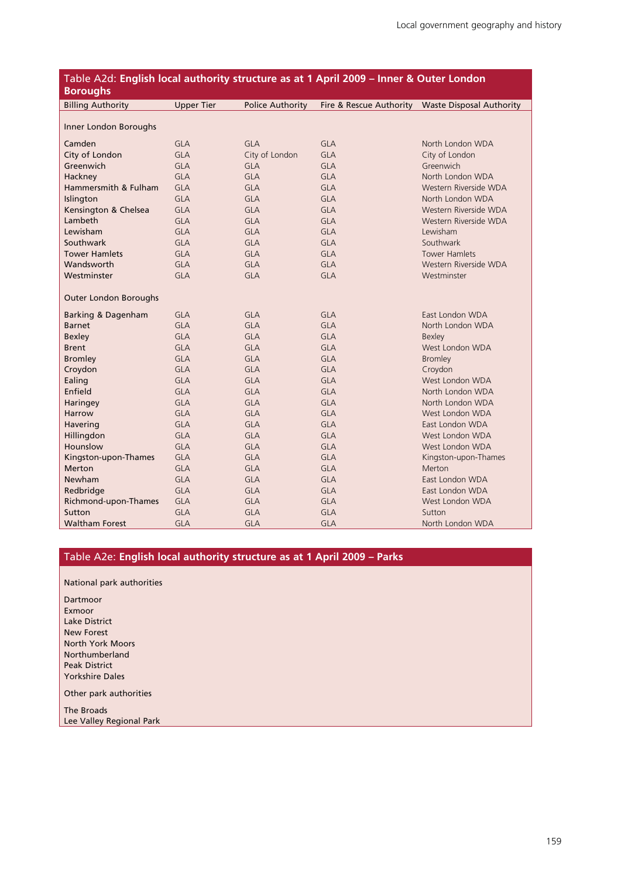### Table A2d: **English local authority structure as at 1 April 2009 – Inner & Outer London Boroughs**

| Billing Authority | Upper Tier | Police Authority | Fire & Rescue Authority | Waste Disposal Authority |
|---|---|---|---|---|
| **Inner London Boroughs** | | | | |
| Camden | GLA | GLA | GLA | North London WDA |
| City of London | GLA | City of London | GLA | City of London |
| Greenwich | GLA | GLA | GLA | Greenwich |
| Hackney | GLA | GLA | GLA | North London WDA |
| Hammersmith & Fulham | GLA | GLA | GLA | Western Riverside WDA |
| Islington | GLA | GLA | GLA | North London WDA |
| Kensington & Chelsea | GLA | GLA | GLA | Western Riverside WDA |
| Lambeth | GLA | GLA | GLA | Western Riverside WDA |
| Lewisham | GLA | GLA | GLA | Lewisham |
| Southwark | GLA | GLA | GLA | Southwark |
| Tower Hamlets | GLA | GLA | GLA | Tower Hamlets |
| Wandsworth | GLA | GLA | GLA | Western Riverside WDA |
| Westminster | GLA | GLA | GLA | Westminster |
| **Outer London Boroughs** | | | | |
| Barking & Dagenham | GLA | GLA | GLA | East London WDA |
| Barnet | GLA | GLA | GLA | North London WDA |
| Bexley | GLA | GLA | GLA | Bexley |
| Brent | GLA | GLA | GLA | West London WDA |
| Bromley | GLA | GLA | GLA | Bromley |
| Croydon | GLA | GLA | GLA | Croydon |
| Ealing | GLA | GLA | GLA | West London WDA |
| Enfield | GLA | GLA | GLA | North London WDA |
| Haringey | GLA | GLA | GLA | North London WDA |
| Harrow | GLA | GLA | GLA | West London WDA |
| Havering | GLA | GLA | GLA | East London WDA |
| Hillingdon | GLA | GLA | GLA | West London WDA |
| Hounslow | GLA | GLA | GLA | West London WDA |
| Kingston-upon-Thames | GLA | GLA | GLA | Kingston-upon-Thames |
| Merton | GLA | GLA | GLA | Merton |
| Newham | GLA | GLA | GLA | East London WDA |
| Redbridge | GLA | GLA | GLA | East London WDA |
| Richmond-upon-Thames | GLA | GLA | GLA | West London WDA |
| Sutton | GLA | GLA | GLA | Sutton |
| Waltham Forest | GLA | GLA | GLA | North London WDA |

### Table A2e: **English local authority structure as at 1 April 2009 – Parks**

National park authorities

Dartmoor
Exmoor
Lake District
New Forest
North York Moors
Northumberland
Peak District
Yorkshire Dales

Other park authorities

The Broads
Lee Valley Regional Park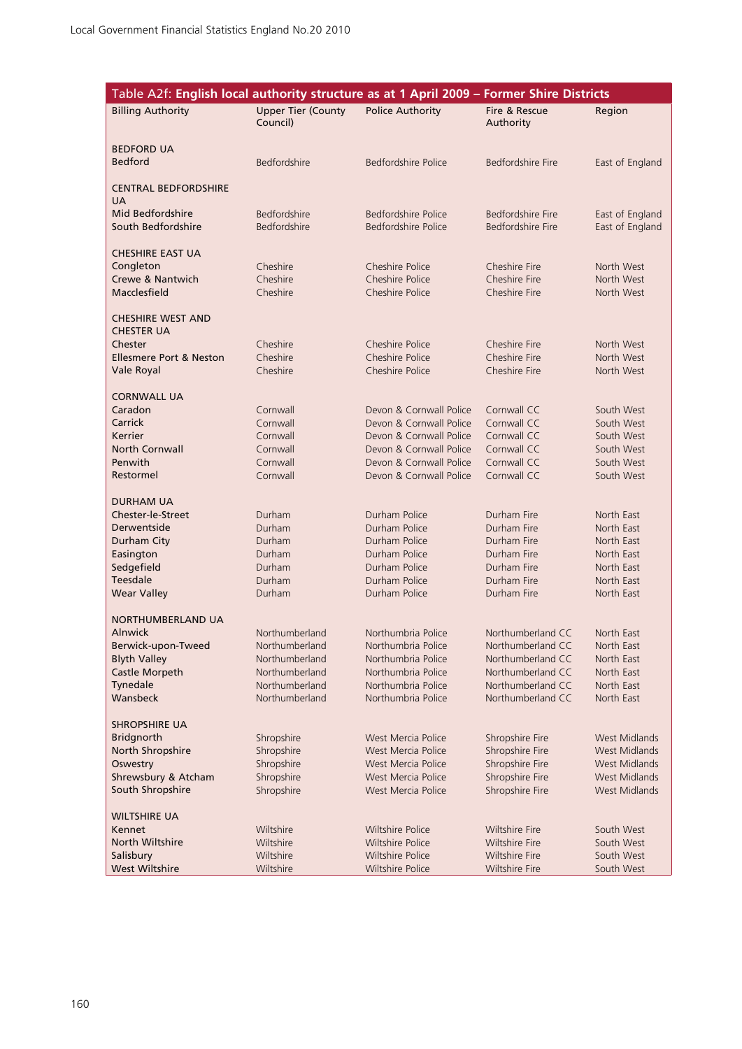Table A2f: **English local authority structure as at 1 April 2009 – Former Shire Districts**

| Billing Authority | Upper Tier (County Council) | Police Authority | Fire & Rescue Authority | Region |
|---|---|---|---|---|
| BEDFORD UA | | | | |
| Bedford | Bedfordshire | Bedfordshire Police | Bedfordshire Fire | East of England |
| CENTRAL BEDFORDSHIRE UA | | | | |
| Mid Bedfordshire | Bedfordshire | Bedfordshire Police | Bedfordshire Fire | East of England |
| South Bedfordshire | Bedfordshire | Bedfordshire Police | Bedfordshire Fire | East of England |
| CHESHIRE EAST UA | | | | |
| Congleton | Cheshire | Cheshire Police | Cheshire Fire | North West |
| Crewe & Nantwich | Cheshire | Cheshire Police | Cheshire Fire | North West |
| Macclesfield | Cheshire | Cheshire Police | Cheshire Fire | North West |
| CHESHIRE WEST AND CHESTER UA | | | | |
| Chester | Cheshire | Cheshire Police | Cheshire Fire | North West |
| Ellesmere Port & Neston | Cheshire | Cheshire Police | Cheshire Fire | North West |
| Vale Royal | Cheshire | Cheshire Police | Cheshire Fire | North West |
| CORNWALL UA | | | | |
| Caradon | Cornwall | Devon & Cornwall Police | Cornwall CC | South West |
| Carrick | Cornwall | Devon & Cornwall Police | Cornwall CC | South West |
| Kerrier | Cornwall | Devon & Cornwall Police | Cornwall CC | South West |
| North Cornwall | Cornwall | Devon & Cornwall Police | Cornwall CC | South West |
| Penwith | Cornwall | Devon & Cornwall Police | Cornwall CC | South West |
| Restormel | Cornwall | Devon & Cornwall Police | Cornwall CC | South West |
| DURHAM UA | | | | |
| Chester-le-Street | Durham | Durham Police | Durham Fire | North East |
| Derwentside | Durham | Durham Police | Durham Fire | North East |
| Durham City | Durham | Durham Police | Durham Fire | North East |
| Easington | Durham | Durham Police | Durham Fire | North East |
| Sedgefield | Durham | Durham Police | Durham Fire | North East |
| Teesdale | Durham | Durham Police | Durham Fire | North East |
| Wear Valley | Durham | Durham Police | Durham Fire | North East |
| NORTHUMBERLAND UA | | | | |
| Alnwick | Northumberland | Northumbria Police | Northumberland CC | North East |
| Berwick-upon-Tweed | Northumberland | Northumbria Police | Northumberland CC | North East |
| Blyth Valley | Northumberland | Northumbria Police | Northumberland CC | North East |
| Castle Morpeth | Northumberland | Northumbria Police | Northumberland CC | North East |
| Tynedale | Northumberland | Northumbria Police | Northumberland CC | North East |
| Wansbeck | Northumberland | Northumbria Police | Northumberland CC | North East |
| SHROPSHIRE UA | | | | |
| Bridgnorth | Shropshire | West Mercia Police | Shropshire Fire | West Midlands |
| North Shropshire | Shropshire | West Mercia Police | Shropshire Fire | West Midlands |
| Oswestry | Shropshire | West Mercia Police | Shropshire Fire | West Midlands |
| Shrewsbury & Atcham | Shropshire | West Mercia Police | Shropshire Fire | West Midlands |
| South Shropshire | Shropshire | West Mercia Police | Shropshire Fire | West Midlands |
| WILTSHIRE UA | | | | |
| Kennet | Wiltshire | Wiltshire Police | Wiltshire Fire | South West |
| North Wiltshire | Wiltshire | Wiltshire Police | Wiltshire Fire | South West |
| Salisbury | Wiltshire | Wiltshire Police | Wiltshire Fire | South West |
| West Wiltshire | Wiltshire | Wiltshire Police | Wiltshire Fire | South West |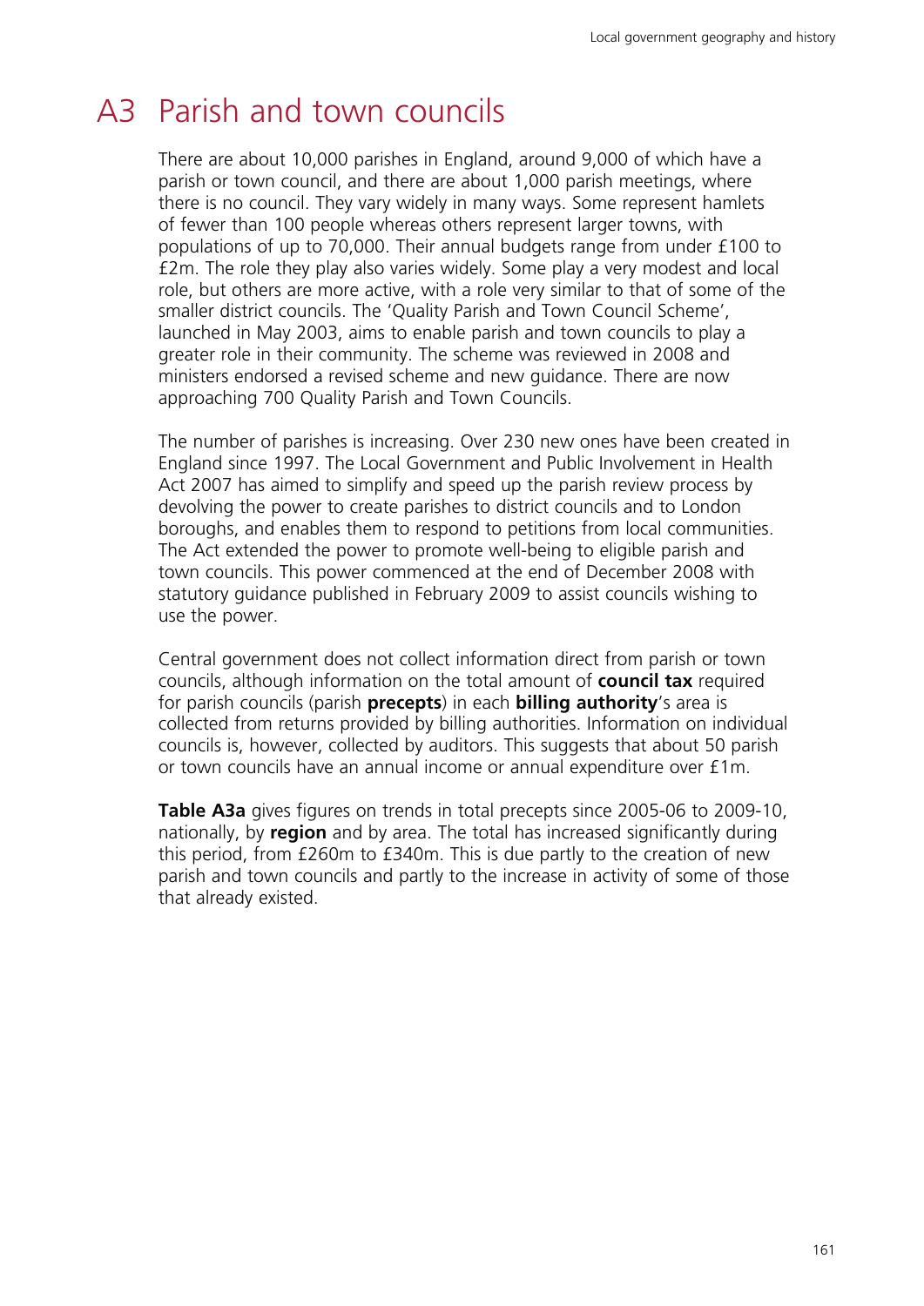# A3 Parish and town councils

There are about 10,000 parishes in England, around 9,000 of which have a parish or town council, and there are about 1,000 parish meetings, where there is no council. They vary widely in many ways. Some represent hamlets of fewer than 100 people whereas others represent larger towns, with populations of up to 70,000. Their annual budgets range from under £100 to £2m. The role they play also varies widely. Some play a very modest and local role, but others are more active, with a role very similar to that of some of the smaller district councils. The 'Quality Parish and Town Council Scheme', launched in May 2003, aims to enable parish and town councils to play a greater role in their community. The scheme was reviewed in 2008 and ministers endorsed a revised scheme and new guidance. There are now approaching 700 Quality Parish and Town Councils.

The number of parishes is increasing. Over 230 new ones have been created in England since 1997. The Local Government and Public Involvement in Health Act 2007 has aimed to simplify and speed up the parish review process by devolving the power to create parishes to district councils and to London boroughs, and enables them to respond to petitions from local communities. The Act extended the power to promote well-being to eligible parish and town councils. This power commenced at the end of December 2008 with statutory guidance published in February 2009 to assist councils wishing to use the power.

Central government does not collect information direct from parish or town councils, although information on the total amount of **council tax** required for parish councils (parish **precepts**) in each **billing authority**'s area is collected from returns provided by billing authorities. Information on individual councils is, however, collected by auditors. This suggests that about 50 parish or town councils have an annual income or annual expenditure over £1m.

**Table A3a** gives figures on trends in total precepts since 2005-06 to 2009-10, nationally, by **region** and by area. The total has increased significantly during this period, from £260m to £340m. This is due partly to the creation of new parish and town councils and partly to the increase in activity of some of those that already existed.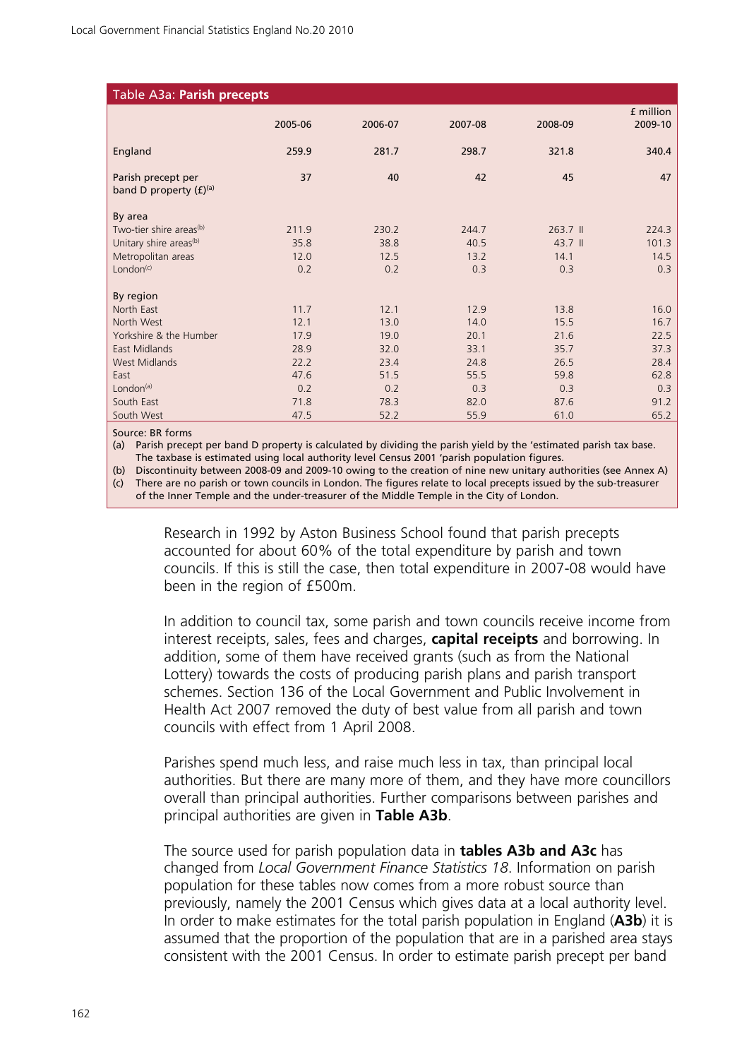Table A3a: **Parish precepts**

| | 2005-06 | 2006-07 | 2007-08 | 2008-09 | £ million 2009-10 |
|---|---|---|---|---|---|
| England | 259.9 | 281.7 | 298.7 | 321.8 | 340.4 |
| Parish precept per band D property (£)[a] | 37 | 40 | 42 | 45 | 47 |
| **By area** | | | | | |
| Two-tier shire areas[b] | 211.9 | 230.2 | 244.7 | 263.7 ǁ | 224.3 |
| Unitary shire areas[b] | 35.8 | 38.8 | 40.5 | 43.7 ǁ | 101.3 |
| Metropolitan areas | 12.0 | 12.5 | 13.2 | 14.1 | 14.5 |
| London[c] | 0.2 | 0.2 | 0.3 | 0.3 | 0.3 |
| **By region** | | | | | |
| North East | 11.7 | 12.1 | 12.9 | 13.8 | 16.0 |
| North West | 12.1 | 13.0 | 14.0 | 15.5 | 16.7 |
| Yorkshire & the Humber | 17.9 | 19.0 | 20.1 | 21.6 | 22.5 |
| East Midlands | 28.9 | 32.0 | 33.1 | 35.7 | 37.3 |
| West Midlands | 22.2 | 23.4 | 24.8 | 26.5 | 28.4 |
| East | 47.6 | 51.5 | 55.5 | 59.8 | 62.8 |
| London[a] | 0.2 | 0.2 | 0.3 | 0.3 | 0.3 |
| South East | 71.8 | 78.3 | 82.0 | 87.6 | 91.2 |
| South West | 47.5 | 52.2 | 55.9 | 61.0 | 65.2 |

Source: BR forms

(a) Parish precept per band D property is calculated by dividing the parish yield by the 'estimated parish tax base. The taxbase is estimated using local authority level Census 2001 'parish population figures.

(b) Discontinuity between 2008-09 and 2009-10 owing to the creation of nine new unitary authorities (see Annex A)

(c) There are no parish or town councils in London. The figures relate to local precepts issued by the sub-treasurer of the Inner Temple and the under-treasurer of the Middle Temple in the City of London.

Research in 1992 by Aston Business School found that parish precepts accounted for about 60% of the total expenditure by parish and town councils. If this is still the case, then total expenditure in 2007-08 would have been in the region of £500m.

In addition to council tax, some parish and town councils receive income from interest receipts, sales, fees and charges, **capital receipts** and borrowing. In addition, some of them have received grants (such as from the National Lottery) towards the costs of producing parish plans and parish transport schemes. Section 136 of the Local Government and Public Involvement in Health Act 2007 removed the duty of best value from all parish and town councils with effect from 1 April 2008.

Parishes spend much less, and raise much less in tax, than principal local authorities. But there are many more of them, and they have more councillors overall than principal authorities. Further comparisons between parishes and principal authorities are given in **Table A3b**.

The source used for parish population data in **tables A3b and A3c** has changed from *Local Government Finance Statistics 18*. Information on parish population for these tables now comes from a more robust source than previously, namely the 2001 Census which gives data at a local authority level. In order to make estimates for the total parish population in England (**A3b**) it is assumed that the proportion of the population that are in a parished area stays consistent with the 2001 Census. In order to estimate parish precept per band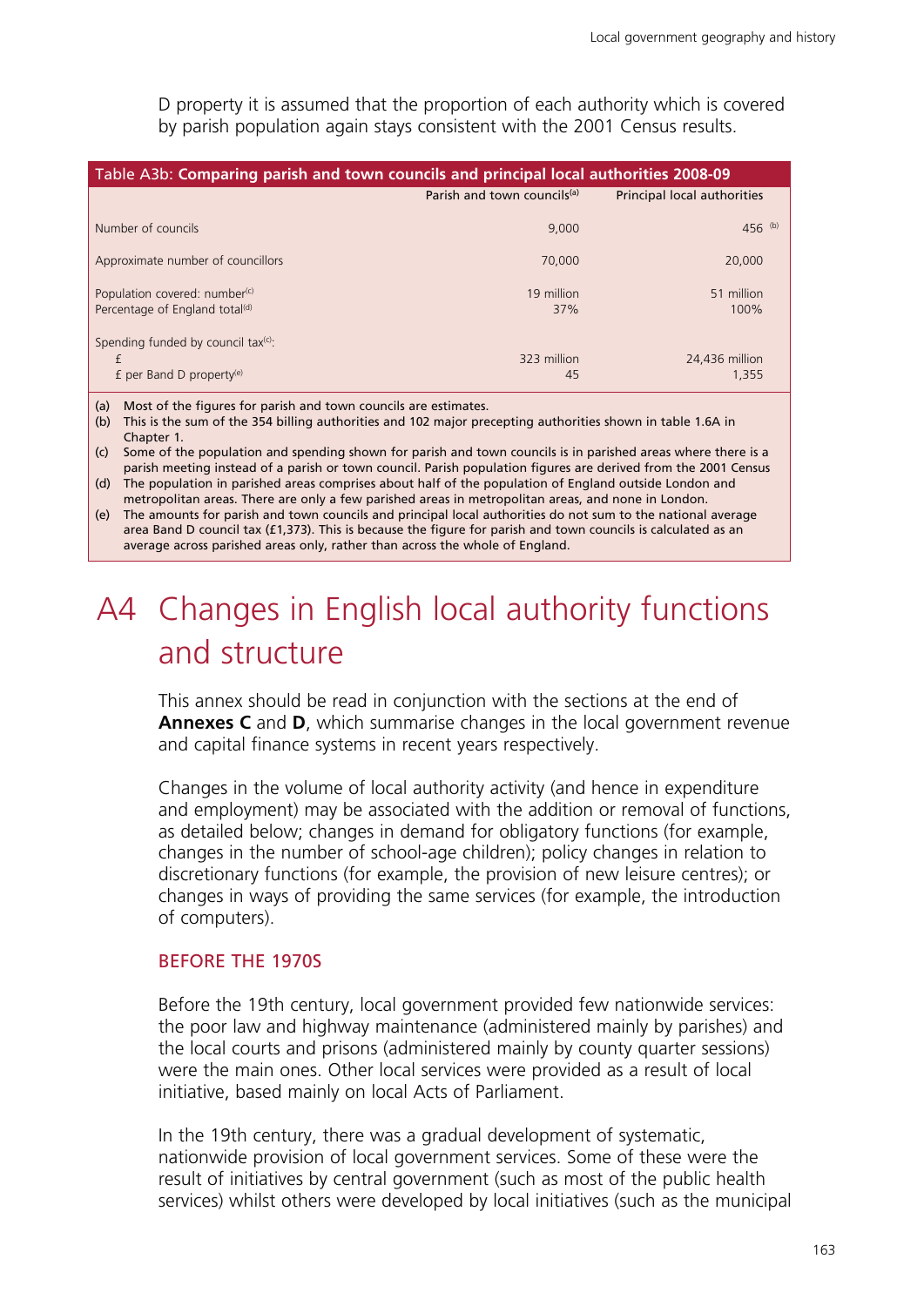D property it is assumed that the proportion of each authority which is covered by parish population again stays consistent with the 2001 Census results.

**Table A3b: Comparing parish and town councils and principal local authorities 2008-09**

| | Parish and town councils[(a)] | Principal local authorities |
|---|---|---|
| Number of councils | 9,000 | 456 [(b)] |
| Approximate number of councillors | 70,000 | 20,000 |
| Population covered: number[(c)] | 19 million | 51 million |
| Percentage of England total[(d)] | 37% | 100% |
| Spending funded by council tax[(c)]: | | |
| £ | 323 million | 24,436 million |
| £ per Band D property[(e)] | 45 | 1,355 |

(a) Most of the figures for parish and town councils are estimates.
(b) This is the sum of the 354 billing authorities and 102 major precepting authorities shown in table 1.6A in Chapter 1.
(c) Some of the population and spending shown for parish and town councils is in parished areas where there is a parish meeting instead of a parish or town council. Parish population figures are derived from the 2001 Census
(d) The population in parished areas comprises about half of the population of England outside London and metropolitan areas. There are only a few parished areas in metropolitan areas, and none in London.
(e) The amounts for parish and town councils and principal local authorities do not sum to the national average area Band D council tax (£1,373). This is because the figure for parish and town councils is calculated as an average across parished areas only, rather than across the whole of England.

# A4 Changes in English local authority functions and structure

This annex should be read in conjunction with the sections at the end of **Annexes C** and **D**, which summarise changes in the local government revenue and capital finance systems in recent years respectively.

Changes in the volume of local authority activity (and hence in expenditure and employment) may be associated with the addition or removal of functions, as detailed below; changes in demand for obligatory functions (for example, changes in the number of school-age children); policy changes in relation to discretionary functions (for example, the provision of new leisure centres); or changes in ways of providing the same services (for example, the introduction of computers).

## BEFORE THE 1970S

Before the 19th century, local government provided few nationwide services: the poor law and highway maintenance (administered mainly by parishes) and the local courts and prisons (administered mainly by county quarter sessions) were the main ones. Other local services were provided as a result of local initiative, based mainly on local Acts of Parliament.

In the 19th century, there was a gradual development of systematic, nationwide provision of local government services. Some of these were the result of initiatives by central government (such as most of the public health services) whilst others were developed by local initiatives (such as the municipal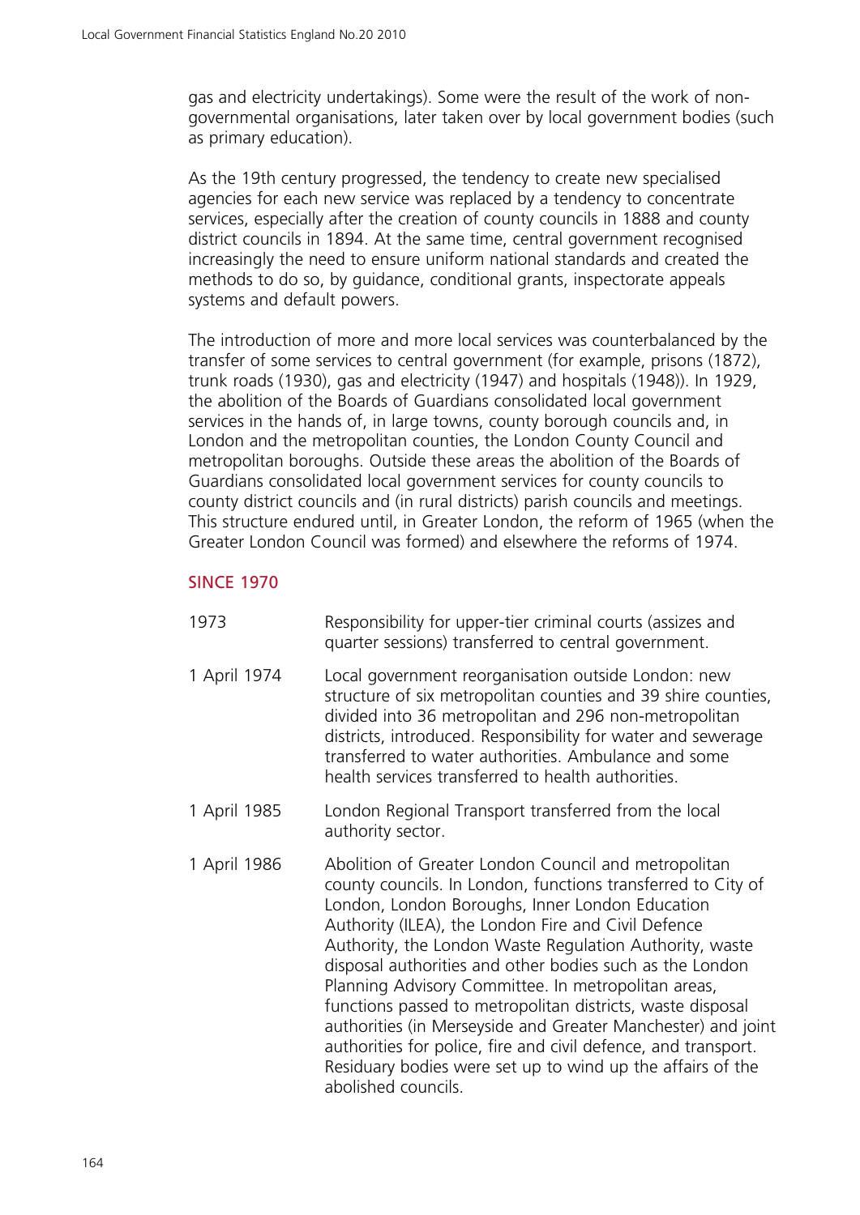gas and electricity undertakings). Some were the result of the work of non-governmental organisations, later taken over by local government bodies (such as primary education).

As the 19th century progressed, the tendency to create new specialised agencies for each new service was replaced by a tendency to concentrate services, especially after the creation of county councils in 1888 and county district councils in 1894. At the same time, central government recognised increasingly the need to ensure uniform national standards and created the methods to do so, by guidance, conditional grants, inspectorate appeals systems and default powers.

The introduction of more and more local services was counterbalanced by the transfer of some services to central government (for example, prisons (1872), trunk roads (1930), gas and electricity (1947) and hospitals (1948)). In 1929, the abolition of the Boards of Guardians consolidated local government services in the hands of, in large towns, county borough councils and, in London and the metropolitan counties, the London County Council and metropolitan boroughs. Outside these areas the abolition of the Boards of Guardians consolidated local government services for county councils to county district councils and (in rural districts) parish councils and meetings. This structure endured until, in Greater London, the reform of 1965 (when the Greater London Council was formed) and elsewhere the reforms of 1974.

## SINCE 1970

| | |
|---|---|
| 1973 | Responsibility for upper-tier criminal courts (assizes and quarter sessions) transferred to central government. |
| 1 April 1974 | Local government reorganisation outside London: new structure of six metropolitan counties and 39 shire counties, divided into 36 metropolitan and 296 non-metropolitan districts, introduced. Responsibility for water and sewerage transferred to water authorities. Ambulance and some health services transferred to health authorities. |
| 1 April 1985 | London Regional Transport transferred from the local authority sector. |
| 1 April 1986 | Abolition of Greater London Council and metropolitan county councils. In London, functions transferred to City of London, London Boroughs, Inner London Education Authority (ILEA), the London Fire and Civil Defence Authority, the London Waste Regulation Authority, waste disposal authorities and other bodies such as the London Planning Advisory Committee. In metropolitan areas, functions passed to metropolitan districts, waste disposal authorities (in Merseyside and Greater Manchester) and joint authorities for police, fire and civil defence, and transport. Residuary bodies were set up to wind up the affairs of the abolished councils. |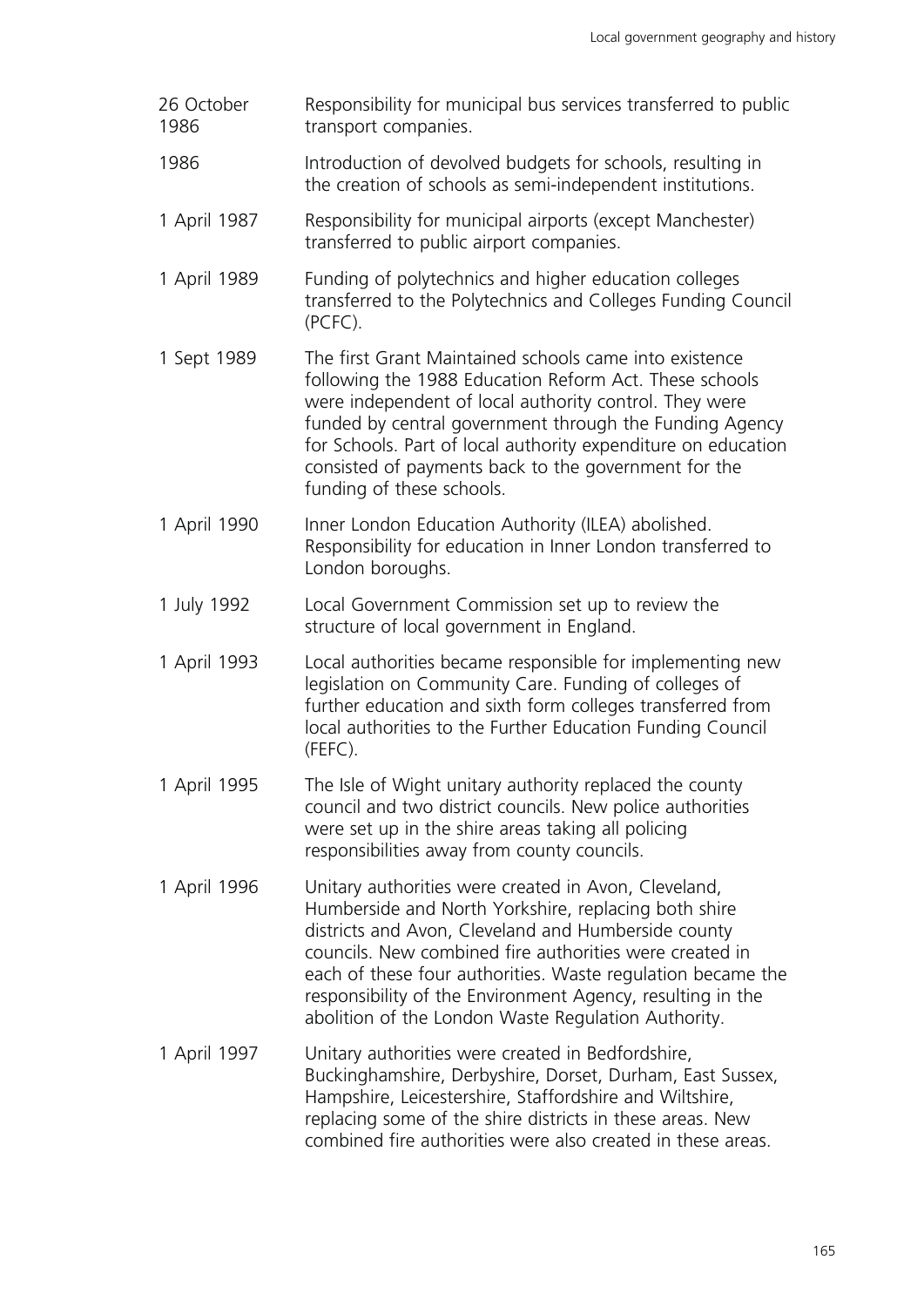| | |
|---|---|
| 26 October 1986 | Responsibility for municipal bus services transferred to public transport companies. |
| 1986 | Introduction of devolved budgets for schools, resulting in the creation of schools as semi-independent institutions. |
| 1 April 1987 | Responsibility for municipal airports (except Manchester) transferred to public airport companies. |
| 1 April 1989 | Funding of polytechnics and higher education colleges transferred to the Polytechnics and Colleges Funding Council (PCFC). |
| 1 Sept 1989 | The first Grant Maintained schools came into existence following the 1988 Education Reform Act. These schools were independent of local authority control. They were funded by central government through the Funding Agency for Schools. Part of local authority expenditure on education consisted of payments back to the government for the funding of these schools. |
| 1 April 1990 | Inner London Education Authority (ILEA) abolished. Responsibility for education in Inner London transferred to London boroughs. |
| 1 July 1992 | Local Government Commission set up to review the structure of local government in England. |
| 1 April 1993 | Local authorities became responsible for implementing new legislation on Community Care. Funding of colleges of further education and sixth form colleges transferred from local authorities to the Further Education Funding Council (FEFC). |
| 1 April 1995 | The Isle of Wight unitary authority replaced the county council and two district councils. New police authorities were set up in the shire areas taking all policing responsibilities away from county councils. |
| 1 April 1996 | Unitary authorities were created in Avon, Cleveland, Humberside and North Yorkshire, replacing both shire districts and Avon, Cleveland and Humberside county councils. New combined fire authorities were created in each of these four authorities. Waste regulation became the responsibility of the Environment Agency, resulting in the abolition of the London Waste Regulation Authority. |
| 1 April 1997 | Unitary authorities were created in Bedfordshire, Buckinghamshire, Derbyshire, Dorset, Durham, East Sussex, Hampshire, Leicestershire, Staffordshire and Wiltshire, replacing some of the shire districts in these areas. New combined fire authorities were also created in these areas. |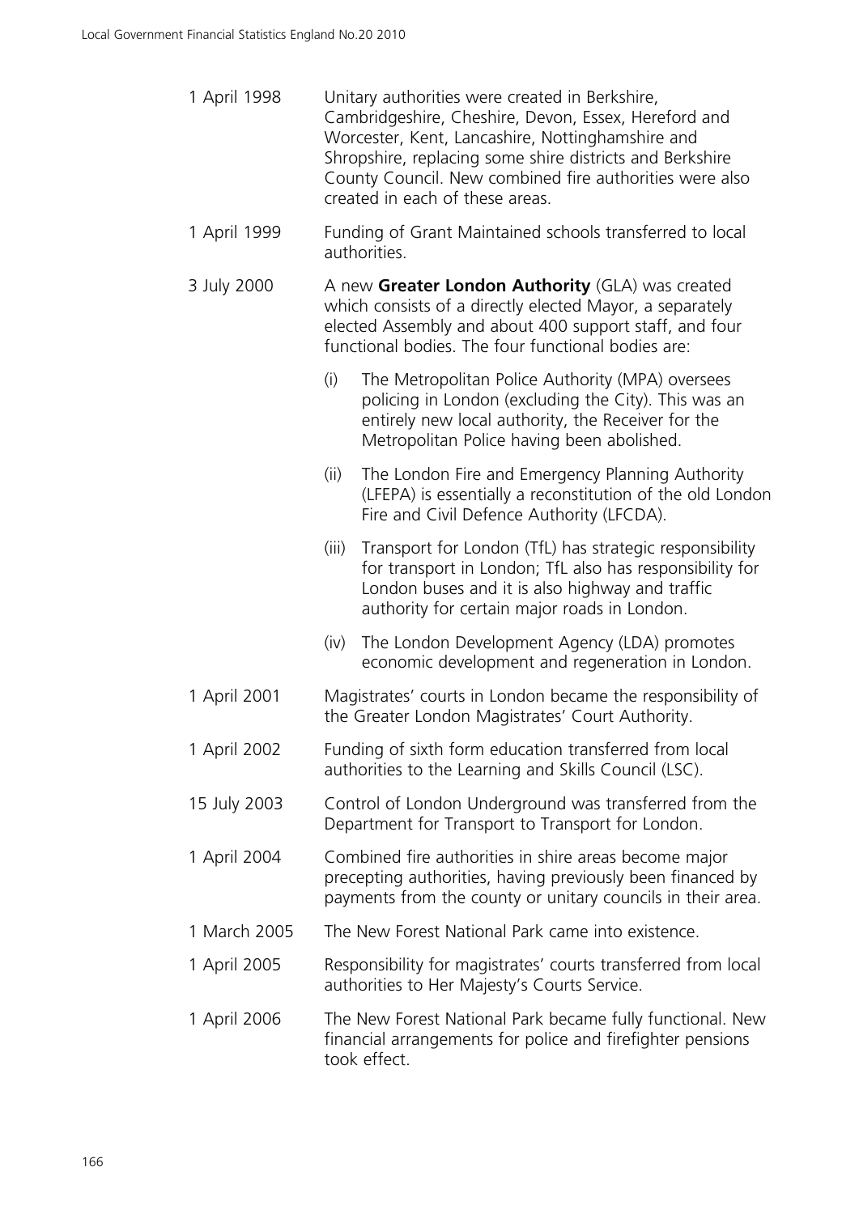1 April 1998 Unitary authorities were created in Berkshire, Cambridgeshire, Cheshire, Devon, Essex, Hereford and Worcester, Kent, Lancashire, Nottinghamshire and Shropshire, replacing some shire districts and Berkshire County Council. New combined fire authorities were also created in each of these areas.

1 April 1999 Funding of Grant Maintained schools transferred to local authorities.

3 July 2000 A new **Greater London Authority** (GLA) was created which consists of a directly elected Mayor, a separately elected Assembly and about 400 support staff, and four functional bodies. The four functional bodies are:

- (i) The Metropolitan Police Authority (MPA) oversees policing in London (excluding the City). This was an entirely new local authority, the Receiver for the Metropolitan Police having been abolished.
- (ii) The London Fire and Emergency Planning Authority (LFEPA) is essentially a reconstitution of the old London Fire and Civil Defence Authority (LFCDA).
- (iii) Transport for London (TfL) has strategic responsibility for transport in London; TfL also has responsibility for London buses and it is also highway and traffic authority for certain major roads in London.
- (iv) The London Development Agency (LDA) promotes economic development and regeneration in London.

1 April 2001 Magistrates' courts in London became the responsibility of the Greater London Magistrates' Court Authority.

1 April 2002 Funding of sixth form education transferred from local authorities to the Learning and Skills Council (LSC).

15 July 2003 Control of London Underground was transferred from the Department for Transport to Transport for London.

1 April 2004 Combined fire authorities in shire areas become major precepting authorities, having previously been financed by payments from the county or unitary councils in their area.

1 March 2005 The New Forest National Park came into existence.

1 April 2005 Responsibility for magistrates' courts transferred from local authorities to Her Majesty's Courts Service.

1 April 2006 The New Forest National Park became fully functional. New financial arrangements for police and firefighter pensions took effect.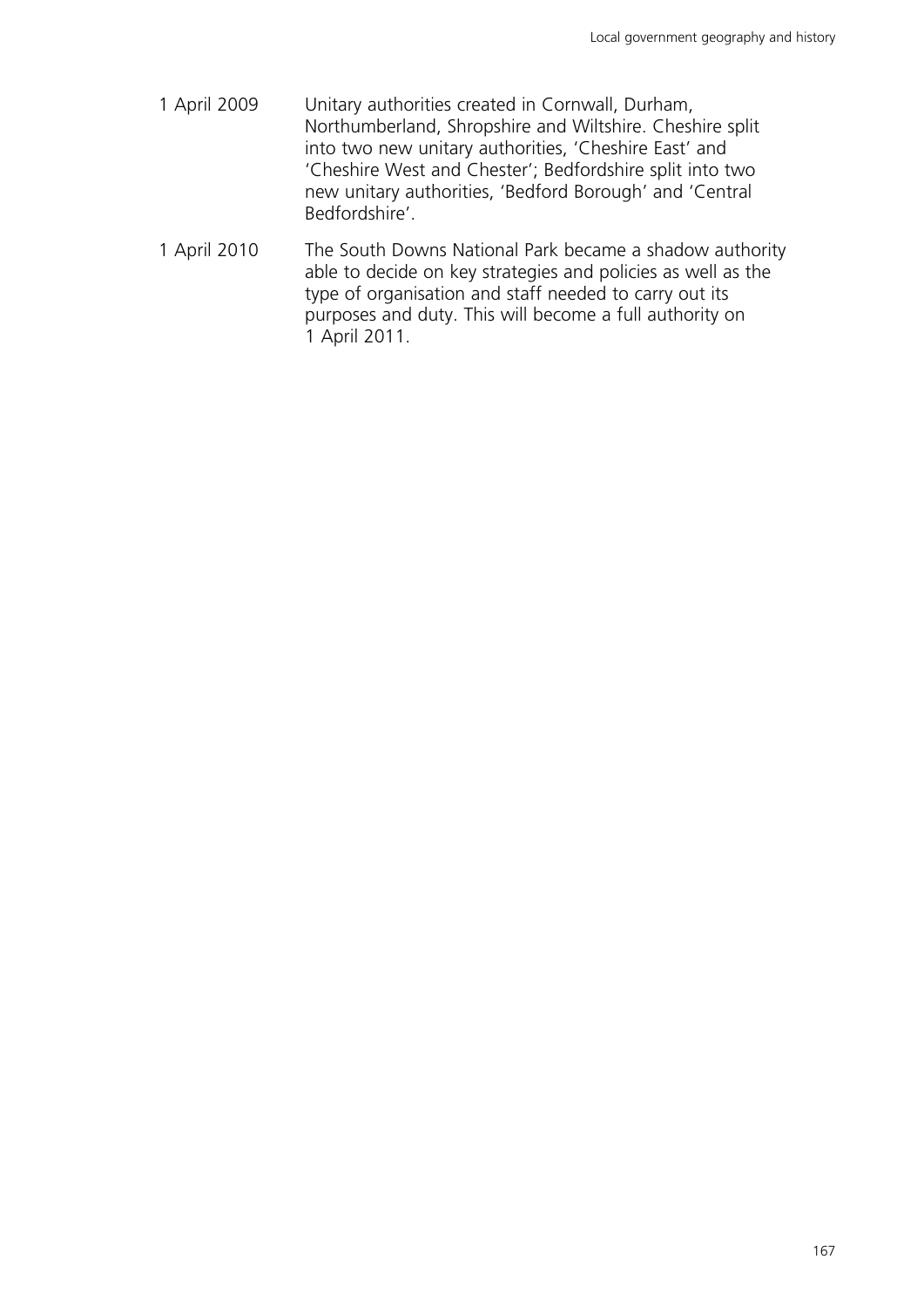1 April 2009 Unitary authorities created in Cornwall, Durham, Northumberland, Shropshire and Wiltshire. Cheshire split into two new unitary authorities, 'Cheshire East' and 'Cheshire West and Chester'; Bedfordshire split into two new unitary authorities, 'Bedford Borough' and 'Central Bedfordshire'.

1 April 2010 The South Downs National Park became a shadow authority able to decide on key strategies and policies as well as the type of organisation and staff needed to carry out its purposes and duty. This will become a full authority on 1 April 2011.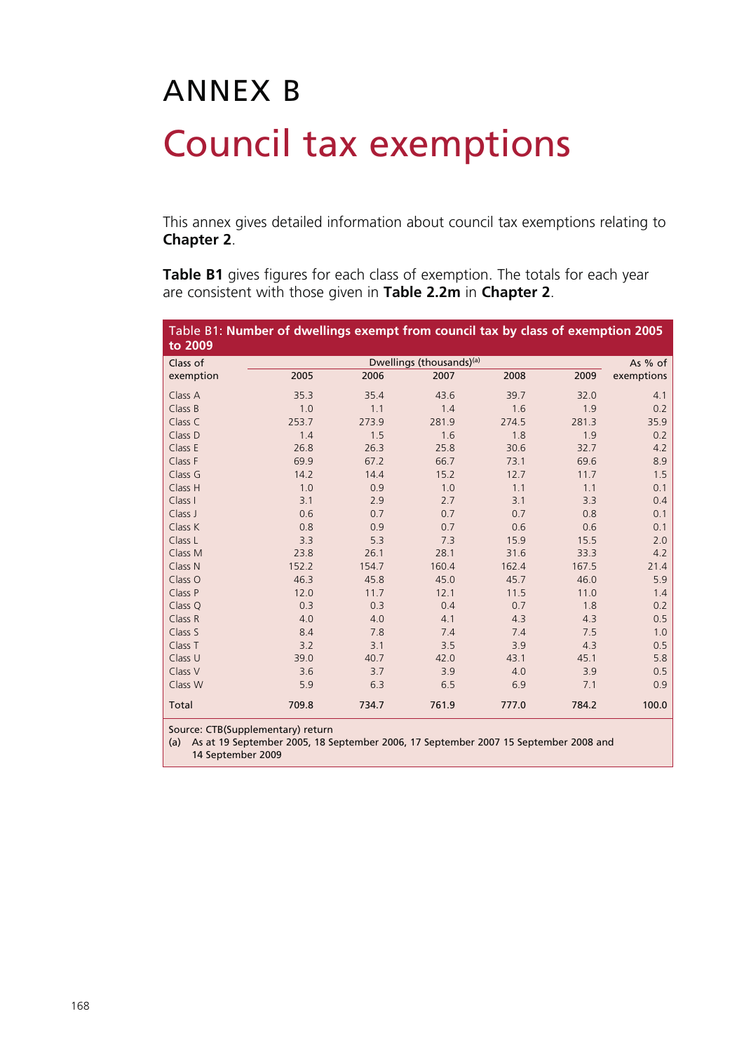# ANNEX B

# Council tax exemptions

This annex gives detailed information about council tax exemptions relating to **Chapter 2**.

**Table B1** gives figures for each class of exemption. The totals for each year are consistent with those given in **Table 2.2m** in **Chapter 2**.

Table B1: **Number of dwellings exempt from council tax by class of exemption 2005 to 2009**

| Class of exemption | Dwellings (thousands)[(a)] | | | | | As % of exemptions |
|---|---|---|---|---|---|---|
| | 2005 | 2006 | 2007 | 2008 | 2009 | |
| Class A | 35.3 | 35.4 | 43.6 | 39.7 | 32.0 | 4.1 |
| Class B | 1.0 | 1.1 | 1.4 | 1.6 | 1.9 | 0.2 |
| Class C | 253.7 | 273.9 | 281.9 | 274.5 | 281.3 | 35.9 |
| Class D | 1.4 | 1.5 | 1.6 | 1.8 | 1.9 | 0.2 |
| Class E | 26.8 | 26.3 | 25.8 | 30.6 | 32.7 | 4.2 |
| Class F | 69.9 | 67.2 | 66.7 | 73.1 | 69.6 | 8.9 |
| Class G | 14.2 | 14.4 | 15.2 | 12.7 | 11.7 | 1.5 |
| Class H | 1.0 | 0.9 | 1.0 | 1.1 | 1.1 | 0.1 |
| Class I | 3.1 | 2.9 | 2.7 | 3.1 | 3.3 | 0.4 |
| Class J | 0.6 | 0.7 | 0.7 | 0.7 | 0.8 | 0.1 |
| Class K | 0.8 | 0.9 | 0.7 | 0.6 | 0.6 | 0.1 |
| Class L | 3.3 | 5.3 | 7.3 | 15.9 | 15.5 | 2.0 |
| Class M | 23.8 | 26.1 | 28.1 | 31.6 | 33.3 | 4.2 |
| Class N | 152.2 | 154.7 | 160.4 | 162.4 | 167.5 | 21.4 |
| Class O | 46.3 | 45.8 | 45.0 | 45.7 | 46.0 | 5.9 |
| Class P | 12.0 | 11.7 | 12.1 | 11.5 | 11.0 | 1.4 |
| Class Q | 0.3 | 0.3 | 0.4 | 0.7 | 1.8 | 0.2 |
| Class R | 4.0 | 4.0 | 4.1 | 4.3 | 4.3 | 0.5 |
| Class S | 8.4 | 7.8 | 7.4 | 7.4 | 7.5 | 1.0 |
| Class T | 3.2 | 3.1 | 3.5 | 3.9 | 4.3 | 0.5 |
| Class U | 39.0 | 40.7 | 42.0 | 43.1 | 45.1 | 5.8 |
| Class V | 3.6 | 3.7 | 3.9 | 4.0 | 3.9 | 0.5 |
| Class W | 5.9 | 6.3 | 6.5 | 6.9 | 7.1 | 0.9 |
| Total | 709.8 | 734.7 | 761.9 | 777.0 | 784.2 | 100.0 |

Source: CTB(Supplementary) return

(a) As at 19 September 2005, 18 September 2006, 17 September 2007 15 September 2008 and 14 September 2009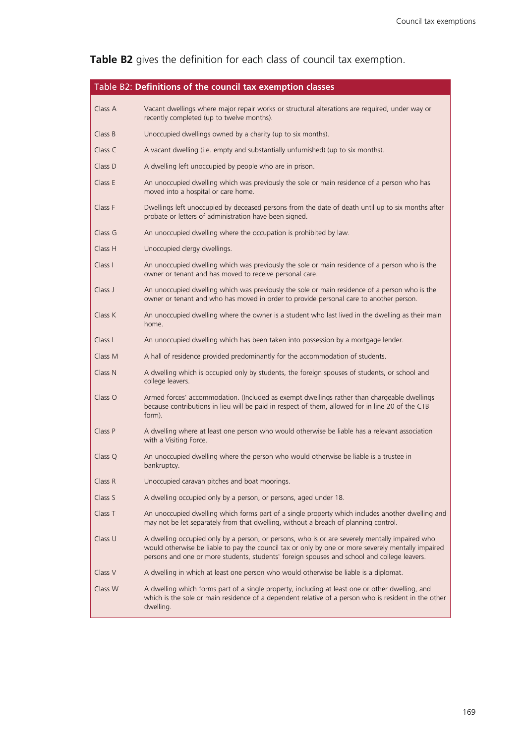**Table B2** gives the definition for each class of council tax exemption.

| Table B2: **Definitions of the council tax exemption classes** | |
|---|---|
| Class A | Vacant dwellings where major repair works or structural alterations are required, under way or recently completed (up to twelve months). |
| Class B | Unoccupied dwellings owned by a charity (up to six months). |
| Class C | A vacant dwelling (i.e. empty and substantially unfurnished) (up to six months). |
| Class D | A dwelling left unoccupied by people who are in prison. |
| Class E | An unoccupied dwelling which was previously the sole or main residence of a person who has moved into a hospital or care home. |
| Class F | Dwellings left unoccupied by deceased persons from the date of death until up to six months after probate or letters of administration have been signed. |
| Class G | An unoccupied dwelling where the occupation is prohibited by law. |
| Class H | Unoccupied clergy dwellings. |
| Class I | An unoccupied dwelling which was previously the sole or main residence of a person who is the owner or tenant and has moved to receive personal care. |
| Class J | An unoccupied dwelling which was previously the sole or main residence of a person who is the owner or tenant and who has moved in order to provide personal care to another person. |
| Class K | An unoccupied dwelling where the owner is a student who last lived in the dwelling as their main home. |
| Class L | An unoccupied dwelling which has been taken into possession by a mortgage lender. |
| Class M | A hall of residence provided predominantly for the accommodation of students. |
| Class N | A dwelling which is occupied only by students, the foreign spouses of students, or school and college leavers. |
| Class O | Armed forces' accommodation. (Included as exempt dwellings rather than chargeable dwellings because contributions in lieu will be paid in respect of them, allowed for in line 20 of the CTB form). |
| Class P | A dwelling where at least one person who would otherwise be liable has a relevant association with a Visiting Force. |
| Class Q | An unoccupied dwelling where the person who would otherwise be liable is a trustee in bankruptcy. |
| Class R | Unoccupied caravan pitches and boat moorings. |
| Class S | A dwelling occupied only by a person, or persons, aged under 18. |
| Class T | An unoccupied dwelling which forms part of a single property which includes another dwelling and may not be let separately from that dwelling, without a breach of planning control. |
| Class U | A dwelling occupied only by a person, or persons, who is or are severely mentally impaired who would otherwise be liable to pay the council tax or only by one or more severely mentally impaired persons and one or more students, students' foreign spouses and school and college leavers. |
| Class V | A dwelling in which at least one person who would otherwise be liable is a diplomat. |
| Class W | A dwelling which forms part of a single property, including at least one or other dwelling, and which is the sole or main residence of a dependent relative of a person who is resident in the other dwelling. |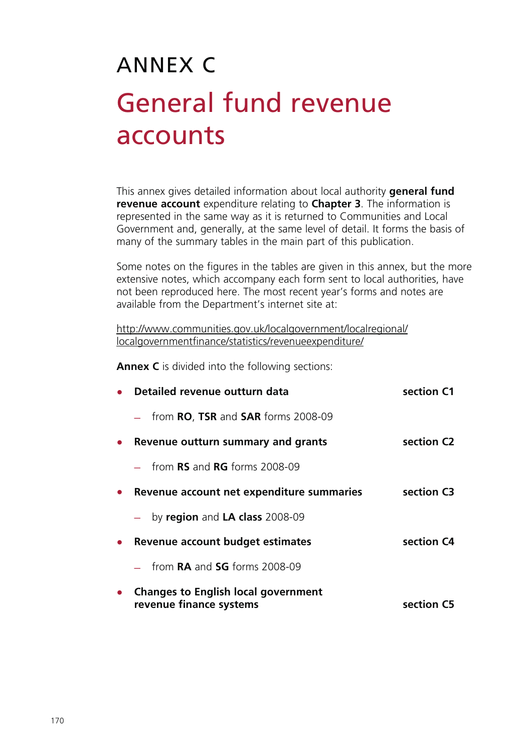# ANNEX C

# General fund revenue accounts

This annex gives detailed information about local authority **general fund revenue account** expenditure relating to **Chapter 3**. The information is represented in the same way as it is returned to Communities and Local Government and, generally, at the same level of detail. It forms the basis of many of the summary tables in the main part of this publication.

Some notes on the figures in the tables are given in this annex, but the more extensive notes, which accompany each form sent to local authorities, have not been reproduced here. The most recent year's forms and notes are available from the Department's internet site at:

http://www.communities.gov.uk/localgovernment/localregional/localgovernmentfinance/statistics/revenueexpenditure/

**Annex C** is divided into the following sections:

- **Detailed revenue outturn data** — **section C1**
  - from **RO**, **TSR** and **SAR** forms 2008-09
- **Revenue outturn summary and grants** — **section C2**
  - from **RS** and **RG** forms 2008-09
- **Revenue account net expenditure summaries** — **section C3**
  - by **region** and **LA class** 2008-09
- **Revenue account budget estimates** — **section C4**
  - from **RA** and **SG** forms 2008-09
- **Changes to English local government revenue finance systems** — **section C5**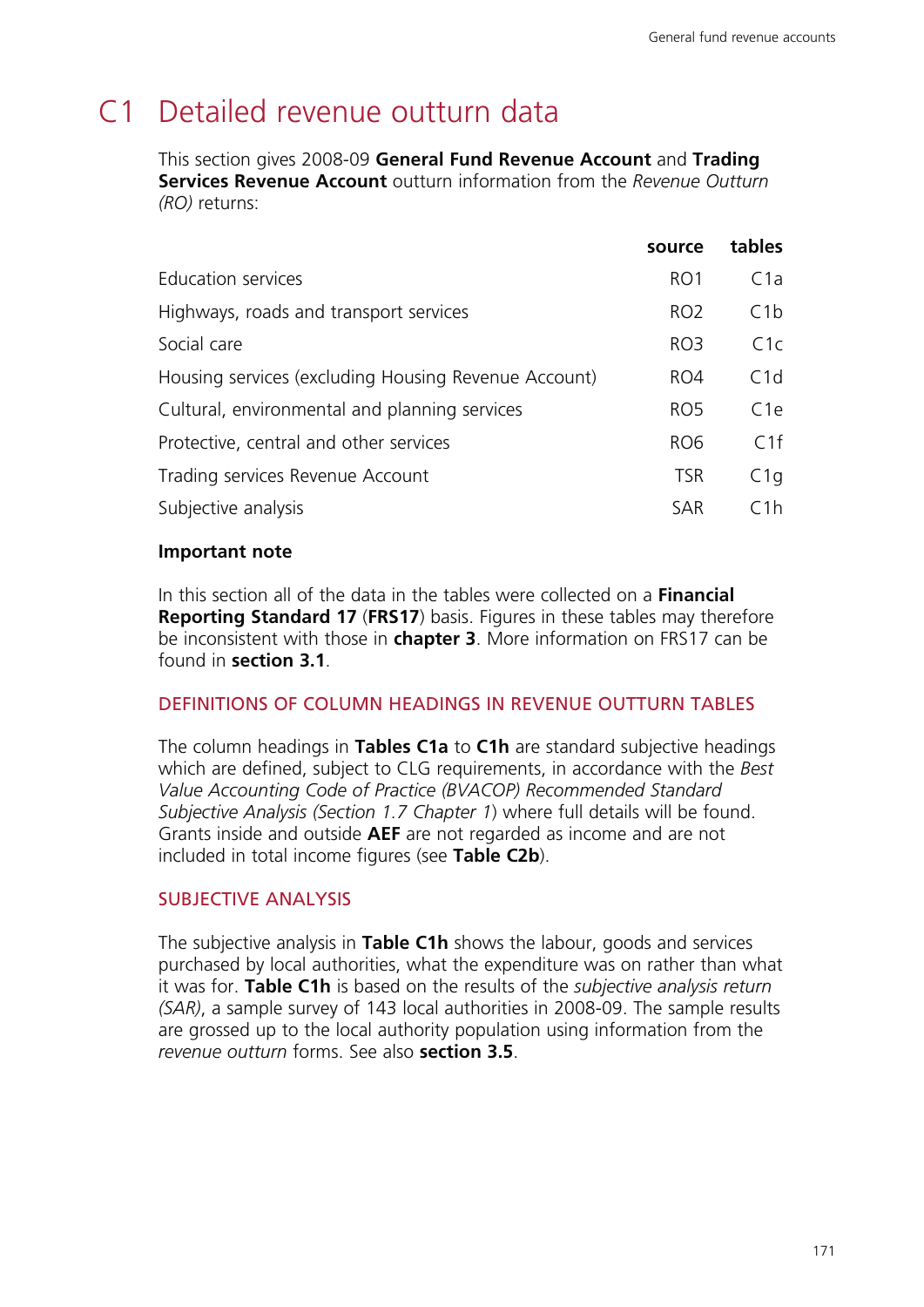# C1 Detailed revenue outturn data

This section gives 2008-09 **General Fund Revenue Account** and **Trading Services Revenue Account** outturn information from the *Revenue Outturn (RO)* returns:

| | source | tables |
|---|---|---|
| Education services | RO1 | C1a |
| Highways, roads and transport services | RO2 | C1b |
| Social care | RO3 | C1c |
| Housing services (excluding Housing Revenue Account) | RO4 | C1d |
| Cultural, environmental and planning services | RO5 | C1e |
| Protective, central and other services | RO6 | C1f |
| Trading services Revenue Account | TSR | C1g |
| Subjective analysis | SAR | C1h |

**Important note**

In this section all of the data in the tables were collected on a **Financial Reporting Standard 17** (**FRS17**) basis. Figures in these tables may therefore be inconsistent with those in **chapter 3**. More information on FRS17 can be found in **section 3.1**.

## DEFINITIONS OF COLUMN HEADINGS IN REVENUE OUTTURN TABLES

The column headings in **Tables C1a** to **C1h** are standard subjective headings which are defined, subject to CLG requirements, in accordance with the *Best Value Accounting Code of Practice (BVACOP) Recommended Standard Subjective Analysis (Section 1.7 Chapter 1)* where full details will be found. Grants inside and outside **AEF** are not regarded as income and are not included in total income figures (see **Table C2b**).

## SUBJECTIVE ANALYSIS

The subjective analysis in **Table C1h** shows the labour, goods and services purchased by local authorities, what the expenditure was on rather than what it was for. **Table C1h** is based on the results of the *subjective analysis return (SAR)*, a sample survey of 143 local authorities in 2008-09. The sample results are grossed up to the local authority population using information from the *revenue outturn* forms. See also **section 3.5**.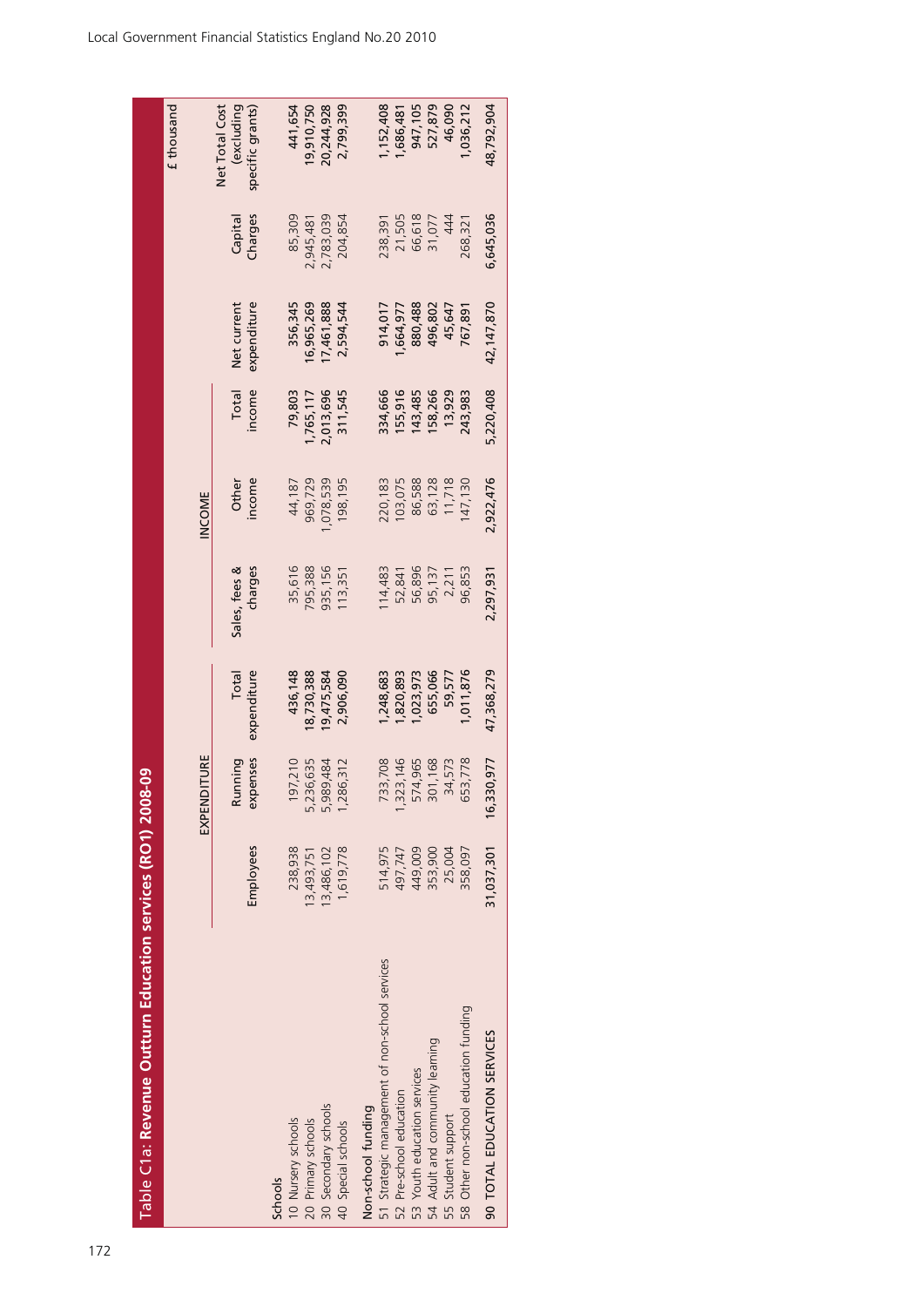## Table C1a: Revenue Outturn Education services (RO1) 2008-09

£ thousand

| | EXPENDITURE | | | INCOME | | | | | |
|---|---|---|---|---|---|---|---|---|---|
| | Employees | Running expenses | Total expenditure | Sales, fees & charges | Other income | Total income | Net current expenditure | Capital Charges | Net Total Cost (excluding specific grants) |
| **Schools** | | | | | | | | | |
| 10 Nursery schools | 238,938 | 197,210 | 436,148 | 35,616 | 44,187 | 79,803 | 356,345 | 85,309 | 441,654 |
| 20 Primary schools | 13,493,751 | 5,236,635 | 18,730,388 | 795,388 | 969,729 | 1,765,117 | 16,965,269 | 2,945,481 | 19,910,750 |
| 30 Secondary schools | 13,486,102 | 5,989,484 | 19,475,584 | 935,156 | 1,078,539 | 2,013,696 | 17,461,888 | 2,783,039 | 20,244,928 |
| 40 Special schools | 1,619,778 | 1,286,312 | 2,906,090 | 113,351 | 198,195 | 311,545 | 2,594,544 | 204,854 | 2,799,399 |
| **Non-school funding** | | | | | | | | | |
| 51 Strategic management of non-school services | 514,975 | 733,708 | 1,248,683 | 114,483 | 220,183 | 334,666 | 914,017 | 238,391 | 1,152,408 |
| 52 Pre-school education | 497,747 | 1,323,146 | 1,820,893 | 52,841 | 103,075 | 155,916 | 1,664,977 | 21,505 | 1,686,481 |
| 53 Youth education services | 449,009 | 574,965 | 1,023,973 | 56,896 | 86,588 | 143,485 | 880,488 | 66,618 | 947,105 |
| 54 Adult and community learning | 353,900 | 301,168 | 655,066 | 95,137 | 63,128 | 158,266 | 496,802 | 31,077 | 527,879 |
| 55 Student support | 25,004 | 34,573 | 59,577 | 2,211 | 11,718 | 13,929 | 45,647 | 444 | 46,090 |
| 58 Other non-school education funding | 358,097 | 653,778 | 1,011,876 | 96,853 | 147,130 | 243,983 | 767,891 | 268,321 | 1,036,212 |
| **90 TOTAL EDUCATION SERVICES** | **31,037,301** | **16,330,977** | **47,368,279** | **2,297,931** | **2,922,476** | **5,220,408** | **42,147,870** | **6,645,036** | **48,792,904** |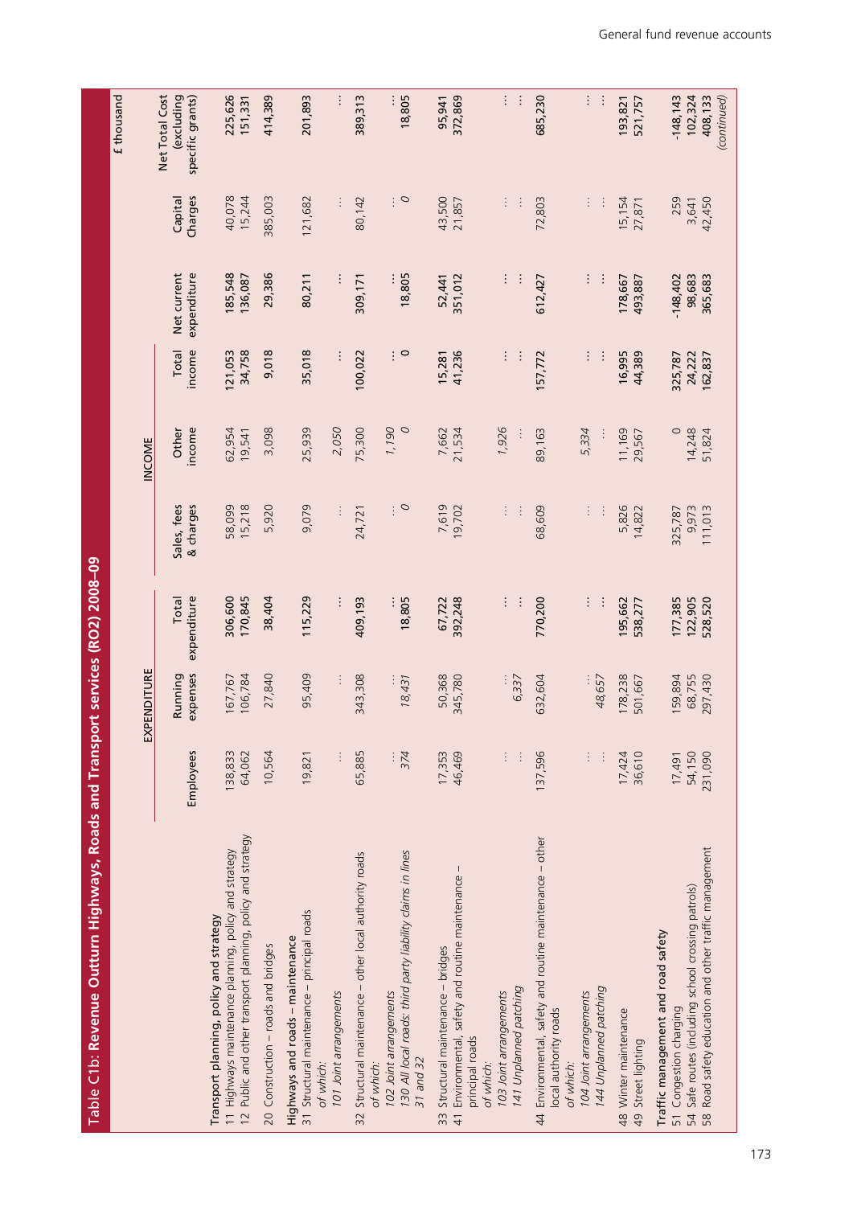## Table C1b: Revenue Outturn Highways, Roads and Transport services (RO2) 2008–09

£ thousand

| | EXPENDITURE | | | INCOME | | | | | |
|---|---|---|---|---|---|---|---|---|---|
| | Employees | Running expenses | Total expenditure | Sales, fees & charges | Other income | Total income | Net current expenditure | Capital Charges | Net Total Cost (excluding specific grants) |
| **Transport planning, policy and strategy** | | | | | | | | | |
| 11 Highways maintenance planning, policy and strategy | 138,833 | 167,767 | 306,600 | 58,099 | 62,954 | 121,053 | 185,548 | 40,078 | 225,626 |
| 12 Public and other transport planning, policy and strategy | 64,062 | 106,784 | 170,845 | 15,218 | 19,541 | 34,758 | 136,087 | 15,244 | 151,331 |
| 20 Construction – roads and bridges | 10,564 | 27,840 | 38,404 | 5,920 | 3,098 | 9,018 | 29,386 | 385,003 | 414,389 |
| **Highways and roads – maintenance** | | | | | | | | | |
| 31 Structural maintenance – principal roads | 19,821 | 95,409 | 115,229 | 9,079 | 25,939 | 35,018 | 80,211 | 121,682 | 201,893 |
| *of which:* | | | | | | | | | |
| *101 Joint arrangements* | .. | .. | .. | .. | *2,050* | .. | .. | .. | .. |
| 32 Structural maintenance – other local authority roads | 65,885 | 343,308 | 409,193 | 24,721 | 75,300 | 100,022 | 309,171 | 80,142 | 389,313 |
| *of which:* | | | | | | | | | |
| *102 Joint arrangements* | .. | .. | .. | .. | *1,190* | .. | .. | .. | .. |
| *130 All local roads: third party liability claims in lines 31 and 32* | *374* | *18,431* | 18,805 | *0* | *0* | 0 | 18,805 | 0 | 18,805 |
| 33 Structural maintenance – bridges | 17,353 | 50,368 | 67,722 | 7,619 | 7,662 | 15,281 | 52,441 | 43,500 | 95,941 |
| 41 Environmental, safety and routine maintenance – principal roads | 46,469 | 345,780 | 392,248 | 19,702 | 21,534 | 41,236 | 351,012 | 21,857 | 372,869 |
| *of which:* | | | | | | | | | |
| *103 Joint arrangements* | .. | .. | .. | .. | *1,926* | .. | .. | .. | .. |
| *141 Unplanned patching* | .. | *6,337* | .. | .. | .. | .. | .. | .. | .. |
| 44 Environmental, safety and routine maintenance – other local authority roads | 137,596 | 632,604 | 770,200 | 68,609 | 89,163 | 157,772 | 612,427 | 72,803 | 685,230 |
| *of which:* | | | | | | | | | |
| *104 Joint arrangements* | .. | .. | .. | .. | *5,334* | .. | .. | .. | .. |
| *144 Unplanned patching* | .. | *48,657* | .. | .. | .. | .. | .. | .. | .. |
| 48 Winter maintenance | 17,424 | 178,238 | 195,662 | 5,826 | 11,169 | 16,995 | 178,667 | 15,154 | 193,821 |
| 49 Street lighting | 36,610 | 501,667 | 538,277 | 14,822 | 29,567 | 44,389 | 493,887 | 27,871 | 521,757 |
| **Traffic management and road safety** | | | | | | | | | |
| 51 Congestion charging | 17,491 | 159,894 | 177,385 | 325,787 | 0 | 325,787 | -148,402 | 259 | -148,143 |
| 54 Safe routes (including school crossing patrols) | 54,150 | 68,755 | 122,905 | 9,973 | 14,248 | 24,222 | 98,683 | 3,641 | 102,324 |
| 58 Road safety education and other traffic management | 231,090 | 297,430 | 528,520 | 111,013 | 51,824 | 162,837 | 365,683 | 42,450 | 408,133 |

*(continued)*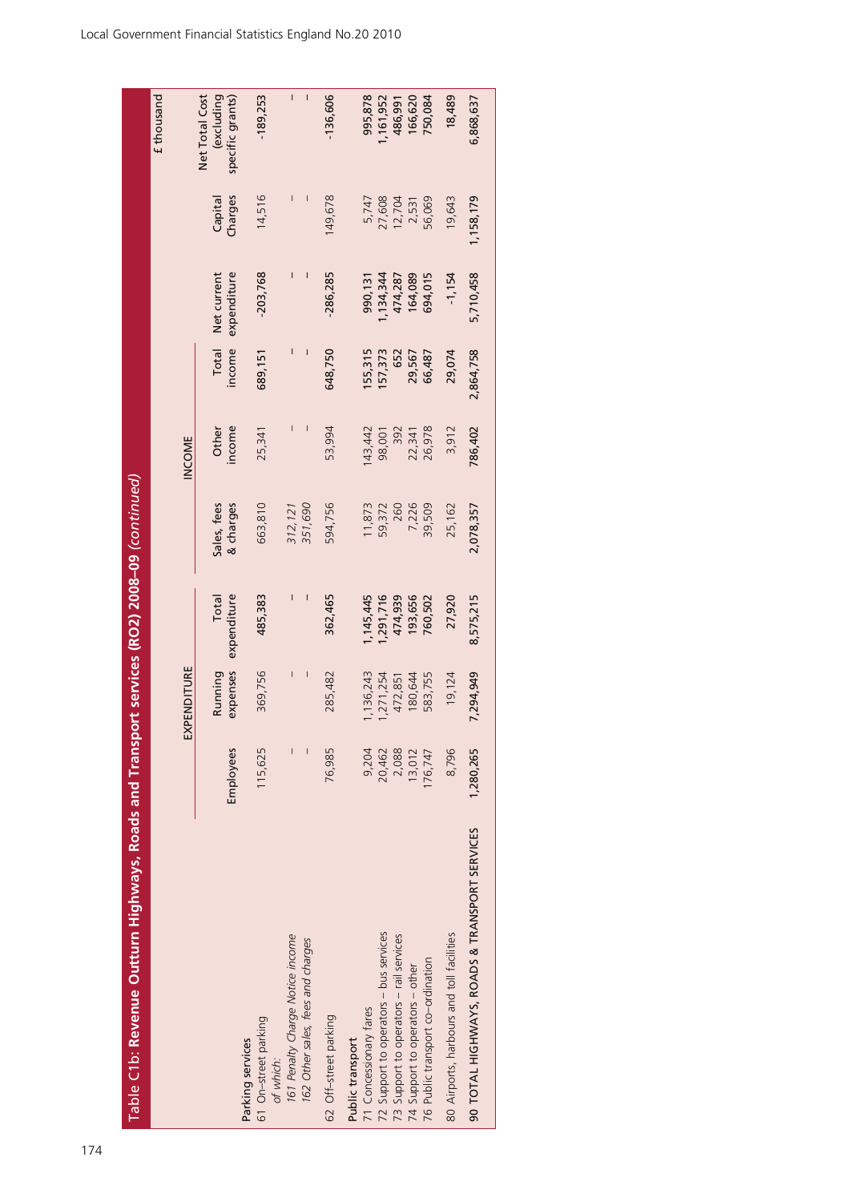## Table C1b: Revenue Outturn Highways, Roads and Transport services (RO2) 2008–09 *(continued)*

£ thousand

| | EXPENDITURE | | | INCOME | | | | | |
|---|---|---|---|---|---|---|---|---|---|
| | Employees | Running expenses | Total expenditure | Sales, fees & charges | Other income | Total income | Net current expenditure | Capital Charges | Net Total Cost (excluding specific grants) |
| **Parking services** | | | | | | | | | |
| 61 On-street parking | 115,625 | 369,756 | 485,383 | 663,810 | 25,341 | 689,151 | -203,768 | 14,516 | -189,253 |
| *of which:* | | | | | | | | | |
| *161 Penalty Charge Notice income* | – | – | – | *312,121* | – | – | – | – | – |
| *162 Other sales, fees and charges* | – | – | – | *351,690* | – | – | – | – | – |
| 62 Off-street parking | 76,985 | 285,482 | 362,465 | 594,756 | 53,994 | 648,750 | -286,285 | 149,678 | -136,606 |
| **Public transport** | | | | | | | | | |
| 71 Concessionary fares | 9,204 | 1,136,243 | 1,145,445 | 11,873 | 143,442 | 155,315 | 990,131 | 5,747 | 995,878 |
| 72 Support to operators – bus services | 20,462 | 1,271,254 | 1,291,716 | 59,372 | 98,001 | 157,373 | 1,134,344 | 27,608 | 1,161,952 |
| 73 Support to operators – rail services | 2,088 | 472,851 | 474,939 | 260 | 392 | 652 | 474,287 | 12,704 | 486,991 |
| 74 Support to operators – other | 13,012 | 180,644 | 193,656 | 7,226 | 22,341 | 29,567 | 164,089 | 2,531 | 166,620 |
| 76 Public transport co-ordination | 176,747 | 583,755 | 760,502 | 39,509 | 26,978 | 66,487 | 694,015 | 56,069 | 750,084 |
| 80 Airports, harbours and toll facilities | 8,796 | 19,124 | 27,920 | 25,162 | 3,912 | 29,074 | -1,154 | 19,643 | 18,489 |
| **90 TOTAL HIGHWAYS, ROADS & TRANSPORT SERVICES** | **1,280,265** | **7,294,949** | **8,575,215** | **2,078,357** | **786,402** | **2,864,758** | **5,710,458** | **1,158,179** | **6,868,637** |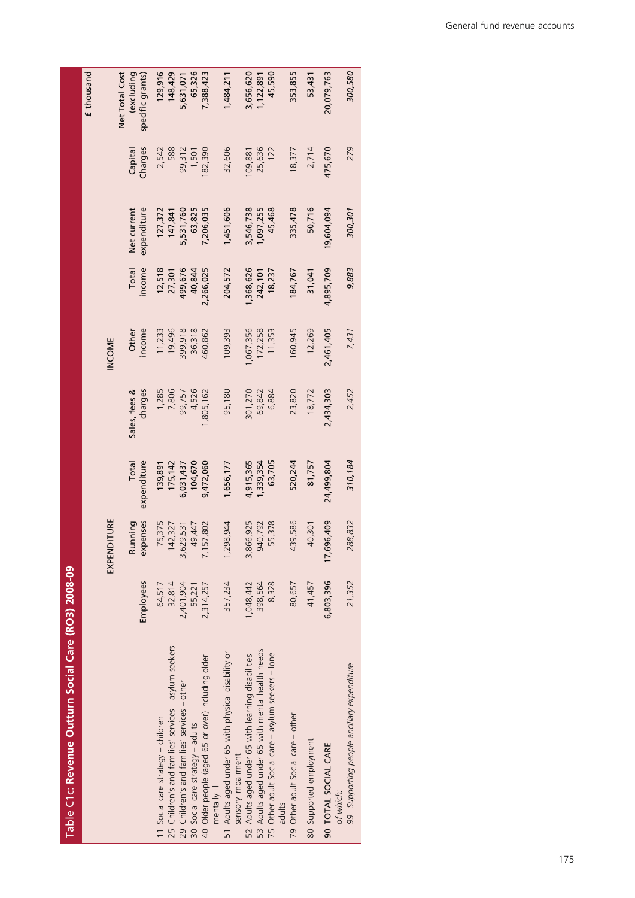## Table C1c: Revenue Outturn Social Care (RO3) 2008-09

£ thousand

| | EXPENDITURE | | | INCOME | | | | | |
|---|---|---|---|---|---|---|---|---|---|
| | Employees | Running expenses | Total expenditure | Sales, fees & charges | Other income | Total income | Net current expenditure | Capital Charges | Net Total Cost (excluding specific grants) |
| 11 Social care strategy – children | 64,517 | 75,375 | 139,891 | 1,285 | 11,233 | 12,518 | 127,372 | 2,542 | 129,916 |
| 25 Children's and families' services – asylum seekers | 32,814 | 142,327 | 175,142 | 7,806 | 19,496 | 27,301 | 147,841 | 588 | 148,429 |
| 29 Children's and families' services – other | 2,401,904 | 3,629,531 | 6,031,437 | 99,757 | 399,918 | 499,676 | 5,531,760 | 99,312 | 5,631,071 |
| 30 Social care strategy – adults | 55,221 | 49,447 | 104,670 | 4,526 | 36,318 | 40,844 | 63,825 | 1,501 | 65,326 |
| 40 Older people (aged 65 or over) including older mentally ill | 2,314,257 | 7,157,802 | 9,472,060 | 1,805,162 | 460,862 | 2,266,025 | 7,206,035 | 182,390 | 7,388,423 |
| 51 Adults aged under 65 with physical disability or sensory impairment | 357,234 | 1,298,944 | 1,656,177 | 95,180 | 109,393 | 204,572 | 1,451,606 | 32,606 | 1,484,211 |
| 52 Adults aged under 65 with learning disabilities | 1,048,442 | 3,866,925 | 4,915,365 | 301,270 | 1,067,356 | 1,368,626 | 3,546,738 | 109,881 | 3,656,620 |
| 53 Adults aged under 65 with mental health needs | 398,564 | 940,792 | 1,339,354 | 69,842 | 172,258 | 242,101 | 1,097,255 | 25,636 | 1,122,891 |
| 75 Other adult Social care – asylum seekers – lone adults | 8,328 | 55,378 | 63,705 | 6,884 | 11,353 | 18,237 | 45,468 | 122 | 45,590 |
| 79 Other adult Social care – other | 80,657 | 439,586 | 520,244 | 23,820 | 160,945 | 184,767 | 335,478 | 18,377 | 353,855 |
| 80 Supported employment | 41,457 | 40,301 | 81,757 | 18,772 | 12,269 | 31,041 | 50,716 | 2,714 | 53,431 |
| **90 TOTAL SOCIAL CARE** | 6,803,396 | 17,696,409 | 24,499,804 | 2,434,303 | 2,461,405 | 4,895,709 | 19,604,094 | 475,670 | 20,079,763 |
| *of which:* | | | | | | | | | |
| *99 Supporting people ancillary expenditure* | *21,352* | *288,832* | *310,184* | *2,452* | *7,431* | *9,883* | *300,301* | *279* | *300,580* |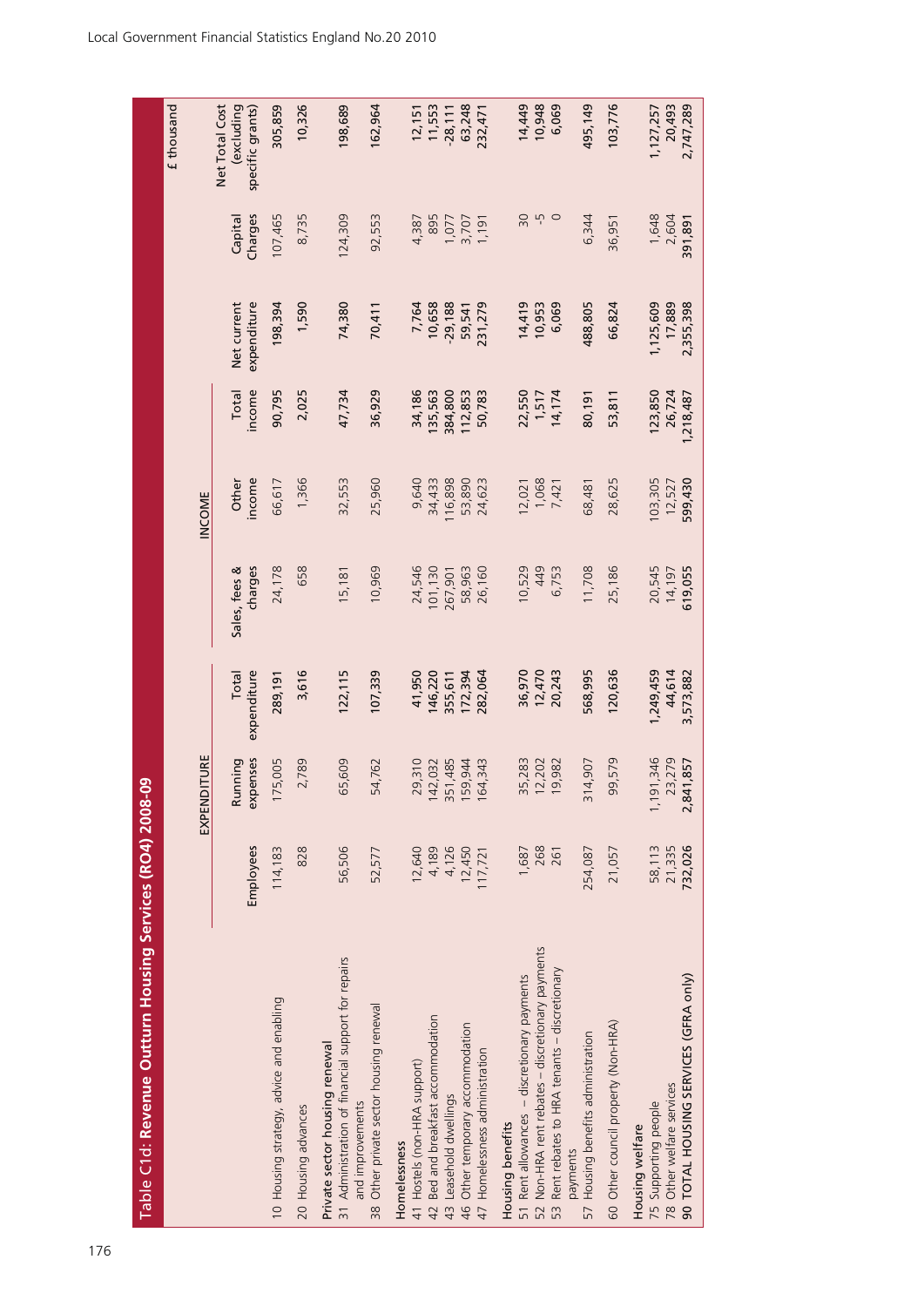## Table C1d: Revenue Outturn Housing Services (RO4) 2008-09

£ thousand

| | EXPENDITURE | | | INCOME | | | | | |
|---|---|---|---|---|---|---|---|---|---|
| | Employees | Running expenses | Total expenditure | Sales, fees & charges | Other income | Total income | Net current expenditure | Capital Charges | Net Total Cost (excluding specific grants) |
| 10 Housing strategy, advice and enabling | 114,183 | 175,005 | 289,191 | 24,178 | 66,617 | 90,795 | 198,394 | 107,465 | 305,859 |
| 20 Housing advances | 828 | 2,789 | 3,616 | 658 | 1,366 | 2,025 | 1,590 | 8,735 | 10,326 |
| **Private sector housing renewal** | | | | | | | | | |
| 31 Administration of financial support for repairs and improvements | 56,506 | 65,609 | 122,115 | 15,181 | 32,553 | 47,734 | 74,380 | 124,309 | 198,689 |
| 38 Other private sector housing renewal | 52,577 | 54,762 | 107,339 | 10,969 | 25,960 | 36,929 | 70,411 | 92,553 | 162,964 |
| **Homelessness** | | | | | | | | | |
| 41 Hostels (non-HRA support) | 12,640 | 29,310 | 41,950 | 24,546 | 9,640 | 34,186 | 7,764 | 4,387 | 12,151 |
| 42 Bed and breakfast accommodation | 4,189 | 142,032 | 146,220 | 101,130 | 34,433 | 135,563 | 10,658 | 895 | 11,553 |
| 43 Leasehold dwellings | 4,126 | 351,485 | 355,611 | 267,901 | 116,898 | 384,800 | -29,188 | 1,077 | -28,111 |
| 46 Other temporary accommodation | 12,450 | 159,944 | 172,394 | 58,963 | 53,890 | 112,853 | 59,541 | 3,707 | 63,248 |
| 47 Homelessness administration | 117,721 | 164,343 | 282,064 | 26,160 | 24,623 | 50,783 | 231,279 | 1,191 | 232,471 |
| **Housing benefits** | | | | | | | | | |
| 51 Rent allowances – discretionary payments | 1,687 | 35,283 | 36,970 | 10,529 | 12,021 | 22,550 | 14,419 | 30 | 14,449 |
| 52 Non-HRA rent rebates – discretionary payments | 268 | 12,202 | 12,470 | 449 | 1,068 | 1,517 | 10,953 | -5 | 10,948 |
| 53 Rent rebates to HRA tenants – discretionary payments | 261 | 19,982 | 20,243 | 6,753 | 7,421 | 14,174 | 6,069 | 0 | 6,069 |
| 57 Housing benefits administration | 254,087 | 314,907 | 568,995 | 11,708 | 68,481 | 80,191 | 488,805 | 6,344 | 495,149 |
| 60 Other council property (Non-HRA) | 21,057 | 99,579 | 120,636 | 25,186 | 28,625 | 53,811 | 66,824 | 36,951 | 103,776 |
| **Housing welfare** | | | | | | | | | |
| 75 Supporting people | 58,113 | 1,191,346 | 1,249,459 | 20,545 | 103,305 | 123,850 | 1,125,609 | 1,648 | 1,127,257 |
| 78 Other welfare services | 21,335 | 23,279 | 44,614 | 14,197 | 12,527 | 26,724 | 17,889 | 2,604 | 20,493 |
| **90 TOTAL HOUSING SERVICES (GFRA only)** | **732,026** | **2,841,857** | **3,573,882** | **619,055** | **599,430** | **1,218,487** | **2,355,398** | **391,891** | **2,747,289** |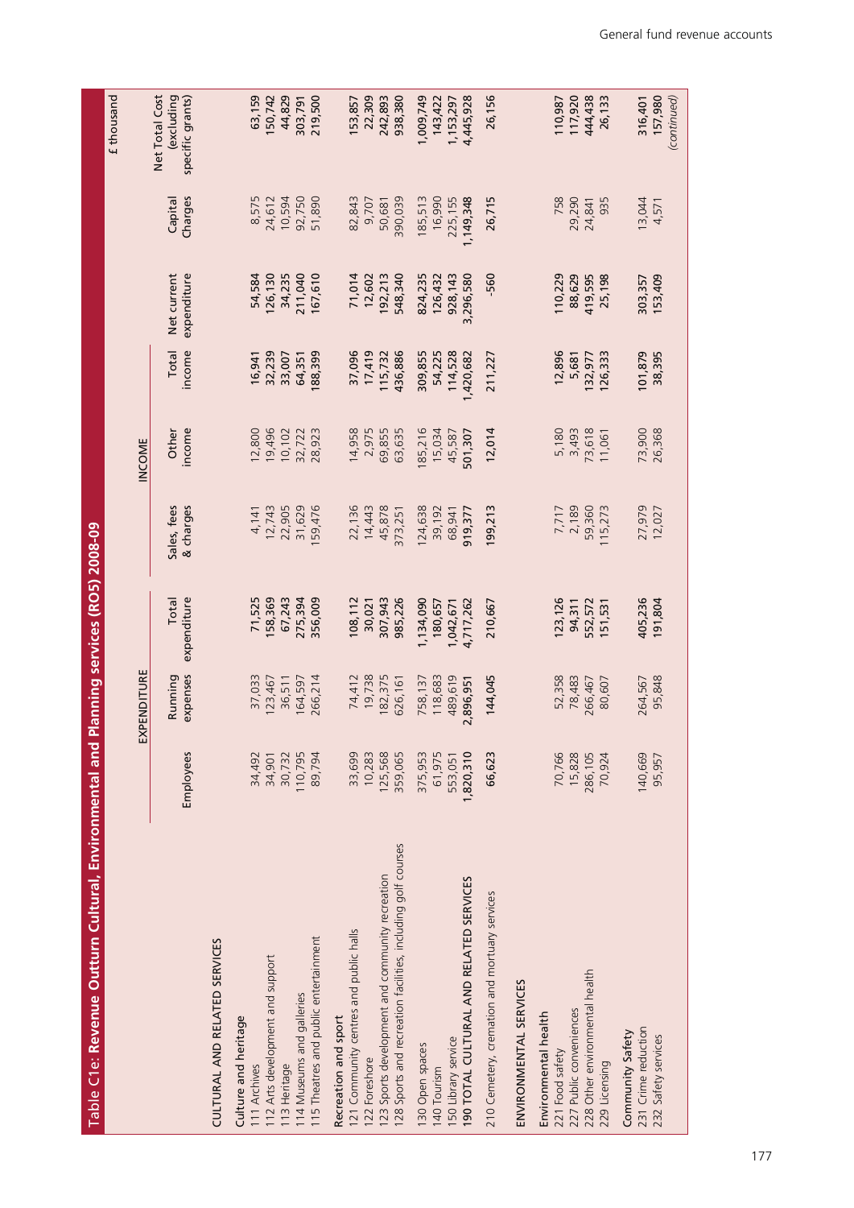## Table C1e: Revenue Outturn Cultural, Environmental and Planning services (RO5) 2008-09

£ thousand

| | EXPENDITURE | | | INCOME | | | | | |
|---|---|---|---|---|---|---|---|---|---|
| | Employees | Running expenses | Total expenditure | Sales, fees & charges | Other income | Total income | Net current expenditure | Capital Charges | Net Total Cost (excluding specific grants) |
| **CULTURAL AND RELATED SERVICES** | | | | | | | | | |
| **Culture and heritage** | | | | | | | | | |
| 111 Archives | 34,492 | 37,033 | 71,525 | 4,141 | 12,800 | 16,941 | 54,584 | 8,575 | 63,159 |
| 112 Arts development and support | 34,901 | 123,467 | 158,369 | 12,743 | 19,496 | 32,239 | 126,130 | 24,612 | 150,742 |
| 113 Heritage | 30,732 | 36,511 | 67,243 | 22,905 | 10,102 | 33,007 | 34,235 | 10,594 | 44,829 |
| 114 Museums and galleries | 110,795 | 164,597 | 275,394 | 31,629 | 32,722 | 64,351 | 211,040 | 92,750 | 303,791 |
| 115 Theatres and public entertainment | 89,794 | 266,214 | 356,009 | 159,476 | 28,923 | 188,399 | 167,610 | 51,890 | 219,500 |
| **Recreation and sport** | | | | | | | | | |
| 121 Community centres and public halls | 33,699 | 74,412 | 108,112 | 22,136 | 14,958 | 37,096 | 71,014 | 82,843 | 153,857 |
| 122 Foreshore | 10,283 | 19,738 | 30,021 | 14,443 | 2,975 | 17,419 | 12,602 | 9,707 | 22,309 |
| 123 Sports development and community recreation | 125,568 | 182,375 | 307,943 | 45,878 | 69,855 | 115,732 | 192,213 | 50,681 | 242,893 |
| 128 Sports and recreation facilities, including golf courses | 359,065 | 626,161 | 985,226 | 373,251 | 63,635 | 436,886 | 548,340 | 390,039 | 938,380 |
| 130 Open spaces | 375,953 | 758,137 | 1,134,090 | 124,638 | 185,216 | 309,855 | 824,235 | 185,513 | 1,009,749 |
| 140 Tourism | 61,975 | 118,683 | 180,657 | 39,192 | 15,034 | 54,225 | 126,432 | 16,990 | 143,422 |
| 150 Library service | 553,051 | 489,619 | 1,042,671 | 68,941 | 45,587 | 114,528 | 928,143 | 225,155 | 1,153,297 |
| **190 TOTAL CULTURAL AND RELATED SERVICES** | **1,820,310** | **2,896,951** | **4,717,262** | **919,377** | **501,307** | **1,420,682** | **3,296,580** | **1,149,348** | **4,445,928** |
| 210 Cemetery, cremation and mortuary services | 66,623 | 144,045 | 210,667 | 199,213 | 12,014 | 211,227 | -560 | 26,715 | 26,156 |
| **ENVIRONMENTAL SERVICES** | | | | | | | | | |
| **Environmental health** | | | | | | | | | |
| 221 Food safety | 70,766 | 52,358 | 123,126 | 7,717 | 5,180 | 12,896 | 110,229 | 758 | 110,987 |
| 227 Public conveniences | 15,828 | 78,483 | 94,311 | 2,189 | 3,493 | 5,681 | 88,629 | 29,290 | 117,920 |
| 228 Other environmental health | 286,105 | 266,467 | 552,572 | 59,360 | 73,618 | 132,977 | 419,595 | 24,841 | 444,438 |
| 229 Licensing | 70,924 | 80,607 | 151,531 | 115,273 | 11,061 | 126,333 | 25,198 | 935 | 26,133 |
| **Community Safety** | | | | | | | | | |
| 231 Crime reduction | 140,669 | 264,567 | 405,236 | 27,979 | 73,900 | 101,879 | 303,357 | 13,044 | 316,401 |
| 232 Safety services | 95,957 | 95,848 | 191,804 | 12,027 | 26,368 | 38,395 | 153,409 | 4,571 | 157,980 |

*(continued)*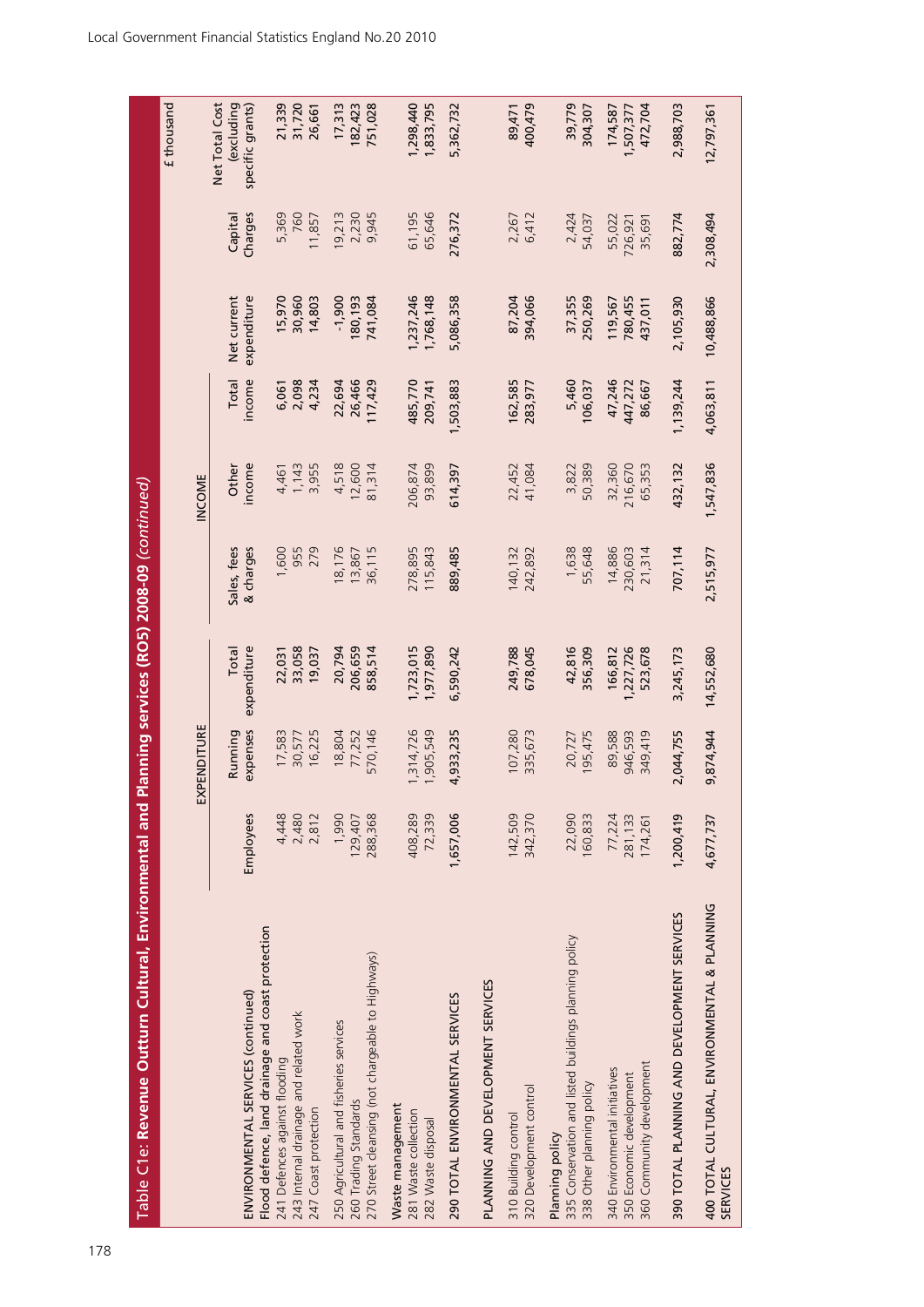## Table C1e: Revenue Outturn Cultural, Environmental and Planning services (RO5) 2008-09 *(continued)*

£ thousand

| | EXPENDITURE | | | INCOME | | | | | |
|---|---|---|---|---|---|---|---|---|---|
| | Employees | Running expenses | Total expenditure | Sales, fees & charges | Other income | Total income | Net current expenditure | Capital Charges | Net Total Cost (excluding specific grants) |
| **ENVIRONMENTAL SERVICES (continued)** | | | | | | | | | |
| **Flood defence, land drainage and coast protection** | | | | | | | | | |
| 241 Defences against flooding | 4,448 | 17,583 | 22,031 | 1,600 | 4,461 | 6,061 | 15,970 | 5,369 | 21,339 |
| 243 Internal drainage and related work | 2,480 | 30,577 | 33,058 | 955 | 1,143 | 2,098 | 30,960 | 760 | 31,720 |
| 247 Coast protection | 2,812 | 16,225 | 19,037 | 279 | 3,955 | 4,234 | 14,803 | 11,857 | 26,661 |
| 250 Agricultural and fisheries services | 1,990 | 18,804 | 20,794 | 18,176 | 4,518 | 22,694 | -1,900 | 19,213 | 17,313 |
| 260 Trading Standards | 129,407 | 77,252 | 206,659 | 13,867 | 12,600 | 26,466 | 180,193 | 2,230 | 182,423 |
| 270 Street cleansing (not chargeable to Highways) | 288,368 | 570,146 | 858,514 | 36,115 | 81,314 | 117,429 | 741,084 | 9,945 | 751,028 |
| **Waste management** | | | | | | | | | |
| 281 Waste collection | 408,289 | 1,314,726 | 1,723,015 | 278,895 | 206,874 | 485,770 | 1,237,246 | 61,195 | 1,298,440 |
| 282 Waste disposal | 72,339 | 1,905,549 | 1,977,890 | 115,843 | 93,899 | 209,741 | 1,768,148 | 65,646 | 1,833,795 |
| **290 TOTAL ENVIRONMENTAL SERVICES** | **1,657,006** | **4,933,235** | **6,590,242** | **889,485** | **614,397** | **1,503,883** | **5,086,358** | **276,372** | **5,362,732** |
| **PLANNING AND DEVELOPMENT SERVICES** | | | | | | | | | |
| 310 Building control | 142,509 | 107,280 | 249,788 | 140,132 | 22,452 | 162,585 | 87,204 | 2,267 | 89,471 |
| 320 Development control | 342,370 | 335,673 | 678,045 | 242,892 | 41,084 | 283,977 | 394,066 | 6,412 | 400,479 |
| **Planning policy** | | | | | | | | | |
| 335 Conservation and listed buildings planning policy | 22,090 | 20,727 | 42,816 | 1,638 | 3,822 | 5,460 | 37,355 | 2,424 | 39,779 |
| 338 Other planning policy | 160,833 | 195,475 | 356,309 | 55,648 | 50,389 | 106,037 | 250,269 | 54,037 | 304,307 |
| 340 Environmental initiatives | 77,224 | 89,588 | 166,812 | 14,886 | 32,360 | 47,246 | 119,567 | 55,022 | 174,587 |
| 350 Economic development | 281,133 | 946,593 | 1,227,726 | 230,603 | 216,670 | 447,272 | 780,455 | 726,921 | 1,507,377 |
| 360 Community development | 174,261 | 349,419 | 523,678 | 21,314 | 65,353 | 86,667 | 437,011 | 35,691 | 472,704 |
| **390 TOTAL PLANNING AND DEVELOPMENT SERVICES** | **1,200,419** | **2,044,755** | **3,245,173** | **707,114** | **432,132** | **1,139,244** | **2,105,930** | **882,774** | **2,988,703** |
| **400 TOTAL CULTURAL, ENVIRONMENTAL & PLANNING SERVICES** | **4,677,737** | **9,874,944** | **14,552,680** | **2,515,977** | **1,547,836** | **4,063,811** | **10,488,866** | **2,308,494** | **12,797,361** |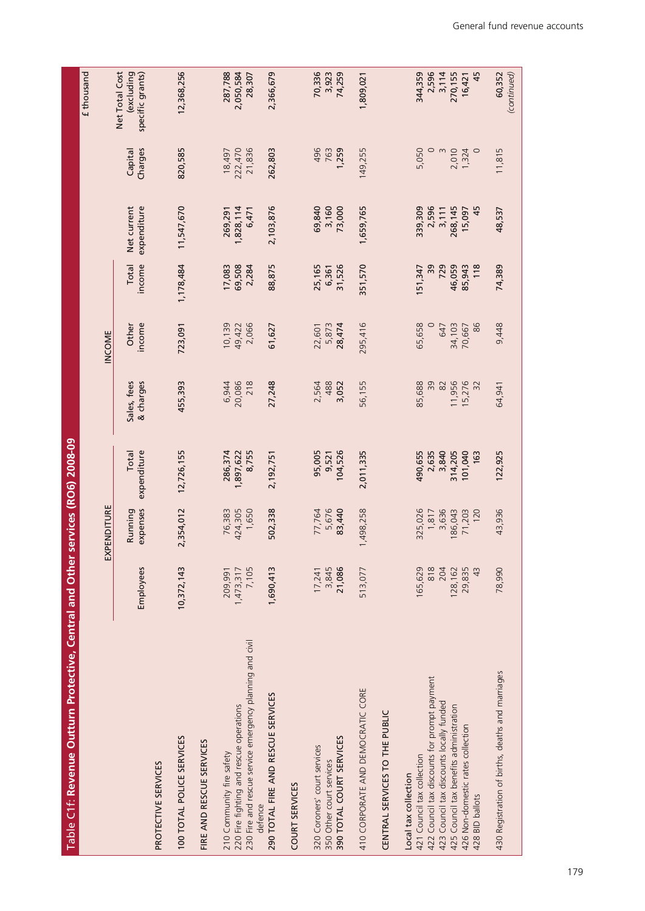## Table C1f: Revenue Outturn Protective, Central and Other services (RO6) 2008-09

£ thousand

| | EXPENDITURE | | | INCOME | | | | | |
|---|---|---|---|---|---|---|---|---|---|
| | Employees | Running expenses | Total expenditure | Sales, fees & charges | Other income | Total income | Net current expenditure | Capital Charges | Net Total Cost (excluding specific grants) |
| **PROTECTIVE SERVICES** | | | | | | | | | |
| **100 TOTAL POLICE SERVICES** | **10,372,143** | **2,354,012** | **12,726,155** | **455,393** | **723,091** | **1,178,484** | **11,547,670** | **820,585** | **12,368,256** |
| **FIRE AND RESCUE SERVICES** | | | | | | | | | |
| 210 Community fire safety | 209,991 | 76,383 | 286,374 | 6,944 | 10,139 | 17,083 | 269,291 | 18,497 | 287,788 |
| 220 Fire fighting and rescue operations | 1,473,317 | 424,305 | 1,897,622 | 20,086 | 49,422 | 69,508 | 1,828,114 | 222,470 | 2,050,584 |
| 230 Fire and rescue service emergency planning and civil defence | 7,105 | 1,650 | 8,755 | 218 | 2,066 | 2,284 | 6,471 | 21,836 | 28,307 |
| **290 TOTAL FIRE AND RESCUE SERVICES** | **1,690,413** | **502,338** | **2,192,751** | **27,248** | **61,627** | **88,875** | **2,103,876** | **262,803** | **2,366,679** |
| **COURT SERVICES** | | | | | | | | | |
| 320 Coroners' court services | 17,241 | 77,764 | 95,005 | 2,564 | 22,601 | 25,165 | 69,840 | 496 | 70,336 |
| 350 Other court services | 3,845 | 5,676 | 9,521 | 488 | 5,873 | 6,361 | 3,160 | 763 | 3,923 |
| **390 TOTAL COURT SERVICES** | **21,086** | **83,440** | **104,526** | **3,052** | **28,474** | **31,526** | **73,000** | **1,259** | **74,259** |
| **410 CORPORATE AND DEMOCRATIC CORE** | **513,077** | **1,498,258** | **2,011,335** | **56,155** | **295,416** | **351,570** | **1,659,765** | **149,255** | **1,809,021** |
| **CENTRAL SERVICES TO THE PUBLIC** | | | | | | | | | |
| Local tax collection | | | | | | | | | |
| 421 Council tax collection | 165,629 | 325,026 | 490,655 | 85,688 | 65,658 | 151,347 | 339,309 | 5,050 | 344,359 |
| 422 Council tax discounts for prompt payment | 818 | 1,817 | 2,635 | 39 | 0 | 39 | 2,596 | 0 | 2,596 |
| 423 Council tax discounts locally funded | 204 | 3,636 | 3,840 | 82 | 647 | 729 | 3,111 | 3 | 3,114 |
| 425 Council tax benefits administration | 128,162 | 186,043 | 314,205 | 11,956 | 34,103 | 46,059 | 268,145 | 2,010 | 270,155 |
| 426 Non-domestic rates collection | 29,835 | 71,203 | 101,040 | 15,276 | 70,667 | 85,943 | 15,097 | 1,324 | 16,421 |
| 428 BID ballots | 43 | 120 | 163 | 32 | 86 | 118 | 45 | 0 | 45 |
| 430 Registration of births, deaths and marriages | 78,990 | 43,936 | 122,925 | 64,941 | 9,448 | 74,389 | 48,537 | 11,815 | 60,352 |

*(continued)*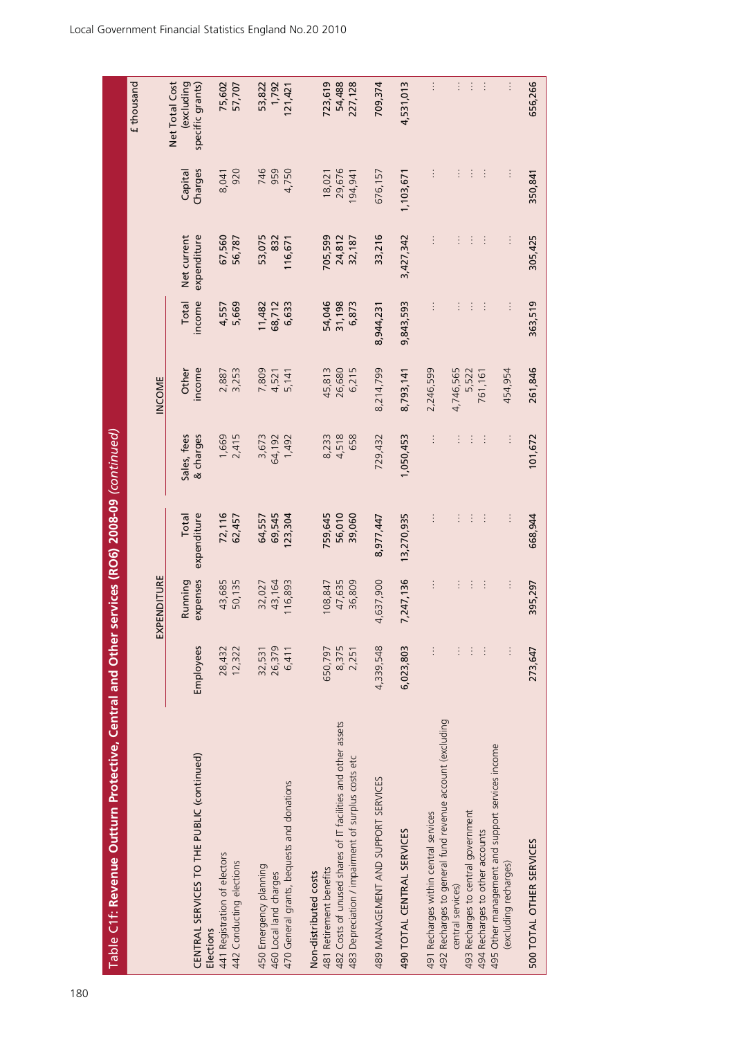## Table C1f: Revenue Outturn Protective, Central and Other services (RO6) 2008-09 *(continued)*

£ thousand

| | EXPENDITURE | | | INCOME | | | | | |
|---|---|---|---|---|---|---|---|---|---|
| | Employees | Running expenses | Total expenditure | Sales, fees & charges | Other income | Total income | Net current expenditure | Capital Charges | Net Total Cost (excluding specific grants) |
| **CENTRAL SERVICES TO THE PUBLIC (continued)** | | | | | | | | | |
| Elections | | | | | | | | | |
| 441 Registration of electors | 28,432 | 43,685 | 72,116 | 1,669 | 2,887 | 4,557 | 67,560 | 8,041 | 75,602 |
| 442 Conducting elections | 12,322 | 50,135 | 62,457 | 2,415 | 3,253 | 5,669 | 56,787 | 920 | 57,707 |
| 450 Emergency planning | 32,531 | 32,027 | 64,557 | 3,673 | 7,809 | 11,482 | 53,075 | 746 | 53,822 |
| 460 Local land charges | 26,379 | 43,164 | 69,545 | 64,192 | 4,521 | 68,712 | 832 | 959 | 1,792 |
| 470 General grants, bequests and donations | 6,411 | 116,893 | 123,304 | 1,492 | 5,141 | 6,633 | 116,671 | 4,750 | 121,421 |
| Non-distributed costs | | | | | | | | | |
| 481 Retirement benefits | 650,797 | 108,847 | 759,645 | 8,233 | 45,813 | 54,046 | 705,599 | 18,021 | 723,619 |
| 482 Costs of unused shares of IT facilities and other assets | 8,375 | 47,635 | 56,010 | 4,518 | 26,680 | 31,198 | 24,812 | 29,676 | 54,488 |
| 483 Depreciation / impairment of surplus costs etc | 2,251 | 36,809 | 39,060 | 658 | 6,215 | 6,873 | 32,187 | 194,941 | 227,128 |
| **489 MANAGEMENT AND SUPPORT SERVICES** | 4,339,548 | 4,637,900 | 8,977,447 | 729,432 | 8,214,799 | 8,944,231 | 33,216 | 676,157 | 709,374 |
| **490 TOTAL CENTRAL SERVICES** | 6,023,803 | 7,247,136 | 13,270,935 | 1,050,453 | 8,793,141 | 9,843,593 | 3,427,342 | 1,103,671 | 4,531,013 |
| 491 Recharges within central services | .. | .. | .. | .. | 2,246,599 | .. | .. | .. | .. |
| 492 Recharges to general fund revenue account (excluding central services) | .. | .. | .. | .. | 4,746,565 | .. | .. | .. | .. |
| 493 Recharges to central government | .. | .. | .. | .. | 5,522 | .. | .. | .. | .. |
| 494 Recharges to other accounts | .. | .. | .. | .. | 761,161 | .. | .. | .. | .. |
| 495 Other management and support services income (excluding recharges) | .. | .. | .. | .. | 454,954 | .. | .. | .. | .. |
| **500 TOTAL OTHER SERVICES** | 273,647 | 395,297 | 668,944 | 101,672 | 261,846 | 363,519 | 305,425 | 350,841 | 656,266 |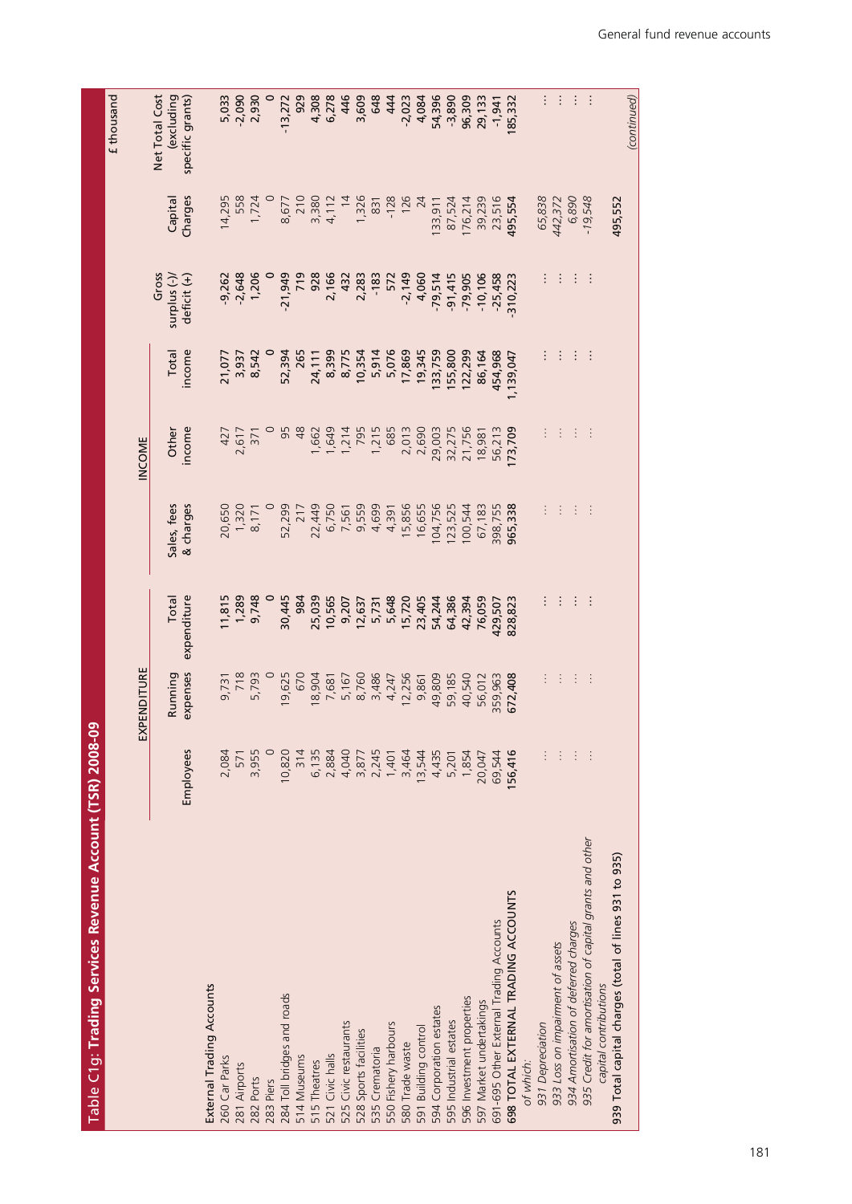## Table C1g: Trading Services Revenue Account (TSR) 2008-09

£ thousand

| | EXPENDITURE | | | INCOME | | | Gross surplus (-)/ deficit (+) | Capital Charges | Net Total Cost (excluding specific grants) |
|---|---|---|---|---|---|---|---|---|---|
| | Employees | Running expenses | Total expenditure | Sales, fees & charges | Other income | Total income | | | |
| **External Trading Accounts** | | | | | | | | | |
| 260 Car Parks | 2,084 | 9,731 | **11,815** | 20,650 | 427 | **21,077** | **-9,262** | 14,295 | **5,033** |
| 281 Airports | 571 | 718 | **1,289** | 1,320 | 2,617 | **3,937** | **-2,648** | 558 | **-2,090** |
| 282 Ports | 3,955 | 5,793 | **9,748** | 8,171 | 371 | **8,542** | **1,206** | 1,724 | **2,930** |
| 283 Piers | 0 | 0 | **0** | 0 | 0 | **0** | **0** | 0 | **0** |
| 284 Toll bridges and roads | 10,820 | 19,625 | **30,445** | 52,299 | 95 | **52,394** | **-21,949** | 8,677 | **-13,272** |
| 514 Museums | 314 | 670 | **984** | 217 | 48 | **265** | **719** | 210 | **929** |
| 515 Theatres | 6,135 | 18,904 | **25,039** | 22,449 | 1,662 | **24,111** | **928** | 3,380 | **4,308** |
| 521 Civic halls | 2,884 | 7,681 | **10,565** | 6,750 | 1,649 | **8,399** | **2,166** | 4,112 | **6,278** |
| 525 Civic restaurants | 4,040 | 5,167 | **9,207** | 7,561 | 1,214 | **8,775** | **432** | 14 | **446** |
| 528 Sports facilities | 3,877 | 8,760 | **12,637** | 9,559 | 795 | **10,354** | **2,283** | 1,326 | **3,609** |
| 535 Crematoria | 2,245 | 3,486 | **5,731** | 4,699 | 1,215 | **5,914** | **-183** | 831 | **648** |
| 550 Fishery harbours | 1,401 | 4,247 | **5,648** | 4,391 | 685 | **5,076** | **572** | -128 | **444** |
| 580 Trade waste | 3,464 | 12,256 | **15,720** | 15,856 | 2,013 | **17,869** | **-2,149** | 126 | **-2,023** |
| 591 Building control | 13,544 | 9,861 | **23,405** | 16,655 | 2,690 | **19,345** | **4,060** | 24 | **4,084** |
| 594 Corporation estates | 4,435 | 49,809 | **54,244** | 104,756 | 29,003 | **133,759** | **-79,514** | 133,911 | **54,396** |
| 595 Industrial estates | 5,201 | 59,185 | **64,386** | 123,525 | 32,275 | **155,800** | **-91,415** | 87,524 | **-3,890** |
| 596 Investment properties | 1,854 | 40,540 | **42,394** | 100,544 | 21,756 | **122,299** | **-79,905** | 176,214 | **96,309** |
| 597 Market undertakings | 20,047 | 56,012 | **76,059** | 67,183 | 18,981 | **86,164** | **-10,106** | 39,239 | **29,133** |
| 691-695 Other External Trading Accounts | 69,544 | 359,963 | **429,507** | 398,755 | 56,213 | **454,968** | **-25,458** | 23,516 | **-1,941** |
| **698 TOTAL EXTERNAL TRADING ACCOUNTS** | **156,416** | **672,408** | **828,823** | **965,338** | **173,709** | **1,139,047** | **-310,223** | **495,554** | **185,332** |
| *of which:* | | | | | | | | | |
| *931 Depreciation* | .. | .. | .. | .. | .. | .. | .. | *65,838* | .. |
| *933 Loss on impairment of assets* | .. | .. | .. | .. | .. | .. | .. | *442,372* | .. |
| *934 Amortisation of deferred charges* | .. | .. | .. | .. | .. | .. | .. | *6,890* | .. |
| *935 Credit for amortisation of capital grants and other capital contributions* | .. | .. | .. | .. | .. | .. | .. | *-19,548* | .. |
| **939 Total capital charges (total of lines 931 to 935)** | | | | | | | | **495,552** | |

*(continued)*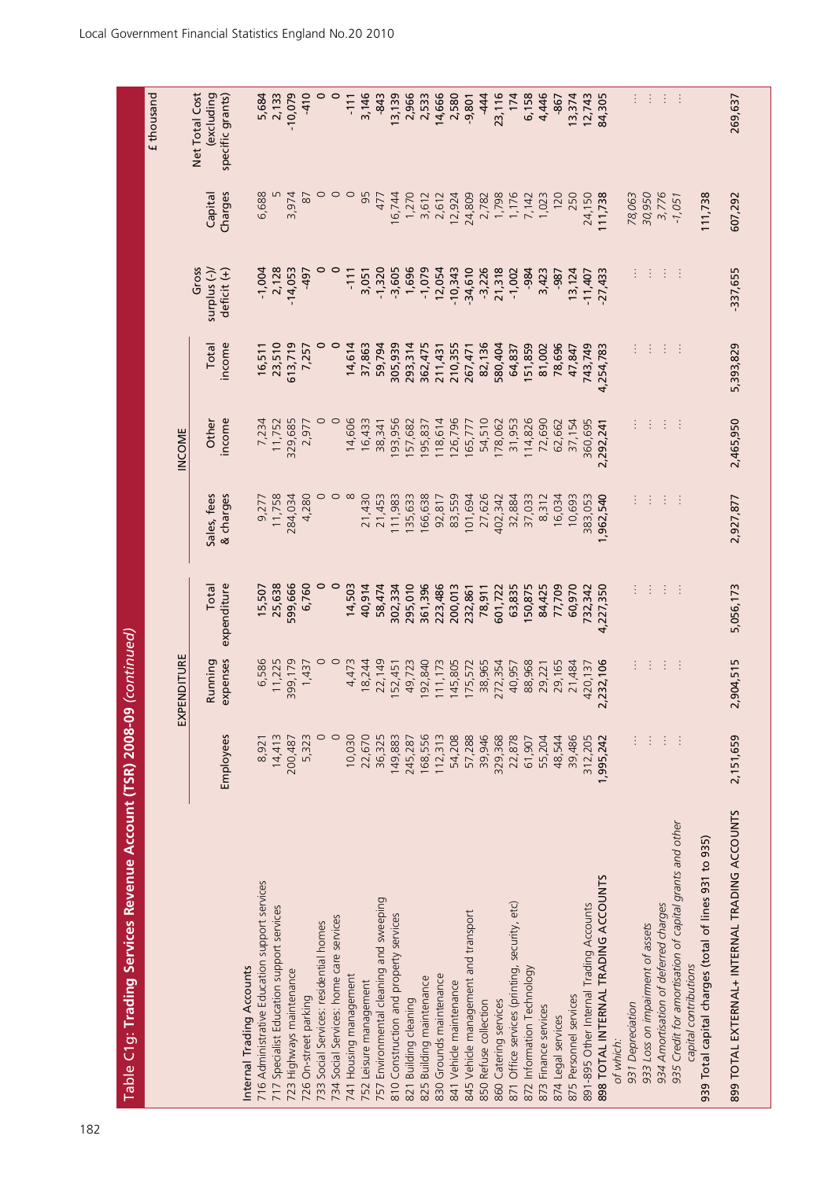## Table C1g: **Trading Services Revenue Account (TSR) 2008-09** *(continued)*

£ thousand

| | EXPENDITURE | | | INCOME | | | | | |
|---|---|---|---|---|---|---|---|---|---|
| | Employees | Running expenses | Total expenditure | Sales, fees & charges | Other income | Total income | Gross surplus (-)/ deficit (+) | Capital Charges | Net Total Cost (excluding specific grants) |
| Internal Trading Accounts | | | | | | | | | |
| 716 Administrative Education support services | 8,921 | 6,586 | 15,507 | 9,277 | 7,234 | 16,511 | -1,004 | 6,688 | 5,684 |
| 717 Specialist Education support services | 14,413 | 11,225 | 25,638 | 11,758 | 11,752 | 23,510 | 2,128 | 5 | 2,133 |
| 723 Highways maintenance | 200,487 | 399,179 | 599,666 | 284,034 | 329,685 | 613,719 | -14,053 | 3,974 | -10,079 |
| 726 On-street parking | 5,323 | 1,437 | 6,760 | 4,280 | 2,977 | 7,257 | -497 | 87 | -410 |
| 733 Social Services: residential homes | 0 | 0 | 0 | 0 | 0 | 0 | 0 | 0 | 0 |
| 734 Social Services: home care services | 0 | 0 | 0 | 0 | 0 | 0 | 0 | 0 | 0 |
| 741 Housing management | 10,030 | 4,473 | 14,503 | 8 | 14,606 | 14,614 | -111 | 0 | -111 |
| 752 Leisure management | 22,670 | 18,244 | 40,914 | 21,430 | 16,433 | 37,863 | 3,051 | 95 | 3,146 |
| 757 Environmental cleaning and sweeping | 36,325 | 22,149 | 58,474 | 21,453 | 38,341 | 59,794 | -1,320 | 477 | -843 |
| 810 Construction and property services | 149,883 | 152,451 | 302,334 | 111,983 | 193,956 | 305,939 | -3,605 | 16,744 | 13,139 |
| 821 Building cleaning | 245,287 | 49,723 | 295,010 | 135,633 | 157,682 | 293,314 | 1,696 | 1,270 | 2,966 |
| 825 Building maintenance | 168,556 | 192,840 | 361,396 | 166,638 | 195,837 | 362,475 | -1,079 | 3,612 | 2,533 |
| 830 Grounds maintenance | 112,313 | 111,173 | 223,486 | 92,817 | 118,614 | 211,431 | 12,054 | 2,612 | 14,666 |
| 841 Vehicle maintenance | 54,208 | 145,805 | 200,013 | 83,559 | 126,796 | 210,355 | -10,343 | 12,924 | 2,580 |
| 845 Vehicle management and transport | 57,288 | 175,572 | 232,861 | 101,694 | 165,777 | 267,471 | -34,610 | 24,809 | -9,801 |
| 850 Refuse collection | 39,946 | 38,965 | 78,911 | 27,626 | 54,510 | 82,136 | -3,226 | 2,782 | -444 |
| 860 Catering services | 329,368 | 272,354 | 601,722 | 402,342 | 178,062 | 580,404 | 21,318 | 1,798 | 23,116 |
| 871 Office services (printing, security, etc) | 22,878 | 40,957 | 63,835 | 32,884 | 31,953 | 64,837 | -1,002 | 1,176 | 174 |
| 872 Information Technology | 61,907 | 88,968 | 150,875 | 37,033 | 114,826 | 151,859 | -984 | 7,142 | 6,158 |
| 873 Finance services | 55,204 | 29,221 | 84,425 | 8,312 | 72,690 | 81,002 | 3,423 | 1,023 | 4,446 |
| 874 Legal services | 48,544 | 29,165 | 77,709 | 16,034 | 62,662 | 78,696 | -987 | 120 | -867 |
| 875 Personnel services | 39,486 | 21,484 | 60,970 | 10,693 | 37,154 | 47,847 | 13,124 | 250 | 13,374 |
| 891-895 Other Internal Trading Accounts | 312,205 | 420,137 | 732,342 | 383,053 | 360,695 | 743,749 | -11,407 | 24,150 | 12,743 |
| **898 TOTAL INTERNAL TRADING ACCOUNTS** | **1,995,242** | **2,232,106** | **4,227,350** | **1,962,540** | **2,292,241** | **4,254,783** | **-27,433** | **111,738** | **84,305** |
| *of which:* | | | | | | | | | |
| *931 Depreciation* | : | : | : | : | : | : | : | *78,063* | : |
| *933 Loss on impairment of assets* | : | : | : | : | : | : | : | *30,950* | : |
| *934 Amortisation of deferred charges* | : | : | : | : | : | : | : | *3,776* | : |
| *935 Credit for amortisation of capital grants and other capital contributions* | : | : | : | : | : | : | : | *-1,051* | : |
| 939 Total capital charges (total of lines 931 to 935) | | | | | | | | 111,738 | |
| 899 TOTAL EXTERNAL+ INTERNAL TRADING ACCOUNTS | 2,151,659 | 2,904,515 | 5,056,173 | 2,927,877 | 2,465,950 | 5,393,829 | -337,655 | 607,292 | 269,637 |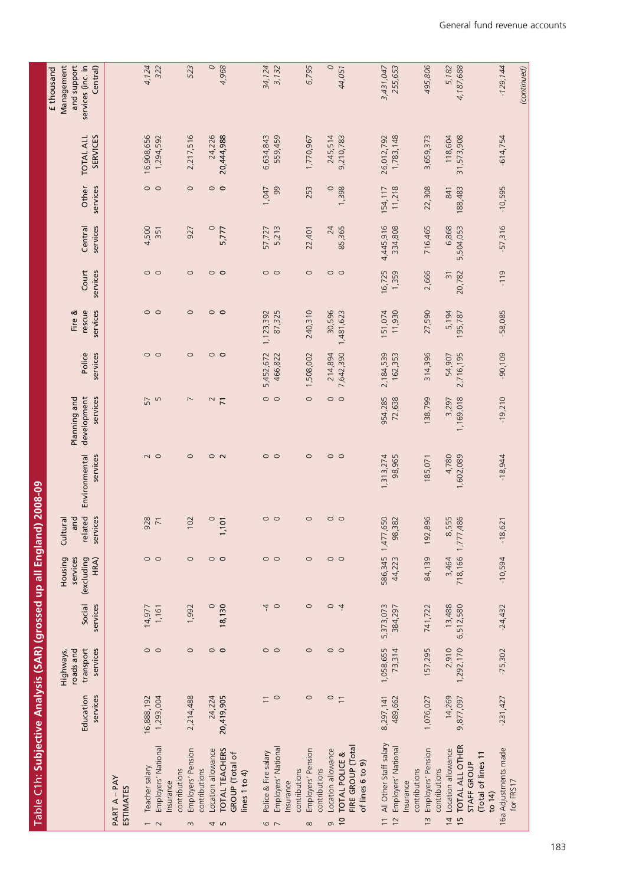## Table C1h: Subjective Analysis (SAR) (grossed up all England) 2008-09

£ thousand

| | Education services | Highways, roads and transport services | Social services | Housing services (excluding HRA) | Cultural and related services | Environmental services | Planning and development services | Police services | Fire & rescue services | Court services | Central services | Other services | TOTAL ALL SERVICES | Management and support services (inc. in Central) |
|---|---|---|---|---|---|---|---|---|---|---|---|---|---|---|
| **PART A – PAY ESTIMATES** | | | | | | | | | | | | | | |
| 1 Teacher salary | 16,888,192 | 0 | 14,977 | 0 | 928 | 2 | 57 | 0 | 0 | 0 | 4,500 | 0 | 16,908,656 | 4,124 |
| 2 Employers' National Insurance contributions | 1,293,004 | 0 | 1,161 | 0 | 71 | 0 | 5 | 0 | 0 | 0 | 351 | 0 | 1,294,592 | 322 |
| 3 Employers' Pension contributions | 2,214,488 | 0 | 1,992 | 0 | 102 | 0 | 7 | 0 | 0 | 0 | 927 | 0 | 2,217,516 | 523 |
| 4 Location allowance | 24,224 | 0 | 0 | 0 | 0 | 0 | 2 | 0 | 0 | 0 | 0 | 0 | 24,226 | 0 |
| **5 TOTAL TEACHERS GROUP (Total of lines 1 to 4)** | **20,419,905** | **0** | **18,130** | **0** | **1,101** | **2** | **71** | **0** | **0** | **0** | **5,777** | **0** | **20,444,988** | *4,968* |
| 6 Police & Fire salary | 11 | 0 | -4 | 0 | 0 | 0 | 0 | 5,452,672 | 1,123,392 | 0 | 57,727 | 1,047 | 6,634,843 | 34,124 |
| 7 Employers' National Insurance contributions | 0 | 0 | 0 | 0 | 0 | 0 | 0 | 466,822 | 87,325 | 0 | 5,213 | 99 | 559,459 | 3,132 |
| 8 Employers' Pension contributions | 0 | 0 | 0 | 0 | 0 | 0 | 0 | 1,508,002 | 240,310 | 0 | 22,401 | 253 | 1,770,967 | 6,795 |
| 9 Location allowance | 0 | 0 | 0 | 0 | 0 | 0 | 0 | 214,894 | 30,596 | 0 | 24 | 0 | 245,514 | 0 |
| **10 TOTAL POLICE & FIRE GROUP (Total of lines 6 to 9)** | 11 | 0 | -4 | 0 | 0 | 0 | 0 | 7,642,390 | 1,481,623 | 0 | 85,365 | 1,398 | 9,210,783 | *44,051* |
| 11 All Other Staff salary | 8,297,141 | 1,058,655 | 5,373,073 | 586,345 | 1,477,650 | 1,313,274 | 954,285 | 2,184,539 | 151,074 | 16,725 | 4,445,916 | 154,117 | 26,012,792 | 3,431,047 |
| 12 Employers' National Insurance contributions | 489,662 | 73,314 | 384,297 | 44,223 | 98,382 | 98,965 | 72,638 | 162,353 | 11,930 | 1,359 | 334,808 | 11,218 | 1,783,148 | 255,653 |
| 13 Employers' Pension contributions | 1,076,027 | 157,295 | 741,722 | 84,139 | 192,896 | 185,071 | 138,799 | 314,396 | 27,590 | 2,666 | 716,465 | 22,308 | 3,659,373 | 495,806 |
| 14 Location allowance | 14,269 | 2,910 | 13,488 | 3,464 | 8,555 | 4,780 | 3,297 | 54,907 | 5,194 | 31 | 6,868 | 841 | 118,604 | 5,182 |
| **15 TOTAL ALL OTHER STAFF GROUP (Total of lines 11 to 14)** | 9,877,097 | 1,292,170 | 6,512,580 | 718,166 | 1,777,486 | 1,602,089 | 1,169,018 | 2,716,195 | 195,787 | 20,782 | 5,504,053 | 188,483 | 31,573,908 | *4,187,688* |
| 16a Adjustments made for FRS17 | -231,427 | -75,302 | -24,432 | -10,594 | -18,621 | -18,944 | -19,210 | -90,109 | -58,085 | -119 | -57,316 | -10,595 | -614,754 | -129,144 |

*(continued)*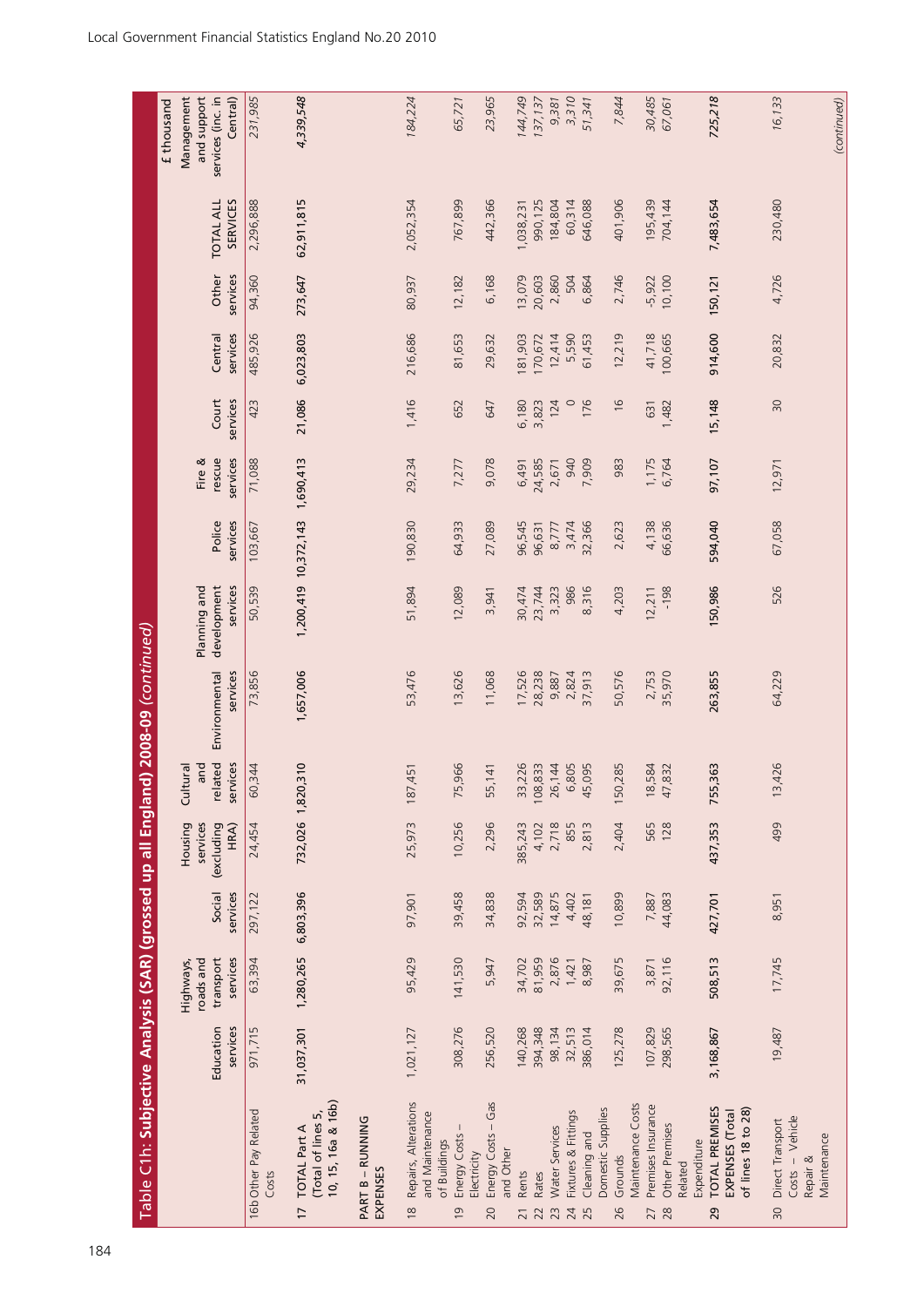## Table C1h: Subjective Analysis (SAR) (grossed up all England) 2008-09 *(continued)*

£ thousand

| | Education services | Highways, roads and transport services | Social services | Housing services (excluding HRA) | Cultural and related services | Environmental services | Planning and development services | Police services | Fire & rescue services | Court services | Central services | Other services | TOTAL ALL SERVICES | Management and support services (inc. in Central) |
|---|---|---|---|---|---|---|---|---|---|---|---|---|---|---|
| 16b Other Pay Related Costs | 971,715 | 63,394 | 297,122 | 24,454 | 60,344 | 73,856 | 50,539 | 103,667 | 71,088 | 423 | 485,926 | 94,360 | 2,296,888 | *231,985* |
| **17 TOTAL Part A (Total of lines 5, 10, 15, 16a & 16b)** | **31,037,301** | **1,280,265** | **6,803,396** | **732,026** | **1,820,310** | **1,657,006** | **1,200,419** | **10,372,143** | **1,690,413** | **21,086** | **6,023,803** | **273,647** | **62,911,815** | ***4,339,548*** |
| **PART B – RUNNING EXPENSES** | | | | | | | | | | | | | | |
| 18 Repairs, Alterations and Maintenance of Buildings | 1,021,127 | 95,429 | 97,901 | 25,973 | 187,451 | 53,476 | 51,894 | 190,830 | 29,234 | 1,416 | 216,686 | 80,937 | 2,052,354 | *184,224* |
| 19 Energy Costs – Electricity | 308,276 | 141,530 | 39,458 | 10,256 | 75,966 | 13,626 | 12,089 | 64,933 | 7,277 | 652 | 81,653 | 12,182 | 767,899 | *65,721* |
| 20 Energy Costs – Gas and Other | 256,520 | 5,947 | 34,838 | 2,296 | 55,141 | 11,068 | 3,941 | 27,089 | 9,078 | 647 | 29,632 | 6,168 | 442,366 | *23,965* |
| 21 Rents | 140,268 | 34,702 | 92,594 | 385,243 | 33,226 | 17,526 | 30,474 | 96,545 | 6,491 | 6,180 | 181,903 | 13,079 | 1,038,231 | *144,749* |
| 22 Rates | 394,348 | 81,959 | 32,589 | 4,102 | 108,833 | 28,238 | 23,744 | 96,631 | 24,585 | 3,823 | 170,672 | 20,603 | 990,125 | *137,137* |
| 23 Water Services | 98,134 | 2,876 | 14,875 | 2,718 | 26,144 | 9,887 | 3,323 | 8,777 | 2,671 | 124 | 12,414 | 2,860 | 184,804 | *9,381* |
| 24 Fixtures & Fittings | 32,513 | 1,421 | 4,402 | 855 | 6,805 | 2,824 | 986 | 3,474 | 940 | 0 | 5,590 | 504 | 60,314 | *3,310* |
| 25 Cleaning and Domestic Supplies | 386,014 | 8,987 | 48,181 | 2,813 | 45,095 | 37,913 | 8,316 | 32,366 | 7,909 | 176 | 61,453 | 6,864 | 646,088 | *51,341* |
| 26 Grounds Maintenance Costs | 125,278 | 39,675 | 10,899 | 2,404 | 150,285 | 50,576 | 4,203 | 2,623 | 983 | 16 | 12,219 | 2,746 | 401,906 | *7,844* |
| 27 Premises Insurance | 107,829 | 3,871 | 7,887 | 565 | 18,584 | 2,753 | 12,211 | 4,138 | 1,175 | 631 | 41,718 | -5,922 | 195,439 | *30,485* |
| 28 Other Premises Related Expenditure | 298,565 | 92,116 | 44,083 | 128 | 47,832 | 35,970 | -198 | 66,636 | 6,764 | 1,482 | 100,665 | 10,100 | 704,144 | *67,061* |
| **29 TOTAL PREMISES EXPENSES (Total of lines 18 to 28)** | **3,168,867** | **508,513** | **427,701** | **437,353** | **755,363** | **263,855** | **150,986** | **594,040** | **97,107** | **15,148** | **914,600** | **150,121** | **7,483,654** | ***725,218*** |
| 30 Direct Transport Costs – Vehicle Repair & Maintenance | 19,487 | 17,745 | 8,951 | 499 | 13,426 | 64,229 | 526 | 67,058 | 12,971 | 30 | 20,832 | 4,726 | 230,480 | *16,133* |

*(continued)*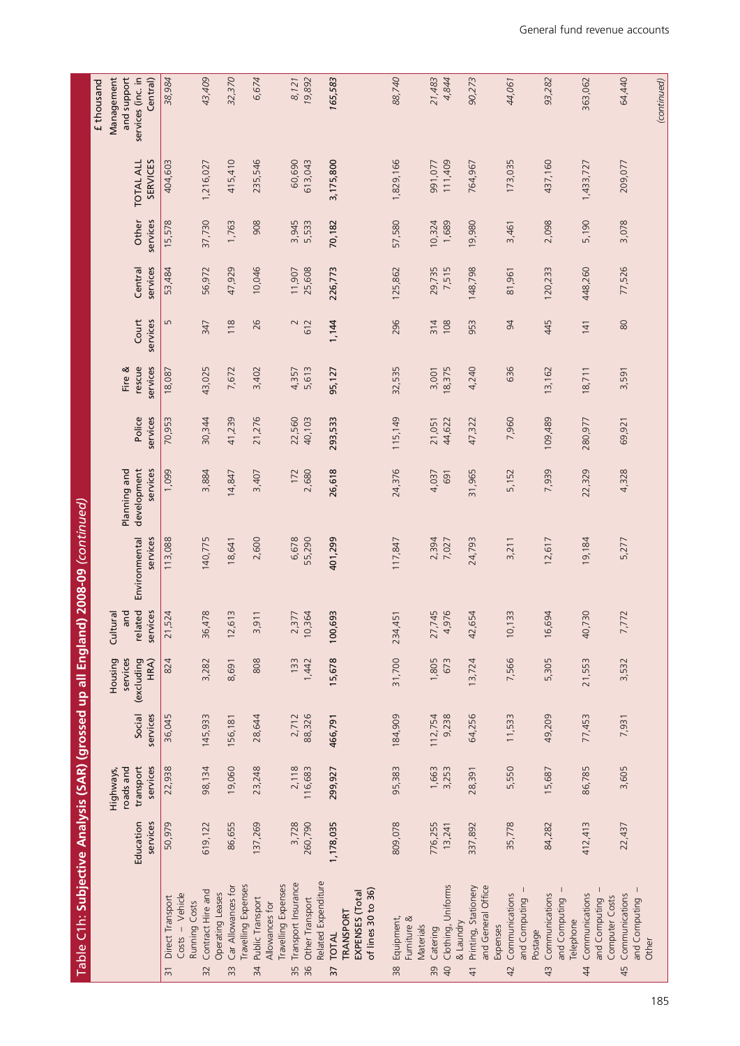## Table C1h: Subjective Analysis (SAR) (grossed up all England) 2008-09 *(continued)*

£ thousand

| | Education services | Highways, roads and transport services | Social services | Housing services (excluding HRA) | Cultural and related services | Environmental services | Planning and development services | Police services | Fire & rescue services | Court services | Central services | Other services | TOTAL ALL SERVICES | Management and support services (inc. in Central) |
|---|---|---|---|---|---|---|---|---|---|---|---|---|---|---|
| 31 Direct Transport Costs – Vehicle Running Costs | 50,979 | 22,938 | 36,045 | 824 | 21,524 | 113,088 | 1,099 | 70,953 | 18,087 | 5 | 53,484 | 15,578 | 404,603 | *38,984* |
| 32 Contract Hire and Operating Leases | 619,122 | 98,134 | 145,933 | 3,282 | 36,478 | 140,775 | 3,884 | 30,344 | 43,025 | 347 | 56,972 | 37,730 | 1,216,027 | *43,409* |
| 33 Car Allowances for Travelling Expenses | 86,655 | 19,060 | 156,181 | 8,691 | 12,613 | 18,641 | 14,847 | 41,239 | 7,672 | 118 | 47,929 | 1,763 | 415,410 | *32,370* |
| 34 Public Transport Allowances for Travelling Expenses | 137,269 | 23,248 | 28,644 | 808 | 3,911 | 2,600 | 3,407 | 21,276 | 3,402 | 26 | 10,046 | 908 | 235,546 | *6,674* |
| 35 Transport Insurance | 3,728 | 2,118 | 2,712 | 133 | 2,377 | 6,678 | 172 | 22,560 | 4,357 | 2 | 11,907 | 3,945 | 60,690 | *8,121* |
| 36 Other Transport Related Expenditure | 260,790 | 116,683 | 88,326 | 1,442 | 10,364 | 55,290 | 2,680 | 40,103 | 5,613 | 612 | 25,608 | 5,533 | 613,043 | *19,892* |
| **37 TOTAL TRANSPORT EXPENSES (Total of lines 30 to 36)** | **1,178,035** | **299,927** | **466,791** | **15,678** | **100,693** | **401,299** | **26,618** | **293,533** | **95,127** | **1,144** | **226,773** | **70,182** | **3,175,800** | ***165,583*** |
| 38 Equipment, Furniture & Materials | 809,078 | 95,383 | 184,909 | 31,700 | 234,451 | 117,847 | 24,376 | 115,149 | 32,535 | 296 | 125,862 | 57,580 | 1,829,166 | *88,740* |
| 39 Catering | 776,255 | 1,663 | 112,754 | 1,805 | 27,745 | 2,394 | 4,037 | 21,051 | 3,001 | 314 | 29,735 | 10,324 | 991,077 | *21,483* |
| 40 Clothing, Uniforms & Laundry | 13,241 | 3,253 | 9,238 | 673 | 4,976 | 7,027 | 691 | 44,622 | 18,375 | 108 | 7,515 | 1,689 | 111,409 | *4,844* |
| 41 Printing, Stationery and General Office Expenses | 337,892 | 28,391 | 64,256 | 13,724 | 42,654 | 24,793 | 31,965 | 47,322 | 4,240 | 953 | 148,798 | 19,980 | 764,967 | *90,273* |
| 42 Communications and Computing – Postage | 35,778 | 5,550 | 11,533 | 7,566 | 10,133 | 3,211 | 5,152 | 7,960 | 636 | 94 | 81,961 | 3,461 | 173,035 | *44,061* |
| 43 Communications and Computing – Telephone | 84,282 | 15,687 | 49,209 | 5,305 | 16,694 | 12,617 | 7,939 | 109,489 | 13,162 | 445 | 120,233 | 2,098 | 437,160 | *93,282* |
| 44 Communications and Computing – Computer Costs | 412,413 | 86,785 | 77,453 | 21,553 | 40,730 | 19,184 | 22,329 | 280,977 | 18,711 | 141 | 448,260 | 5,190 | 1,433,727 | *363,062* |
| 45 Communications and Computing – Other | 22,437 | 3,605 | 7,931 | 3,532 | 7,772 | 5,277 | 4,328 | 69,921 | 3,591 | 80 | 77,526 | 3,078 | 209,077 | *64,440* |

*(continued)*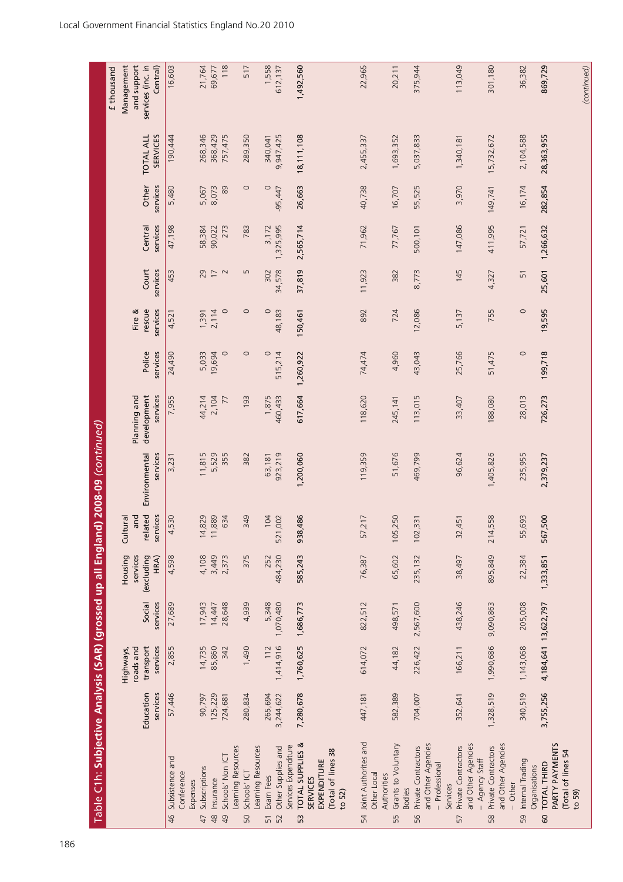## Table C1h: Subjective Analysis (SAR) (grossed up all England) 2008-09 *(continued)*

£ thousand

| | Education services | Highways, roads and transport services | Social services | Housing services (excluding HRA) | Cultural and related services | Environmental services | Planning and development services | Police services | Fire & rescue services | Court services | Central services | Other services | TOTAL ALL SERVICES | Management and support services (inc. in Central) |
|---|---|---|---|---|---|---|---|---|---|---|---|---|---|---|
| 46 Subsistence and Conference Expenses | 57,446 | 2,855 | 27,689 | 4,598 | 4,530 | 3,231 | 7,955 | 24,490 | 4,521 | 453 | 47,198 | 5,480 | 190,444 | 16,603 |
| 47 Subscriptions | 90,797 | 14,735 | 17,943 | 4,108 | 14,829 | 11,815 | 44,214 | 5,033 | 1,391 | 29 | 58,384 | 5,067 | 268,346 | 21,764 |
| 48 Insurance | 125,229 | 85,860 | 14,447 | 3,449 | 11,889 | 5,529 | 2,104 | 19,694 | 2,114 | 17 | 90,022 | 8,073 | 368,429 | 69,677 |
| 49 Schools' Non ICT Learning Resources | 724,681 | 342 | 28,648 | 2,373 | 634 | 355 | 77 | 0 | 0 | 2 | 273 | 89 | 757,475 | 118 |
| 50 Schools' ICT Learning Resources | 280,834 | 1,490 | 4,939 | 375 | 349 | 382 | 193 | 0 | 0 | 5 | 783 | 0 | 289,350 | 517 |
| 51 Exam Fees | 265,694 | 112 | 5,348 | 252 | 104 | 63,181 | 1,875 | 0 | 0 | 302 | 3,172 | 0 | 340,041 | 1,558 |
| 52 Other Supplies and Services Expenditure | 3,244,622 | 1,414,916 | 1,070,480 | 484,230 | 521,002 | 923,219 | 460,433 | 515,214 | 48,183 | 34,578 | 1,325,995 | -95,447 | 9,947,425 | 612,137 |
| 53 **TOTAL SUPPLIES & SERVICES EXPENDITURE (Total of lines 38 to 52)** | **7,280,678** | **1,760,625** | **1,686,773** | **585,243** | **938,486** | **1,200,060** | **617,664** | **1,260,922** | **150,461** | **37,819** | **2,565,714** | **26,663** | **18,111,108** | **1,492,560** |
| 54 Joint Authorities and Other Local Authorities | 447,181 | 614,072 | 822,512 | 76,387 | 57,217 | 119,359 | 118,620 | 74,474 | 892 | 11,923 | 71,962 | 40,738 | 2,455,337 | 22,965 |
| 55 Grants to Voluntary Bodies | 582,389 | 44,182 | 498,571 | 65,602 | 105,250 | 51,676 | 245,141 | 4,960 | 724 | 382 | 77,767 | 16,707 | 1,693,352 | 20,211 |
| 56 Private Contractors and Other Agencies – Professional Services | 704,007 | 226,422 | 2,567,600 | 235,132 | 102,331 | 469,799 | 113,015 | 43,043 | 12,086 | 8,773 | 500,101 | 55,525 | 5,037,833 | 375,944 |
| 57 Private Contractors and Other Agencies – Agency Staff | 352,641 | 166,211 | 438,246 | 38,497 | 32,451 | 96,624 | 33,407 | 25,766 | 5,137 | 145 | 147,086 | 3,970 | 1,340,181 | 113,049 |
| 58 Private Contractors and Other Agencies – Other | 1,328,519 | 1,990,686 | 9,090,863 | 895,849 | 214,558 | 1,405,826 | 188,080 | 51,475 | 755 | 4,327 | 411,995 | 149,741 | 15,732,672 | 301,180 |
| 59 Internal Trading Organisations | 340,519 | 1,143,068 | 205,008 | 22,384 | 55,693 | 235,955 | 28,013 | 0 | 0 | 51 | 57,721 | 16,174 | 2,104,588 | 36,382 |
| 60 **TOTAL THIRD PARTY PAYMENTS (Total of lines 54 to 59)** | **3,755,256** | **4,184,641** | **13,622,797** | **1,333,851** | **567,500** | **2,379,237** | **726,273** | **199,718** | **19,595** | **25,601** | **1,266,632** | **282,854** | **28,363,955** | **869,729** |

*(continued)*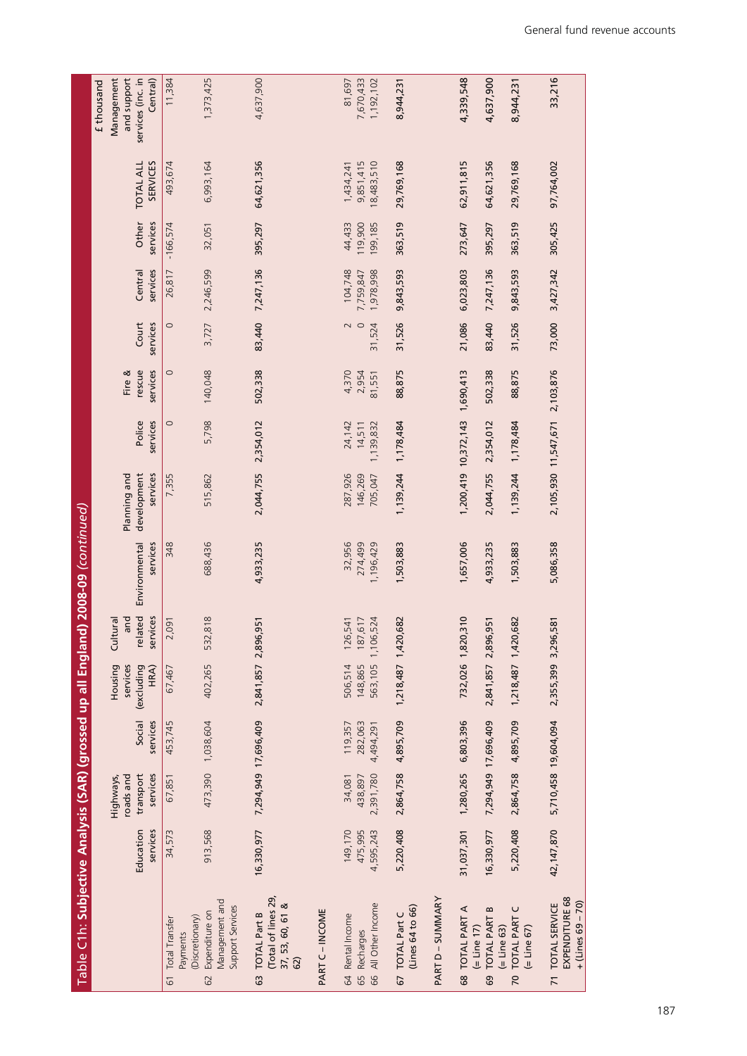## Table C1h: Subjective Analysis (SAR) (grossed up all England) 2008-09 *(continued)*

£ thousand

| | Education services | Highways, roads and transport services | Social services | Housing services (excluding HRA) | Cultural and related services | Environmental services | Planning and development services | Police services | Fire & rescue services | Court services | Central services | Other services | TOTAL ALL SERVICES | Management and support services (inc. in Central) |
|---|---|---|---|---|---|---|---|---|---|---|---|---|---|---|
| 61 Total Transfer Payments (Discretionary) | 34,573 | 67,851 | 453,745 | 67,467 | 2,091 | 348 | 7,355 | 0 | 0 | 0 | 26,817 | -166,574 | 493,674 | 11,384 |
| 62 Expenditure on Management and Support Services | 913,568 | 473,390 | 1,038,604 | 402,265 | 532,818 | 688,436 | 515,862 | 5,798 | 140,048 | 3,727 | 2,246,599 | 32,051 | 6,993,164 | 1,373,425 |
| 63 TOTAL Part B (Total of lines 29, 37, 53, 60, 61 & 62) | 16,330,977 | 7,294,949 | 17,696,409 | 2,841,857 | 2,896,951 | 4,933,235 | 2,044,755 | 2,354,012 | 502,338 | 83,440 | 7,247,136 | 395,297 | 64,621,356 | 4,637,900 |
| PART C – INCOME | | | | | | | | | | | | | | |
| 64 Rental Income | 149,170 | 34,081 | 119,357 | 506,514 | 126,541 | 32,956 | 287,926 | 24,142 | 4,370 | 2 | 104,748 | 44,433 | 1,434,241 | 81,697 |
| 65 Recharges | 475,995 | 438,897 | 282,063 | 148,865 | 187,617 | 274,499 | 146,269 | 14,511 | 2,954 | 0 | 7,759,847 | 119,900 | 9,851,415 | 7,670,433 |
| 66 All Other Income | 4,595,243 | 2,391,780 | 4,494,291 | 563,105 | 1,106,524 | 1,196,429 | 705,047 | 1,139,832 | 81,551 | 31,524 | 1,978,998 | 199,185 | 18,483,510 | 1,192,102 |
| 67 TOTAL Part C (Lines 64 to 66) | 5,220,408 | 2,864,758 | 4,895,709 | 1,218,487 | 1,420,682 | 1,503,883 | 1,139,244 | 1,178,484 | 88,875 | 31,526 | 9,843,593 | 363,519 | 29,769,168 | 8,944,231 |
| PART D – SUMMARY | | | | | | | | | | | | | | |
| 68 TOTAL PART A (= Line 17) | 31,037,301 | 1,280,265 | 6,803,396 | 732,026 | 1,820,310 | 1,657,006 | 1,200,419 | 10,372,143 | 1,690,413 | 21,086 | 6,023,803 | 273,647 | 62,911,815 | 4,339,548 |
| 69 TOTAL PART B (= Line 63) | 16,330,977 | 7,294,949 | 17,696,409 | 2,841,857 | 2,896,951 | 4,933,235 | 2,044,755 | 2,354,012 | 502,338 | 83,440 | 7,247,136 | 395,297 | 64,621,356 | 4,637,900 |
| 70 TOTAL PART C (= Line 67) | 5,220,408 | 2,864,758 | 4,895,709 | 1,218,487 | 1,420,682 | 1,503,883 | 1,139,244 | 1,178,484 | 88,875 | 31,526 | 9,843,593 | 363,519 | 29,769,168 | 8,944,231 |
| 71 TOTAL SERVICE EXPENDITURE 68 + (Lines 69 – 70) | 42,147,870 | 5,710,458 | 19,604,094 | 2,355,399 | 3,296,581 | 5,086,358 | 2,105,930 | 11,547,671 | 2,103,876 | 73,000 | 3,427,342 | 305,425 | 97,764,002 | 33,216 |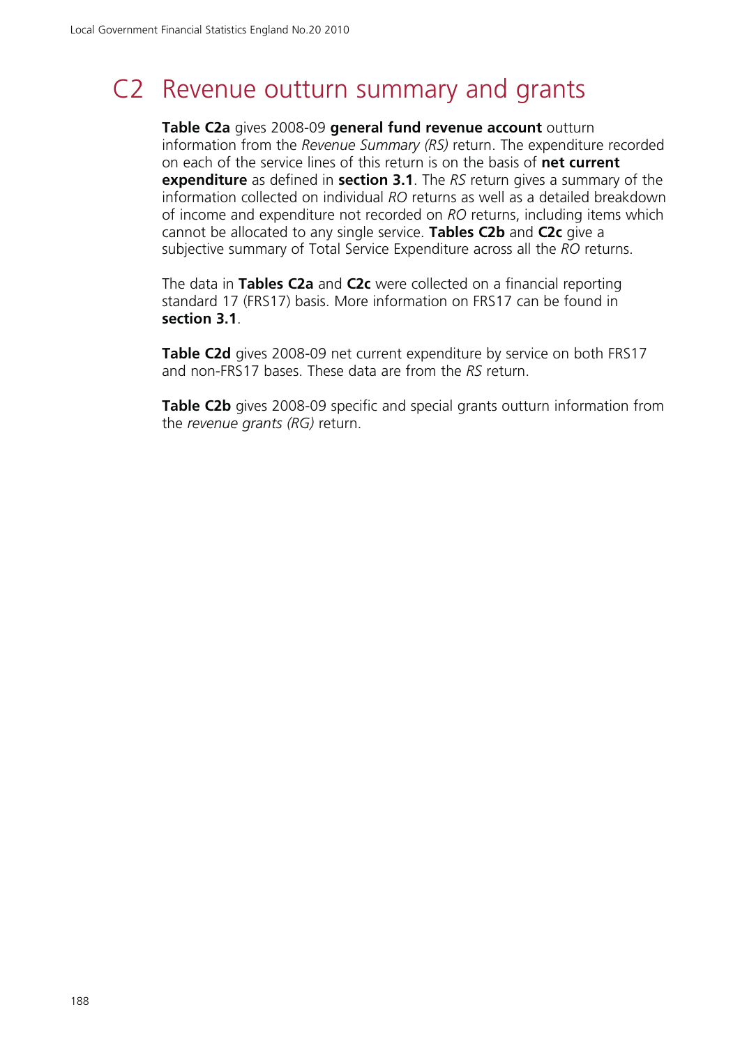# C2 Revenue outturn summary and grants

**Table C2a** gives 2008-09 **general fund revenue account** outturn information from the *Revenue Summary (RS)* return. The expenditure recorded on each of the service lines of this return is on the basis of **net current expenditure** as defined in **section 3.1**. The *RS* return gives a summary of the information collected on individual *RO* returns as well as a detailed breakdown of income and expenditure not recorded on *RO* returns, including items which cannot be allocated to any single service. **Tables C2b** and **C2c** give a subjective summary of Total Service Expenditure across all the *RO* returns.

The data in **Tables C2a** and **C2c** were collected on a financial reporting standard 17 (FRS17) basis. More information on FRS17 can be found in **section 3.1**.

**Table C2d** gives 2008-09 net current expenditure by service on both FRS17 and non-FRS17 bases. These data are from the *RS* return.

**Table C2b** gives 2008-09 specific and special grants outturn information from the *revenue grants (RG)* return.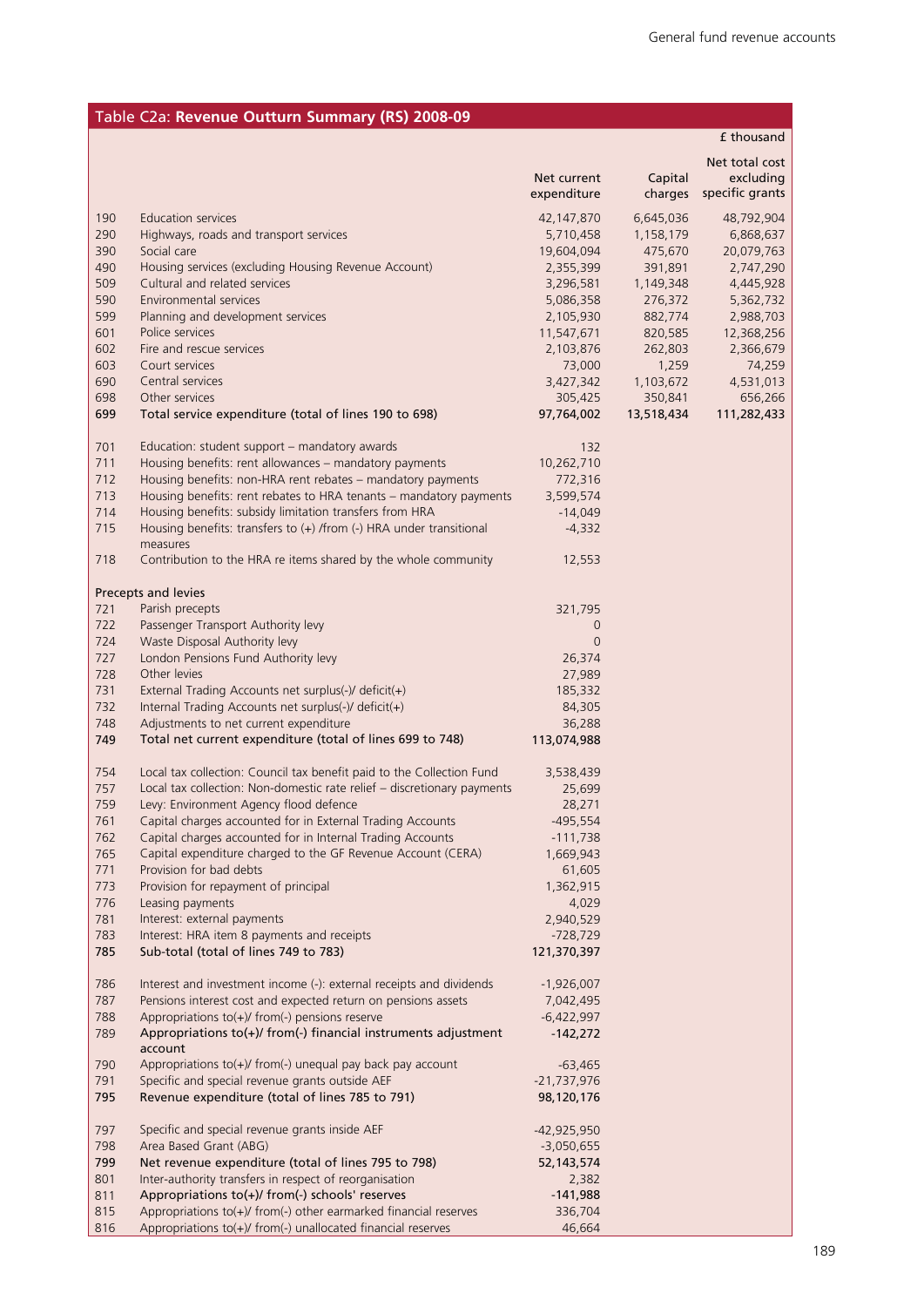## Table C2a: Revenue Outturn Summary (RS) 2008-09

£ thousand

| | | Net current expenditure | Capital charges | Net total cost excluding specific grants |
|---|---|---|---|---|
| 190 | Education services | 42,147,870 | 6,645,036 | 48,792,904 |
| 290 | Highways, roads and transport services | 5,710,458 | 1,158,179 | 6,868,637 |
| 390 | Social care | 19,604,094 | 475,670 | 20,079,763 |
| 490 | Housing services (excluding Housing Revenue Account) | 2,355,399 | 391,891 | 2,747,290 |
| 509 | Cultural and related services | 3,296,581 | 1,149,348 | 4,445,928 |
| 590 | Environmental services | 5,086,358 | 276,372 | 5,362,732 |
| 599 | Planning and development services | 2,105,930 | 882,774 | 2,988,703 |
| 601 | Police services | 11,547,671 | 820,585 | 12,368,256 |
| 602 | Fire and rescue services | 2,103,876 | 262,803 | 2,366,679 |
| 603 | Court services | 73,000 | 1,259 | 74,259 |
| 690 | Central services | 3,427,342 | 1,103,672 | 4,531,013 |
| 698 | Other services | 305,425 | 350,841 | 656,266 |
| **699** | **Total service expenditure (total of lines 190 to 698)** | **97,764,002** | **13,518,434** | **111,282,433** |
| 701 | Education: student support – mandatory awards | 132 | | |
| 711 | Housing benefits: rent allowances – mandatory payments | 10,262,710 | | |
| 712 | Housing benefits: non-HRA rent rebates – mandatory payments | 772,316 | | |
| 713 | Housing benefits: rent rebates to HRA tenants – mandatory payments | 3,599,574 | | |
| 714 | Housing benefits: subsidy limitation transfers from HRA | -14,049 | | |
| 715 | Housing benefits: transfers to (+) /from (-) HRA under transitional measures | -4,332 | | |
| 718 | Contribution to the HRA re items shared by the whole community | 12,553 | | |
| Precepts and levies | | | | |
| 721 | Parish precepts | 321,795 | | |
| 722 | Passenger Transport Authority levy | 0 | | |
| 724 | Waste Disposal Authority levy | 0 | | |
| 727 | London Pensions Fund Authority levy | 26,374 | | |
| 728 | Other levies | 27,989 | | |
| 731 | External Trading Accounts net surplus(-)/ deficit(+) | 185,332 | | |
| 732 | Internal Trading Accounts net surplus(-)/ deficit(+) | 84,305 | | |
| 748 | Adjustments to net current expenditure | 36,288 | | |
| **749** | **Total net current expenditure (total of lines 699 to 748)** | **113,074,988** | | |
| 754 | Local tax collection: Council tax benefit paid to the Collection Fund | 3,538,439 | | |
| 757 | Local tax collection: Non-domestic rate relief – discretionary payments | 25,699 | | |
| 759 | Levy: Environment Agency flood defence | 28,271 | | |
| 761 | Capital charges accounted for in External Trading Accounts | -495,554 | | |
| 762 | Capital charges accounted for in Internal Trading Accounts | -111,738 | | |
| 765 | Capital expenditure charged to the GF Revenue Account (CERA) | 1,669,943 | | |
| 771 | Provision for bad debts | 61,605 | | |
| 773 | Provision for repayment of principal | 1,362,915 | | |
| 776 | Leasing payments | 4,029 | | |
| 781 | Interest: external payments | 2,940,529 | | |
| 783 | Interest: HRA item 8 payments and receipts | -728,729 | | |
| **785** | **Sub-total (total of lines 749 to 783)** | **121,370,397** | | |
| 786 | Interest and investment income (-): external receipts and dividends | -1,926,007 | | |
| 787 | Pensions interest cost and expected return on pensions assets | 7,042,495 | | |
| 788 | Appropriations to(+)/ from(-) pensions reserve | -6,422,997 | | |
| **789** | **Appropriations to(+)/ from(-) financial instruments adjustment account** | **-142,272** | | |
| 790 | Appropriations to(+)/ from(-) unequal pay back pay account | -63,465 | | |
| 791 | Specific and special revenue grants outside AEF | -21,737,976 | | |
| **795** | **Revenue expenditure (total of lines 785 to 791)** | **98,120,176** | | |
| 797 | Specific and special revenue grants inside AEF | -42,925,950 | | |
| 798 | Area Based Grant (ABG) | -3,050,655 | | |
| **799** | **Net revenue expenditure (total of lines 795 to 798)** | **52,143,574** | | |
| 801 | Inter-authority transfers in respect of reorganisation | 2,382 | | |
| **811** | **Appropriations to(+)/ from(-) schools' reserves** | **-141,988** | | |
| 815 | Appropriations to(+)/ from(-) other earmarked financial reserves | 336,704 | | |
| 816 | Appropriations to(+)/ from(-) unallocated financial reserves | 46,664 | | |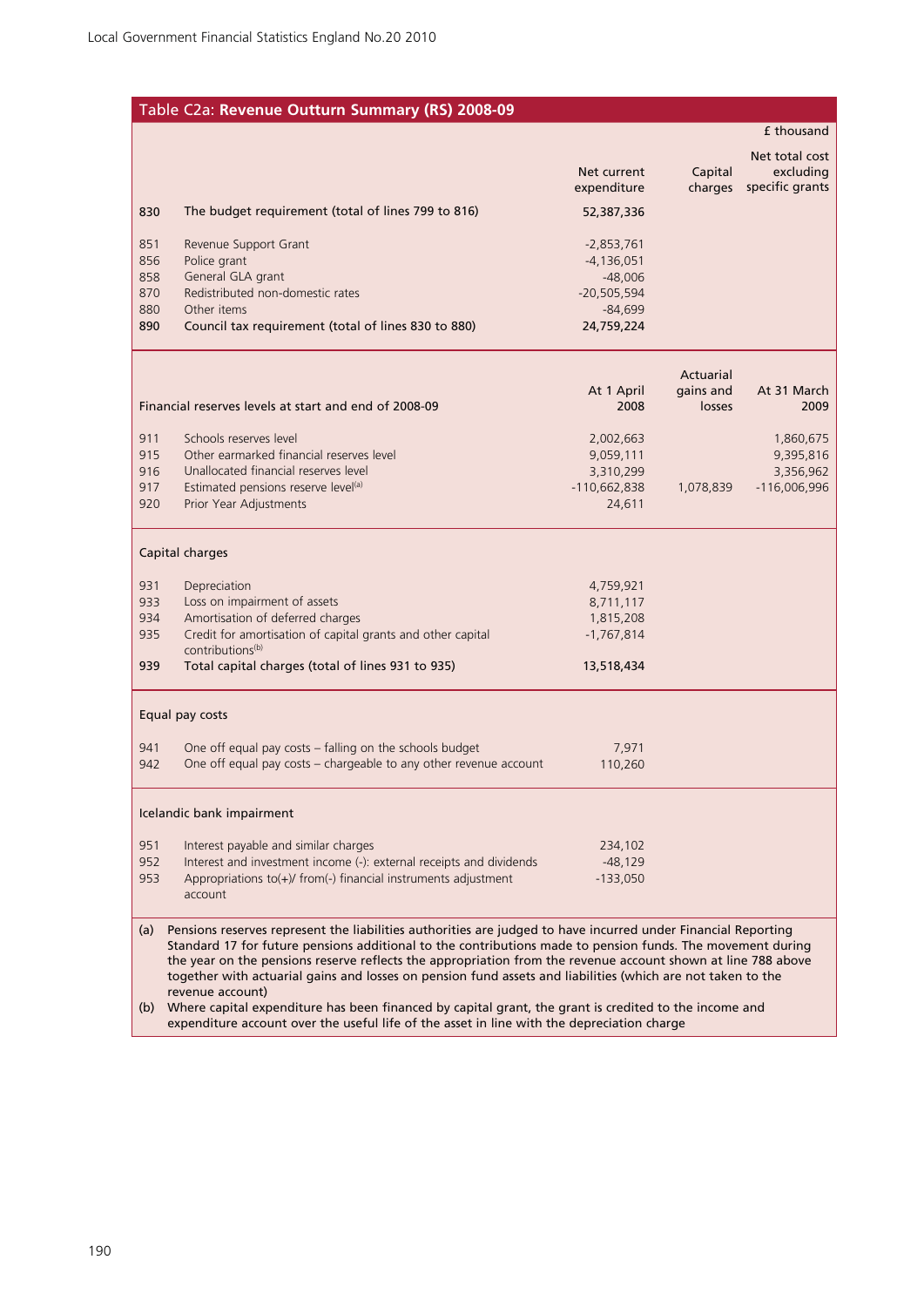## Table C2a: Revenue Outturn Summary (RS) 2008-09

£ thousand

| | | Net current expenditure | Capital charges | Net total cost excluding specific grants |
|---|---|---|---|---|
| **830** | **The budget requirement (total of lines 799 to 816)** | **52,387,336** | | |
| 851 | Revenue Support Grant | -2,853,761 | | |
| 856 | Police grant | -4,136,051 | | |
| 858 | General GLA grant | -48,006 | | |
| 870 | Redistributed non-domestic rates | -20,505,594 | | |
| 880 | Other items | -84,699 | | |
| **890** | **Council tax requirement (total of lines 830 to 880)** | **24,759,224** | | |

| | Financial reserves levels at start and end of 2008-09 | At 1 April 2008 | Actuarial gains and losses | At 31 March 2009 |
|---|---|---|---|---|
| 911 | Schools reserves level | 2,002,663 | | 1,860,675 |
| 915 | Other earmarked financial reserves level | 9,059,111 | | 9,395,816 |
| 916 | Unallocated financial reserves level | 3,310,299 | | 3,356,962 |
| 917 | Estimated pensions reserve level[a] | -110,662,838 | 1,078,839 | -116,006,996 |
| 920 | Prior Year Adjustments | 24,611 | | |

| | Capital charges | |
|---|---|---|
| 931 | Depreciation | 4,759,921 |
| 933 | Loss on impairment of assets | 8,711,117 |
| 934 | Amortisation of deferred charges | 1,815,208 |
| 935 | Credit for amortisation of capital grants and other capital contributions[b] | -1,767,814 |
| **939** | **Total capital charges (total of lines 931 to 935)** | **13,518,434** |

| | Equal pay costs | |
|---|---|---|
| 941 | One off equal pay costs – falling on the schools budget | 7,971 |
| 942 | One off equal pay costs – chargeable to any other revenue account | 110,260 |

| | Icelandic bank impairment | |
|---|---|---|
| 951 | Interest payable and similar charges | 234,102 |
| 952 | Interest and investment income (-): external receipts and dividends | -48,129 |
| 953 | Appropriations to(+)/ from(-) financial instruments adjustment account | -133,050 |

(a) Pensions reserves represent the liabilities authorities are judged to have incurred under Financial Reporting Standard 17 for future pensions additional to the contributions made to pension funds. The movement during the year on the pensions reserve reflects the appropriation from the revenue account shown at line 788 above together with actuarial gains and losses on pension fund assets and liabilities (which are not taken to the revenue account)

(b) Where capital expenditure has been financed by capital grant, the grant is credited to the income and expenditure account over the useful life of the asset in line with the depreciation charge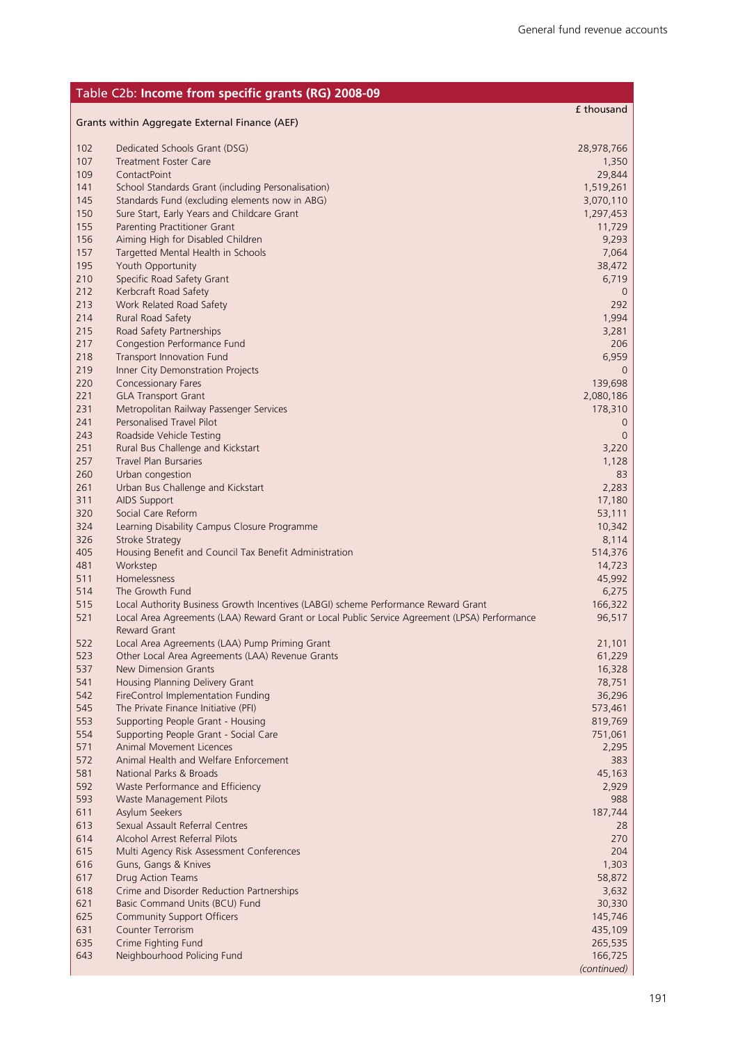## Table C2b: **Income from specific grants (RG) 2008-09**

|  |  | £ thousand |
|---|---|---|
| **Grants within Aggregate External Finance (AEF)** | | |
| 102 | Dedicated Schools Grant (DSG) | 28,978,766 |
| 107 | Treatment Foster Care | 1,350 |
| 109 | ContactPoint | 29,844 |
| 141 | School Standards Grant (including Personalisation) | 1,519,261 |
| 145 | Standards Fund (excluding elements now in ABG) | 3,070,110 |
| 150 | Sure Start, Early Years and Childcare Grant | 1,297,453 |
| 155 | Parenting Practitioner Grant | 11,729 |
| 156 | Aiming High for Disabled Children | 9,293 |
| 157 | Targetted Mental Health in Schools | 7,064 |
| 195 | Youth Opportunity | 38,472 |
| 210 | Specific Road Safety Grant | 6,719 |
| 212 | Kerbcraft Road Safety | 0 |
| 213 | Work Related Road Safety | 292 |
| 214 | Rural Road Safety | 1,994 |
| 215 | Road Safety Partnerships | 3,281 |
| 217 | Congestion Performance Fund | 206 |
| 218 | Transport Innovation Fund | 6,959 |
| 219 | Inner City Demonstration Projects | 0 |
| 220 | Concessionary Fares | 139,698 |
| 221 | GLA Transport Grant | 2,080,186 |
| 231 | Metropolitan Railway Passenger Services | 178,310 |
| 241 | Personalised Travel Pilot | 0 |
| 243 | Roadside Vehicle Testing | 0 |
| 251 | Rural Bus Challenge and Kickstart | 3,220 |
| 257 | Travel Plan Bursaries | 1,128 |
| 260 | Urban congestion | 83 |
| 261 | Urban Bus Challenge and Kickstart | 2,283 |
| 311 | AIDS Support | 17,180 |
| 320 | Social Care Reform | 53,111 |
| 324 | Learning Disability Campus Closure Programme | 10,342 |
| 326 | Stroke Strategy | 8,114 |
| 405 | Housing Benefit and Council Tax Benefit Administration | 514,376 |
| 481 | Workstep | 14,723 |
| 511 | Homelessness | 45,992 |
| 514 | The Growth Fund | 6,275 |
| 515 | Local Authority Business Growth Incentives (LABGI) scheme Performance Reward Grant | 166,322 |
| 521 | Local Area Agreements (LAA) Reward Grant or Local Public Service Agreement (LPSA) Performance Reward Grant | 96,517 |
| 522 | Local Area Agreements (LAA) Pump Priming Grant | 21,101 |
| 523 | Other Local Area Agreements (LAA) Revenue Grants | 61,229 |
| 537 | New Dimension Grants | 16,328 |
| 541 | Housing Planning Delivery Grant | 78,751 |
| 542 | FireControl Implementation Funding | 36,296 |
| 545 | The Private Finance Initiative (PFI) | 573,461 |
| 553 | Supporting People Grant - Housing | 819,769 |
| 554 | Supporting People Grant - Social Care | 751,061 |
| 571 | Animal Movement Licences | 2,295 |
| 572 | Animal Health and Welfare Enforcement | 383 |
| 581 | National Parks & Broads | 45,163 |
| 592 | Waste Performance and Efficiency | 2,929 |
| 593 | Waste Management Pilots | 988 |
| 611 | Asylum Seekers | 187,744 |
| 613 | Sexual Assault Referral Centres | 28 |
| 614 | Alcohol Arrest Referral Pilots | 270 |
| 615 | Multi Agency Risk Assessment Conferences | 204 |
| 616 | Guns, Gangs & Knives | 1,303 |
| 617 | Drug Action Teams | 58,872 |
| 618 | Crime and Disorder Reduction Partnerships | 3,632 |
| 621 | Basic Command Units (BCU) Fund | 30,330 |
| 625 | Community Support Officers | 145,746 |
| 631 | Counter Terrorism | 435,109 |
| 635 | Crime Fighting Fund | 265,535 |
| 643 | Neighbourhood Policing Fund | 166,725 |

*(continued)*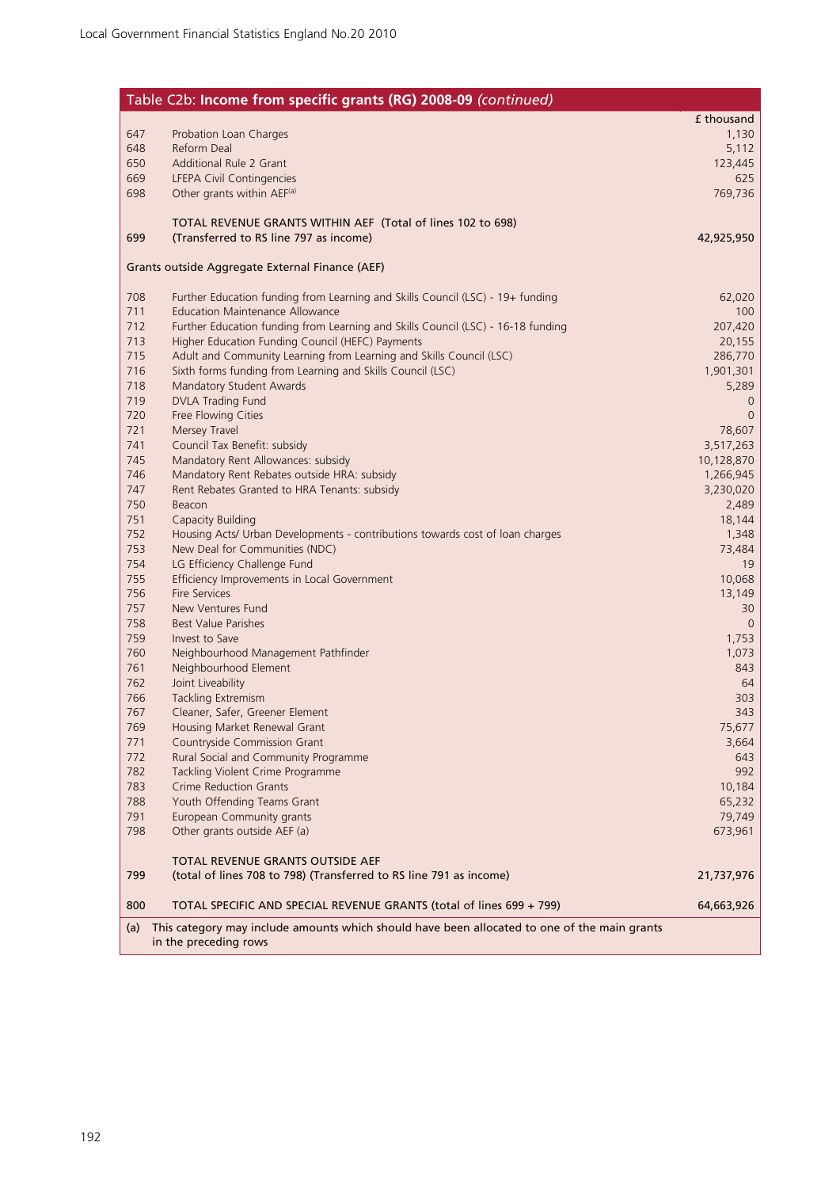## Table C2b: **Income from specific grants (RG) 2008-09** *(continued)*

| | | £ thousand |
|---|---|---|
| 647 | Probation Loan Charges | 1,130 |
| 648 | Reform Deal | 5,112 |
| 650 | Additional Rule 2 Grant | 123,445 |
| 669 | LFEPA Civil Contingencies | 625 |
| 698 | Other grants within AEF(a) | 769,736 |
| 699 | TOTAL REVENUE GRANTS WITHIN AEF (Total of lines 102 to 698) (Transferred to RS line 797 as income) | 42,925,950 |
| | Grants outside Aggregate External Finance (AEF) | |
| 708 | Further Education funding from Learning and Skills Council (LSC) - 19+ funding | 62,020 |
| 711 | Education Maintenance Allowance | 100 |
| 712 | Further Education funding from Learning and Skills Council (LSC) - 16-18 funding | 207,420 |
| 713 | Higher Education Funding Council (HEFC) Payments | 20,155 |
| 715 | Adult and Community Learning from Learning and Skills Council (LSC) | 286,770 |
| 716 | Sixth forms funding from Learning and Skills Council (LSC) | 1,901,301 |
| 718 | Mandatory Student Awards | 5,289 |
| 719 | DVLA Trading Fund | 0 |
| 720 | Free Flowing Cities | 0 |
| 721 | Mersey Travel | 78,607 |
| 741 | Council Tax Benefit: subsidy | 3,517,263 |
| 745 | Mandatory Rent Allowances: subsidy | 10,128,870 |
| 746 | Mandatory Rent Rebates outside HRA: subsidy | 1,266,945 |
| 747 | Rent Rebates Granted to HRA Tenants: subsidy | 3,230,020 |
| 750 | Beacon | 2,489 |
| 751 | Capacity Building | 18,144 |
| 752 | Housing Acts/ Urban Developments - contributions towards cost of loan charges | 1,348 |
| 753 | New Deal for Communities (NDC) | 73,484 |
| 754 | LG Efficiency Challenge Fund | 19 |
| 755 | Efficiency Improvements in Local Government | 10,068 |
| 756 | Fire Services | 13,149 |
| 757 | New Ventures Fund | 30 |
| 758 | Best Value Parishes | 0 |
| 759 | Invest to Save | 1,753 |
| 760 | Neighbourhood Management Pathfinder | 1,073 |
| 761 | Neighbourhood Element | 843 |
| 762 | Joint Liveability | 64 |
| 766 | Tackling Extremism | 303 |
| 767 | Cleaner, Safer, Greener Element | 343 |
| 769 | Housing Market Renewal Grant | 75,677 |
| 771 | Countryside Commission Grant | 3,664 |
| 772 | Rural Social and Community Programme | 643 |
| 782 | Tackling Violent Crime Programme | 992 |
| 783 | Crime Reduction Grants | 10,184 |
| 788 | Youth Offending Teams Grant | 65,232 |
| 791 | European Community grants | 79,749 |
| 798 | Other grants outside AEF (a) | 673,961 |
| 799 | TOTAL REVENUE GRANTS OUTSIDE AEF (total of lines 708 to 798) (Transferred to RS line 791 as income) | 21,737,976 |
| 800 | TOTAL SPECIFIC AND SPECIAL REVENUE GRANTS (total of lines 699 + 799) | 64,663,926 |

(a) This category may include amounts which should have been allocated to one of the main grants in the preceding rows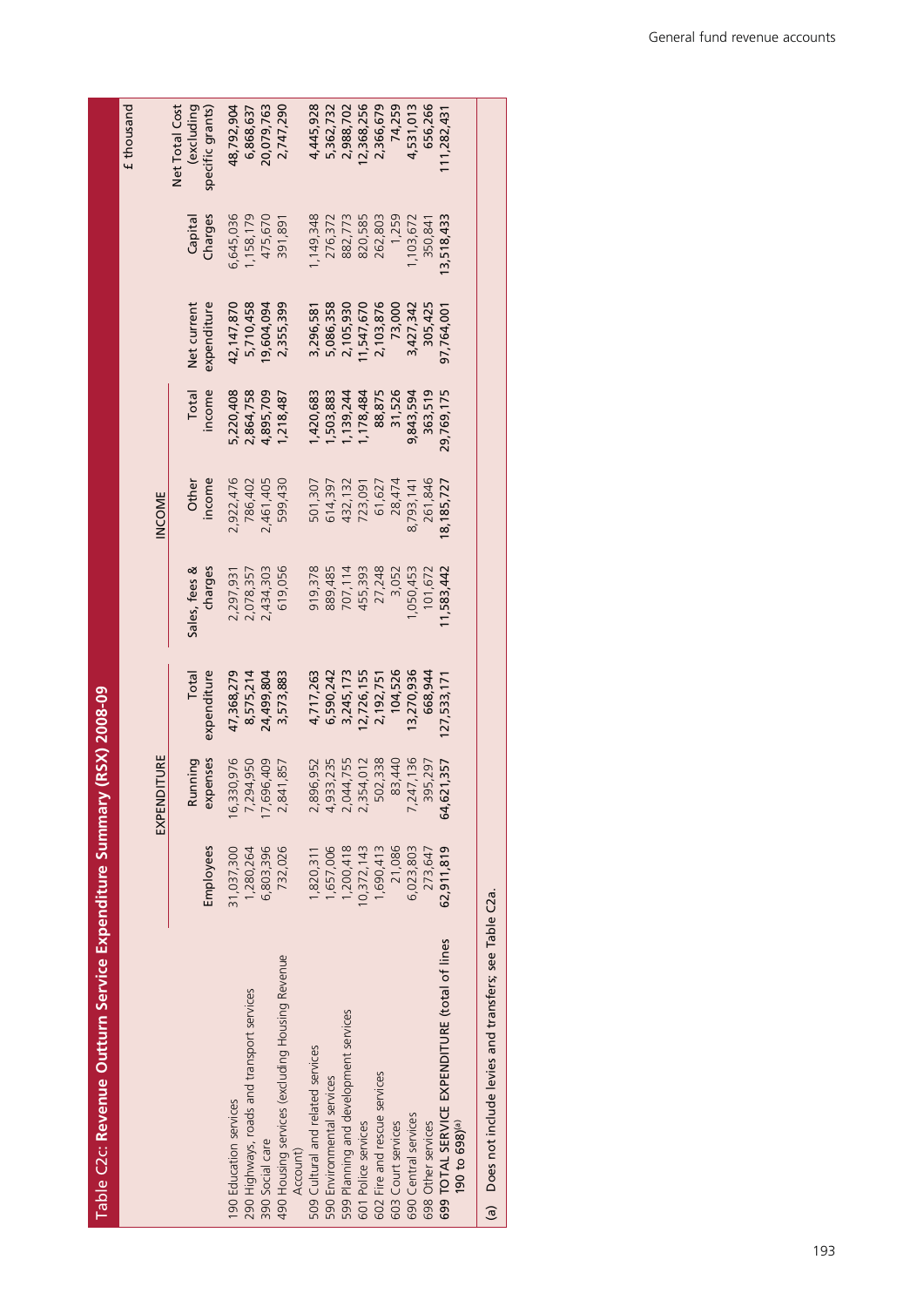## Table C2c: Revenue Outturn Service Expenditure Summary (RSX) 2008-09

£ thousand

| | EXPENDITURE | | | INCOME | | | | | |
|---|---|---|---|---|---|---|---|---|---|
| | Employees | Running expenses | Total expenditure | Sales, fees & charges | Other income | Total income | Net current expenditure | Capital Charges | Net Total Cost (excluding specific grants) |
| 190 Education services | 31,037,300 | 16,330,976 | 47,368,279 | 2,297,931 | 2,922,476 | 5,220,408 | 42,147,870 | 6,645,036 | 48,792,904 |
| 290 Highways, roads and transport services | 1,280,264 | 7,294,950 | 8,575,214 | 2,078,357 | 786,402 | 2,864,758 | 5,710,458 | 1,158,179 | 6,868,637 |
| 390 Social care | 6,803,396 | 17,696,409 | 24,499,804 | 2,434,303 | 2,461,405 | 4,895,709 | 19,604,094 | 475,670 | 20,079,763 |
| 490 Housing services (excluding Housing Revenue Account) | 732,026 | 2,841,857 | 3,573,883 | 619,056 | 599,430 | 1,218,487 | 2,355,399 | 391,891 | 2,747,290 |
| 509 Cultural and related services | 1,820,311 | 2,896,952 | 4,717,263 | 919,378 | 501,307 | 1,420,683 | 3,296,581 | 1,149,348 | 4,445,928 |
| 590 Environmental services | 1,657,006 | 4,933,235 | 6,590,242 | 889,485 | 614,397 | 1,503,883 | 5,086,358 | 276,372 | 5,362,732 |
| 599 Planning and development services | 1,200,418 | 2,044,755 | 3,245,173 | 707,114 | 432,132 | 1,139,244 | 2,105,930 | 882,773 | 2,988,702 |
| 601 Police services | 10,372,143 | 2,354,012 | 12,726,155 | 455,393 | 723,091 | 1,178,484 | 11,547,670 | 820,585 | 12,368,256 |
| 602 Fire and rescue services | 1,690,413 | 502,338 | 2,192,751 | 27,248 | 61,627 | 88,875 | 2,103,876 | 262,803 | 2,366,679 |
| 603 Court services | 21,086 | 83,440 | 104,526 | 3,052 | 28,474 | 31,526 | 73,000 | 1,259 | 74,259 |
| 690 Central services | 6,023,803 | 7,247,136 | 13,270,936 | 1,050,453 | 8,793,141 | 9,843,594 | 3,427,342 | 1,103,672 | 4,531,013 |
| 698 Other services | 273,647 | 395,297 | 668,944 | 101,672 | 261,846 | 363,519 | 305,425 | 350,841 | 656,266 |
| **699 TOTAL SERVICE EXPENDITURE (total of lines 190 to 698)[(a)]** | **62,911,819** | **64,621,357** | **127,533,171** | **11,583,442** | **18,185,727** | **29,769,175** | **97,764,001** | **13,518,433** | **111,282,431** |

(a) Does not include levies and transfers; see Table C2a.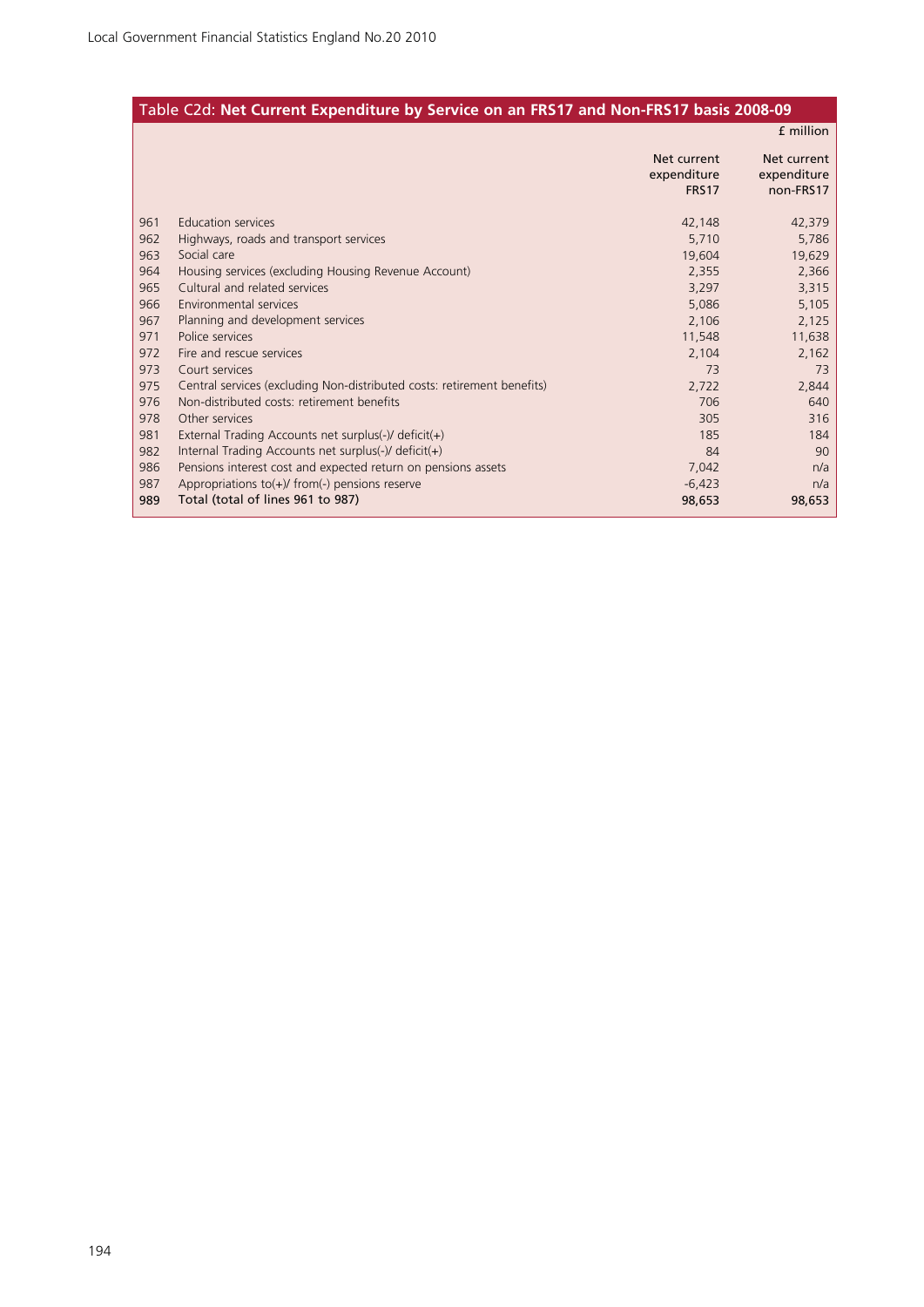## Table C2d: Net Current Expenditure by Service on an FRS17 and Non-FRS17 basis 2008-09

£ million

| | | Net current expenditure FRS17 | Net current expenditure non-FRS17 |
|---|---|---|---|
| 961 | Education services | 42,148 | 42,379 |
| 962 | Highways, roads and transport services | 5,710 | 5,786 |
| 963 | Social care | 19,604 | 19,629 |
| 964 | Housing services (excluding Housing Revenue Account) | 2,355 | 2,366 |
| 965 | Cultural and related services | 3,297 | 3,315 |
| 966 | Environmental services | 5,086 | 5,105 |
| 967 | Planning and development services | 2,106 | 2,125 |
| 971 | Police services | 11,548 | 11,638 |
| 972 | Fire and rescue services | 2,104 | 2,162 |
| 973 | Court services | 73 | 73 |
| 975 | Central services (excluding Non-distributed costs: retirement benefits) | 2,722 | 2,844 |
| 976 | Non-distributed costs: retirement benefits | 706 | 640 |
| 978 | Other services | 305 | 316 |
| 981 | External Trading Accounts net surplus(-)/ deficit(+) | 185 | 184 |
| 982 | Internal Trading Accounts net surplus(-)/ deficit(+) | 84 | 90 |
| 986 | Pensions interest cost and expected return on pensions assets | 7,042 | n/a |
| 987 | Appropriations to(+)/ from(-) pensions reserve | -6,423 | n/a |
| **989** | **Total (total of lines 961 to 987)** | **98,653** | **98,653** |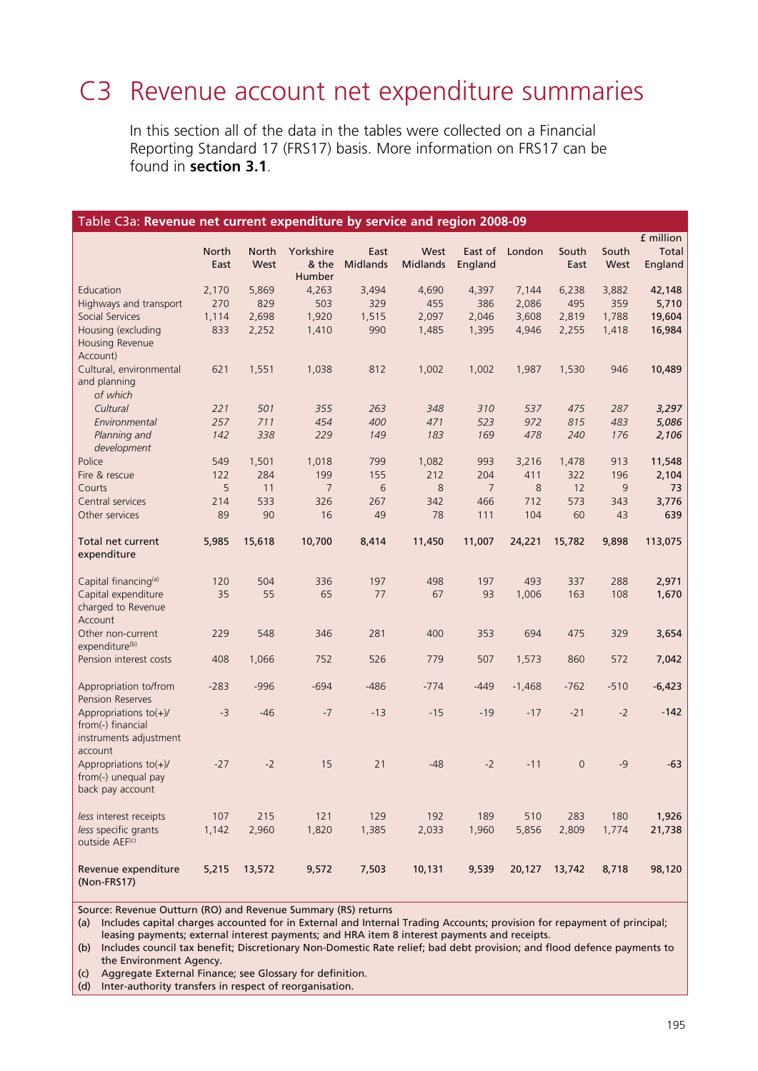# C3 Revenue account net expenditure summaries

In this section all of the data in the tables were collected on a Financial Reporting Standard 17 (FRS17) basis. More information on FRS17 can be found in **section 3.1**.

Table C3a: **Revenue net current expenditure by service and region 2008-09**

£ million

| | North East | North West | Yorkshire & the Humber | East Midlands | West Midlands | East of England | London | South East | South West | Total England |
|---|---|---|---|---|---|---|---|---|---|---|
| Education | 2,170 | 5,869 | 4,263 | 3,494 | 4,690 | 4,397 | 7,144 | 6,238 | 3,882 | **42,148** |
| Highways and transport | 270 | 829 | 503 | 329 | 455 | 386 | 2,086 | 495 | 359 | **5,710** |
| Social Services | 1,114 | 2,698 | 1,920 | 1,515 | 2,097 | 2,046 | 3,608 | 2,819 | 1,788 | **19,604** |
| Housing (excluding Housing Revenue Account) | 833 | 2,252 | 1,410 | 990 | 1,485 | 1,395 | 4,946 | 2,255 | 1,418 | **16,984** |
| Cultural, environmental and planning | 621 | 1,551 | 1,038 | 812 | 1,002 | 1,002 | 1,987 | 1,530 | 946 | **10,489** |
| *of which* | | | | | | | | | | |
| *Cultural* | *221* | *501* | *355* | *263* | *348* | *310* | *537* | *475* | *287* | ***3,297*** |
| *Environmental* | *257* | *711* | *454* | *400* | *471* | *523* | *972* | *815* | *483* | ***5,086*** |
| *Planning and development* | *142* | *338* | *229* | *149* | *183* | *169* | *478* | *240* | *176* | ***2,106*** |
| Police | 549 | 1,501 | 1,018 | 799 | 1,082 | 993 | 3,216 | 1,478 | 913 | **11,548** |
| Fire & rescue | 122 | 284 | 199 | 155 | 212 | 204 | 411 | 322 | 196 | **2,104** |
| Courts | 5 | 11 | 7 | 6 | 8 | 7 | 8 | 12 | 9 | **73** |
| Central services | 214 | 533 | 326 | 267 | 342 | 466 | 712 | 573 | 343 | **3,776** |
| Other services | 89 | 90 | 16 | 49 | 78 | 111 | 104 | 60 | 43 | **639** |
| **Total net current expenditure** | **5,985** | **15,618** | **10,700** | **8,414** | **11,450** | **11,007** | **24,221** | **15,782** | **9,898** | **113,075** |
| Capital financing[a] | 120 | 504 | 336 | 197 | 498 | 197 | 493 | 337 | 288 | **2,971** |
| Capital expenditure charged to Revenue Account | 35 | 55 | 65 | 77 | 67 | 93 | 1,006 | 163 | 108 | **1,670** |
| Other non-current expenditure[b] | 229 | 548 | 346 | 281 | 400 | 353 | 694 | 475 | 329 | **3,654** |
| Pension interest costs | 408 | 1,066 | 752 | 526 | 779 | 507 | 1,573 | 860 | 572 | **7,042** |
| Appropriation to/from Pension Reserves | -283 | -996 | -694 | -486 | -774 | -449 | -1,468 | -762 | -510 | **-6,423** |
| Appropriations to(+)/ from(-) financial instruments adjustment account | -3 | -46 | -7 | -13 | -15 | -19 | -17 | -21 | -2 | **-142** |
| Appropriations to(+)/ from(-) unequal pay back pay account | -27 | -2 | 15 | 21 | -48 | -2 | -11 | 0 | -9 | **-63** |
| *less* interest receipts | 107 | 215 | 121 | 129 | 192 | 189 | 510 | 283 | 180 | **1,926** |
| *less* specific grants outside AEF[c] | 1,142 | 2,960 | 1,820 | 1,385 | 2,033 | 1,960 | 5,856 | 2,809 | 1,774 | **21,738** |
| **Revenue expenditure (Non-FRS17)** | **5,215** | **13,572** | **9,572** | **7,503** | **10,131** | **9,539** | **20,127** | **13,742** | **8,718** | **98,120** |

Source: Revenue Outturn (RO) and Revenue Summary (RS) returns

(a) Includes capital charges accounted for in External and Internal Trading Accounts; provision for repayment of principal; leasing payments; external interest payments; and HRA item 8 interest payments and receipts.

(b) Includes council tax benefit; Discretionary Non-Domestic Rate relief; bad debt provision; and flood defence payments to the Environment Agency.

(c) Aggregate External Finance; see Glossary for definition.

(d) Inter-authority transfers in respect of reorganisation.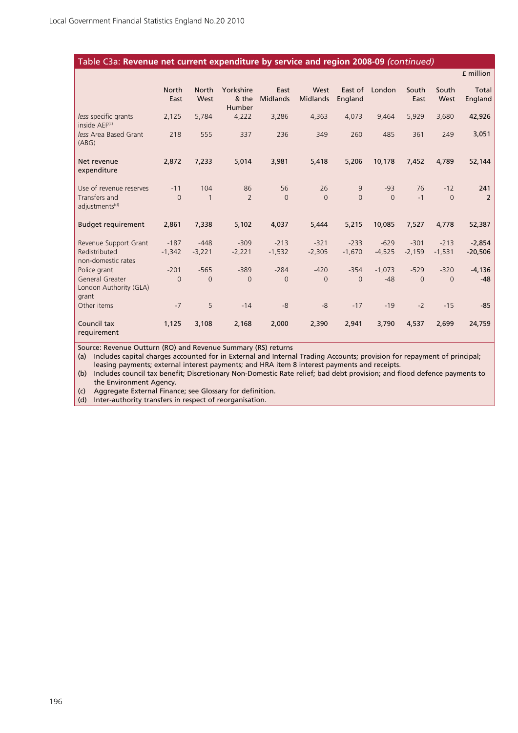## Table C3a: **Revenue net current expenditure by service and region 2008-09** *(continued)*

£ million

| | North East | North West | Yorkshire & the Humber | East Midlands | West Midlands | East of England | London | South East | South West | Total England |
|---|---|---|---|---|---|---|---|---|---|---|
| *less* specific grants inside AEF[(c)] | 2,125 | 5,784 | 4,222 | 3,286 | 4,363 | 4,073 | 9,464 | 5,929 | 3,680 | **42,926** |
| *less* Area Based Grant (ABG) | 218 | 555 | 337 | 236 | 349 | 260 | 485 | 361 | 249 | **3,051** |
| **Net revenue expenditure** | **2,872** | **7,233** | **5,014** | **3,981** | **5,418** | **5,206** | **10,178** | **7,452** | **4,789** | **52,144** |
| Use of revenue reserves | -11 | 104 | 86 | 56 | 26 | 9 | -93 | 76 | -12 | **241** |
| Transfers and adjustments[(d)] | 0 | 1 | 2 | 0 | 0 | 0 | 0 | -1 | 0 | **2** |
| **Budget requirement** | **2,861** | **7,338** | **5,102** | **4,037** | **5,444** | **5,215** | **10,085** | **7,527** | **4,778** | **52,387** |
| Revenue Support Grant | -187 | -448 | -309 | -213 | -321 | -233 | -629 | -301 | -213 | **-2,854** |
| Redistributed non-domestic rates | -1,342 | -3,221 | -2,221 | -1,532 | -2,305 | -1,670 | -4,525 | -2,159 | -1,531 | **-20,506** |
| Police grant | -201 | -565 | -389 | -284 | -420 | -354 | -1,073 | -529 | -320 | **-4,136** |
| General Greater London Authority (GLA) grant | 0 | 0 | 0 | 0 | 0 | 0 | -48 | 0 | 0 | **-48** |
| Other items | -7 | 5 | -14 | -8 | -8 | -17 | -19 | -2 | -15 | **-85** |
| **Council tax requirement** | **1,125** | **3,108** | **2,168** | **2,000** | **2,390** | **2,941** | **3,790** | **4,537** | **2,699** | **24,759** |

Source: Revenue Outturn (RO) and Revenue Summary (RS) returns

(a) Includes capital charges accounted for in External and Internal Trading Accounts; provision for repayment of principal; leasing payments; external interest payments; and HRA item 8 interest payments and receipts.

(b) Includes council tax benefit; Discretionary Non-Domestic Rate relief; bad debt provision; and flood defence payments to the Environment Agency.

(c) Aggregate External Finance; see Glossary for definition.

(d) Inter-authority transfers in respect of reorganisation.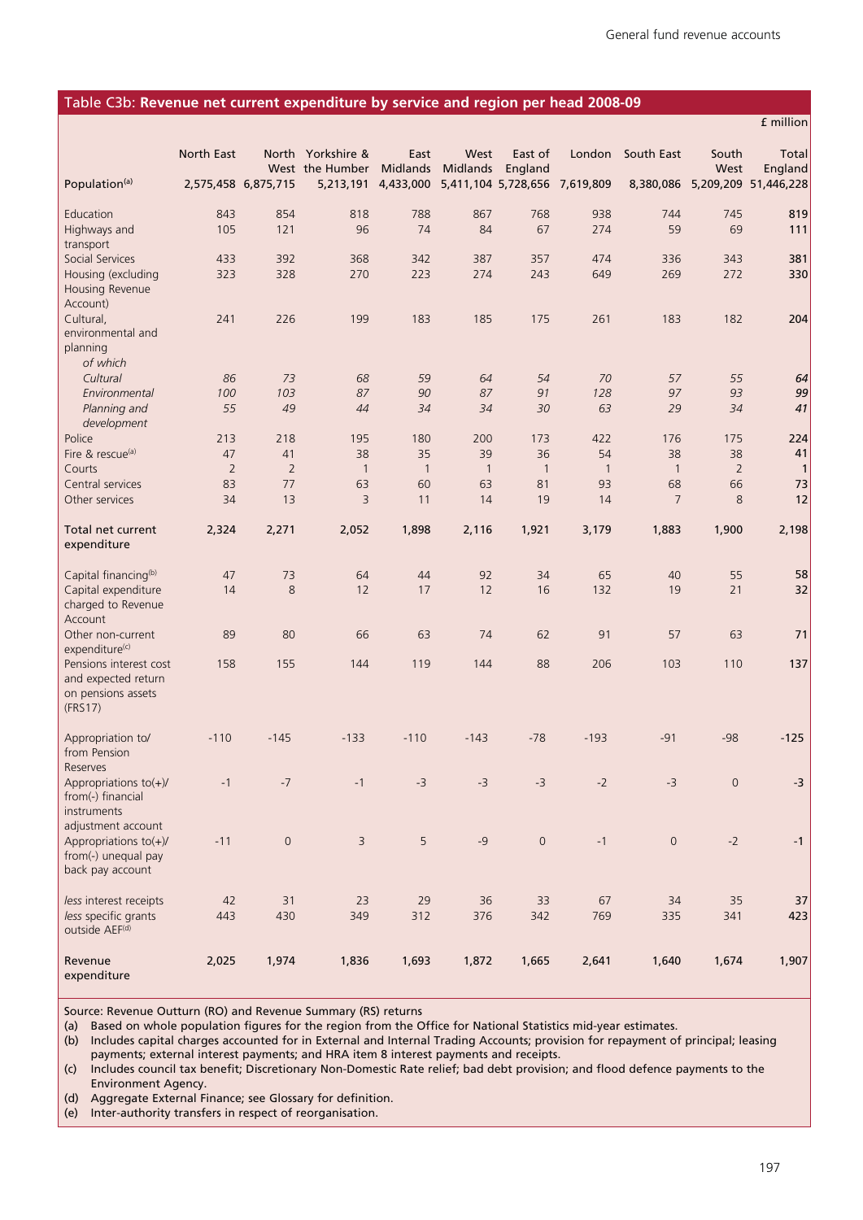## Table C3b: Revenue net current expenditure by service and region per head 2008-09

£ million

| | North East | North West | Yorkshire & the Humber | East Midlands | West Midlands | East of England | London | South East | South West | Total England |
|---|---|---|---|---|---|---|---|---|---|---|
| Population[(a)] | 2,575,458 | 6,875,715 | 5,213,191 | 4,433,000 | 5,411,104 | 5,728,656 | 7,619,809 | 8,380,086 | 5,209,209 | 51,446,228 |
| Education | 843 | 854 | 818 | 788 | 867 | 768 | 938 | 744 | 745 | **819** |
| Highways and transport | 105 | 121 | 96 | 74 | 84 | 67 | 274 | 59 | 69 | **111** |
| Social Services | 433 | 392 | 368 | 342 | 387 | 357 | 474 | 336 | 343 | **381** |
| Housing (excluding Housing Revenue Account) | 323 | 328 | 270 | 223 | 274 | 243 | 649 | 269 | 272 | **330** |
| Cultural, environmental and planning | 241 | 226 | 199 | 183 | 185 | 175 | 261 | 183 | 182 | **204** |
| *of which* | | | | | | | | | | |
| *Cultural* | *86* | *73* | *68* | *59* | *64* | *54* | *70* | *57* | *55* | ***64*** |
| *Environmental* | *100* | *103* | *87* | *90* | *87* | *91* | *128* | *97* | *93* | ***99*** |
| *Planning and development* | *55* | *49* | *44* | *34* | *34* | *30* | *63* | *29* | *34* | ***41*** |
| Police | 213 | 218 | 195 | 180 | 200 | 173 | 422 | 176 | 175 | **224** |
| Fire & rescue[(a)] | 47 | 41 | 38 | 35 | 39 | 36 | 54 | 38 | 38 | **41** |
| Courts | 2 | 2 | 1 | 1 | 1 | 1 | 1 | 1 | 2 | **1** |
| Central services | 83 | 77 | 63 | 60 | 63 | 81 | 93 | 68 | 66 | **73** |
| Other services | 34 | 13 | 3 | 11 | 14 | 19 | 14 | 7 | 8 | **12** |
| **Total net current expenditure** | **2,324** | **2,271** | **2,052** | **1,898** | **2,116** | **1,921** | **3,179** | **1,883** | **1,900** | **2,198** |
| Capital financing[(b)] | 47 | 73 | 64 | 44 | 92 | 34 | 65 | 40 | 55 | **58** |
| Capital expenditure charged to Revenue Account | 14 | 8 | 12 | 17 | 12 | 16 | 132 | 19 | 21 | **32** |
| Other non-current expenditure[(c)] | 89 | 80 | 66 | 63 | 74 | 62 | 91 | 57 | 63 | **71** |
| Pensions interest cost and expected return on pensions assets (FRS17) | 158 | 155 | 144 | 119 | 144 | 88 | 206 | 103 | 110 | **137** |
| Appropriation to/ from Pension Reserves | -110 | -145 | -133 | -110 | -143 | -78 | -193 | -91 | -98 | **-125** |
| Appropriations to(+)/ from(-) financial instruments adjustment account | -1 | -7 | -1 | -3 | -3 | -3 | -2 | -3 | 0 | **-3** |
| Appropriations to(+)/ from(-) unequal pay back pay account | -11 | 0 | 3 | 5 | -9 | 0 | -1 | 0 | -2 | **-1** |
| *less* interest receipts | 42 | 31 | 23 | 29 | 36 | 33 | 67 | 34 | 35 | **37** |
| *less* specific grants outside AEF[(d)] | 443 | 430 | 349 | 312 | 376 | 342 | 769 | 335 | 341 | **423** |
| **Revenue expenditure** | **2,025** | **1,974** | **1,836** | **1,693** | **1,872** | **1,665** | **2,641** | **1,640** | **1,674** | **1,907** |

Source: Revenue Outturn (RO) and Revenue Summary (RS) returns

(a) Based on whole population figures for the region from the Office for National Statistics mid-year estimates.
(b) Includes capital charges accounted for in External and Internal Trading Accounts; provision for repayment of principal; leasing payments; external interest payments; and HRA item 8 interest payments and receipts.
(c) Includes council tax benefit; Discretionary Non-Domestic Rate relief; bad debt provision; and flood defence payments to the Environment Agency.
(d) Aggregate External Finance; see Glossary for definition.
(e) Inter-authority transfers in respect of reorganisation.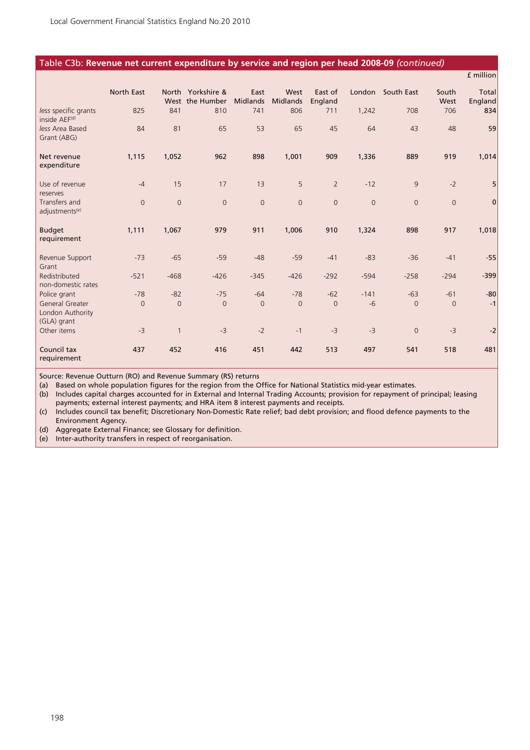## Table C3b: **Revenue net current expenditure by service and region per head 2008-09** *(continued)*

£ million

| | North East | North West | Yorkshire & the Humber | East Midlands | West Midlands | East of England | London | South East | South West | Total England |
|---|---|---|---|---|---|---|---|---|---|---|
| *less* specific grants inside AEF[(d)] | 825 | 841 | 810 | 741 | 806 | 711 | 1,242 | 708 | 706 | **834** |
| *less* Area Based Grant (ABG) | 84 | 81 | 65 | 53 | 65 | 45 | 64 | 43 | 48 | **59** |
| **Net revenue expenditure** | **1,115** | **1,052** | **962** | **898** | **1,001** | **909** | **1,336** | **889** | **919** | **1,014** |
| Use of revenue reserves | -4 | 15 | 17 | 13 | 5 | 2 | -12 | 9 | -2 | **5** |
| Transfers and adjustments[(e)] | 0 | 0 | 0 | 0 | 0 | 0 | 0 | 0 | 0 | **0** |
| **Budget requirement** | **1,111** | **1,067** | **979** | **911** | **1,006** | **910** | **1,324** | **898** | **917** | **1,018** |
| Revenue Support Grant | -73 | -65 | -59 | -48 | -59 | -41 | -83 | -36 | -41 | **-55** |
| Redistributed non-domestic rates | -521 | -468 | -426 | -345 | -426 | -292 | -594 | -258 | -294 | **-399** |
| Police grant | -78 | -82 | -75 | -64 | -78 | -62 | -141 | -63 | -61 | **-80** |
| General Greater London Authority (GLA) grant | 0 | 0 | 0 | 0 | 0 | 0 | -6 | 0 | 0 | **-1** |
| Other items | -3 | 1 | -3 | -2 | -1 | -3 | -3 | 0 | -3 | **-2** |
| **Council tax requirement** | **437** | **452** | **416** | **451** | **442** | **513** | **497** | **541** | **518** | **481** |

Source: Revenue Outturn (RO) and Revenue Summary (RS) returns

(a) Based on whole population figures for the region from the Office for National Statistics mid-year estimates.
(b) Includes capital charges accounted for in External and Internal Trading Accounts; provision for repayment of principal; leasing payments; external interest payments; and HRA item 8 interest payments and receipts.
(c) Includes council tax benefit; Discretionary Non-Domestic Rate relief; bad debt provision; and flood defence payments to the Environment Agency.
(d) Aggregate External Finance; see Glossary for definition.
(e) Inter-authority transfers in respect of reorganisation.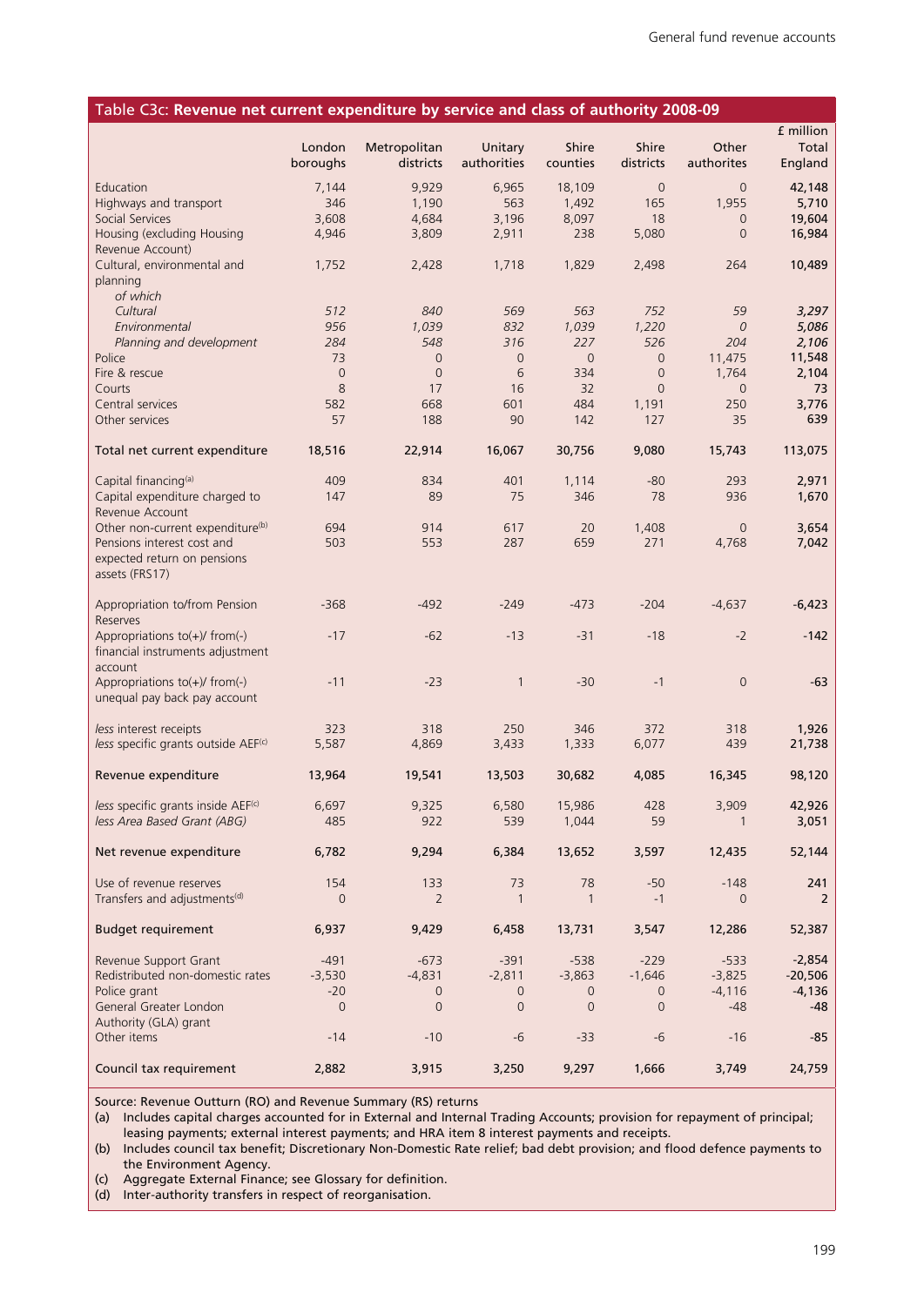## Table C3c: Revenue net current expenditure by service and class of authority 2008-09

£ million

| | London boroughs | Metropolitan districts | Unitary authorities | Shire counties | Shire districts | Other authorites | Total England |
|---|---|---|---|---|---|---|---|
| Education | 7,144 | 9,929 | 6,965 | 18,109 | 0 | 0 | **42,148** |
| Highways and transport | 346 | 1,190 | 563 | 1,492 | 165 | 1,955 | **5,710** |
| Social Services | 3,608 | 4,684 | 3,196 | 8,097 | 18 | 0 | **19,604** |
| Housing (excluding Housing Revenue Account) | 4,946 | 3,809 | 2,911 | 238 | 5,080 | 0 | **16,984** |
| Cultural, environmental and planning | 1,752 | 2,428 | 1,718 | 1,829 | 2,498 | 264 | **10,489** |
| *of which* | | | | | | | |
| *Cultural* | *512* | *840* | *569* | *563* | *752* | *59* | ***3,297*** |
| *Environmental* | *956* | *1,039* | *832* | *1,039* | *1,220* | *0* | ***5,086*** |
| *Planning and development* | *284* | *548* | *316* | *227* | *526* | *204* | ***2,106*** |
| Police | 73 | 0 | 0 | 0 | 0 | 11,475 | **11,548** |
| Fire & rescue | 0 | 0 | 6 | 334 | 0 | 1,764 | **2,104** |
| Courts | 8 | 17 | 16 | 32 | 0 | 0 | **73** |
| Central services | 582 | 668 | 601 | 484 | 1,191 | 250 | **3,776** |
| Other services | 57 | 188 | 90 | 142 | 127 | 35 | **639** |
| **Total net current expenditure** | **18,516** | **22,914** | **16,067** | **30,756** | **9,080** | **15,743** | **113,075** |
| Capital financing[a] | 409 | 834 | 401 | 1,114 | -80 | 293 | **2,971** |
| Capital expenditure charged to Revenue Account | 147 | 89 | 75 | 346 | 78 | 936 | **1,670** |
| Other non-current expenditure[b] | 694 | 914 | 617 | 20 | 1,408 | 0 | **3,654** |
| Pensions interest cost and expected return on pensions assets (FRS17) | 503 | 553 | 287 | 659 | 271 | 4,768 | **7,042** |
| Appropriation to/from Pension Reserves | -368 | -492 | -249 | -473 | -204 | -4,637 | **-6,423** |
| Appropriations to(+)/ from(-) financial instruments adjustment account | -17 | -62 | -13 | -31 | -18 | -2 | **-142** |
| Appropriations to(+)/ from(-) unequal pay back pay account | -11 | -23 | 1 | -30 | -1 | 0 | **-63** |
| *less* interest receipts | 323 | 318 | 250 | 346 | 372 | 318 | **1,926** |
| *less* specific grants outside AEF[c] | 5,587 | 4,869 | 3,433 | 1,333 | 6,077 | 439 | **21,738** |
| **Revenue expenditure** | **13,964** | **19,541** | **13,503** | **30,682** | **4,085** | **16,345** | **98,120** |
| *less* specific grants inside AEF[c] | 6,697 | 9,325 | 6,580 | 15,986 | 428 | 3,909 | **42,926** |
| *less Area Based Grant (ABG)* | 485 | 922 | 539 | 1,044 | 59 | 1 | **3,051** |
| **Net revenue expenditure** | **6,782** | **9,294** | **6,384** | **13,652** | **3,597** | **12,435** | **52,144** |
| Use of revenue reserves | 154 | 133 | 73 | 78 | -50 | -148 | **241** |
| Transfers and adjustments[d] | 0 | 2 | 1 | 1 | -1 | 0 | **2** |
| **Budget requirement** | **6,937** | **9,429** | **6,458** | **13,731** | **3,547** | **12,286** | **52,387** |
| Revenue Support Grant | -491 | -673 | -391 | -538 | -229 | -533 | **-2,854** |
| Redistributed non-domestic rates | -3,530 | -4,831 | -2,811 | -3,863 | -1,646 | -3,825 | **-20,506** |
| Police grant | -20 | 0 | 0 | 0 | 0 | -4,116 | **-4,136** |
| General Greater London Authority (GLA) grant | 0 | 0 | 0 | 0 | 0 | -48 | **-48** |
| Other items | -14 | -10 | -6 | -33 | -6 | -16 | **-85** |
| **Council tax requirement** | **2,882** | **3,915** | **3,250** | **9,297** | **1,666** | **3,749** | **24,759** |

Source: Revenue Outturn (RO) and Revenue Summary (RS) returns

(a) Includes capital charges accounted for in External and Internal Trading Accounts; provision for repayment of principal; leasing payments; external interest payments; and HRA item 8 interest payments and receipts.

(b) Includes council tax benefit; Discretionary Non-Domestic Rate relief; bad debt provision; and flood defence payments to the Environment Agency.

(c) Aggregate External Finance; see Glossary for definition.

(d) Inter-authority transfers in respect of reorganisation.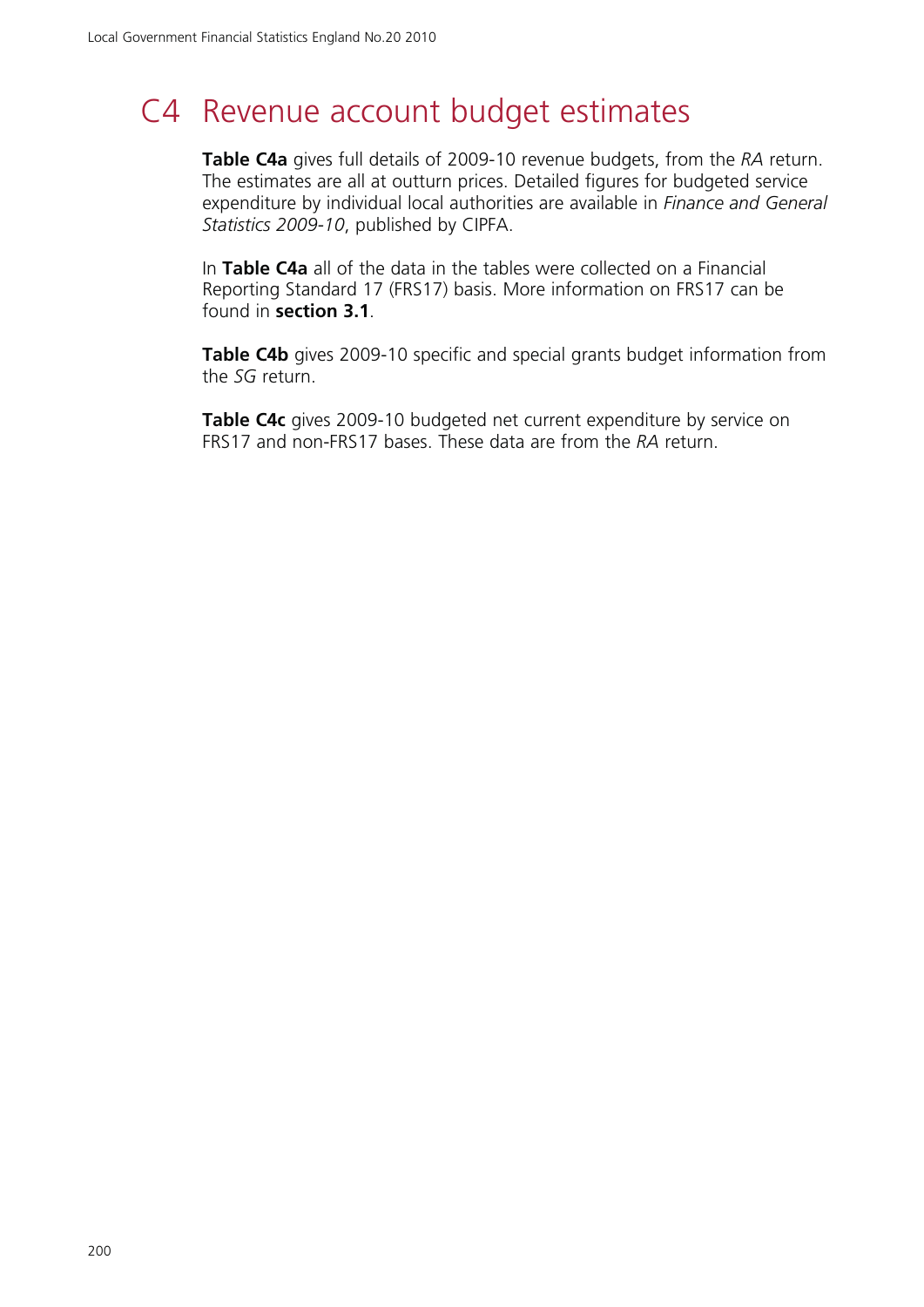# C4 Revenue account budget estimates

**Table C4a** gives full details of 2009-10 revenue budgets, from the *RA* return. The estimates are all at outturn prices. Detailed figures for budgeted service expenditure by individual local authorities are available in *Finance and General Statistics 2009-10*, published by CIPFA.

In **Table C4a** all of the data in the tables were collected on a Financial Reporting Standard 17 (FRS17) basis. More information on FRS17 can be found in **section 3.1**.

**Table C4b** gives 2009-10 specific and special grants budget information from the *SG* return.

**Table C4c** gives 2009-10 budgeted net current expenditure by service on FRS17 and non-FRS17 bases. These data are from the *RA* return.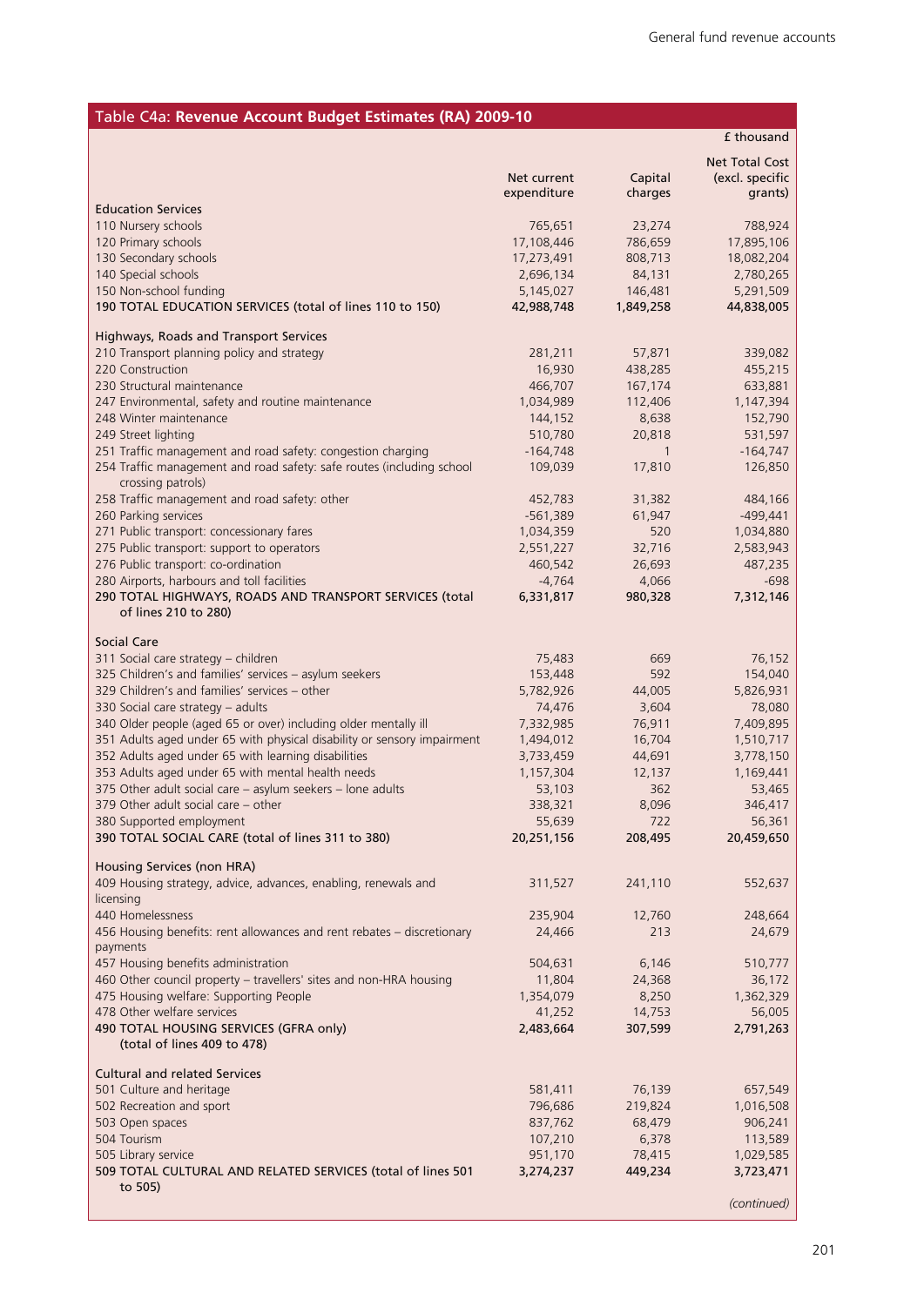## Table C4a: Revenue Account Budget Estimates (RA) 2009-10

£ thousand

| | Net current expenditure | Capital charges | Net Total Cost (excl. specific grants) |
|---|---|---|---|
| **Education Services** | | | |
| 110 Nursery schools | 765,651 | 23,274 | 788,924 |
| 120 Primary schools | 17,108,446 | 786,659 | 17,895,106 |
| 130 Secondary schools | 17,273,491 | 808,713 | 18,082,204 |
| 140 Special schools | 2,696,134 | 84,131 | 2,780,265 |
| 150 Non-school funding | 5,145,027 | 146,481 | 5,291,509 |
| **190 TOTAL EDUCATION SERVICES (total of lines 110 to 150)** | **42,988,748** | **1,849,258** | **44,838,005** |
| **Highways, Roads and Transport Services** | | | |
| 210 Transport planning policy and strategy | 281,211 | 57,871 | 339,082 |
| 220 Construction | 16,930 | 438,285 | 455,215 |
| 230 Structural maintenance | 466,707 | 167,174 | 633,881 |
| 247 Environmental, safety and routine maintenance | 1,034,989 | 112,406 | 1,147,394 |
| 248 Winter maintenance | 144,152 | 8,638 | 152,790 |
| 249 Street lighting | 510,780 | 20,818 | 531,597 |
| 251 Traffic management and road safety: congestion charging | -164,748 | 1 | -164,747 |
| 254 Traffic management and road safety: safe routes (including school crossing patrols) | 109,039 | 17,810 | 126,850 |
| 258 Traffic management and road safety: other | 452,783 | 31,382 | 484,166 |
| 260 Parking services | -561,389 | 61,947 | -499,441 |
| 271 Public transport: concessionary fares | 1,034,359 | 520 | 1,034,880 |
| 275 Public transport: support to operators | 2,551,227 | 32,716 | 2,583,943 |
| 276 Public transport: co-ordination | 460,542 | 26,693 | 487,235 |
| 280 Airports, harbours and toll facilities | -4,764 | 4,066 | -698 |
| **290 TOTAL HIGHWAYS, ROADS AND TRANSPORT SERVICES (total of lines 210 to 280)** | **6,331,817** | **980,328** | **7,312,146** |
| **Social Care** | | | |
| 311 Social care strategy – children | 75,483 | 669 | 76,152 |
| 325 Children's and families' services – asylum seekers | 153,448 | 592 | 154,040 |
| 329 Children's and families' services – other | 5,782,926 | 44,005 | 5,826,931 |
| 330 Social care strategy – adults | 74,476 | 3,604 | 78,080 |
| 340 Older people (aged 65 or over) including older mentally ill | 7,332,985 | 76,911 | 7,409,895 |
| 351 Adults aged under 65 with physical disability or sensory impairment | 1,494,012 | 16,704 | 1,510,717 |
| 352 Adults aged under 65 with learning disabilities | 3,733,459 | 44,691 | 3,778,150 |
| 353 Adults aged under 65 with mental health needs | 1,157,304 | 12,137 | 1,169,441 |
| 375 Other adult social care – asylum seekers – lone adults | 53,103 | 362 | 53,465 |
| 379 Other adult social care – other | 338,321 | 8,096 | 346,417 |
| 380 Supported employment | 55,639 | 722 | 56,361 |
| **390 TOTAL SOCIAL CARE (total of lines 311 to 380)** | **20,251,156** | **208,495** | **20,459,650** |
| **Housing Services (non HRA)** | | | |
| 409 Housing strategy, advice, advances, enabling, renewals and licensing | 311,527 | 241,110 | 552,637 |
| 440 Homelessness | 235,904 | 12,760 | 248,664 |
| 456 Housing benefits: rent allowances and rent rebates – discretionary payments | 24,466 | 213 | 24,679 |
| 457 Housing benefits administration | 504,631 | 6,146 | 510,777 |
| 460 Other council property – travellers' sites and non-HRA housing | 11,804 | 24,368 | 36,172 |
| 475 Housing welfare: Supporting People | 1,354,079 | 8,250 | 1,362,329 |
| 478 Other welfare services | 41,252 | 14,753 | 56,005 |
| **490 TOTAL HOUSING SERVICES (GFRA only) (total of lines 409 to 478)** | **2,483,664** | **307,599** | **2,791,263** |
| **Cultural and related Services** | | | |
| 501 Culture and heritage | 581,411 | 76,139 | 657,549 |
| 502 Recreation and sport | 796,686 | 219,824 | 1,016,508 |
| 503 Open spaces | 837,762 | 68,479 | 906,241 |
| 504 Tourism | 107,210 | 6,378 | 113,589 |
| 505 Library service | 951,170 | 78,415 | 1,029,585 |
| **509 TOTAL CULTURAL AND RELATED SERVICES (total of lines 501 to 505)** | **3,274,237** | **449,234** | **3,723,471** |

*(continued)*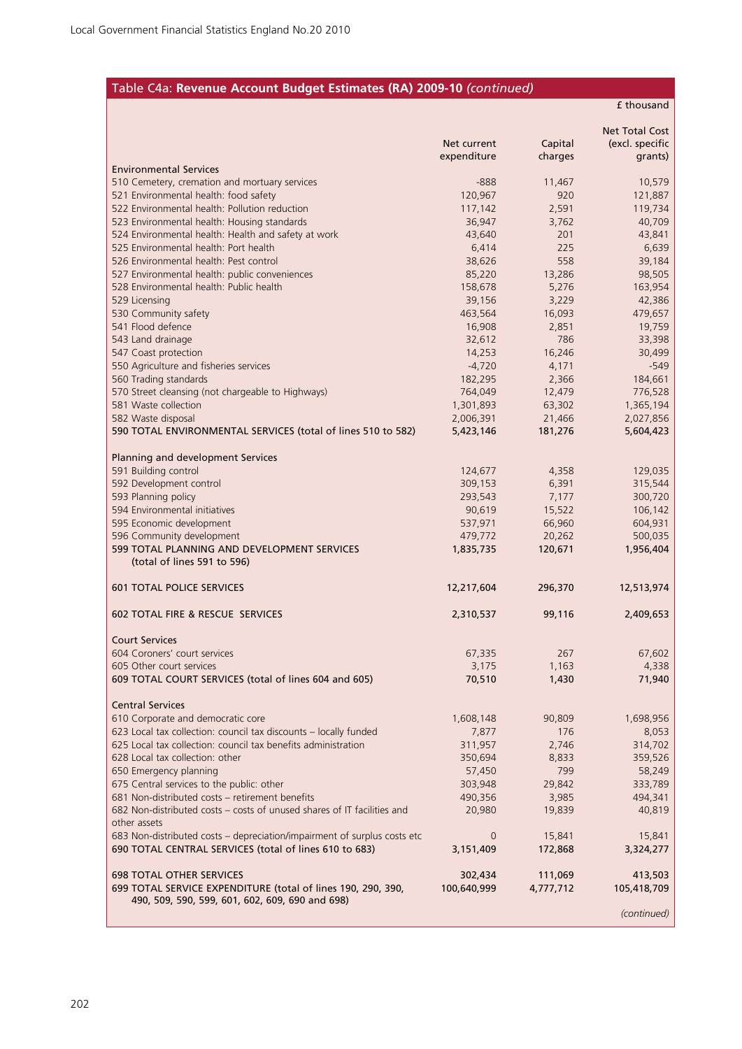## Table C4a: **Revenue Account Budget Estimates (RA) 2009-10** *(continued)*

£ thousand

| | Net current expenditure | Capital charges | Net Total Cost (excl. specific grants) |
|---|---|---|---|
| **Environmental Services** | | | |
| 510 Cemetery, cremation and mortuary services | -888 | 11,467 | 10,579 |
| 521 Environmental health: food safety | 120,967 | 920 | 121,887 |
| 522 Environmental health: Pollution reduction | 117,142 | 2,591 | 119,734 |
| 523 Environmental health: Housing standards | 36,947 | 3,762 | 40,709 |
| 524 Environmental health: Health and safety at work | 43,640 | 201 | 43,841 |
| 525 Environmental health: Port health | 6,414 | 225 | 6,639 |
| 526 Environmental health: Pest control | 38,626 | 558 | 39,184 |
| 527 Environmental health: public conveniences | 85,220 | 13,286 | 98,505 |
| 528 Environmental health: Public health | 158,678 | 5,276 | 163,954 |
| 529 Licensing | 39,156 | 3,229 | 42,386 |
| 530 Community safety | 463,564 | 16,093 | 479,657 |
| 541 Flood defence | 16,908 | 2,851 | 19,759 |
| 543 Land drainage | 32,612 | 786 | 33,398 |
| 547 Coast protection | 14,253 | 16,246 | 30,499 |
| 550 Agriculture and fisheries services | -4,720 | 4,171 | -549 |
| 560 Trading standards | 182,295 | 2,366 | 184,661 |
| 570 Street cleansing (not chargeable to Highways) | 764,049 | 12,479 | 776,528 |
| 581 Waste collection | 1,301,893 | 63,302 | 1,365,194 |
| 582 Waste disposal | 2,006,391 | 21,466 | 2,027,856 |
| **590 TOTAL ENVIRONMENTAL SERVICES (total of lines 510 to 582)** | **5,423,146** | **181,276** | **5,604,423** |
| **Planning and development Services** | | | |
| 591 Building control | 124,677 | 4,358 | 129,035 |
| 592 Development control | 309,153 | 6,391 | 315,544 |
| 593 Planning policy | 293,543 | 7,177 | 300,720 |
| 594 Environmental initiatives | 90,619 | 15,522 | 106,142 |
| 595 Economic development | 537,971 | 66,960 | 604,931 |
| 596 Community development | 479,772 | 20,262 | 500,035 |
| **599 TOTAL PLANNING AND DEVELOPMENT SERVICES (total of lines 591 to 596)** | **1,835,735** | **120,671** | **1,956,404** |
| **601 TOTAL POLICE SERVICES** | **12,217,604** | **296,370** | **12,513,974** |
| **602 TOTAL FIRE & RESCUE SERVICES** | **2,310,537** | **99,116** | **2,409,653** |
| **Court Services** | | | |
| 604 Coroners' court services | 67,335 | 267 | 67,602 |
| 605 Other court services | 3,175 | 1,163 | 4,338 |
| **609 TOTAL COURT SERVICES (total of lines 604 and 605)** | **70,510** | **1,430** | **71,940** |
| **Central Services** | | | |
| 610 Corporate and democratic core | 1,608,148 | 90,809 | 1,698,956 |
| 623 Local tax collection: council tax discounts – locally funded | 7,877 | 176 | 8,053 |
| 625 Local tax collection: council tax benefits administration | 311,957 | 2,746 | 314,702 |
| 628 Local tax collection: other | 350,694 | 8,833 | 359,526 |
| 650 Emergency planning | 57,450 | 799 | 58,249 |
| 675 Central services to the public: other | 303,948 | 29,842 | 333,789 |
| 681 Non-distributed costs – retirement benefits | 490,356 | 3,985 | 494,341 |
| 682 Non-distributed costs – costs of unused shares of IT facilities and other assets | 20,980 | 19,839 | 40,819 |
| 683 Non-distributed costs – depreciation/impairment of surplus costs etc | 0 | 15,841 | 15,841 |
| **690 TOTAL CENTRAL SERVICES (total of lines 610 to 683)** | **3,151,409** | **172,868** | **3,324,277** |
| **698 TOTAL OTHER SERVICES** | **302,434** | **111,069** | **413,503** |
| **699 TOTAL SERVICE EXPENDITURE (total of lines 190, 290, 390, 490, 509, 590, 599, 601, 602, 609, 690 and 698)** | **100,640,999** | **4,777,712** | **105,418,709** |

*(continued)*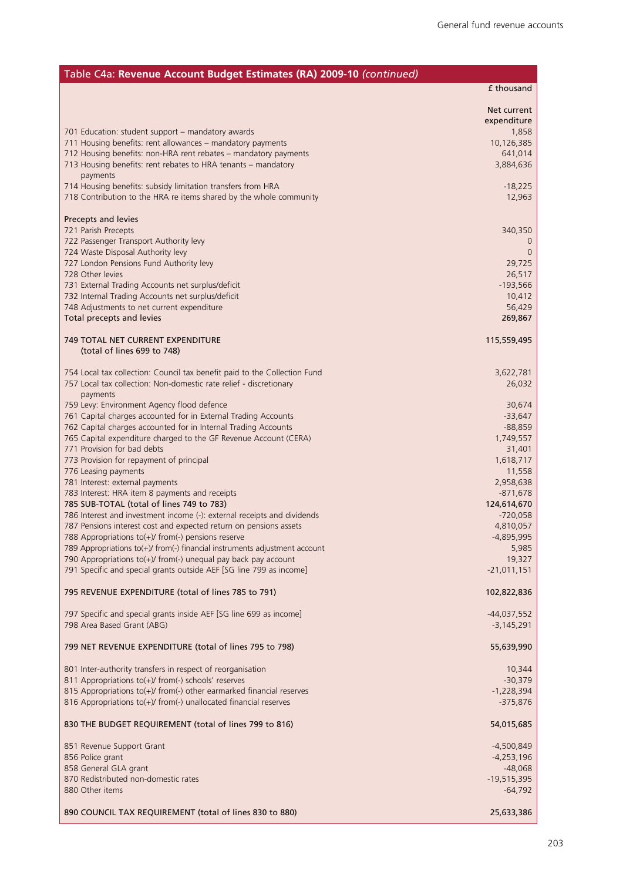## Table C4a: **Revenue Account Budget Estimates (RA) 2009-10** *(continued)*

| | £ thousand |
|---|---|
| | Net current expenditure |
| 701 Education: student support – mandatory awards | 1,858 |
| 711 Housing benefits: rent allowances – mandatory payments | 10,126,385 |
| 712 Housing benefits: non-HRA rent rebates – mandatory payments | 641,014 |
| 713 Housing benefits: rent rebates to HRA tenants – mandatory payments | 3,884,636 |
| 714 Housing benefits: subsidy limitation transfers from HRA | -18,225 |
| 718 Contribution to the HRA re items shared by the whole community | 12,963 |
| | |
| Precepts and levies | |
| 721 Parish Precepts | 340,350 |
| 722 Passenger Transport Authority levy | 0 |
| 724 Waste Disposal Authority levy | 0 |
| 727 London Pensions Fund Authority levy | 29,725 |
| 728 Other levies | 26,517 |
| 731 External Trading Accounts net surplus/deficit | -193,566 |
| 732 Internal Trading Accounts net surplus/deficit | 10,412 |
| 748 Adjustments to net current expenditure | 56,429 |
| **Total precepts and levies** | **269,867** |
| | |
| **749 TOTAL NET CURRENT EXPENDITURE (total of lines 699 to 748)** | **115,559,495** |
| | |
| 754 Local tax collection: Council tax benefit paid to the Collection Fund | 3,622,781 |
| 757 Local tax collection: Non-domestic rate relief - discretionary payments | 26,032 |
| 759 Levy: Environment Agency flood defence | 30,674 |
| 761 Capital charges accounted for in External Trading Accounts | -33,647 |
| 762 Capital charges accounted for in Internal Trading Accounts | -88,859 |
| 765 Capital expenditure charged to the GF Revenue Account (CERA) | 1,749,557 |
| 771 Provision for bad debts | 31,401 |
| 773 Provision for repayment of principal | 1,618,717 |
| 776 Leasing payments | 11,558 |
| 781 Interest: external payments | 2,958,638 |
| 783 Interest: HRA item 8 payments and receipts | -871,678 |
| **785 SUB-TOTAL (total of lines 749 to 783)** | **124,614,670** |
| 786 Interest and investment income (-): external receipts and dividends | -720,058 |
| 787 Pensions interest cost and expected return on pensions assets | 4,810,057 |
| 788 Appropriations to(+)/ from(-) pensions reserve | -4,895,995 |
| 789 Appropriations to(+)/ from(-) financial instruments adjustment account | 5,985 |
| 790 Appropriations to(+)/ from(-) unequal pay back pay account | 19,327 |
| 791 Specific and special grants outside AEF [SG line 799 as income] | -21,011,151 |
| | |
| **795 REVENUE EXPENDITURE (total of lines 785 to 791)** | **102,822,836** |
| | |
| 797 Specific and special grants inside AEF [SG line 699 as income] | -44,037,552 |
| 798 Area Based Grant (ABG) | -3,145,291 |
| | |
| **799 NET REVENUE EXPENDITURE (total of lines 795 to 798)** | **55,639,990** |
| | |
| 801 Inter-authority transfers in respect of reorganisation | 10,344 |
| 811 Appropriations to(+)/ from(-) schools' reserves | -30,379 |
| 815 Appropriations to(+)/ from(-) other earmarked financial reserves | -1,228,394 |
| 816 Appropriations to(+)/ from(-) unallocated financial reserves | -375,876 |
| | |
| **830 THE BUDGET REQUIREMENT (total of lines 799 to 816)** | **54,015,685** |
| | |
| 851 Revenue Support Grant | -4,500,849 |
| 856 Police grant | -4,253,196 |
| 858 General GLA grant | -48,068 |
| 870 Redistributed non-domestic rates | -19,515,395 |
| 880 Other items | -64,792 |
| | |
| **890 COUNCIL TAX REQUIREMENT (total of lines 830 to 880)** | **25,633,386** |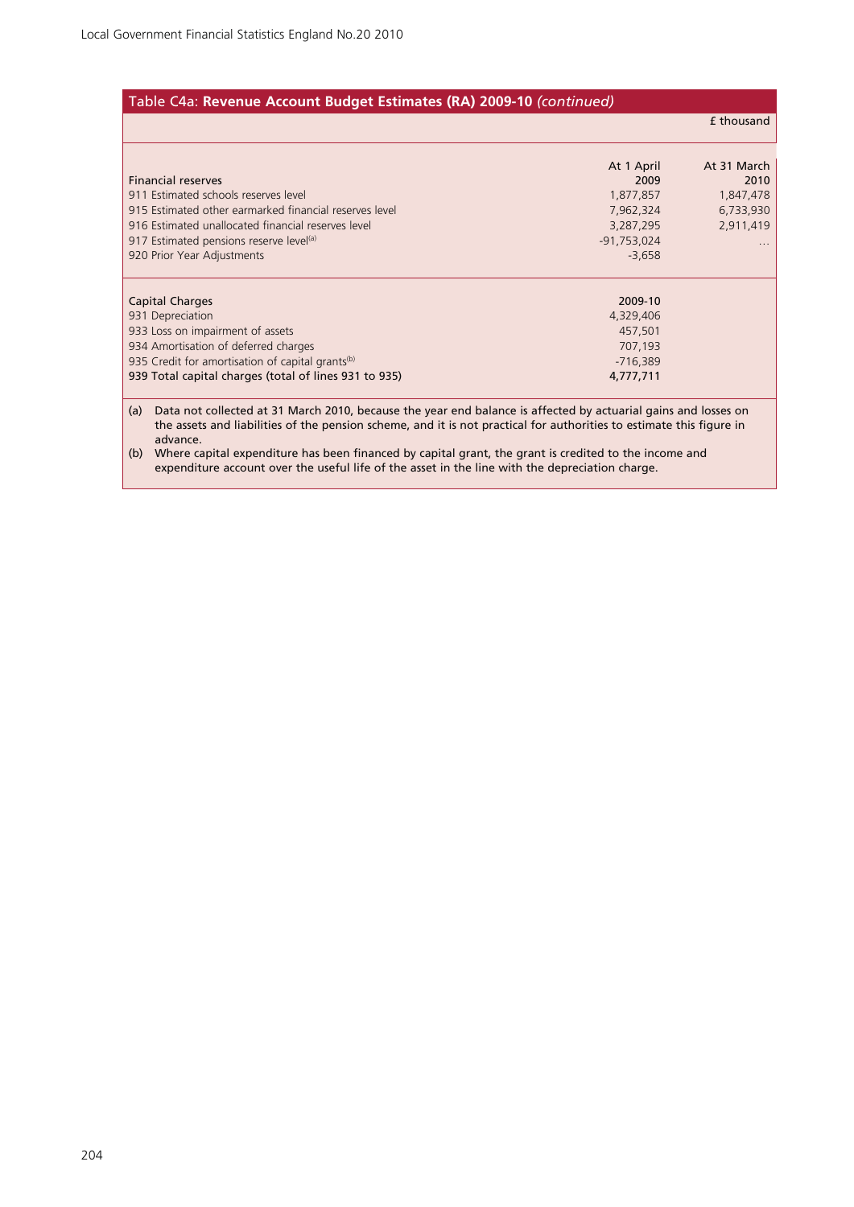## Table C4a: **Revenue Account Budget Estimates (RA) 2009-10** *(continued)*

£ thousand

| Financial reserves | At 1 April 2009 | At 31 March 2010 |
|---|---|---|
| 911 Estimated schools reserves level | 1,877,857 | 1,847,478 |
| 915 Estimated other earmarked financial reserves level | 7,962,324 | 6,733,930 |
| 916 Estimated unallocated financial reserves level | 3,287,295 | 2,911,419 |
| 917 Estimated pensions reserve level[(a)] | -91,753,024 | ... |
| 920 Prior Year Adjustments | -3,658 | |

| Capital Charges | 2009-10 |
|---|---|
| 931 Depreciation | 4,329,406 |
| 933 Loss on impairment of assets | 457,501 |
| 934 Amortisation of deferred charges | 707,193 |
| 935 Credit for amortisation of capital grants[(b)] | -716,389 |
| **939 Total capital charges (total of lines 931 to 935)** | **4,777,711** |

(a) Data not collected at 31 March 2010, because the year end balance is affected by actuarial gains and losses on the assets and liabilities of the pension scheme, and it is not practical for authorities to estimate this figure in advance.

(b) Where capital expenditure has been financed by capital grant, the grant is credited to the income and expenditure account over the useful life of the asset in the line with the depreciation charge.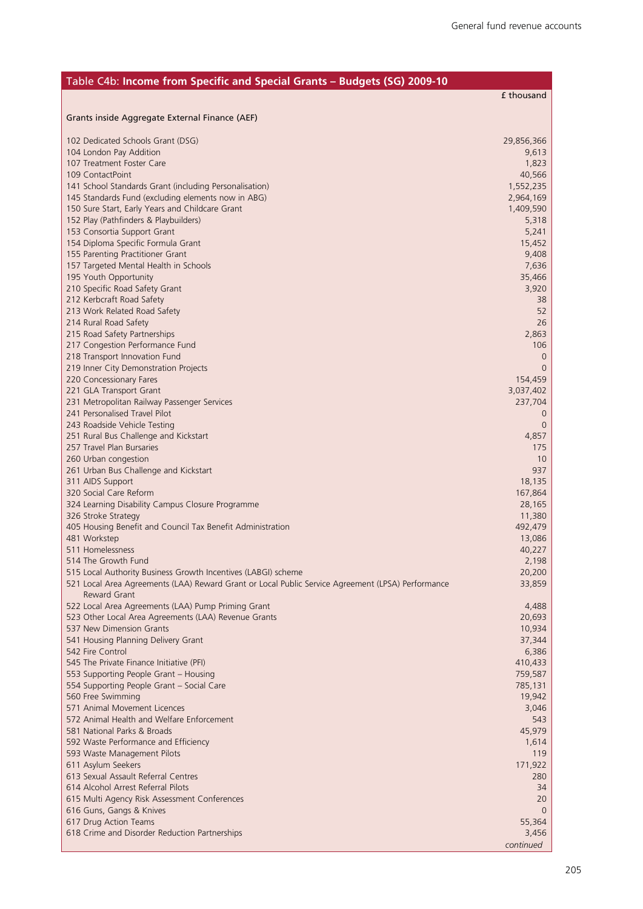## Table C4b: Income from Specific and Special Grants – Budgets (SG) 2009-10

| | £ thousand |
|---|---|
| **Grants inside Aggregate External Finance (AEF)** | |
| 102 Dedicated Schools Grant (DSG) | 29,856,366 |
| 104 London Pay Addition | 9,613 |
| 107 Treatment Foster Care | 1,823 |
| 109 ContactPoint | 40,566 |
| 141 School Standards Grant (including Personalisation) | 1,552,235 |
| 145 Standards Fund (excluding elements now in ABG) | 2,964,169 |
| 150 Sure Start, Early Years and Childcare Grant | 1,409,590 |
| 152 Play (Pathfinders & Playbuilders) | 5,318 |
| 153 Consortia Support Grant | 5,241 |
| 154 Diploma Specific Formula Grant | 15,452 |
| 155 Parenting Practitioner Grant | 9,408 |
| 157 Targeted Mental Health in Schools | 7,636 |
| 195 Youth Opportunity | 35,466 |
| 210 Specific Road Safety Grant | 3,920 |
| 212 Kerbcraft Road Safety | 38 |
| 213 Work Related Road Safety | 52 |
| 214 Rural Road Safety | 26 |
| 215 Road Safety Partnerships | 2,863 |
| 217 Congestion Performance Fund | 106 |
| 218 Transport Innovation Fund | 0 |
| 219 Inner City Demonstration Projects | 0 |
| 220 Concessionary Fares | 154,459 |
| 221 GLA Transport Grant | 3,037,402 |
| 231 Metropolitan Railway Passenger Services | 237,704 |
| 241 Personalised Travel Pilot | 0 |
| 243 Roadside Vehicle Testing | 0 |
| 251 Rural Bus Challenge and Kickstart | 4,857 |
| 257 Travel Plan Bursaries | 175 |
| 260 Urban congestion | 10 |
| 261 Urban Bus Challenge and Kickstart | 937 |
| 311 AIDS Support | 18,135 |
| 320 Social Care Reform | 167,864 |
| 324 Learning Disability Campus Closure Programme | 28,165 |
| 326 Stroke Strategy | 11,380 |
| 405 Housing Benefit and Council Tax Benefit Administration | 492,479 |
| 481 Workstep | 13,086 |
| 511 Homelessness | 40,227 |
| 514 The Growth Fund | 2,198 |
| 515 Local Authority Business Growth Incentives (LABGI) scheme | 20,200 |
| 521 Local Area Agreements (LAA) Reward Grant or Local Public Service Agreement (LPSA) Performance Reward Grant | 33,859 |
| 522 Local Area Agreements (LAA) Pump Priming Grant | 4,488 |
| 523 Other Local Area Agreements (LAA) Revenue Grants | 20,693 |
| 537 New Dimension Grants | 10,934 |
| 541 Housing Planning Delivery Grant | 37,344 |
| 542 Fire Control | 6,386 |
| 545 The Private Finance Initiative (PFI) | 410,433 |
| 553 Supporting People Grant – Housing | 759,587 |
| 554 Supporting People Grant – Social Care | 785,131 |
| 560 Free Swimming | 19,942 |
| 571 Animal Movement Licences | 3,046 |
| 572 Animal Health and Welfare Enforcement | 543 |
| 581 National Parks & Broads | 45,979 |
| 592 Waste Performance and Efficiency | 1,614 |
| 593 Waste Management Pilots | 119 |
| 611 Asylum Seekers | 171,922 |
| 613 Sexual Assault Referral Centres | 280 |
| 614 Alcohol Arrest Referral Pilots | 34 |
| 615 Multi Agency Risk Assessment Conferences | 20 |
| 616 Guns, Gangs & Knives | 0 |
| 617 Drug Action Teams | 55,364 |
| 618 Crime and Disorder Reduction Partnerships | 3,456 |

*continued*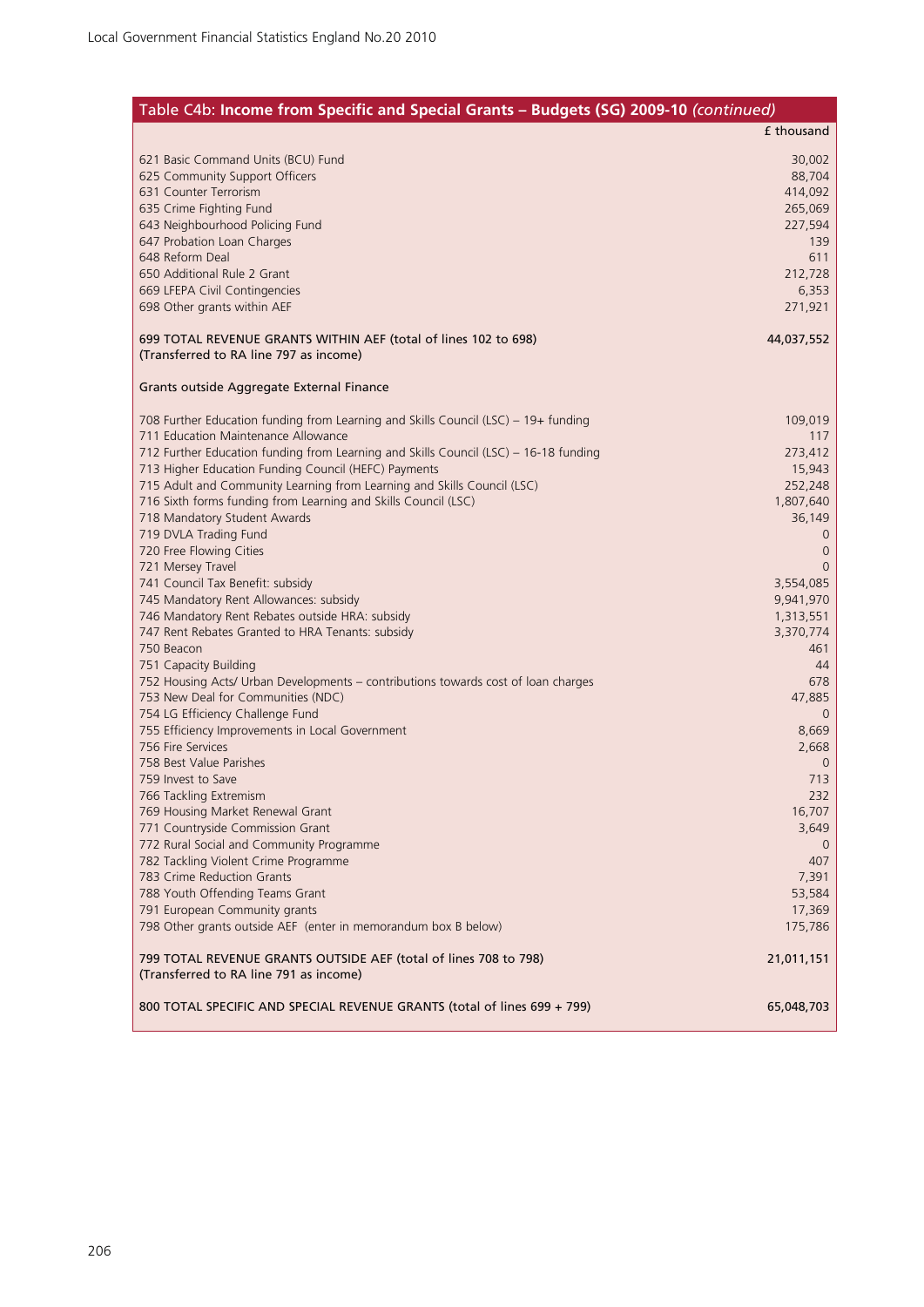## Table C4b: **Income from Specific and Special Grants – Budgets (SG) 2009-10** *(continued)*

| | £ thousand |
|---|---|
| 621 Basic Command Units (BCU) Fund | 30,002 |
| 625 Community Support Officers | 88,704 |
| 631 Counter Terrorism | 414,092 |
| 635 Crime Fighting Fund | 265,069 |
| 643 Neighbourhood Policing Fund | 227,594 |
| 647 Probation Loan Charges | 139 |
| 648 Reform Deal | 611 |
| 650 Additional Rule 2 Grant | 212,728 |
| 669 LFEPA Civil Contingencies | 6,353 |
| 698 Other grants within AEF | 271,921 |
| 699 TOTAL REVENUE GRANTS WITHIN AEF (total of lines 102 to 698) (Transferred to RA line 797 as income) | 44,037,552 |
| Grants outside Aggregate External Finance | |
| 708 Further Education funding from Learning and Skills Council (LSC) – 19+ funding | 109,019 |
| 711 Education Maintenance Allowance | 117 |
| 712 Further Education funding from Learning and Skills Council (LSC) – 16-18 funding | 273,412 |
| 713 Higher Education Funding Council (HEFC) Payments | 15,943 |
| 715 Adult and Community Learning from Learning and Skills Council (LSC) | 252,248 |
| 716 Sixth forms funding from Learning and Skills Council (LSC) | 1,807,640 |
| 718 Mandatory Student Awards | 36,149 |
| 719 DVLA Trading Fund | 0 |
| 720 Free Flowing Cities | 0 |
| 721 Mersey Travel | 0 |
| 741 Council Tax Benefit: subsidy | 3,554,085 |
| 745 Mandatory Rent Allowances: subsidy | 9,941,970 |
| 746 Mandatory Rent Rebates outside HRA: subsidy | 1,313,551 |
| 747 Rent Rebates Granted to HRA Tenants: subsidy | 3,370,774 |
| 750 Beacon | 461 |
| 751 Capacity Building | 44 |
| 752 Housing Acts/ Urban Developments – contributions towards cost of loan charges | 678 |
| 753 New Deal for Communities (NDC) | 47,885 |
| 754 LG Efficiency Challenge Fund | 0 |
| 755 Efficiency Improvements in Local Government | 8,669 |
| 756 Fire Services | 2,668 |
| 758 Best Value Parishes | 0 |
| 759 Invest to Save | 713 |
| 766 Tackling Extremism | 232 |
| 769 Housing Market Renewal Grant | 16,707 |
| 771 Countryside Commission Grant | 3,649 |
| 772 Rural Social and Community Programme | 0 |
| 782 Tackling Violent Crime Programme | 407 |
| 783 Crime Reduction Grants | 7,391 |
| 788 Youth Offending Teams Grant | 53,584 |
| 791 European Community grants | 17,369 |
| 798 Other grants outside AEF (enter in memorandum box B below) | 175,786 |
| 799 TOTAL REVENUE GRANTS OUTSIDE AEF (total of lines 708 to 798) (Transferred to RA line 791 as income) | 21,011,151 |
| 800 TOTAL SPECIFIC AND SPECIAL REVENUE GRANTS (total of lines 699 + 799) | 65,048,703 |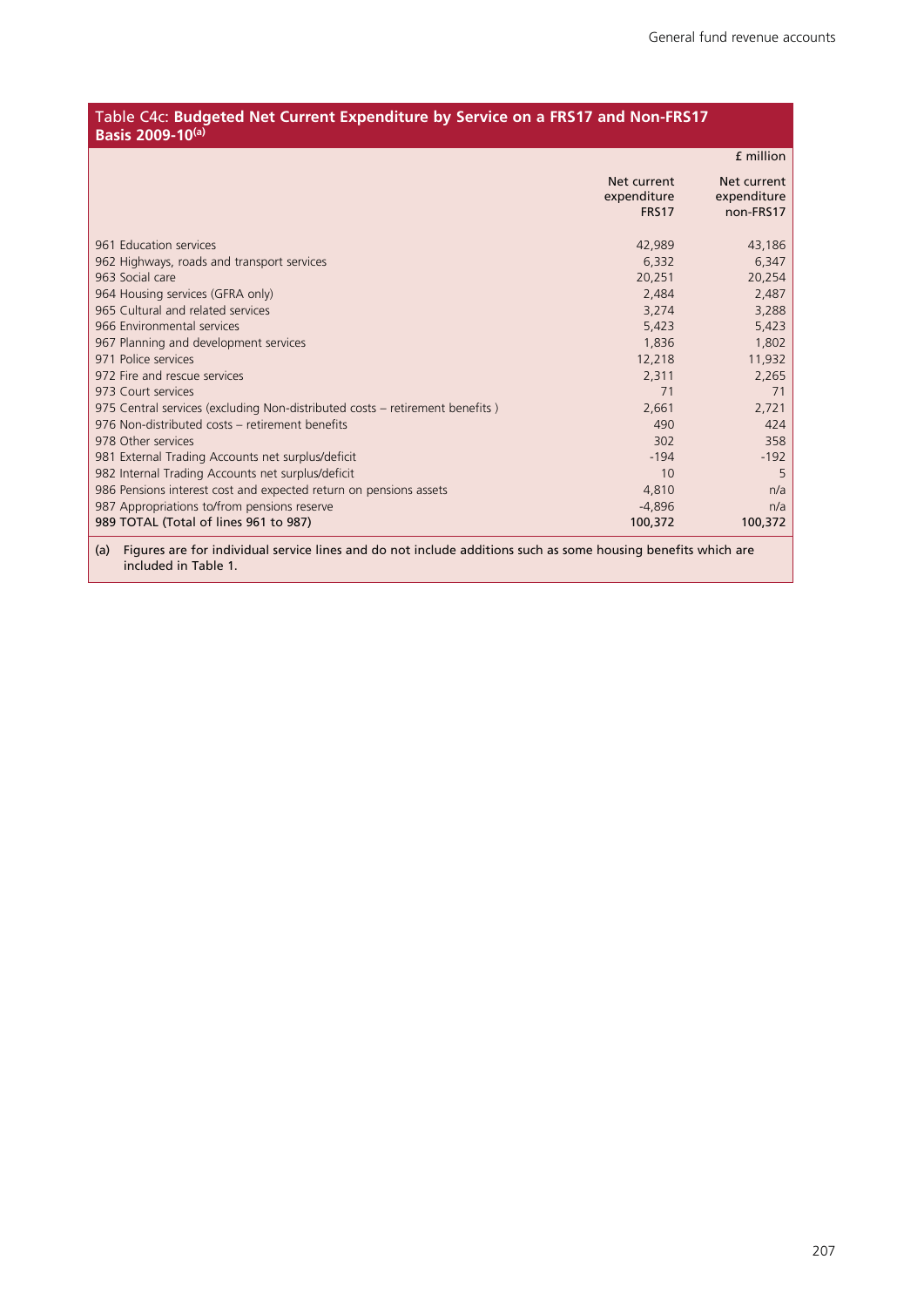## Table C4c: **Budgeted Net Current Expenditure by Service on a FRS17 and Non-FRS17 Basis 2009-10**[(a)]

£ million

| | Net current expenditure FRS17 | Net current expenditure non-FRS17 |
|---|---|---|
| 961 Education services | 42,989 | 43,186 |
| 962 Highways, roads and transport services | 6,332 | 6,347 |
| 963 Social care | 20,251 | 20,254 |
| 964 Housing services (GFRA only) | 2,484 | 2,487 |
| 965 Cultural and related services | 3,274 | 3,288 |
| 966 Environmental services | 5,423 | 5,423 |
| 967 Planning and development services | 1,836 | 1,802 |
| 971 Police services | 12,218 | 11,932 |
| 972 Fire and rescue services | 2,311 | 2,265 |
| 973 Court services | 71 | 71 |
| 975 Central services (excluding Non-distributed costs – retirement benefits ) | 2,661 | 2,721 |
| 976 Non-distributed costs – retirement benefits | 490 | 424 |
| 978 Other services | 302 | 358 |
| 981 External Trading Accounts net surplus/deficit | -194 | -192 |
| 982 Internal Trading Accounts net surplus/deficit | 10 | 5 |
| 986 Pensions interest cost and expected return on pensions assets | 4,810 | n/a |
| 987 Appropriations to/from pensions reserve | -4,896 | n/a |
| **989 TOTAL (Total of lines 961 to 987)** | **100,372** | **100,372** |

(a) Figures are for individual service lines and do not include additions such as some housing benefits which are included in Table 1.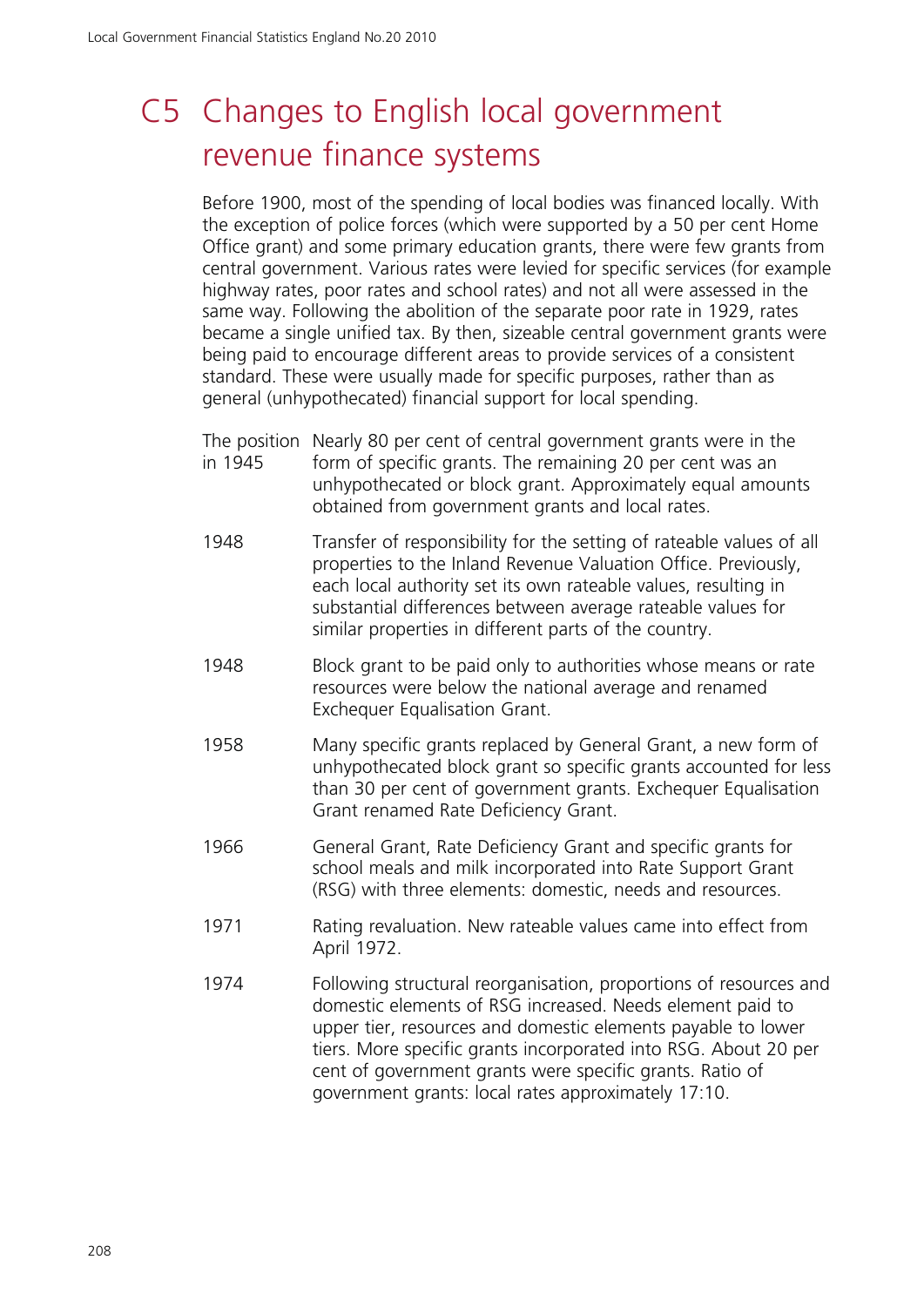# C5 Changes to English local government revenue finance systems

Before 1900, most of the spending of local bodies was financed locally. With the exception of police forces (which were supported by a 50 per cent Home Office grant) and some primary education grants, there were few grants from central government. Various rates were levied for specific services (for example highway rates, poor rates and school rates) and not all were assessed in the same way. Following the abolition of the separate poor rate in 1929, rates became a single unified tax. By then, sizeable central government grants were being paid to encourage different areas to provide services of a consistent standard. These were usually made for specific purposes, rather than as general (unhypothecated) financial support for local spending.

| | |
|---|---|
| The position in 1945 | Nearly 80 per cent of central government grants were in the form of specific grants. The remaining 20 per cent was an unhypothecated or block grant. Approximately equal amounts obtained from government grants and local rates. |
| 1948 | Transfer of responsibility for the setting of rateable values of all properties to the Inland Revenue Valuation Office. Previously, each local authority set its own rateable values, resulting in substantial differences between average rateable values for similar properties in different parts of the country. |
| 1948 | Block grant to be paid only to authorities whose means or rate resources were below the national average and renamed Exchequer Equalisation Grant. |
| 1958 | Many specific grants replaced by General Grant, a new form of unhypothecated block grant so specific grants accounted for less than 30 per cent of government grants. Exchequer Equalisation Grant renamed Rate Deficiency Grant. |
| 1966 | General Grant, Rate Deficiency Grant and specific grants for school meals and milk incorporated into Rate Support Grant (RSG) with three elements: domestic, needs and resources. |
| 1971 | Rating revaluation. New rateable values came into effect from April 1972. |
| 1974 | Following structural reorganisation, proportions of resources and domestic elements of RSG increased. Needs element paid to upper tier, resources and domestic elements payable to lower tiers. More specific grants incorporated into RSG. About 20 per cent of government grants were specific grants. Ratio of government grants: local rates approximately 17:10. |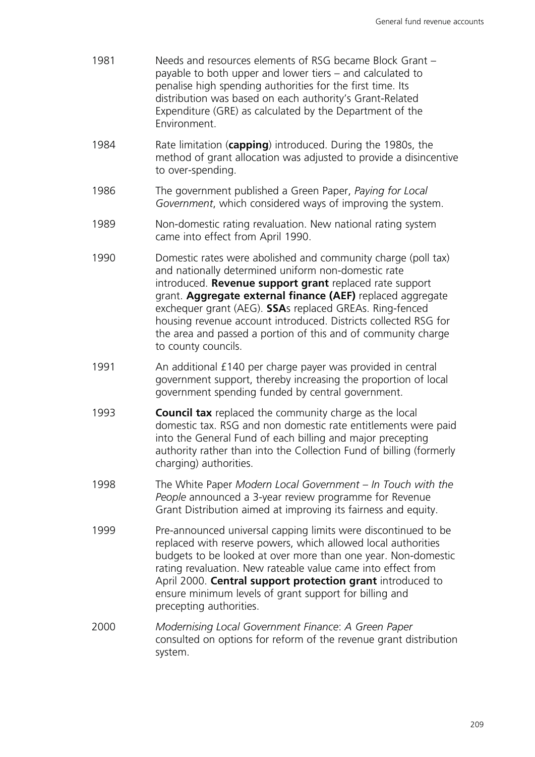| | |
|---|---|
| 1981 | Needs and resources elements of RSG became Block Grant – payable to both upper and lower tiers – and calculated to penalise high spending authorities for the first time. Its distribution was based on each authority's Grant-Related Expenditure (GRE) as calculated by the Department of the Environment. |
| 1984 | Rate limitation (**capping**) introduced. During the 1980s, the method of grant allocation was adjusted to provide a disincentive to over-spending. |
| 1986 | The government published a Green Paper, *Paying for Local Government*, which considered ways of improving the system. |
| 1989 | Non-domestic rating revaluation. New national rating system came into effect from April 1990. |
| 1990 | Domestic rates were abolished and community charge (poll tax) and nationally determined uniform non-domestic rate introduced. **Revenue support grant** replaced rate support grant. **Aggregate external finance (AEF)** replaced aggregate exchequer grant (AEG). **SSA**s replaced GREAs. Ring-fenced housing revenue account introduced. Districts collected RSG for the area and passed a portion of this and of community charge to county councils. |
| 1991 | An additional £140 per charge payer was provided in central government support, thereby increasing the proportion of local government spending funded by central government. |
| 1993 | **Council tax** replaced the community charge as the local domestic tax. RSG and non domestic rate entitlements were paid into the General Fund of each billing and major precepting authority rather than into the Collection Fund of billing (formerly charging) authorities. |
| 1998 | The White Paper *Modern Local Government – In Touch with the People* announced a 3-year review programme for Revenue Grant Distribution aimed at improving its fairness and equity. |
| 1999 | Pre-announced universal capping limits were discontinued to be replaced with reserve powers, which allowed local authorities budgets to be looked at over more than one year. Non-domestic rating revaluation. New rateable value came into effect from April 2000. **Central support protection grant** introduced to ensure minimum levels of grant support for billing and precepting authorities. |
| 2000 | *Modernising Local Government Finance*: *A Green Paper* consulted on options for reform of the revenue grant distribution system. |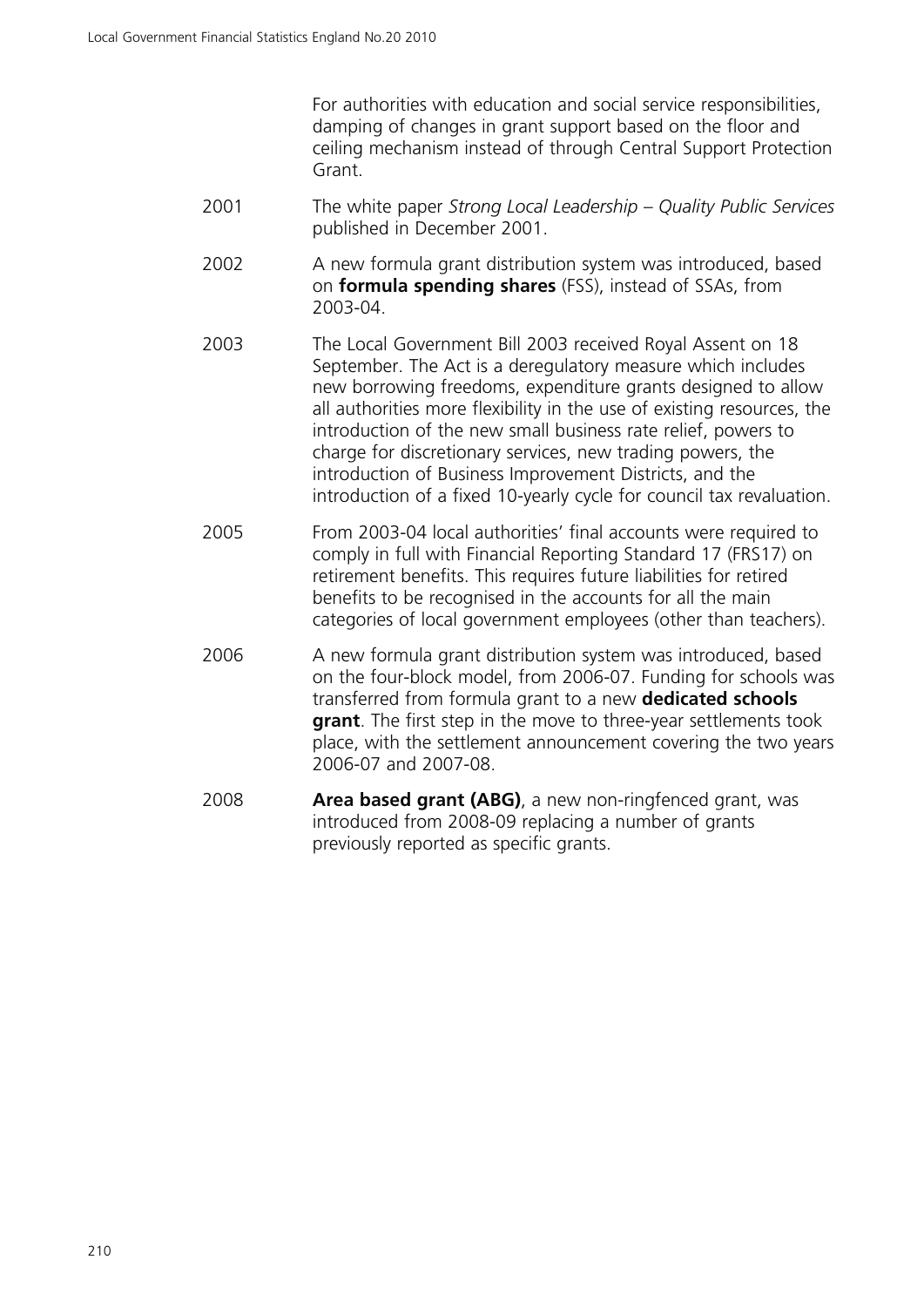For authorities with education and social service responsibilities, damping of changes in grant support based on the floor and ceiling mechanism instead of through Central Support Protection Grant.

| | |
|---|---|
| 2001 | The white paper *Strong Local Leadership – Quality Public Services* published in December 2001. |
| 2002 | A new formula grant distribution system was introduced, based on **formula spending shares** (FSS), instead of SSAs, from 2003-04. |
| 2003 | The Local Government Bill 2003 received Royal Assent on 18 September. The Act is a deregulatory measure which includes new borrowing freedoms, expenditure grants designed to allow all authorities more flexibility in the use of existing resources, the introduction of the new small business rate relief, powers to charge for discretionary services, new trading powers, the introduction of Business Improvement Districts, and the introduction of a fixed 10-yearly cycle for council tax revaluation. |
| 2005 | From 2003-04 local authorities' final accounts were required to comply in full with Financial Reporting Standard 17 (FRS17) on retirement benefits. This requires future liabilities for retired benefits to be recognised in the accounts for all the main categories of local government employees (other than teachers). |
| 2006 | A new formula grant distribution system was introduced, based on the four-block model, from 2006-07. Funding for schools was transferred from formula grant to a new **dedicated schools grant**. The first step in the move to three-year settlements took place, with the settlement announcement covering the two years 2006-07 and 2007-08. |
| 2008 | **Area based grant (ABG)**, a new non-ringfenced grant, was introduced from 2008-09 replacing a number of grants previously reported as specific grants. |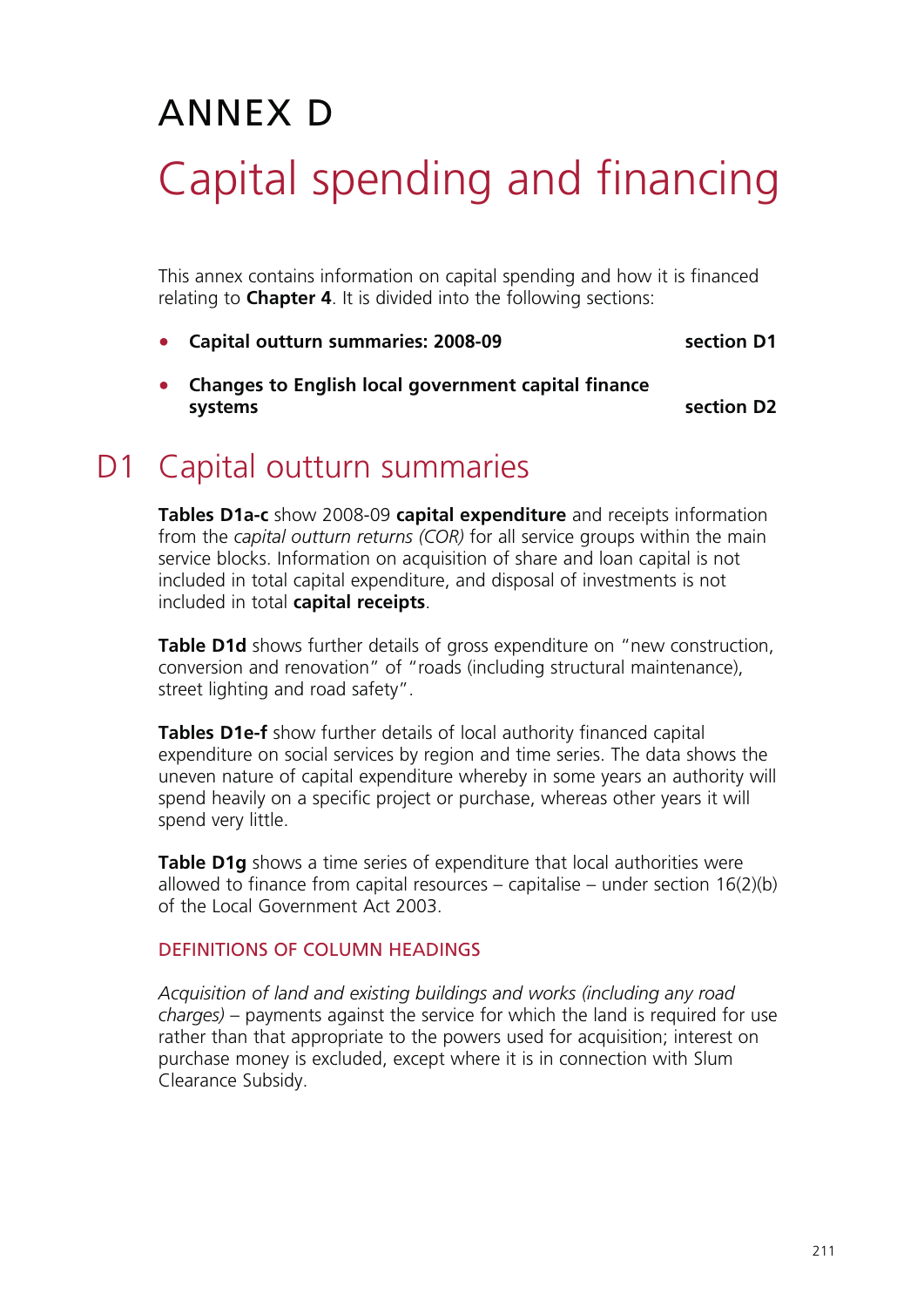# ANNEX D

# Capital spending and financing

This annex contains information on capital spending and how it is financed relating to **Chapter 4**. It is divided into the following sections:

- **Capital outturn summaries: 2008-09** — **section D1**
- **Changes to English local government capital finance systems** — **section D2**

## D1 Capital outturn summaries

**Tables D1a-c** show 2008-09 **capital expenditure** and receipts information from the *capital outturn returns (COR)* for all service groups within the main service blocks. Information on acquisition of share and loan capital is not included in total capital expenditure, and disposal of investments is not included in total **capital receipts**.

**Table D1d** shows further details of gross expenditure on "new construction, conversion and renovation" of "roads (including structural maintenance), street lighting and road safety".

**Tables D1e-f** show further details of local authority financed capital expenditure on social services by region and time series. The data shows the uneven nature of capital expenditure whereby in some years an authority will spend heavily on a specific project or purchase, whereas other years it will spend very little.

**Table D1g** shows a time series of expenditure that local authorities were allowed to finance from capital resources – capitalise – under section 16(2)(b) of the Local Government Act 2003.

### DEFINITIONS OF COLUMN HEADINGS

*Acquisition of land and existing buildings and works (including any road charges)* – payments against the service for which the land is required for use rather than that appropriate to the powers used for acquisition; interest on purchase money is excluded, except where it is in connection with Slum Clearance Subsidy.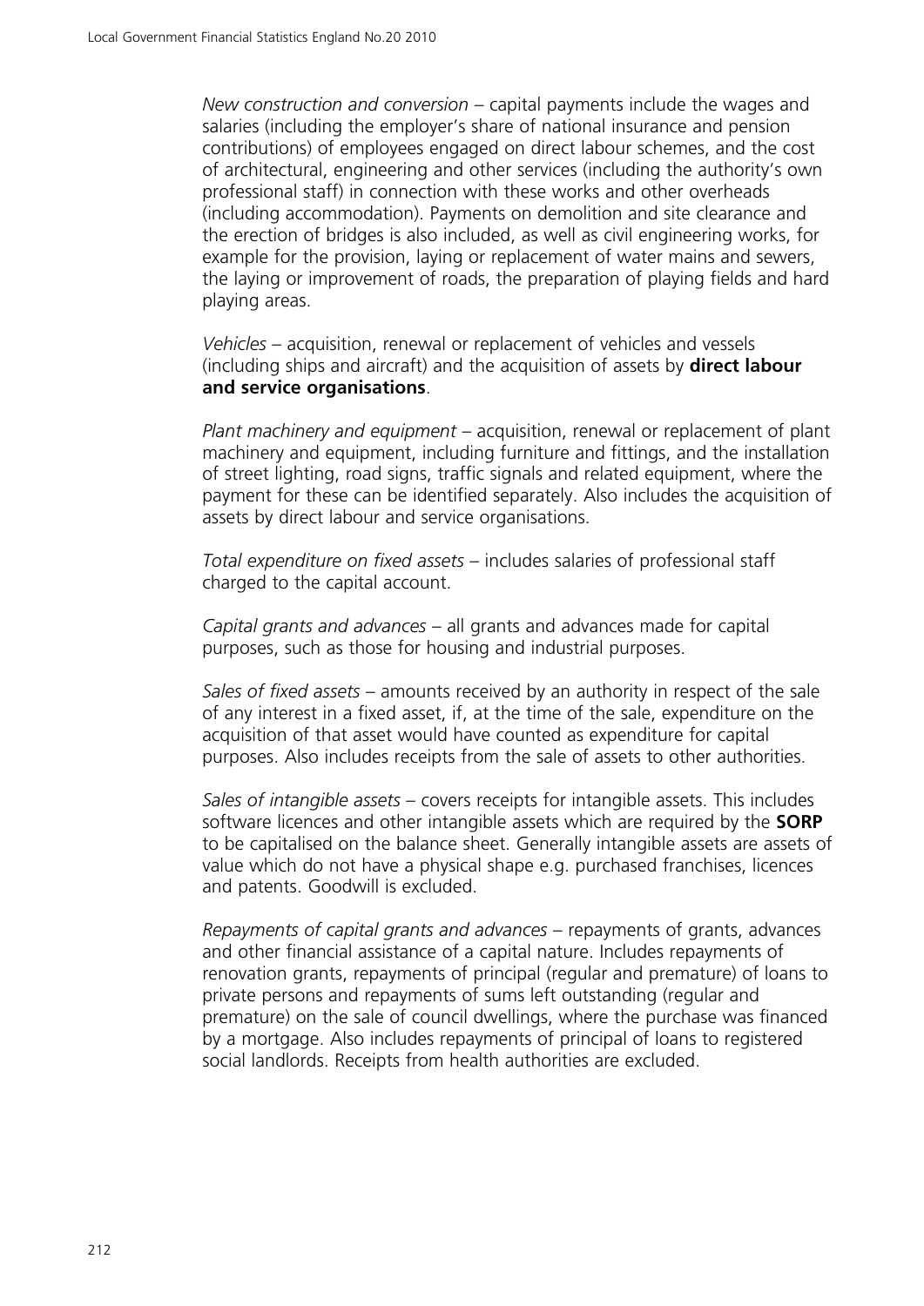*New construction and conversion* – capital payments include the wages and salaries (including the employer's share of national insurance and pension contributions) of employees engaged on direct labour schemes, and the cost of architectural, engineering and other services (including the authority's own professional staff) in connection with these works and other overheads (including accommodation). Payments on demolition and site clearance and the erection of bridges is also included, as well as civil engineering works, for example for the provision, laying or replacement of water mains and sewers, the laying or improvement of roads, the preparation of playing fields and hard playing areas.

*Vehicles* – acquisition, renewal or replacement of vehicles and vessels (including ships and aircraft) and the acquisition of assets by **direct labour and service organisations**.

*Plant machinery and equipment* – acquisition, renewal or replacement of plant machinery and equipment, including furniture and fittings, and the installation of street lighting, road signs, traffic signals and related equipment, where the payment for these can be identified separately. Also includes the acquisition of assets by direct labour and service organisations.

*Total expenditure on fixed assets* – includes salaries of professional staff charged to the capital account.

*Capital grants and advances* – all grants and advances made for capital purposes, such as those for housing and industrial purposes.

*Sales of fixed assets* – amounts received by an authority in respect of the sale of any interest in a fixed asset, if, at the time of the sale, expenditure on the acquisition of that asset would have counted as expenditure for capital purposes. Also includes receipts from the sale of assets to other authorities.

*Sales of intangible assets* – covers receipts for intangible assets. This includes software licences and other intangible assets which are required by the **SORP** to be capitalised on the balance sheet. Generally intangible assets are assets of value which do not have a physical shape e.g. purchased franchises, licences and patents. Goodwill is excluded.

*Repayments of capital grants and advances* – repayments of grants, advances and other financial assistance of a capital nature. Includes repayments of renovation grants, repayments of principal (regular and premature) of loans to private persons and repayments of sums left outstanding (regular and premature) on the sale of council dwellings, where the purchase was financed by a mortgage. Also includes repayments of principal of loans to registered social landlords. Receipts from health authorities are excluded.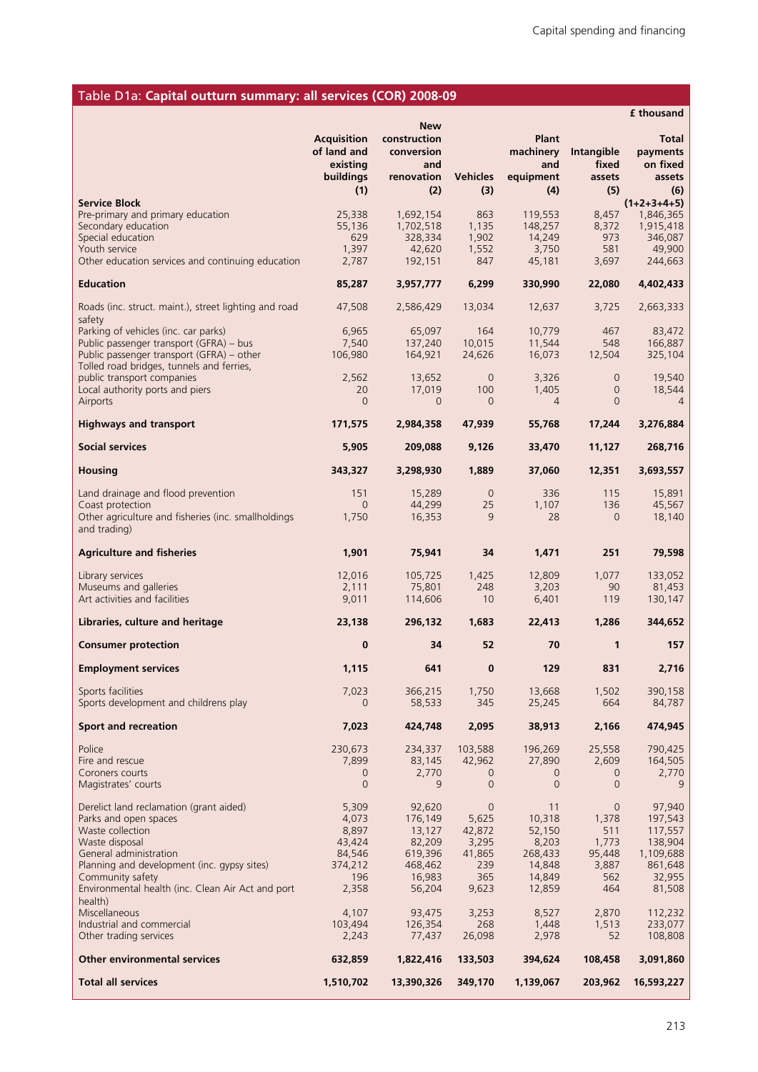## Table D1a: Capital outturn summary: all services (COR) 2008-09

£ thousand

| Service Block | Acquisition of land and existing buildings (1) | New construction conversion and renovation (2) | Vehicles (3) | Plant machinery and equipment (4) | Intangible fixed assets (5) | Total payments on fixed assets (6) (1+2+3+4+5) |
|---|---|---|---|---|---|---|
| Pre-primary and primary education | 25,338 | 1,692,154 | 863 | 119,553 | 8,457 | 1,846,365 |
| Secondary education | 55,136 | 1,702,518 | 1,135 | 148,257 | 8,372 | 1,915,418 |
| Special education | 629 | 328,334 | 1,902 | 14,249 | 973 | 346,087 |
| Youth service | 1,397 | 42,620 | 1,552 | 3,750 | 581 | 49,900 |
| Other education services and continuing education | 2,787 | 192,151 | 847 | 45,181 | 3,697 | 244,663 |
| **Education** | **85,287** | **3,957,777** | **6,299** | **330,990** | **22,080** | **4,402,433** |
| Roads (inc. struct. maint.), street lighting and road safety | 47,508 | 2,586,429 | 13,034 | 12,637 | 3,725 | 2,663,333 |
| Parking of vehicles (inc. car parks) | 6,965 | 65,097 | 164 | 10,779 | 467 | 83,472 |
| Public passenger transport (GFRA) – bus | 7,540 | 137,240 | 10,015 | 11,544 | 548 | 166,887 |
| Public passenger transport (GFRA) – other | 106,980 | 164,921 | 24,626 | 16,073 | 12,504 | 325,104 |
| Tolled road bridges, tunnels and ferries, public transport companies | 2,562 | 13,652 | 0 | 3,326 | 0 | 19,540 |
| Local authority ports and piers | 20 | 17,019 | 100 | 1,405 | 0 | 18,544 |
| Airports | 0 | 0 | 0 | 4 | 0 | 4 |
| **Highways and transport** | **171,575** | **2,984,358** | **47,939** | **55,768** | **17,244** | **3,276,884** |
| **Social services** | **5,905** | **209,088** | **9,126** | **33,470** | **11,127** | **268,716** |
| **Housing** | **343,327** | **3,298,930** | **1,889** | **37,060** | **12,351** | **3,693,557** |
| Land drainage and flood prevention | 151 | 15,289 | 0 | 336 | 115 | 15,891 |
| Coast protection | 0 | 44,299 | 25 | 1,107 | 136 | 45,567 |
| Other agriculture and fisheries (inc. smallholdings and trading) | 1,750 | 16,353 | 9 | 28 | 0 | 18,140 |
| **Agriculture and fisheries** | **1,901** | **75,941** | **34** | **1,471** | **251** | **79,598** |
| Library services | 12,016 | 105,725 | 1,425 | 12,809 | 1,077 | 133,052 |
| Museums and galleries | 2,111 | 75,801 | 248 | 3,203 | 90 | 81,453 |
| Art activities and facilities | 9,011 | 114,606 | 10 | 6,401 | 119 | 130,147 |
| **Libraries, culture and heritage** | **23,138** | **296,132** | **1,683** | **22,413** | **1,286** | **344,652** |
| **Consumer protection** | **0** | **34** | **52** | **70** | **1** | **157** |
| **Employment services** | **1,115** | **641** | **0** | **129** | **831** | **2,716** |
| Sports facilities | 7,023 | 366,215 | 1,750 | 13,668 | 1,502 | 390,158 |
| Sports development and childrens play | 0 | 58,533 | 345 | 25,245 | 664 | 84,787 |
| **Sport and recreation** | **7,023** | **424,748** | **2,095** | **38,913** | **2,166** | **474,945** |
| Police | 230,673 | 234,337 | 103,588 | 196,269 | 25,558 | 790,425 |
| Fire and rescue | 7,899 | 83,145 | 42,962 | 27,890 | 2,609 | 164,505 |
| Coroners courts | 0 | 2,770 | 0 | 0 | 0 | 2,770 |
| Magistrates' courts | 0 | 9 | 0 | 0 | 0 | 9 |
| Derelict land reclamation (grant aided) | 5,309 | 92,620 | 0 | 11 | 0 | 97,940 |
| Parks and open spaces | 4,073 | 176,149 | 5,625 | 10,318 | 1,378 | 197,543 |
| Waste collection | 8,897 | 13,127 | 42,872 | 52,150 | 511 | 117,557 |
| Waste disposal | 43,424 | 82,209 | 3,295 | 8,203 | 1,773 | 138,904 |
| General administration | 84,546 | 619,396 | 41,865 | 268,433 | 95,448 | 1,109,688 |
| Planning and development (inc. gypsy sites) | 374,212 | 468,462 | 239 | 14,848 | 3,887 | 861,648 |
| Community safety | 196 | 16,983 | 365 | 14,849 | 562 | 32,955 |
| Environmental health (inc. Clean Air Act and port health) | 2,358 | 56,204 | 9,623 | 12,859 | 464 | 81,508 |
| Miscellaneous | 4,107 | 93,475 | 3,253 | 8,527 | 2,870 | 112,232 |
| Industrial and commercial | 103,494 | 126,354 | 268 | 1,448 | 1,513 | 233,077 |
| Other trading services | 2,243 | 77,437 | 26,098 | 2,978 | 52 | 108,808 |
| **Other environmental services** | **632,859** | **1,822,416** | **133,503** | **394,624** | **108,458** | **3,091,860** |
| **Total all services** | **1,510,702** | **13,390,326** | **349,170** | **1,139,067** | **203,962** | **16,593,227** |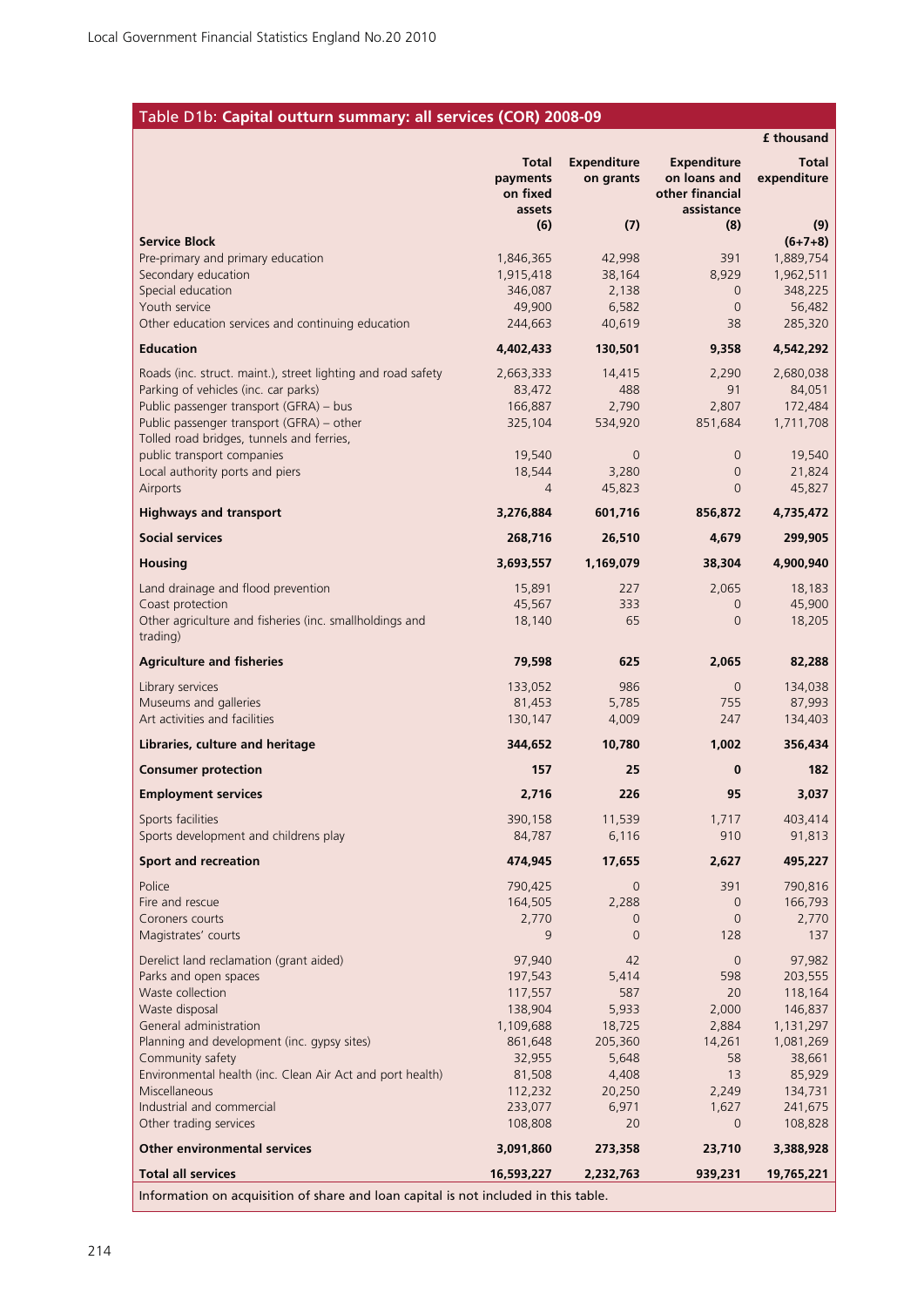## Table D1b: **Capital outturn summary: all services (COR) 2008-09**

£ thousand

| | Total payments on fixed assets (6) | Expenditure on grants (7) | Expenditure on loans and other financial assistance (8) | Total expenditure (9) (6+7+8) |
|---|---|---|---|---|
| **Service Block** | | | | |
| Pre-primary and primary education | 1,846,365 | 42,998 | 391 | 1,889,754 |
| Secondary education | 1,915,418 | 38,164 | 8,929 | 1,962,511 |
| Special education | 346,087 | 2,138 | 0 | 348,225 |
| Youth service | 49,900 | 6,582 | 0 | 56,482 |
| Other education services and continuing education | 244,663 | 40,619 | 38 | 285,320 |
| **Education** | **4,402,433** | **130,501** | **9,358** | **4,542,292** |
| Roads (inc. struct. maint.), street lighting and road safety | 2,663,333 | 14,415 | 2,290 | 2,680,038 |
| Parking of vehicles (inc. car parks) | 83,472 | 488 | 91 | 84,051 |
| Public passenger transport (GFRA) – bus | 166,887 | 2,790 | 2,807 | 172,484 |
| Public passenger transport (GFRA) – other | 325,104 | 534,920 | 851,684 | 1,711,708 |
| Tolled road bridges, tunnels and ferries, public transport companies | 19,540 | 0 | 0 | 19,540 |
| Local authority ports and piers | 18,544 | 3,280 | 0 | 21,824 |
| Airports | 4 | 45,823 | 0 | 45,827 |
| **Highways and transport** | **3,276,884** | **601,716** | **856,872** | **4,735,472** |
| **Social services** | **268,716** | **26,510** | **4,679** | **299,905** |
| **Housing** | **3,693,557** | **1,169,079** | **38,304** | **4,900,940** |
| Land drainage and flood prevention | 15,891 | 227 | 2,065 | 18,183 |
| Coast protection | 45,567 | 333 | 0 | 45,900 |
| Other agriculture and fisheries (inc. smallholdings and trading) | 18,140 | 65 | 0 | 18,205 |
| **Agriculture and fisheries** | **79,598** | **625** | **2,065** | **82,288** |
| Library services | 133,052 | 986 | 0 | 134,038 |
| Museums and galleries | 81,453 | 5,785 | 755 | 87,993 |
| Art activities and facilities | 130,147 | 4,009 | 247 | 134,403 |
| **Libraries, culture and heritage** | **344,652** | **10,780** | **1,002** | **356,434** |
| **Consumer protection** | **157** | **25** | **0** | **182** |
| **Employment services** | **2,716** | **226** | **95** | **3,037** |
| Sports facilities | 390,158 | 11,539 | 1,717 | 403,414 |
| Sports development and childrens play | 84,787 | 6,116 | 910 | 91,813 |
| **Sport and recreation** | **474,945** | **17,655** | **2,627** | **495,227** |
| Police | 790,425 | 0 | 391 | 790,816 |
| Fire and rescue | 164,505 | 2,288 | 0 | 166,793 |
| Coroners courts | 2,770 | 0 | 0 | 2,770 |
| Magistrates' courts | 9 | 0 | 128 | 137 |
| Derelict land reclamation (grant aided) | 97,940 | 42 | 0 | 97,982 |
| Parks and open spaces | 197,543 | 5,414 | 598 | 203,555 |
| Waste collection | 117,557 | 587 | 20 | 118,164 |
| Waste disposal | 138,904 | 5,933 | 2,000 | 146,837 |
| General administration | 1,109,688 | 18,725 | 2,884 | 1,131,297 |
| Planning and development (inc. gypsy sites) | 861,648 | 205,360 | 14,261 | 1,081,269 |
| Community safety | 32,955 | 5,648 | 58 | 38,661 |
| Environmental health (inc. Clean Air Act and port health) | 81,508 | 4,408 | 13 | 85,929 |
| Miscellaneous | 112,232 | 20,250 | 2,249 | 134,731 |
| Industrial and commercial | 233,077 | 6,971 | 1,627 | 241,675 |
| Other trading services | 108,808 | 20 | 0 | 108,828 |
| **Other environmental services** | **3,091,860** | **273,358** | **23,710** | **3,388,928** |
| **Total all services** | **16,593,227** | **2,232,763** | **939,231** | **19,765,221** |

Information on acquisition of share and loan capital is not included in this table.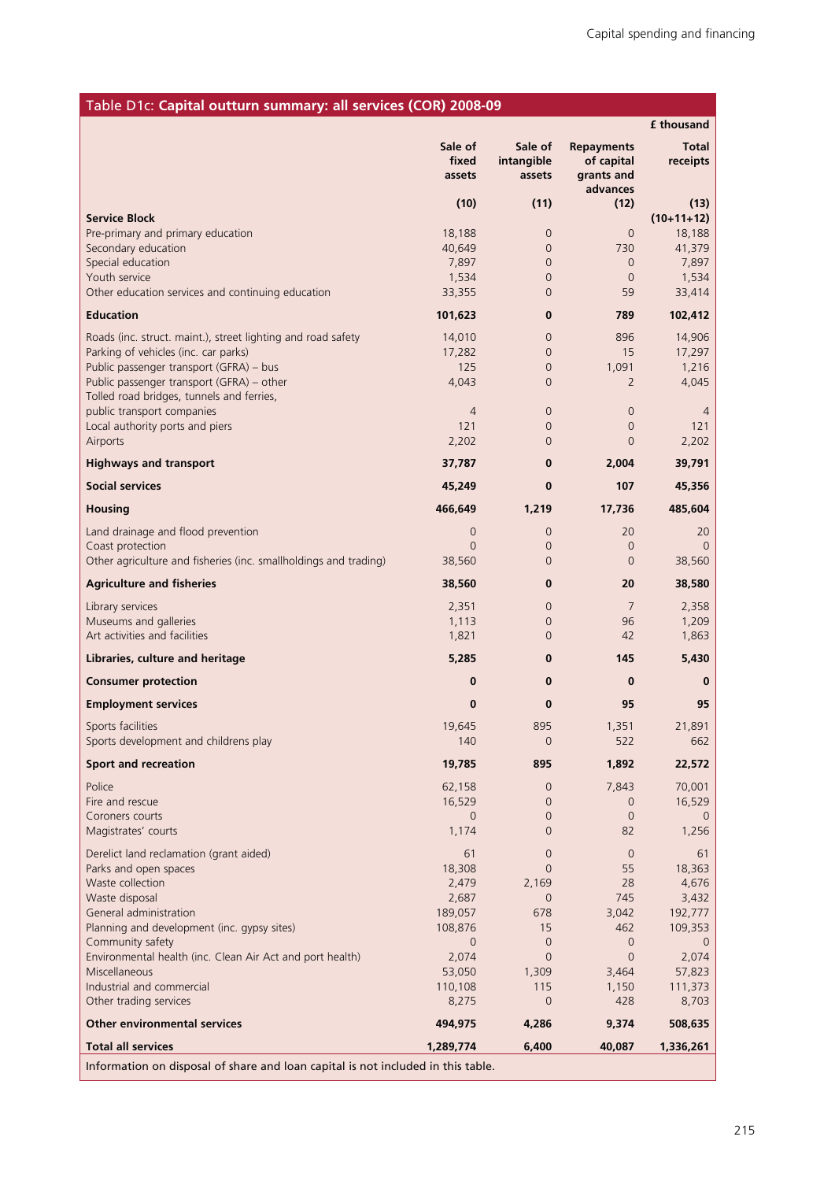## Table D1c: Capital outturn summary: all services (COR) 2008-09

£ thousand

| | Sale of fixed assets | Sale of intangible assets | Repayments of capital grants and advances | Total receipts |
|---|---|---|---|---|
| | (10) | (11) | (12) | (13) (10+11+12) |
| **Service Block** | | | | |
| Pre-primary and primary education | 18,188 | 0 | 0 | 18,188 |
| Secondary education | 40,649 | 0 | 730 | 41,379 |
| Special education | 7,897 | 0 | 0 | 7,897 |
| Youth service | 1,534 | 0 | 0 | 1,534 |
| Other education services and continuing education | 33,355 | 0 | 59 | 33,414 |
| **Education** | **101,623** | **0** | **789** | **102,412** |
| Roads (inc. struct. maint.), street lighting and road safety | 14,010 | 0 | 896 | 14,906 |
| Parking of vehicles (inc. car parks) | 17,282 | 0 | 15 | 17,297 |
| Public passenger transport (GFRA) – bus | 125 | 0 | 1,091 | 1,216 |
| Public passenger transport (GFRA) – other | 4,043 | 0 | 2 | 4,045 |
| Tolled road bridges, tunnels and ferries, public transport companies | 4 | 0 | 0 | 4 |
| Local authority ports and piers | 121 | 0 | 0 | 121 |
| Airports | 2,202 | 0 | 0 | 2,202 |
| **Highways and transport** | **37,787** | **0** | **2,004** | **39,791** |
| **Social services** | **45,249** | **0** | **107** | **45,356** |
| **Housing** | **466,649** | **1,219** | **17,736** | **485,604** |
| Land drainage and flood prevention | 0 | 0 | 20 | 20 |
| Coast protection | 0 | 0 | 0 | 0 |
| Other agriculture and fisheries (inc. smallholdings and trading) | 38,560 | 0 | 0 | 38,560 |
| **Agriculture and fisheries** | **38,560** | **0** | **20** | **38,580** |
| Library services | 2,351 | 0 | 7 | 2,358 |
| Museums and galleries | 1,113 | 0 | 96 | 1,209 |
| Art activities and facilities | 1,821 | 0 | 42 | 1,863 |
| **Libraries, culture and heritage** | **5,285** | **0** | **145** | **5,430** |
| **Consumer protection** | **0** | **0** | **0** | **0** |
| **Employment services** | **0** | **0** | **95** | **95** |
| Sports facilities | 19,645 | 895 | 1,351 | 21,891 |
| Sports development and childrens play | 140 | 0 | 522 | 662 |
| **Sport and recreation** | **19,785** | **895** | **1,892** | **22,572** |
| Police | 62,158 | 0 | 7,843 | 70,001 |
| Fire and rescue | 16,529 | 0 | 0 | 16,529 |
| Coroners courts | 0 | 0 | 0 | 0 |
| Magistrates' courts | 1,174 | 0 | 82 | 1,256 |
| Derelict land reclamation (grant aided) | 61 | 0 | 0 | 61 |
| Parks and open spaces | 18,308 | 0 | 55 | 18,363 |
| Waste collection | 2,479 | 2,169 | 28 | 4,676 |
| Waste disposal | 2,687 | 0 | 745 | 3,432 |
| General administration | 189,057 | 678 | 3,042 | 192,777 |
| Planning and development (inc. gypsy sites) | 108,876 | 15 | 462 | 109,353 |
| Community safety | 0 | 0 | 0 | 0 |
| Environmental health (inc. Clean Air Act and port health) | 2,074 | 0 | 0 | 2,074 |
| Miscellaneous | 53,050 | 1,309 | 3,464 | 57,823 |
| Industrial and commercial | 110,108 | 115 | 1,150 | 111,373 |
| Other trading services | 8,275 | 0 | 428 | 8,703 |
| **Other environmental services** | **494,975** | **4,286** | **9,374** | **508,635** |
| **Total all services** | **1,289,774** | **6,400** | **40,087** | **1,336,261** |

Information on disposal of share and loan capital is not included in this table.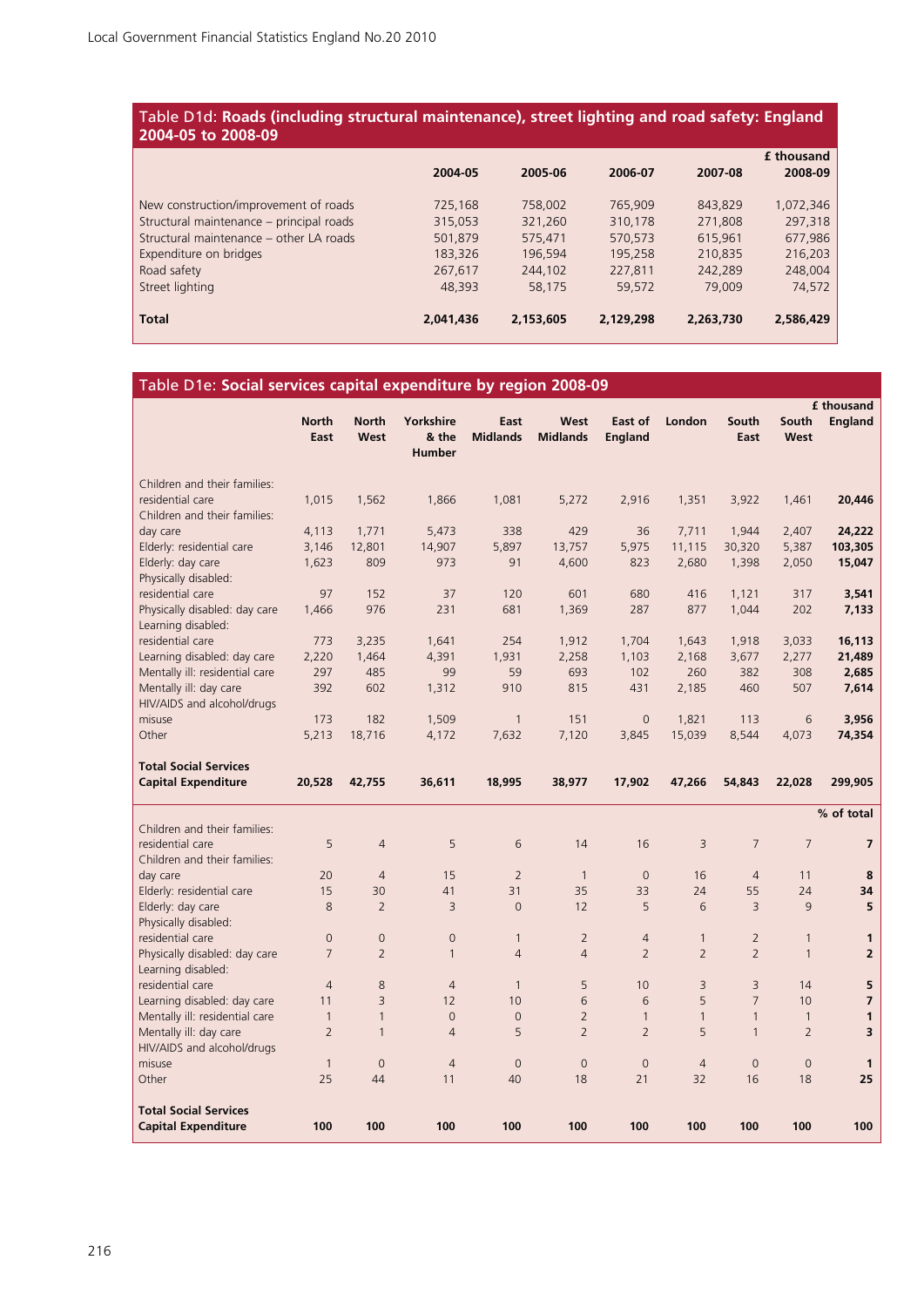## Table D1d: Roads (including structural maintenance), street lighting and road safety: England 2004-05 to 2008-09

£ thousand

| | 2004-05 | 2005-06 | 2006-07 | 2007-08 | 2008-09 |
|---|---|---|---|---|---|
| New construction/improvement of roads | 725,168 | 758,002 | 765,909 | 843,829 | 1,072,346 |
| Structural maintenance – principal roads | 315,053 | 321,260 | 310,178 | 271,808 | 297,318 |
| Structural maintenance – other LA roads | 501,879 | 575,471 | 570,573 | 615,961 | 677,986 |
| Expenditure on bridges | 183,326 | 196,594 | 195,258 | 210,835 | 216,203 |
| Road safety | 267,617 | 244,102 | 227,811 | 242,289 | 248,004 |
| Street lighting | 48,393 | 58,175 | 59,572 | 79,009 | 74,572 |
| **Total** | **2,041,436** | **2,153,605** | **2,129,298** | **2,263,730** | **2,586,429** |

## Table D1e: Social services capital expenditure by region 2008-09

£ thousand

| | North East | North West | Yorkshire & the Humber | East Midlands | West Midlands | East of England | London | South East | South West | England |
|---|---|---|---|---|---|---|---|---|---|---|
| Children and their families: residential care | 1,015 | 1,562 | 1,866 | 1,081 | 5,272 | 2,916 | 1,351 | 3,922 | 1,461 | **20,446** |
| Children and their families: day care | 4,113 | 1,771 | 5,473 | 338 | 429 | 36 | 7,711 | 1,944 | 2,407 | **24,222** |
| Elderly: residential care | 3,146 | 12,801 | 14,907 | 5,897 | 13,757 | 5,975 | 11,115 | 30,320 | 5,387 | **103,305** |
| Elderly: day care | 1,623 | 809 | 973 | 91 | 4,600 | 823 | 2,680 | 1,398 | 2,050 | **15,047** |
| Physically disabled: residential care | 97 | 152 | 37 | 120 | 601 | 680 | 416 | 1,121 | 317 | **3,541** |
| Physically disabled: day care | 1,466 | 976 | 231 | 681 | 1,369 | 287 | 877 | 1,044 | 202 | **7,133** |
| Learning disabled: residential care | 773 | 3,235 | 1,641 | 254 | 1,912 | 1,704 | 1,643 | 1,918 | 3,033 | **16,113** |
| Learning disabled: day care | 2,220 | 1,464 | 4,391 | 1,931 | 2,258 | 1,103 | 2,168 | 3,677 | 2,277 | **21,489** |
| Mentally ill: residential care | 297 | 485 | 99 | 59 | 693 | 102 | 260 | 382 | 308 | **2,685** |
| Mentally ill: day care | 392 | 602 | 1,312 | 910 | 815 | 431 | 2,185 | 460 | 507 | **7,614** |
| HIV/AIDS and alcohol/drugs misuse | 173 | 182 | 1,509 | 1 | 151 | 0 | 1,821 | 113 | 6 | **3,956** |
| Other | 5,213 | 18,716 | 4,172 | 7,632 | 7,120 | 3,845 | 15,039 | 8,544 | 4,073 | **74,354** |
| **Total Social Services Capital Expenditure** | **20,528** | **42,755** | **36,611** | **18,995** | **38,977** | **17,902** | **47,266** | **54,843** | **22,028** | **299,905** |

% of total

| | North East | North West | Yorkshire & the Humber | East Midlands | West Midlands | East of England | London | South East | South West | England |
|---|---|---|---|---|---|---|---|---|---|---|
| Children and their families: residential care | 5 | 4 | 5 | 6 | 14 | 16 | 3 | 7 | 7 | **7** |
| Children and their families: day care | 20 | 4 | 15 | 2 | 1 | 0 | 16 | 4 | 11 | **8** |
| Elderly: residential care | 15 | 30 | 41 | 31 | 35 | 33 | 24 | 55 | 24 | **34** |
| Elderly: day care | 8 | 2 | 3 | 0 | 12 | 5 | 6 | 3 | 9 | **5** |
| Physically disabled: residential care | 0 | 0 | 0 | 1 | 2 | 4 | 1 | 2 | 1 | **1** |
| Physically disabled: day care | 7 | 2 | 1 | 4 | 4 | 2 | 2 | 2 | 1 | **2** |
| Learning disabled: residential care | 4 | 8 | 4 | 1 | 5 | 10 | 3 | 3 | 14 | **5** |
| Learning disabled: day care | 11 | 3 | 12 | 10 | 6 | 6 | 5 | 7 | 10 | **7** |
| Mentally ill: residential care | 1 | 1 | 0 | 0 | 2 | 1 | 1 | 1 | 1 | **1** |
| Mentally ill: day care | 2 | 1 | 4 | 5 | 2 | 2 | 5 | 1 | 2 | **3** |
| HIV/AIDS and alcohol/drugs misuse | 1 | 0 | 4 | 0 | 0 | 0 | 4 | 0 | 0 | **1** |
| Other | 25 | 44 | 11 | 40 | 18 | 21 | 32 | 16 | 18 | **25** |
| **Total Social Services Capital Expenditure** | **100** | **100** | **100** | **100** | **100** | **100** | **100** | **100** | **100** | **100** |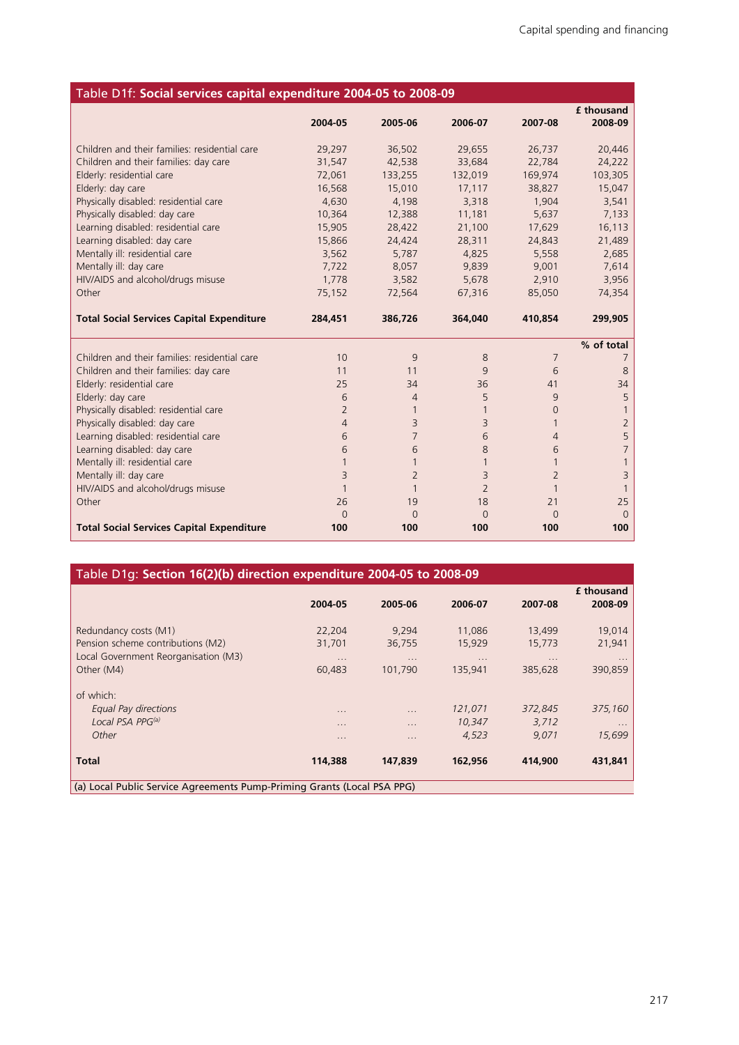## Table D1f: Social services capital expenditure 2004-05 to 2008-09

| | 2004-05 | 2005-06 | 2006-07 | 2007-08 | £ thousand 2008-09 |
|---|---|---|---|---|---|
| Children and their families: residential care | 29,297 | 36,502 | 29,655 | 26,737 | 20,446 |
| Children and their families: day care | 31,547 | 42,538 | 33,684 | 22,784 | 24,222 |
| Elderly: residential care | 72,061 | 133,255 | 132,019 | 169,974 | 103,305 |
| Elderly: day care | 16,568 | 15,010 | 17,117 | 38,827 | 15,047 |
| Physically disabled: residential care | 4,630 | 4,198 | 3,318 | 1,904 | 3,541 |
| Physically disabled: day care | 10,364 | 12,388 | 11,181 | 5,637 | 7,133 |
| Learning disabled: residential care | 15,905 | 28,422 | 21,100 | 17,629 | 16,113 |
| Learning disabled: day care | 15,866 | 24,424 | 28,311 | 24,843 | 21,489 |
| Mentally ill: residential care | 3,562 | 5,787 | 4,825 | 5,558 | 2,685 |
| Mentally ill: day care | 7,722 | 8,057 | 9,839 | 9,001 | 7,614 |
| HIV/AIDS and alcohol/drugs misuse | 1,778 | 3,582 | 5,678 | 2,910 | 3,956 |
| Other | 75,152 | 72,564 | 67,316 | 85,050 | 74,354 |
| **Total Social Services Capital Expenditure** | **284,451** | **386,726** | **364,040** | **410,854** | **299,905** |
| | | | | | **% of total** |
| Children and their families: residential care | 10 | 9 | 8 | 7 | 7 |
| Children and their families: day care | 11 | 11 | 9 | 6 | 8 |
| Elderly: residential care | 25 | 34 | 36 | 41 | 34 |
| Elderly: day care | 6 | 4 | 5 | 9 | 5 |
| Physically disabled: residential care | 2 | 1 | 1 | 0 | 1 |
| Physically disabled: day care | 4 | 3 | 3 | 1 | 2 |
| Learning disabled: residential care | 6 | 7 | 6 | 4 | 5 |
| Learning disabled: day care | 6 | 6 | 8 | 6 | 7 |
| Mentally ill: residential care | 1 | 1 | 1 | 1 | 1 |
| Mentally ill: day care | 3 | 2 | 3 | 2 | 3 |
| HIV/AIDS and alcohol/drugs misuse | 1 | 1 | 2 | 1 | 1 |
| Other | 26 | 19 | 18 | 21 | 25 |
| | 0 | 0 | 0 | 0 | 0 |
| **Total Social Services Capital Expenditure** | **100** | **100** | **100** | **100** | **100** |

## Table D1g: Section 16(2)(b) direction expenditure 2004-05 to 2008-09

| | 2004-05 | 2005-06 | 2006-07 | 2007-08 | £ thousand 2008-09 |
|---|---|---|---|---|---|
| Redundancy costs (M1) | 22,204 | 9,294 | 11,086 | 13,499 | 19,014 |
| Pension scheme contributions (M2) | 31,701 | 36,755 | 15,929 | 15,773 | 21,941 |
| Local Government Reorganisation (M3) | ... | ... | ... | ... | ... |
| Other (M4) | 60,483 | 101,790 | 135,941 | 385,628 | 390,859 |
| of which: | | | | | |
| *Equal Pay directions* | ... | ... | *121,071* | *372,845* | *375,160* |
| *Local PSA PPG*[a] | ... | ... | *10,347* | *3,712* | ... |
| *Other* | ... | ... | *4,523* | *9,071* | *15,699* |
| **Total** | **114,388** | **147,839** | **162,956** | **414,900** | **431,841** |

(a) Local Public Service Agreements Pump-Priming Grants (Local PSA PPG)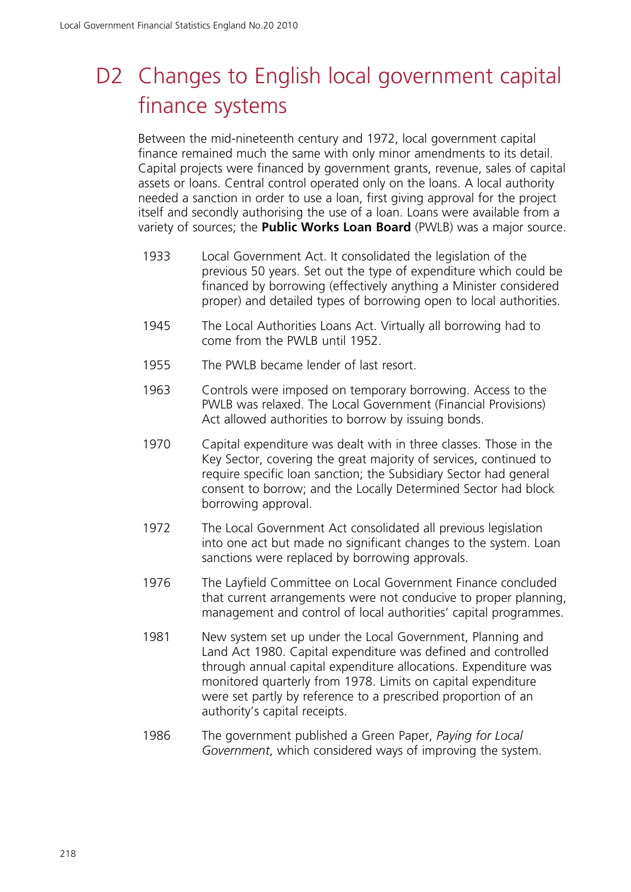# D2 Changes to English local government capital finance systems

Between the mid-nineteenth century and 1972, local government capital finance remained much the same with only minor amendments to its detail. Capital projects were financed by government grants, revenue, sales of capital assets or loans. Central control operated only on the loans. A local authority needed a sanction in order to use a loan, first giving approval for the project itself and secondly authorising the use of a loan. Loans were available from a variety of sources; the **Public Works Loan Board** (PWLB) was a major source.

| | |
|---|---|
| 1933 | Local Government Act. It consolidated the legislation of the previous 50 years. Set out the type of expenditure which could be financed by borrowing (effectively anything a Minister considered proper) and detailed types of borrowing open to local authorities. |
| 1945 | The Local Authorities Loans Act. Virtually all borrowing had to come from the PWLB until 1952. |
| 1955 | The PWLB became lender of last resort. |
| 1963 | Controls were imposed on temporary borrowing. Access to the PWLB was relaxed. The Local Government (Financial Provisions) Act allowed authorities to borrow by issuing bonds. |
| 1970 | Capital expenditure was dealt with in three classes. Those in the Key Sector, covering the great majority of services, continued to require specific loan sanction; the Subsidiary Sector had general consent to borrow; and the Locally Determined Sector had block borrowing approval. |
| 1972 | The Local Government Act consolidated all previous legislation into one act but made no significant changes to the system. Loan sanctions were replaced by borrowing approvals. |
| 1976 | The Layfield Committee on Local Government Finance concluded that current arrangements were not conducive to proper planning, management and control of local authorities' capital programmes. |
| 1981 | New system set up under the Local Government, Planning and Land Act 1980. Capital expenditure was defined and controlled through annual capital expenditure allocations. Expenditure was monitored quarterly from 1978. Limits on capital expenditure were set partly by reference to a prescribed proportion of an authority's capital receipts. |
| 1986 | The government published a Green Paper, *Paying for Local Government*, which considered ways of improving the system. |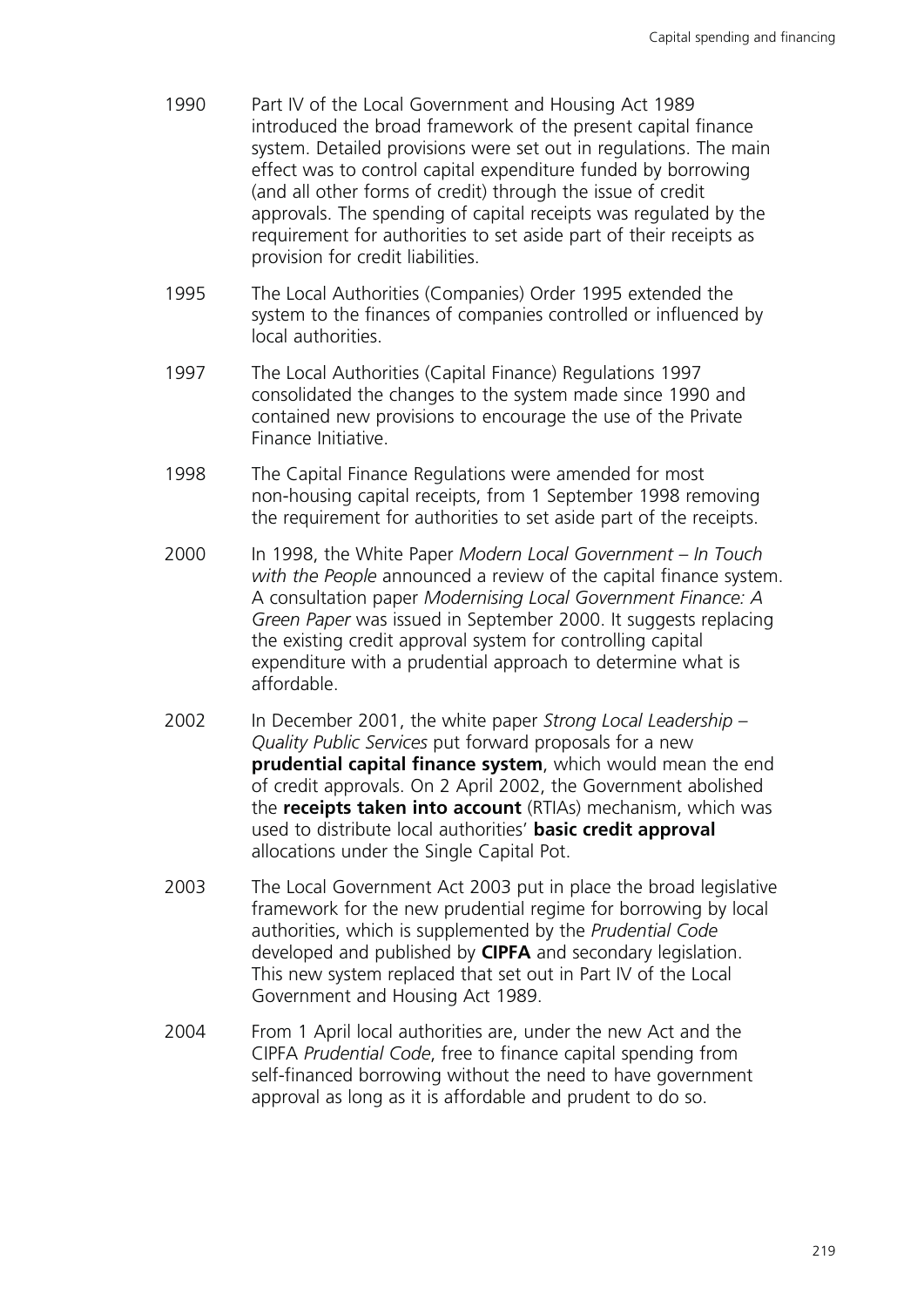| | |
|---|---|
| 1990 | Part IV of the Local Government and Housing Act 1989 introduced the broad framework of the present capital finance system. Detailed provisions were set out in regulations. The main effect was to control capital expenditure funded by borrowing (and all other forms of credit) through the issue of credit approvals. The spending of capital receipts was regulated by the requirement for authorities to set aside part of their receipts as provision for credit liabilities. |
| 1995 | The Local Authorities (Companies) Order 1995 extended the system to the finances of companies controlled or influenced by local authorities. |
| 1997 | The Local Authorities (Capital Finance) Regulations 1997 consolidated the changes to the system made since 1990 and contained new provisions to encourage the use of the Private Finance Initiative. |
| 1998 | The Capital Finance Regulations were amended for most non-housing capital receipts, from 1 September 1998 removing the requirement for authorities to set aside part of the receipts. |
| 2000 | In 1998, the White Paper *Modern Local Government – In Touch with the People* announced a review of the capital finance system. A consultation paper *Modernising Local Government Finance: A Green Paper* was issued in September 2000. It suggests replacing the existing credit approval system for controlling capital expenditure with a prudential approach to determine what is affordable. |
| 2002 | In December 2001, the white paper *Strong Local Leadership – Quality Public Services* put forward proposals for a new **prudential capital finance system**, which would mean the end of credit approvals. On 2 April 2002, the Government abolished the **receipts taken into account** (RTIAs) mechanism, which was used to distribute local authorities' **basic credit approval** allocations under the Single Capital Pot. |
| 2003 | The Local Government Act 2003 put in place the broad legislative framework for the new prudential regime for borrowing by local authorities, which is supplemented by the *Prudential Code* developed and published by **CIPFA** and secondary legislation. This new system replaced that set out in Part IV of the Local Government and Housing Act 1989. |
| 2004 | From 1 April local authorities are, under the new Act and the CIPFA *Prudential Code*, free to finance capital spending from self-financed borrowing without the need to have government approval as long as it is affordable and prudent to do so. |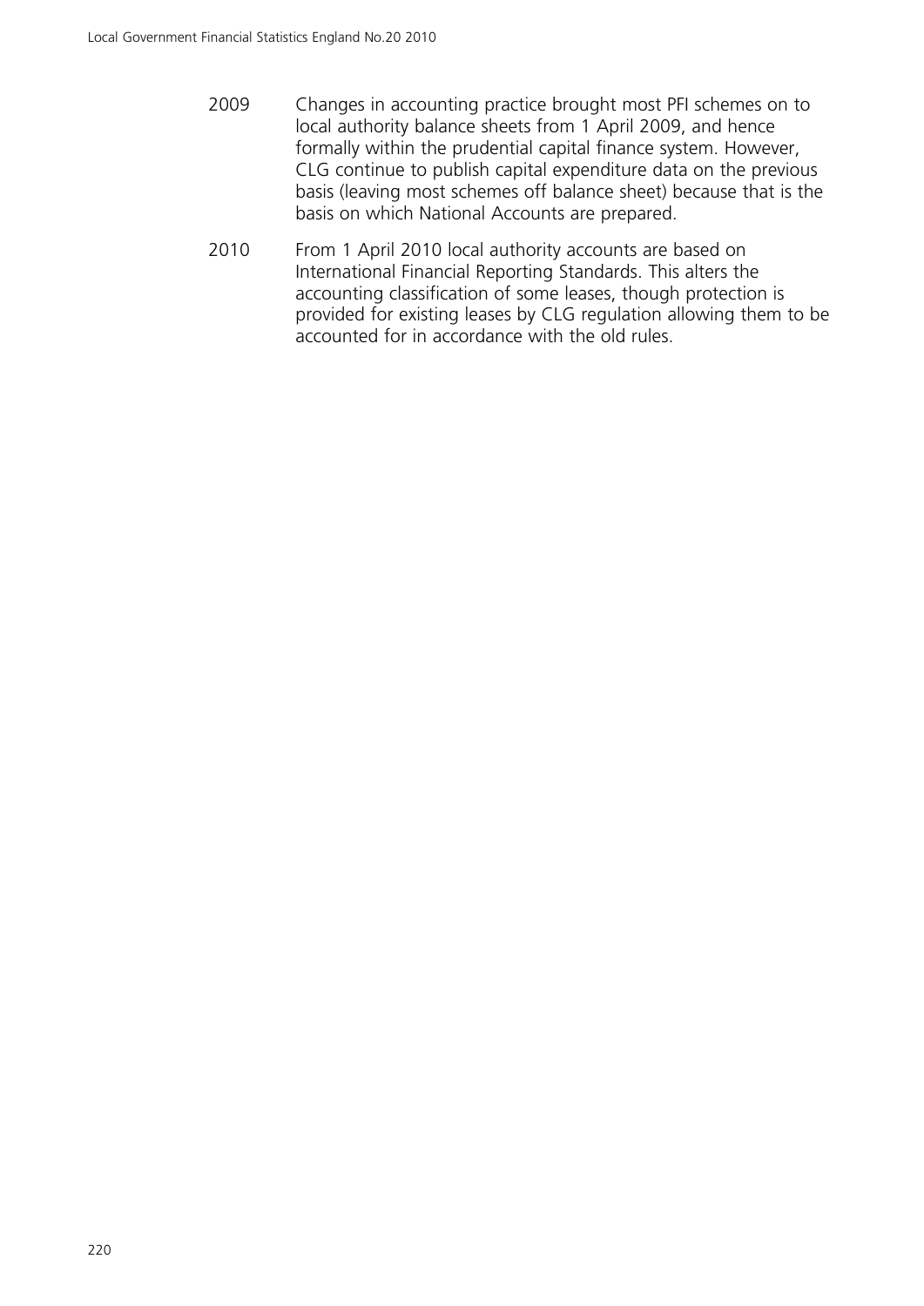2009 Changes in accounting practice brought most PFI schemes on to local authority balance sheets from 1 April 2009, and hence formally within the prudential capital finance system. However, CLG continue to publish capital expenditure data on the previous basis (leaving most schemes off balance sheet) because that is the basis on which National Accounts are prepared.

2010 From 1 April 2010 local authority accounts are based on International Financial Reporting Standards. This alters the accounting classification of some leases, though protection is provided for existing leases by CLG regulation allowing them to be accounted for in accordance with the old rules.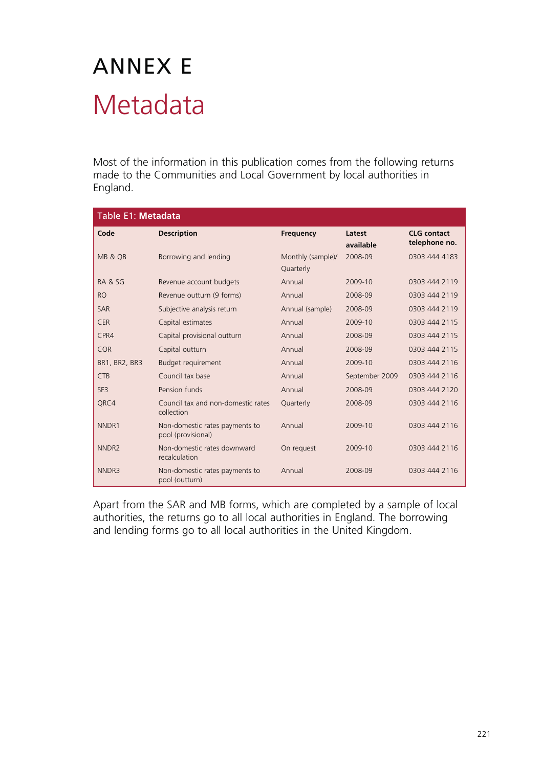# ANNEX E

## Metadata

Most of the information in this publication comes from the following returns made to the Communities and Local Government by local authorities in England.

**Table E1: Metadata**

| Code | Description | Frequency | Latest available | CLG contact telephone no. |
|---|---|---|---|---|
| MB & QB | Borrowing and lending | Monthly (sample)/ Quarterly | 2008-09 | 0303 444 4183 |
| RA & SG | Revenue account budgets | Annual | 2009-10 | 0303 444 2119 |
| RO | Revenue outturn (9 forms) | Annual | 2008-09 | 0303 444 2119 |
| SAR | Subjective analysis return | Annual (sample) | 2008-09 | 0303 444 2119 |
| CER | Capital estimates | Annual | 2009-10 | 0303 444 2115 |
| CPR4 | Capital provisional outturn | Annual | 2008-09 | 0303 444 2115 |
| COR | Capital outturn | Annual | 2008-09 | 0303 444 2115 |
| BR1, BR2, BR3 | Budget requirement | Annual | 2009-10 | 0303 444 2116 |
| CTB | Council tax base | Annual | September 2009 | 0303 444 2116 |
| SF3 | Pension funds | Annual | 2008-09 | 0303 444 2120 |
| QRC4 | Council tax and non-domestic rates collection | Quarterly | 2008-09 | 0303 444 2116 |
| NNDR1 | Non-domestic rates payments to pool (provisional) | Annual | 2009-10 | 0303 444 2116 |
| NNDR2 | Non-domestic rates downward recalculation | On request | 2009-10 | 0303 444 2116 |
| NNDR3 | Non-domestic rates payments to pool (outturn) | Annual | 2008-09 | 0303 444 2116 |

Apart from the SAR and MB forms, which are completed by a sample of local authorities, the returns go to all local authorities in England. The borrowing and lending forms go to all local authorities in the United Kingdom.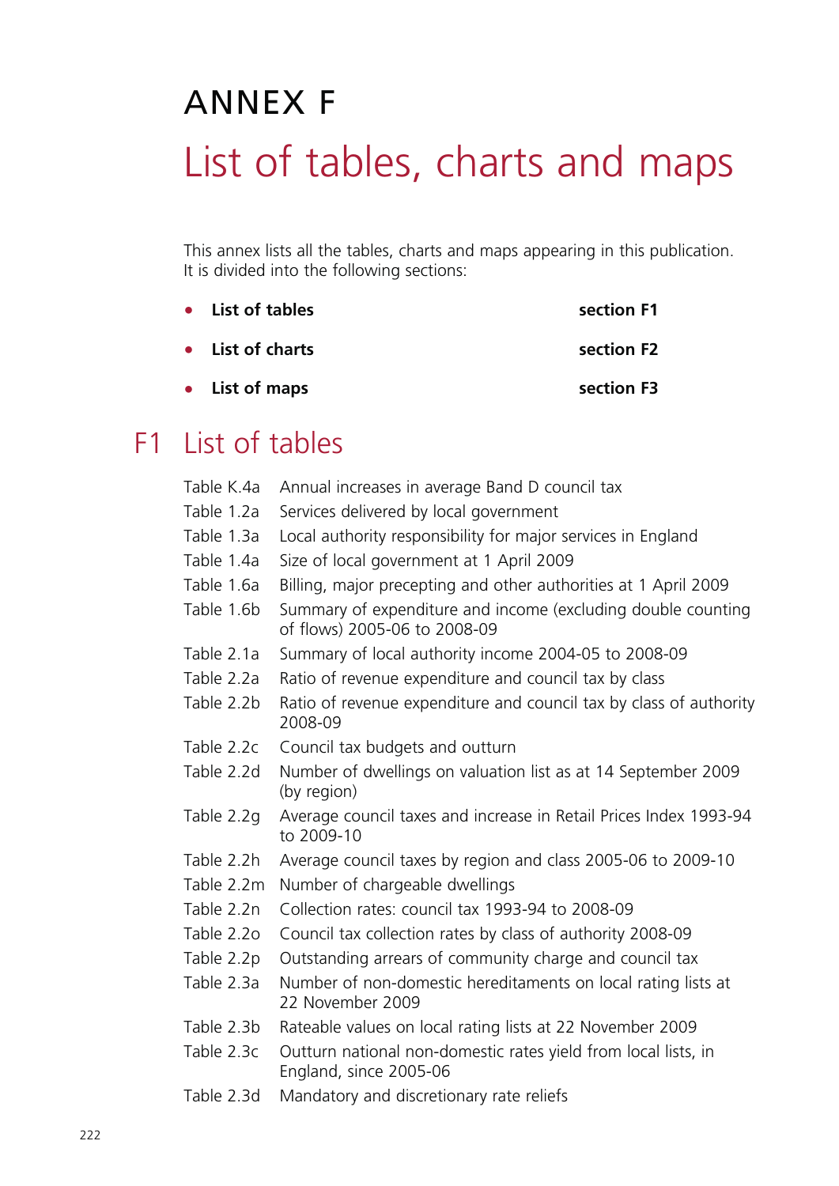# ANNEX F

# List of tables, charts and maps

This annex lists all the tables, charts and maps appearing in this publication. It is divided into the following sections:

- **List of tables** — **section F1**
- **List of charts** — **section F2**
- **List of maps** — **section F3**

## F1 List of tables

| | |
|---|---|
| Table K.4a | Annual increases in average Band D council tax |
| Table 1.2a | Services delivered by local government |
| Table 1.3a | Local authority responsibility for major services in England |
| Table 1.4a | Size of local government at 1 April 2009 |
| Table 1.6a | Billing, major precepting and other authorities at 1 April 2009 |
| Table 1.6b | Summary of expenditure and income (excluding double counting of flows) 2005-06 to 2008-09 |
| Table 2.1a | Summary of local authority income 2004-05 to 2008-09 |
| Table 2.2a | Ratio of revenue expenditure and council tax by class |
| Table 2.2b | Ratio of revenue expenditure and council tax by class of authority 2008-09 |
| Table 2.2c | Council tax budgets and outturn |
| Table 2.2d | Number of dwellings on valuation list as at 14 September 2009 (by region) |
| Table 2.2g | Average council taxes and increase in Retail Prices Index 1993-94 to 2009-10 |
| Table 2.2h | Average council taxes by region and class 2005-06 to 2009-10 |
| Table 2.2m | Number of chargeable dwellings |
| Table 2.2n | Collection rates: council tax 1993-94 to 2008-09 |
| Table 2.2o | Council tax collection rates by class of authority 2008-09 |
| Table 2.2p | Outstanding arrears of community charge and council tax |
| Table 2.3a | Number of non-domestic hereditaments on local rating lists at 22 November 2009 |
| Table 2.3b | Rateable values on local rating lists at 22 November 2009 |
| Table 2.3c | Outturn national non-domestic rates yield from local lists, in England, since 2005-06 |
| Table 2.3d | Mandatory and discretionary rate reliefs |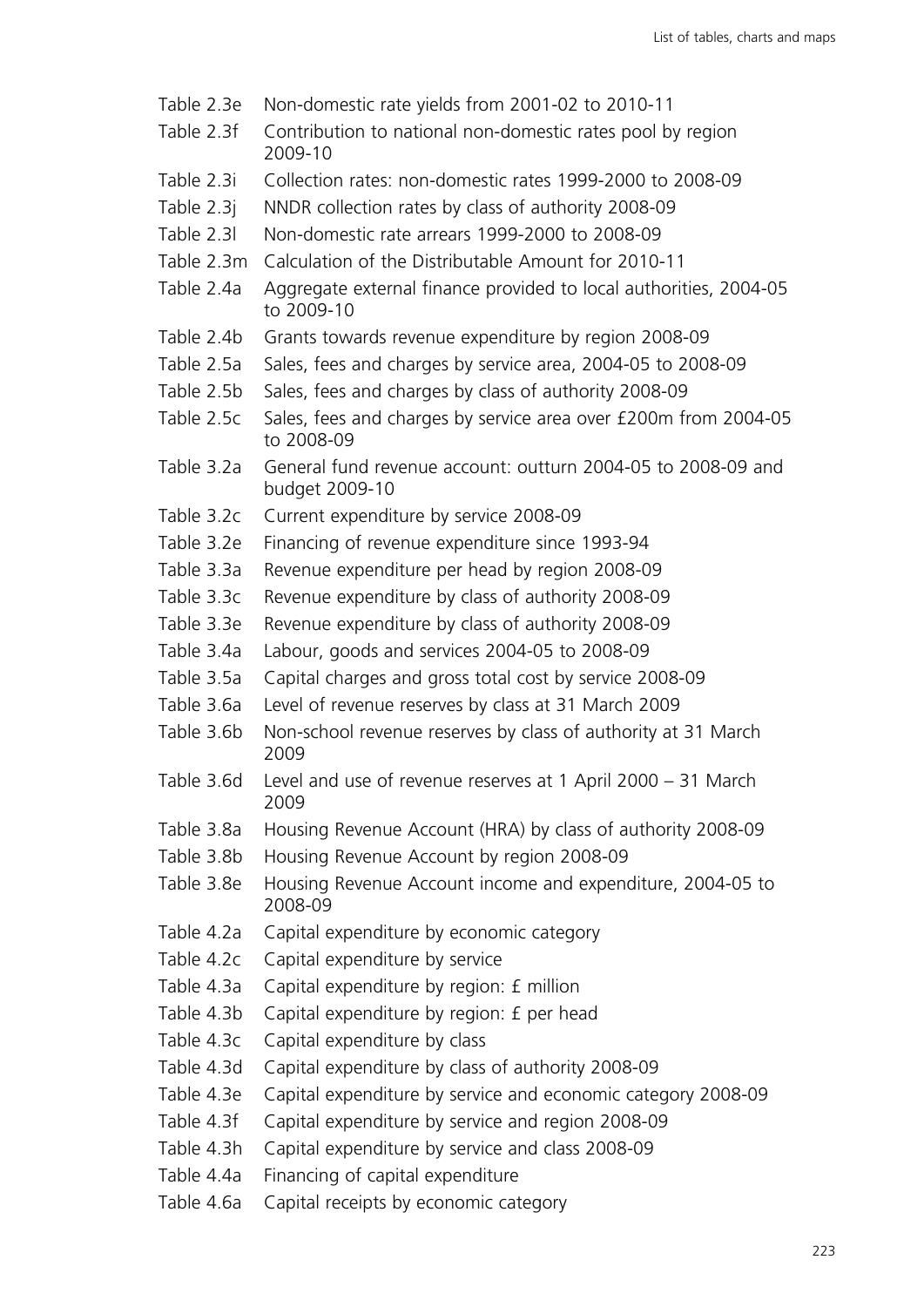| | |
|---|---|
| Table 2.3e | Non-domestic rate yields from 2001-02 to 2010-11 |
| Table 2.3f | Contribution to national non-domestic rates pool by region 2009-10 |
| Table 2.3i | Collection rates: non-domestic rates 1999-2000 to 2008-09 |
| Table 2.3j | NNDR collection rates by class of authority 2008-09 |
| Table 2.3l | Non-domestic rate arrears 1999-2000 to 2008-09 |
| Table 2.3m | Calculation of the Distributable Amount for 2010-11 |
| Table 2.4a | Aggregate external finance provided to local authorities, 2004-05 to 2009-10 |
| Table 2.4b | Grants towards revenue expenditure by region 2008-09 |
| Table 2.5a | Sales, fees and charges by service area, 2004-05 to 2008-09 |
| Table 2.5b | Sales, fees and charges by class of authority 2008-09 |
| Table 2.5c | Sales, fees and charges by service area over £200m from 2004-05 to 2008-09 |
| Table 3.2a | General fund revenue account: outturn 2004-05 to 2008-09 and budget 2009-10 |
| Table 3.2c | Current expenditure by service 2008-09 |
| Table 3.2e | Financing of revenue expenditure since 1993-94 |
| Table 3.3a | Revenue expenditure per head by region 2008-09 |
| Table 3.3c | Revenue expenditure by class of authority 2008-09 |
| Table 3.3e | Revenue expenditure by class of authority 2008-09 |
| Table 3.4a | Labour, goods and services 2004-05 to 2008-09 |
| Table 3.5a | Capital charges and gross total cost by service 2008-09 |
| Table 3.6a | Level of revenue reserves by class at 31 March 2009 |
| Table 3.6b | Non-school revenue reserves by class of authority at 31 March 2009 |
| Table 3.6d | Level and use of revenue reserves at 1 April 2000 – 31 March 2009 |
| Table 3.8a | Housing Revenue Account (HRA) by class of authority 2008-09 |
| Table 3.8b | Housing Revenue Account by region 2008-09 |
| Table 3.8e | Housing Revenue Account income and expenditure, 2004-05 to 2008-09 |
| Table 4.2a | Capital expenditure by economic category |
| Table 4.2c | Capital expenditure by service |
| Table 4.3a | Capital expenditure by region: £ million |
| Table 4.3b | Capital expenditure by region: £ per head |
| Table 4.3c | Capital expenditure by class |
| Table 4.3d | Capital expenditure by class of authority 2008-09 |
| Table 4.3e | Capital expenditure by service and economic category 2008-09 |
| Table 4.3f | Capital expenditure by service and region 2008-09 |
| Table 4.3h | Capital expenditure by service and class 2008-09 |
| Table 4.4a | Financing of capital expenditure |
| Table 4.6a | Capital receipts by economic category |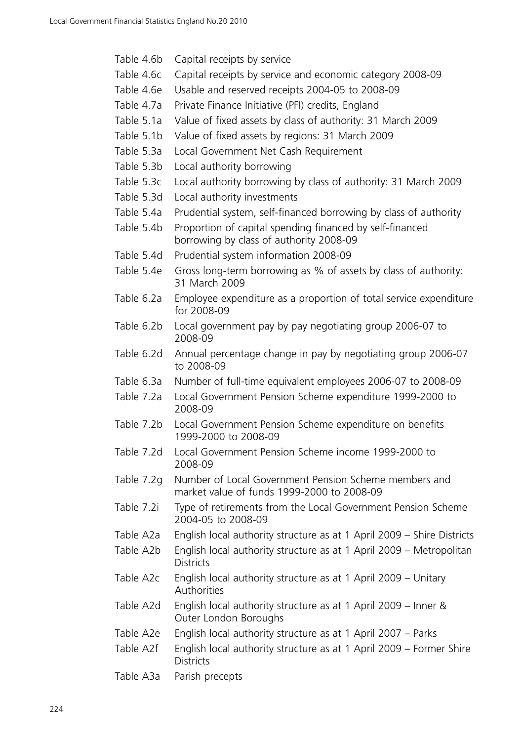| | |
|---|---|
| Table 4.6b | Capital receipts by service |
| Table 4.6c | Capital receipts by service and economic category 2008-09 |
| Table 4.6e | Usable and reserved receipts 2004-05 to 2008-09 |
| Table 4.7a | Private Finance Initiative (PFI) credits, England |
| Table 5.1a | Value of fixed assets by class of authority: 31 March 2009 |
| Table 5.1b | Value of fixed assets by regions: 31 March 2009 |
| Table 5.3a | Local Government Net Cash Requirement |
| Table 5.3b | Local authority borrowing |
| Table 5.3c | Local authority borrowing by class of authority: 31 March 2009 |
| Table 5.3d | Local authority investments |
| Table 5.4a | Prudential system, self-financed borrowing by class of authority |
| Table 5.4b | Proportion of capital spending financed by self-financed borrowing by class of authority 2008-09 |
| Table 5.4d | Prudential system information 2008-09 |
| Table 5.4e | Gross long-term borrowing as % of assets by class of authority: 31 March 2009 |
| Table 6.2a | Employee expenditure as a proportion of total service expenditure for 2008-09 |
| Table 6.2b | Local government pay by pay negotiating group 2006-07 to 2008-09 |
| Table 6.2d | Annual percentage change in pay by negotiating group 2006-07 to 2008-09 |
| Table 6.3a | Number of full-time equivalent employees 2006-07 to 2008-09 |
| Table 7.2a | Local Government Pension Scheme expenditure 1999-2000 to 2008-09 |
| Table 7.2b | Local Government Pension Scheme expenditure on benefits 1999-2000 to 2008-09 |
| Table 7.2d | Local Government Pension Scheme income 1999-2000 to 2008-09 |
| Table 7.2g | Number of Local Government Pension Scheme members and market value of funds 1999-2000 to 2008-09 |
| Table 7.2i | Type of retirements from the Local Government Pension Scheme 2004-05 to 2008-09 |
| Table A2a | English local authority structure as at 1 April 2009 – Shire Districts |
| Table A2b | English local authority structure as at 1 April 2009 – Metropolitan Districts |
| Table A2c | English local authority structure as at 1 April 2009 – Unitary Authorities |
| Table A2d | English local authority structure as at 1 April 2009 – Inner & Outer London Boroughs |
| Table A2e | English local authority structure as at 1 April 2007 – Parks |
| Table A2f | English local authority structure as at 1 April 2009 – Former Shire Districts |
| Table A3a | Parish precepts |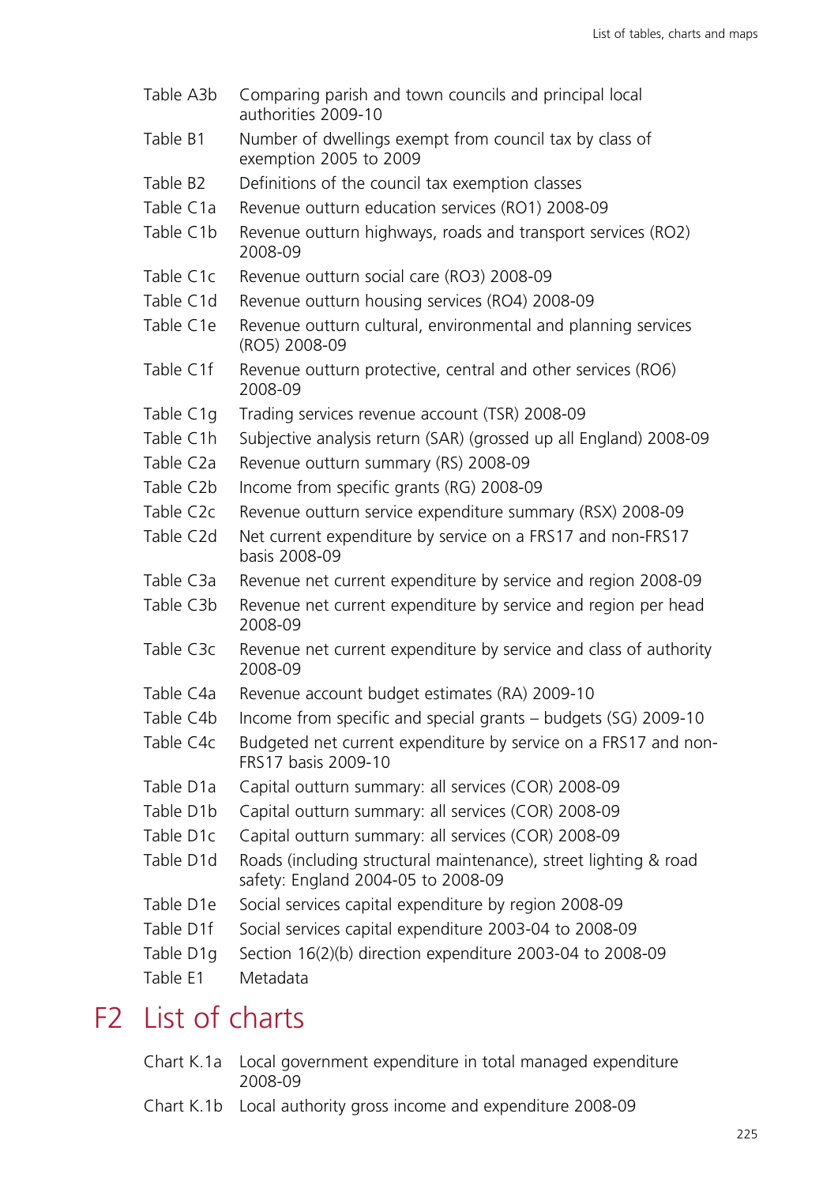| | |
|---|---|
| Table A3b | Comparing parish and town councils and principal local authorities 2009-10 |
| Table B1 | Number of dwellings exempt from council tax by class of exemption 2005 to 2009 |
| Table B2 | Definitions of the council tax exemption classes |
| Table C1a | Revenue outturn education services (RO1) 2008-09 |
| Table C1b | Revenue outturn highways, roads and transport services (RO2) 2008-09 |
| Table C1c | Revenue outturn social care (RO3) 2008-09 |
| Table C1d | Revenue outturn housing services (RO4) 2008-09 |
| Table C1e | Revenue outturn cultural, environmental and planning services (RO5) 2008-09 |
| Table C1f | Revenue outturn protective, central and other services (RO6) 2008-09 |
| Table C1g | Trading services revenue account (TSR) 2008-09 |
| Table C1h | Subjective analysis return (SAR) (grossed up all England) 2008-09 |
| Table C2a | Revenue outturn summary (RS) 2008-09 |
| Table C2b | Income from specific grants (RG) 2008-09 |
| Table C2c | Revenue outturn service expenditure summary (RSX) 2008-09 |
| Table C2d | Net current expenditure by service on a FRS17 and non-FRS17 basis 2008-09 |
| Table C3a | Revenue net current expenditure by service and region 2008-09 |
| Table C3b | Revenue net current expenditure by service and region per head 2008-09 |
| Table C3c | Revenue net current expenditure by service and class of authority 2008-09 |
| Table C4a | Revenue account budget estimates (RA) 2009-10 |
| Table C4b | Income from specific and special grants – budgets (SG) 2009-10 |
| Table C4c | Budgeted net current expenditure by service on a FRS17 and non-FRS17 basis 2009-10 |
| Table D1a | Capital outturn summary: all services (COR) 2008-09 |
| Table D1b | Capital outturn summary: all services (COR) 2008-09 |
| Table D1c | Capital outturn summary: all services (COR) 2008-09 |
| Table D1d | Roads (including structural maintenance), street lighting & road safety: England 2004-05 to 2008-09 |
| Table D1e | Social services capital expenditure by region 2008-09 |
| Table D1f | Social services capital expenditure 2003-04 to 2008-09 |
| Table D1g | Section 16(2)(b) direction expenditure 2003-04 to 2008-09 |
| Table E1 | Metadata |

## F2 List of charts

| | |
|---|---|
| Chart K.1a | Local government expenditure in total managed expenditure 2008-09 |
| Chart K.1b | Local authority gross income and expenditure 2008-09 |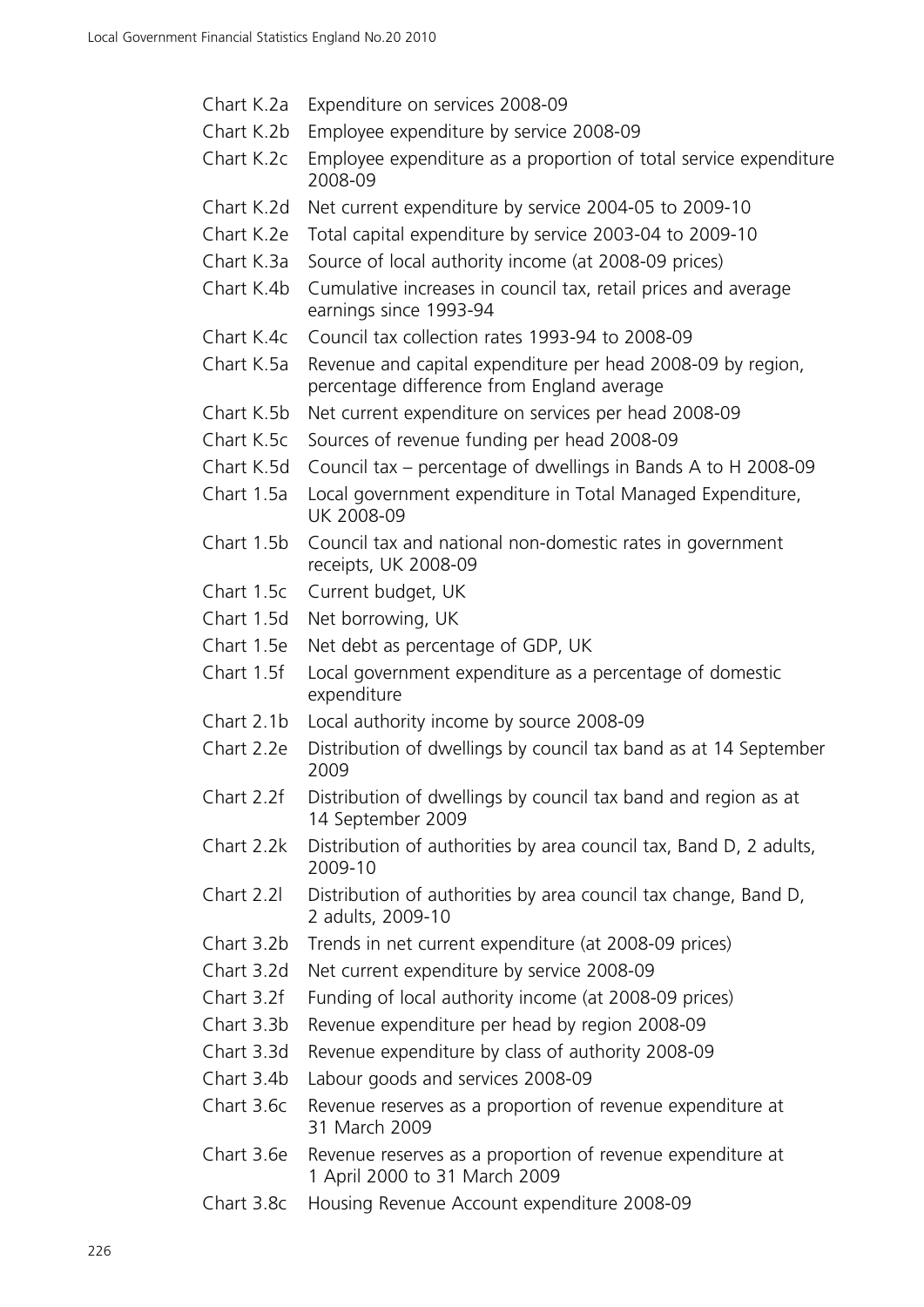| | |
|---|---|
| Chart K.2a | Expenditure on services 2008-09 |
| Chart K.2b | Employee expenditure by service 2008-09 |
| Chart K.2c | Employee expenditure as a proportion of total service expenditure 2008-09 |
| Chart K.2d | Net current expenditure by service 2004-05 to 2009-10 |
| Chart K.2e | Total capital expenditure by service 2003-04 to 2009-10 |
| Chart K.3a | Source of local authority income (at 2008-09 prices) |
| Chart K.4b | Cumulative increases in council tax, retail prices and average earnings since 1993-94 |
| Chart K.4c | Council tax collection rates 1993-94 to 2008-09 |
| Chart K.5a | Revenue and capital expenditure per head 2008-09 by region, percentage difference from England average |
| Chart K.5b | Net current expenditure on services per head 2008-09 |
| Chart K.5c | Sources of revenue funding per head 2008-09 |
| Chart K.5d | Council tax – percentage of dwellings in Bands A to H 2008-09 |
| Chart 1.5a | Local government expenditure in Total Managed Expenditure, UK 2008-09 |
| Chart 1.5b | Council tax and national non-domestic rates in government receipts, UK 2008-09 |
| Chart 1.5c | Current budget, UK |
| Chart 1.5d | Net borrowing, UK |
| Chart 1.5e | Net debt as percentage of GDP, UK |
| Chart 1.5f | Local government expenditure as a percentage of domestic expenditure |
| Chart 2.1b | Local authority income by source 2008-09 |
| Chart 2.2e | Distribution of dwellings by council tax band as at 14 September 2009 |
| Chart 2.2f | Distribution of dwellings by council tax band and region as at 14 September 2009 |
| Chart 2.2k | Distribution of authorities by area council tax, Band D, 2 adults, 2009-10 |
| Chart 2.2l | Distribution of authorities by area council tax change, Band D, 2 adults, 2009-10 |
| Chart 3.2b | Trends in net current expenditure (at 2008-09 prices) |
| Chart 3.2d | Net current expenditure by service 2008-09 |
| Chart 3.2f | Funding of local authority income (at 2008-09 prices) |
| Chart 3.3b | Revenue expenditure per head by region 2008-09 |
| Chart 3.3d | Revenue expenditure by class of authority 2008-09 |
| Chart 3.4b | Labour goods and services 2008-09 |
| Chart 3.6c | Revenue reserves as a proportion of revenue expenditure at 31 March 2009 |
| Chart 3.6e | Revenue reserves as a proportion of revenue expenditure at 1 April 2000 to 31 March 2009 |
| Chart 3.8c | Housing Revenue Account expenditure 2008-09 |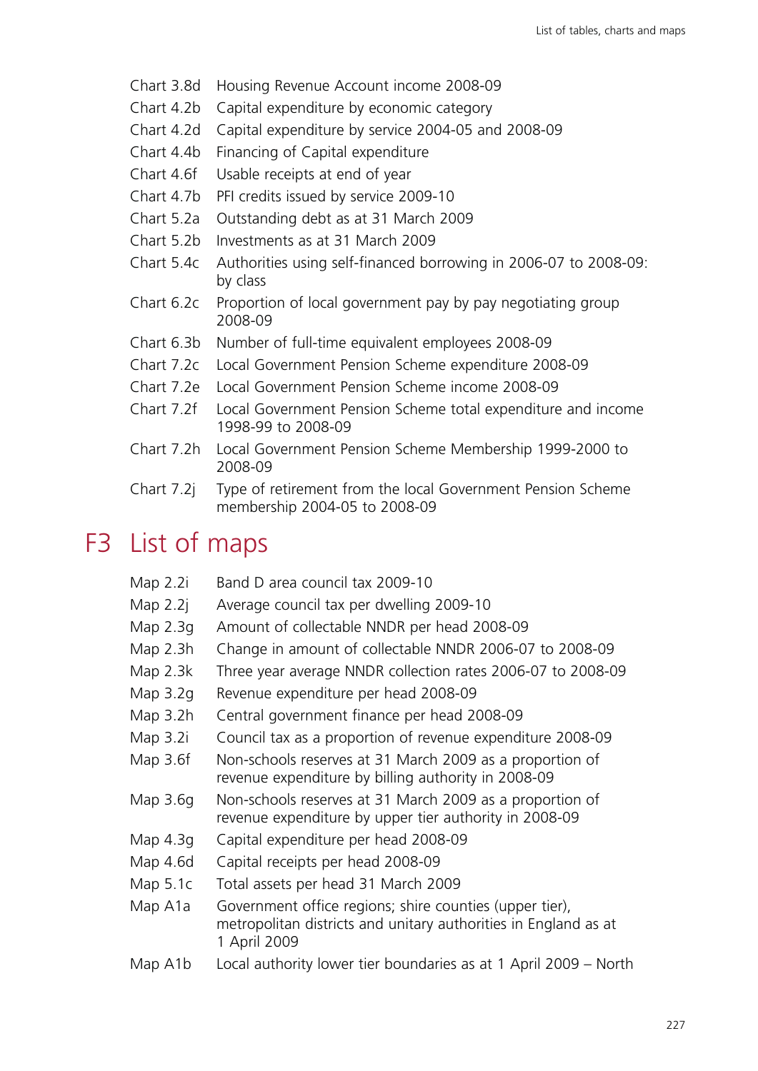| | |
|---|---|
| Chart 3.8d | Housing Revenue Account income 2008-09 |
| Chart 4.2b | Capital expenditure by economic category |
| Chart 4.2d | Capital expenditure by service 2004-05 and 2008-09 |
| Chart 4.4b | Financing of Capital expenditure |
| Chart 4.6f | Usable receipts at end of year |
| Chart 4.7b | PFI credits issued by service 2009-10 |
| Chart 5.2a | Outstanding debt as at 31 March 2009 |
| Chart 5.2b | Investments as at 31 March 2009 |
| Chart 5.4c | Authorities using self-financed borrowing in 2006-07 to 2008-09: by class |
| Chart 6.2c | Proportion of local government pay by pay negotiating group 2008-09 |
| Chart 6.3b | Number of full-time equivalent employees 2008-09 |
| Chart 7.2c | Local Government Pension Scheme expenditure 2008-09 |
| Chart 7.2e | Local Government Pension Scheme income 2008-09 |
| Chart 7.2f | Local Government Pension Scheme total expenditure and income 1998-99 to 2008-09 |
| Chart 7.2h | Local Government Pension Scheme Membership 1999-2000 to 2008-09 |
| Chart 7.2j | Type of retirement from the local Government Pension Scheme membership 2004-05 to 2008-09 |

# F3 List of maps

| | |
|---|---|
| Map 2.2i | Band D area council tax 2009-10 |
| Map 2.2j | Average council tax per dwelling 2009-10 |
| Map 2.3g | Amount of collectable NNDR per head 2008-09 |
| Map 2.3h | Change in amount of collectable NNDR 2006-07 to 2008-09 |
| Map 2.3k | Three year average NNDR collection rates 2006-07 to 2008-09 |
| Map 3.2g | Revenue expenditure per head 2008-09 |
| Map 3.2h | Central government finance per head 2008-09 |
| Map 3.2i | Council tax as a proportion of revenue expenditure 2008-09 |
| Map 3.6f | Non-schools reserves at 31 March 2009 as a proportion of revenue expenditure by billing authority in 2008-09 |
| Map 3.6g | Non-schools reserves at 31 March 2009 as a proportion of revenue expenditure by upper tier authority in 2008-09 |
| Map 4.3g | Capital expenditure per head 2008-09 |
| Map 4.6d | Capital receipts per head 2008-09 |
| Map 5.1c | Total assets per head 31 March 2009 |
| Map A1a | Government office regions; shire counties (upper tier), metropolitan districts and unitary authorities in England as at 1 April 2009 |
| Map A1b | Local authority lower tier boundaries as at 1 April 2009 – North |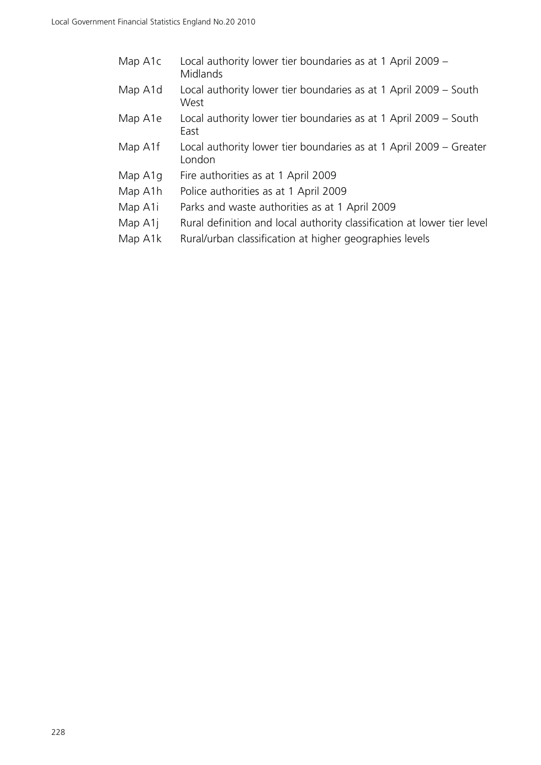| | |
|---|---|
| Map A1c | Local authority lower tier boundaries as at 1 April 2009 – Midlands |
| Map A1d | Local authority lower tier boundaries as at 1 April 2009 – South West |
| Map A1e | Local authority lower tier boundaries as at 1 April 2009 – South East |
| Map A1f | Local authority lower tier boundaries as at 1 April 2009 – Greater London |
| Map A1g | Fire authorities as at 1 April 2009 |
| Map A1h | Police authorities as at 1 April 2009 |
| Map A1i | Parks and waste authorities as at 1 April 2009 |
| Map A1j | Rural definition and local authority classification at lower tier level |
| Map A1k | Rural/urban classification at higher geographies levels |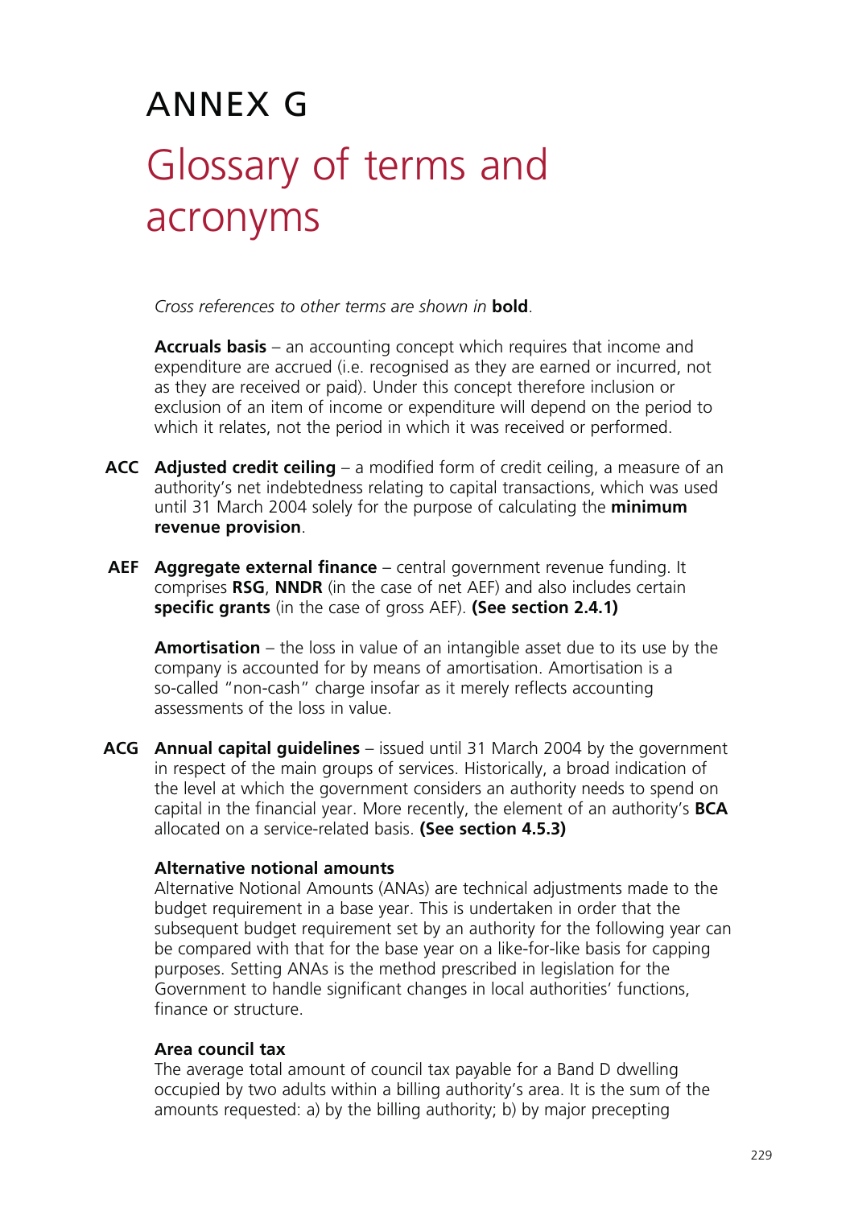# ANNEX G

## Glossary of terms and acronyms

*Cross references to other terms are shown in* **bold**.

**Accruals basis** – an accounting concept which requires that income and expenditure are accrued (i.e. recognised as they are earned or incurred, not as they are received or paid). Under this concept therefore inclusion or exclusion of an item of income or expenditure will depend on the period to which it relates, not the period in which it was received or performed.

**ACC** **Adjusted credit ceiling** – a modified form of credit ceiling, a measure of an authority's net indebtedness relating to capital transactions, which was used until 31 March 2004 solely for the purpose of calculating the **minimum revenue provision**.

**AEF** **Aggregate external finance** – central government revenue funding. It comprises **RSG**, **NNDR** (in the case of net AEF) and also includes certain **specific grants** (in the case of gross AEF). **(See section 2.4.1)**

**Amortisation** – the loss in value of an intangible asset due to its use by the company is accounted for by means of amortisation. Amortisation is a so-called "non-cash" charge insofar as it merely reflects accounting assessments of the loss in value.

**ACG** **Annual capital guidelines** – issued until 31 March 2004 by the government in respect of the main groups of services. Historically, a broad indication of the level at which the government considers an authority needs to spend on capital in the financial year. More recently, the element of an authority's **BCA** allocated on a service-related basis. **(See section 4.5.3)**

**Alternative notional amounts**
Alternative Notional Amounts (ANAs) are technical adjustments made to the budget requirement in a base year. This is undertaken in order that the subsequent budget requirement set by an authority for the following year can be compared with that for the base year on a like-for-like basis for capping purposes. Setting ANAs is the method prescribed in legislation for the Government to handle significant changes in local authorities' functions, finance or structure.

**Area council tax**
The average total amount of council tax payable for a Band D dwelling occupied by two adults within a billing authority's area. It is the sum of the amounts requested: a) by the billing authority; b) by major precepting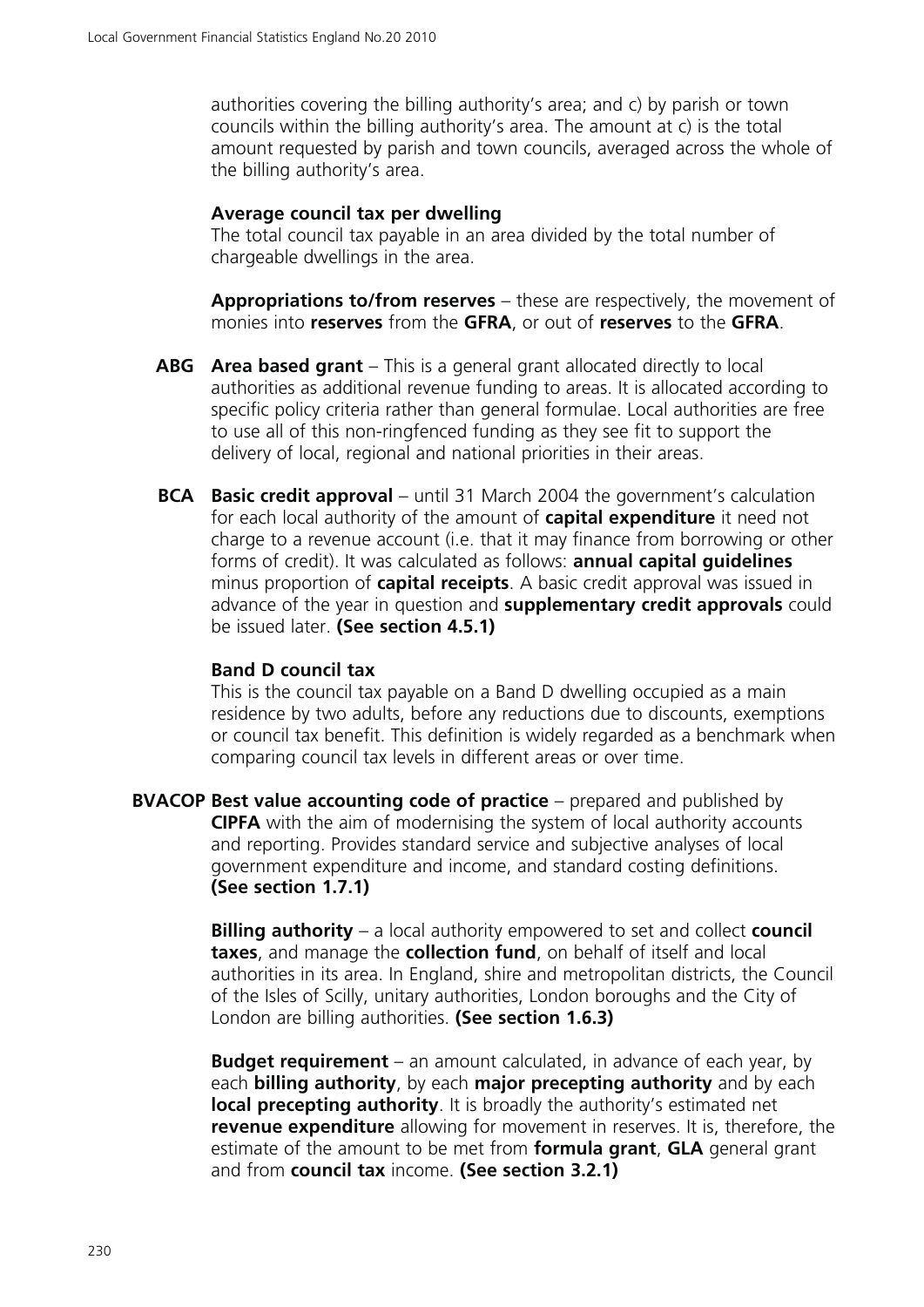authorities covering the billing authority's area; and c) by parish or town councils within the billing authority's area. The amount at c) is the total amount requested by parish and town councils, averaged across the whole of the billing authority's area.

**Average council tax per dwelling**
The total council tax payable in an area divided by the total number of chargeable dwellings in the area.

**Appropriations to/from reserves** – these are respectively, the movement of monies into **reserves** from the **GFRA**, or out of **reserves** to the **GFRA**.

**ABG** **Area based grant** – This is a general grant allocated directly to local authorities as additional revenue funding to areas. It is allocated according to specific policy criteria rather than general formulae. Local authorities are free to use all of this non-ringfenced funding as they see fit to support the delivery of local, regional and national priorities in their areas.

**BCA** **Basic credit approval** – until 31 March 2004 the government's calculation for each local authority of the amount of **capital expenditure** it need not charge to a revenue account (i.e. that it may finance from borrowing or other forms of credit). It was calculated as follows: **annual capital guidelines** minus proportion of **capital receipts**. A basic credit approval was issued in advance of the year in question and **supplementary credit approvals** could be issued later. **(See section 4.5.1)**

**Band D council tax**
This is the council tax payable on a Band D dwelling occupied as a main residence by two adults, before any reductions due to discounts, exemptions or council tax benefit. This definition is widely regarded as a benchmark when comparing council tax levels in different areas or over time.

**BVACOP** **Best value accounting code of practice** – prepared and published by **CIPFA** with the aim of modernising the system of local authority accounts and reporting. Provides standard service and subjective analyses of local government expenditure and income, and standard costing definitions. **(See section 1.7.1)**

**Billing authority** – a local authority empowered to set and collect **council taxes**, and manage the **collection fund**, on behalf of itself and local authorities in its area. In England, shire and metropolitan districts, the Council of the Isles of Scilly, unitary authorities, London boroughs and the City of London are billing authorities. **(See section 1.6.3)**

**Budget requirement** – an amount calculated, in advance of each year, by each **billing authority**, by each **major precepting authority** and by each **local precepting authority**. It is broadly the authority's estimated net **revenue expenditure** allowing for movement in reserves. It is, therefore, the estimate of the amount to be met from **formula grant**, **GLA** general grant and from **council tax** income. **(See section 3.2.1)**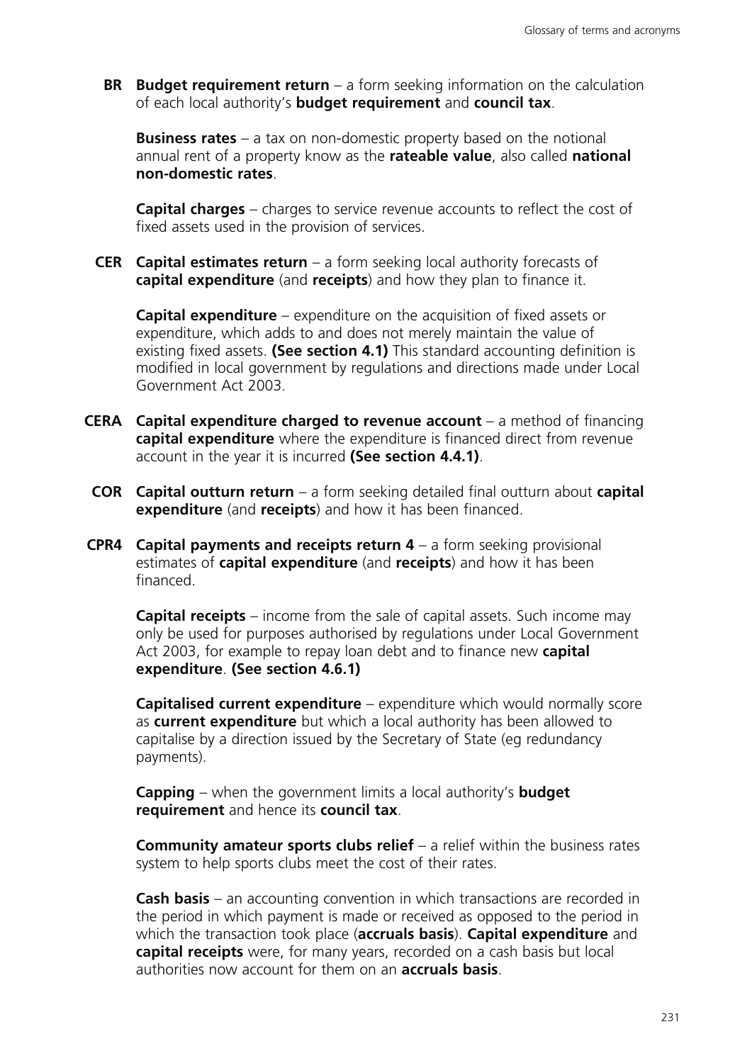**BR** **Budget requirement return** – a form seeking information on the calculation of each local authority's **budget requirement** and **council tax**.

**Business rates** – a tax on non-domestic property based on the notional annual rent of a property know as the **rateable value**, also called **national non-domestic rates**.

**Capital charges** – charges to service revenue accounts to reflect the cost of fixed assets used in the provision of services.

**CER** **Capital estimates return** – a form seeking local authority forecasts of **capital expenditure** (and **receipts**) and how they plan to finance it.

**Capital expenditure** – expenditure on the acquisition of fixed assets or expenditure, which adds to and does not merely maintain the value of existing fixed assets. **(See section 4.1)** This standard accounting definition is modified in local government by regulations and directions made under Local Government Act 2003.

**CERA** **Capital expenditure charged to revenue account** – a method of financing **capital expenditure** where the expenditure is financed direct from revenue account in the year it is incurred **(See section 4.4.1)**.

**COR** **Capital outturn return** – a form seeking detailed final outturn about **capital expenditure** (and **receipts**) and how it has been financed.

**CPR4** **Capital payments and receipts return 4** – a form seeking provisional estimates of **capital expenditure** (and **receipts**) and how it has been financed.

**Capital receipts** – income from the sale of capital assets. Such income may only be used for purposes authorised by regulations under Local Government Act 2003, for example to repay loan debt and to finance new **capital expenditure**. **(See section 4.6.1)**

**Capitalised current expenditure** – expenditure which would normally score as **current expenditure** but which a local authority has been allowed to capitalise by a direction issued by the Secretary of State (eg redundancy payments).

**Capping** – when the government limits a local authority's **budget requirement** and hence its **council tax**.

**Community amateur sports clubs relief** – a relief within the business rates system to help sports clubs meet the cost of their rates.

**Cash basis** – an accounting convention in which transactions are recorded in the period in which payment is made or received as opposed to the period in which the transaction took place (**accruals basis**). **Capital expenditure** and **capital receipts** were, for many years, recorded on a cash basis but local authorities now account for them on an **accruals basis**.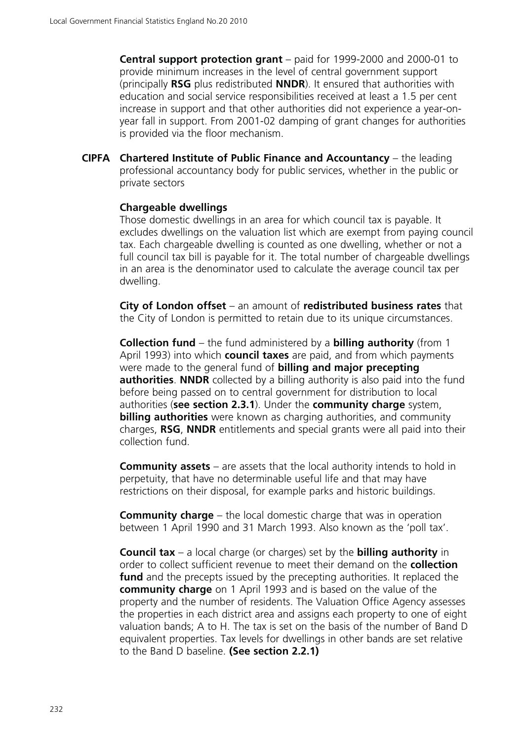**Central support protection grant** – paid for 1999-2000 and 2000-01 to provide minimum increases in the level of central government support (principally **RSG** plus redistributed **NNDR**). It ensured that authorities with education and social service responsibilities received at least a 1.5 per cent increase in support and that other authorities did not experience a year-on-year fall in support. From 2001-02 damping of grant changes for authorities is provided via the floor mechanism.

**CIPFA** **Chartered Institute of Public Finance and Accountancy** – the leading professional accountancy body for public services, whether in the public or private sectors

**Chargeable dwellings**
Those domestic dwellings in an area for which council tax is payable. It excludes dwellings on the valuation list which are exempt from paying council tax. Each chargeable dwelling is counted as one dwelling, whether or not a full council tax bill is payable for it. The total number of chargeable dwellings in an area is the denominator used to calculate the average council tax per dwelling.

**City of London offset** – an amount of **redistributed business rates** that the City of London is permitted to retain due to its unique circumstances.

**Collection fund** – the fund administered by a **billing authority** (from 1 April 1993) into which **council taxes** are paid, and from which payments were made to the general fund of **billing and major precepting authorities**. **NNDR** collected by a billing authority is also paid into the fund before being passed on to central government for distribution to local authorities (**see section 2.3.1**). Under the **community charge** system, **billing authorities** were known as charging authorities, and community charges, **RSG**, **NNDR** entitlements and special grants were all paid into their collection fund.

**Community assets** – are assets that the local authority intends to hold in perpetuity, that have no determinable useful life and that may have restrictions on their disposal, for example parks and historic buildings.

**Community charge** – the local domestic charge that was in operation between 1 April 1990 and 31 March 1993. Also known as the 'poll tax'.

**Council tax** – a local charge (or charges) set by the **billing authority** in order to collect sufficient revenue to meet their demand on the **collection fund** and the precepts issued by the precepting authorities. It replaced the **community charge** on 1 April 1993 and is based on the value of the property and the number of residents. The Valuation Office Agency assesses the properties in each district area and assigns each property to one of eight valuation bands; A to H. The tax is set on the basis of the number of Band D equivalent properties. Tax levels for dwellings in other bands are set relative to the Band D baseline. **(See section 2.2.1)**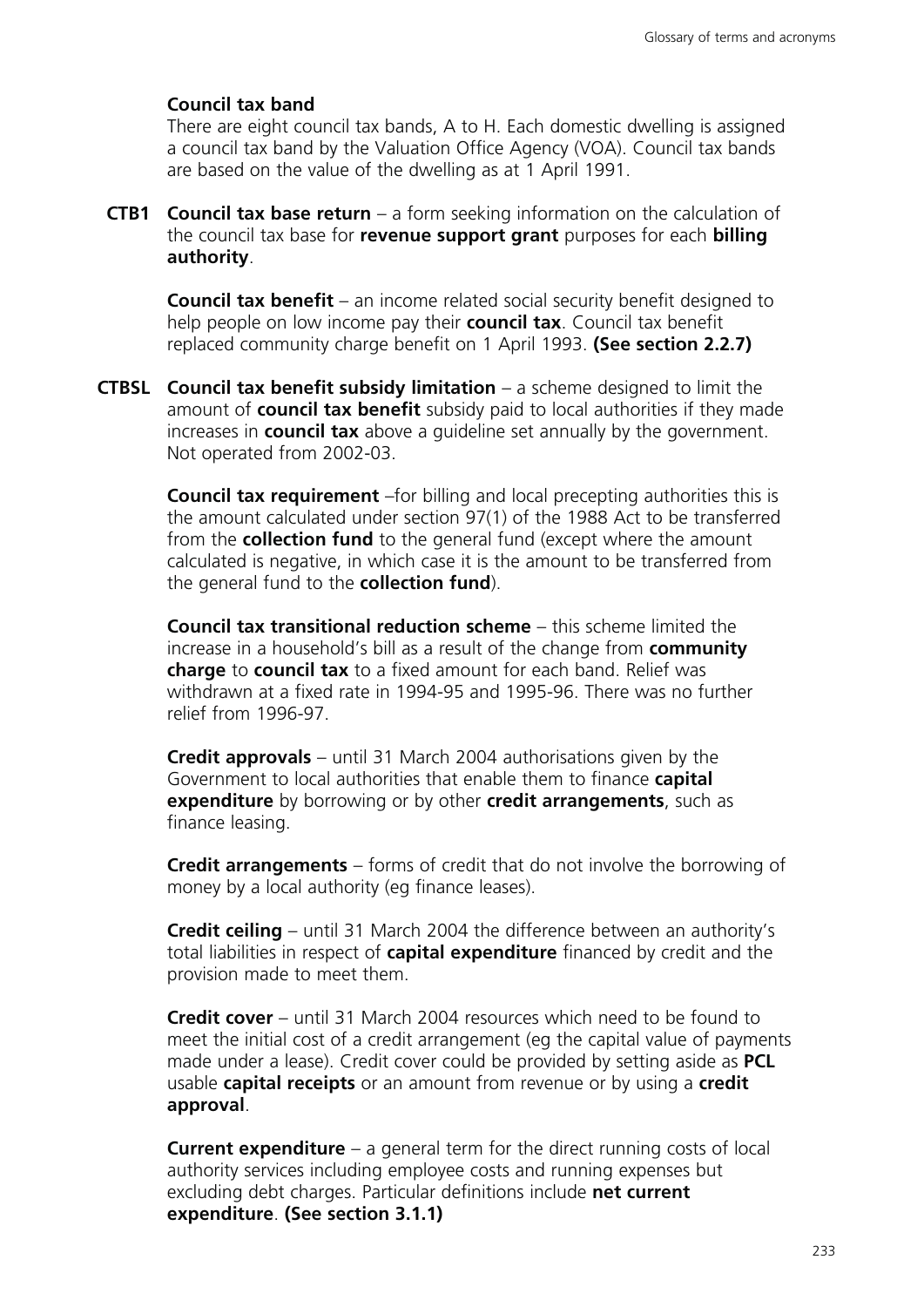**Council tax band**

There are eight council tax bands, A to H. Each domestic dwelling is assigned a council tax band by the Valuation Office Agency (VOA). Council tax bands are based on the value of the dwelling as at 1 April 1991.

**CTB1** **Council tax base return** – a form seeking information on the calculation of the council tax base for **revenue support grant** purposes for each **billing authority**.

**Council tax benefit** – an income related social security benefit designed to help people on low income pay their **council tax**. Council tax benefit replaced community charge benefit on 1 April 1993. **(See section 2.2.7)**

**CTBSL** **Council tax benefit subsidy limitation** – a scheme designed to limit the amount of **council tax benefit** subsidy paid to local authorities if they made increases in **council tax** above a guideline set annually by the government. Not operated from 2002-03.

**Council tax requirement** –for billing and local precepting authorities this is the amount calculated under section 97(1) of the 1988 Act to be transferred from the **collection fund** to the general fund (except where the amount calculated is negative, in which case it is the amount to be transferred from the general fund to the **collection fund**).

**Council tax transitional reduction scheme** – this scheme limited the increase in a household's bill as a result of the change from **community charge** to **council tax** to a fixed amount for each band. Relief was withdrawn at a fixed rate in 1994-95 and 1995-96. There was no further relief from 1996-97.

**Credit approvals** – until 31 March 2004 authorisations given by the Government to local authorities that enable them to finance **capital expenditure** by borrowing or by other **credit arrangements**, such as finance leasing.

**Credit arrangements** – forms of credit that do not involve the borrowing of money by a local authority (eg finance leases).

**Credit ceiling** – until 31 March 2004 the difference between an authority's total liabilities in respect of **capital expenditure** financed by credit and the provision made to meet them.

**Credit cover** – until 31 March 2004 resources which need to be found to meet the initial cost of a credit arrangement (eg the capital value of payments made under a lease). Credit cover could be provided by setting aside as **PCL** usable **capital receipts** or an amount from revenue or by using a **credit approval**.

**Current expenditure** – a general term for the direct running costs of local authority services including employee costs and running expenses but excluding debt charges. Particular definitions include **net current expenditure**. **(See section 3.1.1)**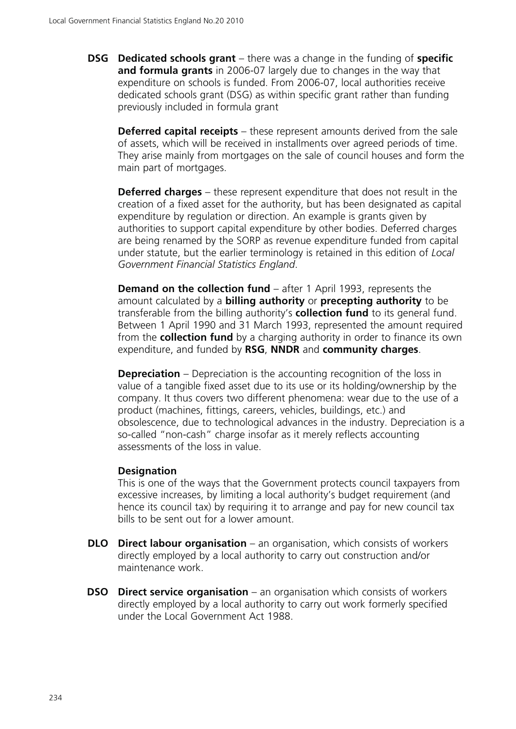**DSG** **Dedicated schools grant** – there was a change in the funding of **specific and formula grants** in 2006-07 largely due to changes in the way that expenditure on schools is funded. From 2006-07, local authorities receive dedicated schools grant (DSG) as within specific grant rather than funding previously included in formula grant

**Deferred capital receipts** – these represent amounts derived from the sale of assets, which will be received in installments over agreed periods of time. They arise mainly from mortgages on the sale of council houses and form the main part of mortgages.

**Deferred charges** – these represent expenditure that does not result in the creation of a fixed asset for the authority, but has been designated as capital expenditure by regulation or direction. An example is grants given by authorities to support capital expenditure by other bodies. Deferred charges are being renamed by the SORP as revenue expenditure funded from capital under statute, but the earlier terminology is retained in this edition of *Local Government Financial Statistics England*.

**Demand on the collection fund** – after 1 April 1993, represents the amount calculated by a **billing authority** or **precepting authority** to be transferable from the billing authority's **collection fund** to its general fund. Between 1 April 1990 and 31 March 1993, represented the amount required from the **collection fund** by a charging authority in order to finance its own expenditure, and funded by **RSG**, **NNDR** and **community charges**.

**Depreciation** – Depreciation is the accounting recognition of the loss in value of a tangible fixed asset due to its use or its holding/ownership by the company. It thus covers two different phenomena: wear due to the use of a product (machines, fittings, careers, vehicles, buildings, etc.) and obsolescence, due to technological advances in the industry. Depreciation is a so-called "non-cash" charge insofar as it merely reflects accounting assessments of the loss in value.

**Designation**
This is one of the ways that the Government protects council taxpayers from excessive increases, by limiting a local authority's budget requirement (and hence its council tax) by requiring it to arrange and pay for new council tax bills to be sent out for a lower amount.

**DLO** **Direct labour organisation** – an organisation, which consists of workers directly employed by a local authority to carry out construction and/or maintenance work.

**DSO** **Direct service organisation** – an organisation which consists of workers directly employed by a local authority to carry out work formerly specified under the Local Government Act 1988.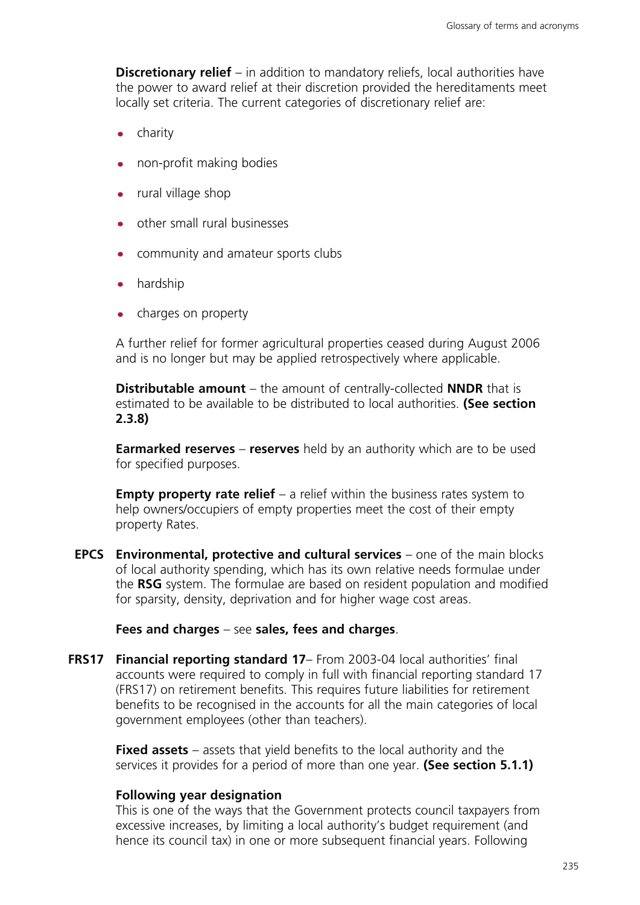**Discretionary relief** – in addition to mandatory reliefs, local authorities have the power to award relief at their discretion provided the hereditaments meet locally set criteria. The current categories of discretionary relief are:

- charity
- non-profit making bodies
- rural village shop
- other small rural businesses
- community and amateur sports clubs
- hardship
- charges on property

A further relief for former agricultural properties ceased during August 2006 and is no longer but may be applied retrospectively where applicable.

**Distributable amount** – the amount of centrally-collected **NNDR** that is estimated to be available to be distributed to local authorities. **(See section 2.3.8)**

**Earmarked reserves** – **reserves** held by an authority which are to be used for specified purposes.

**Empty property rate relief** – a relief within the business rates system to help owners/occupiers of empty properties meet the cost of their empty property Rates.

**EPCS** **Environmental, protective and cultural services** – one of the main blocks of local authority spending, which has its own relative needs formulae under the **RSG** system. The formulae are based on resident population and modified for sparsity, density, deprivation and for higher wage cost areas.

**Fees and charges** – see **sales, fees and charges**.

**FRS17** **Financial reporting standard 17**– From 2003-04 local authorities' final accounts were required to comply in full with financial reporting standard 17 (FRS17) on retirement benefits. This requires future liabilities for retirement benefits to be recognised in the accounts for all the main categories of local government employees (other than teachers).

**Fixed assets** – assets that yield benefits to the local authority and the services it provides for a period of more than one year. **(See section 5.1.1)**

**Following year designation**
This is one of the ways that the Government protects council taxpayers from excessive increases, by limiting a local authority's budget requirement (and hence its council tax) in one or more subsequent financial years. Following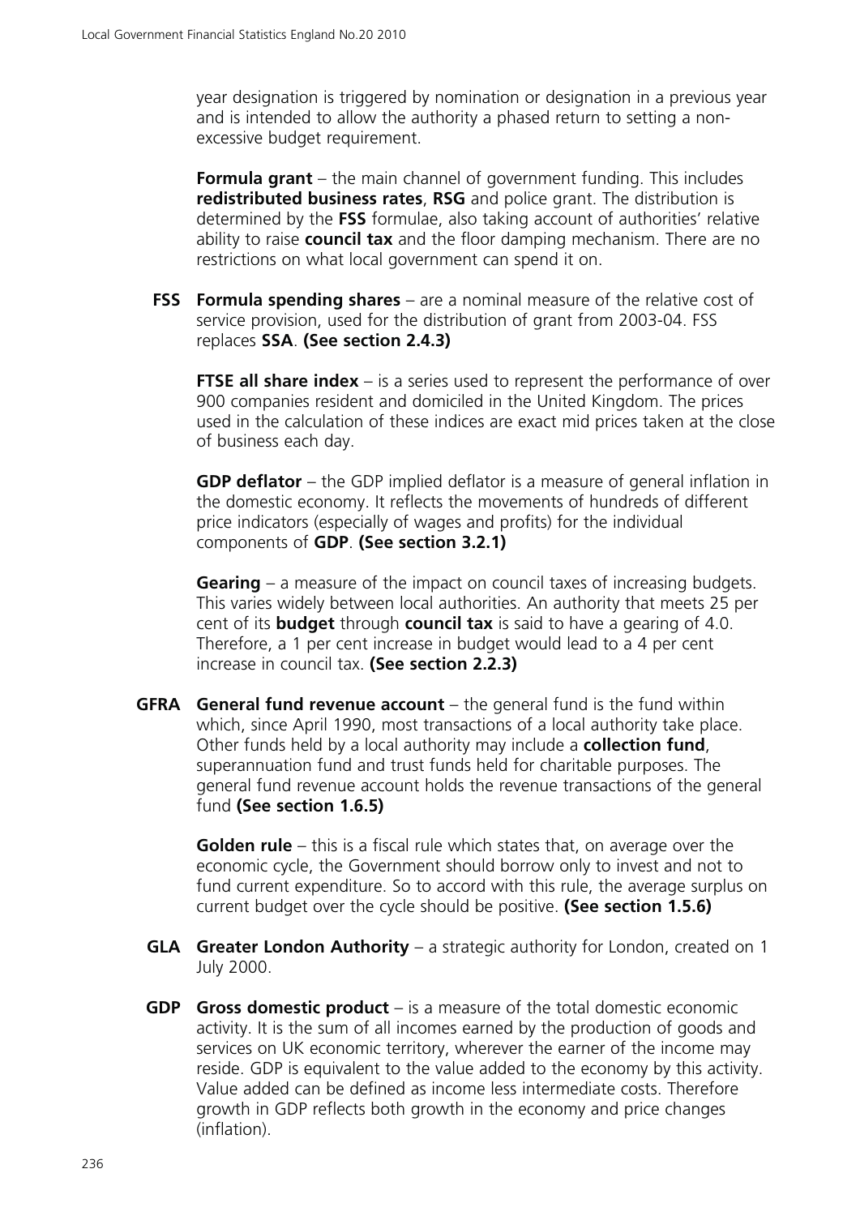year designation is triggered by nomination or designation in a previous year and is intended to allow the authority a phased return to setting a non-excessive budget requirement.

**Formula grant** – the main channel of government funding. This includes **redistributed business rates**, **RSG** and police grant. The distribution is determined by the **FSS** formulae, also taking account of authorities' relative ability to raise **council tax** and the floor damping mechanism. There are no restrictions on what local government can spend it on.

**FSS** **Formula spending shares** – are a nominal measure of the relative cost of service provision, used for the distribution of grant from 2003-04. FSS replaces **SSA**. **(See section 2.4.3)**

**FTSE all share index** – is a series used to represent the performance of over 900 companies resident and domiciled in the United Kingdom. The prices used in the calculation of these indices are exact mid prices taken at the close of business each day.

**GDP deflator** – the GDP implied deflator is a measure of general inflation in the domestic economy. It reflects the movements of hundreds of different price indicators (especially of wages and profits) for the individual components of **GDP**. **(See section 3.2.1)**

**Gearing** – a measure of the impact on council taxes of increasing budgets. This varies widely between local authorities. An authority that meets 25 per cent of its **budget** through **council tax** is said to have a gearing of 4.0. Therefore, a 1 per cent increase in budget would lead to a 4 per cent increase in council tax. **(See section 2.2.3)**

**GFRA** **General fund revenue account** – the general fund is the fund within which, since April 1990, most transactions of a local authority take place. Other funds held by a local authority may include a **collection fund**, superannuation fund and trust funds held for charitable purposes. The general fund revenue account holds the revenue transactions of the general fund **(See section 1.6.5)**

**Golden rule** – this is a fiscal rule which states that, on average over the economic cycle, the Government should borrow only to invest and not to fund current expenditure. So to accord with this rule, the average surplus on current budget over the cycle should be positive. **(See section 1.5.6)**

**GLA** **Greater London Authority** – a strategic authority for London, created on 1 July 2000.

**GDP** **Gross domestic product** – is a measure of the total domestic economic activity. It is the sum of all incomes earned by the production of goods and services on UK economic territory, wherever the earner of the income may reside. GDP is equivalent to the value added to the economy by this activity. Value added can be defined as income less intermediate costs. Therefore growth in GDP reflects both growth in the economy and price changes (inflation).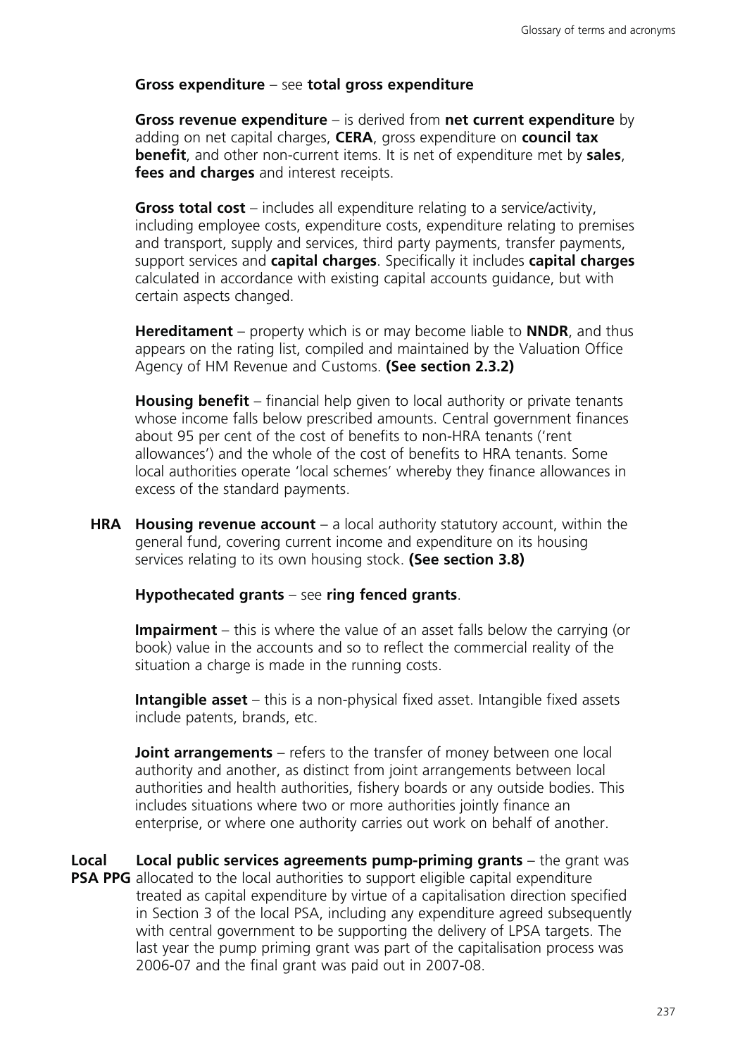**Gross expenditure** – see **total gross expenditure**

**Gross revenue expenditure** – is derived from **net current expenditure** by adding on net capital charges, **CERA**, gross expenditure on **council tax benefit**, and other non-current items. It is net of expenditure met by **sales, fees and charges** and interest receipts.

**Gross total cost** – includes all expenditure relating to a service/activity, including employee costs, expenditure costs, expenditure relating to premises and transport, supply and services, third party payments, transfer payments, support services and **capital charges**. Specifically it includes **capital charges** calculated in accordance with existing capital accounts guidance, but with certain aspects changed.

**Hereditament** – property which is or may become liable to **NNDR**, and thus appears on the rating list, compiled and maintained by the Valuation Office Agency of HM Revenue and Customs. **(See section 2.3.2)**

**Housing benefit** – financial help given to local authority or private tenants whose income falls below prescribed amounts. Central government finances about 95 per cent of the cost of benefits to non-HRA tenants ('rent allowances') and the whole of the cost of benefits to HRA tenants. Some local authorities operate 'local schemes' whereby they finance allowances in excess of the standard payments.

**HRA** **Housing revenue account** – a local authority statutory account, within the general fund, covering current income and expenditure on its housing services relating to its own housing stock. **(See section 3.8)**

**Hypothecated grants** – see **ring fenced grants**.

**Impairment** – this is where the value of an asset falls below the carrying (or book) value in the accounts and so to reflect the commercial reality of the situation a charge is made in the running costs.

**Intangible asset** – this is a non-physical fixed asset. Intangible fixed assets include patents, brands, etc.

**Joint arrangements** – refers to the transfer of money between one local authority and another, as distinct from joint arrangements between local authorities and health authorities, fishery boards or any outside bodies. This includes situations where two or more authorities jointly finance an enterprise, or where one authority carries out work on behalf of another.

**Local PSA PPG** **Local public services agreements pump-priming grants** – the grant was allocated to the local authorities to support eligible capital expenditure treated as capital expenditure by virtue of a capitalisation direction specified in Section 3 of the local PSA, including any expenditure agreed subsequently with central government to be supporting the delivery of LPSA targets. The last year the pump priming grant was part of the capitalisation process was 2006-07 and the final grant was paid out in 2007-08.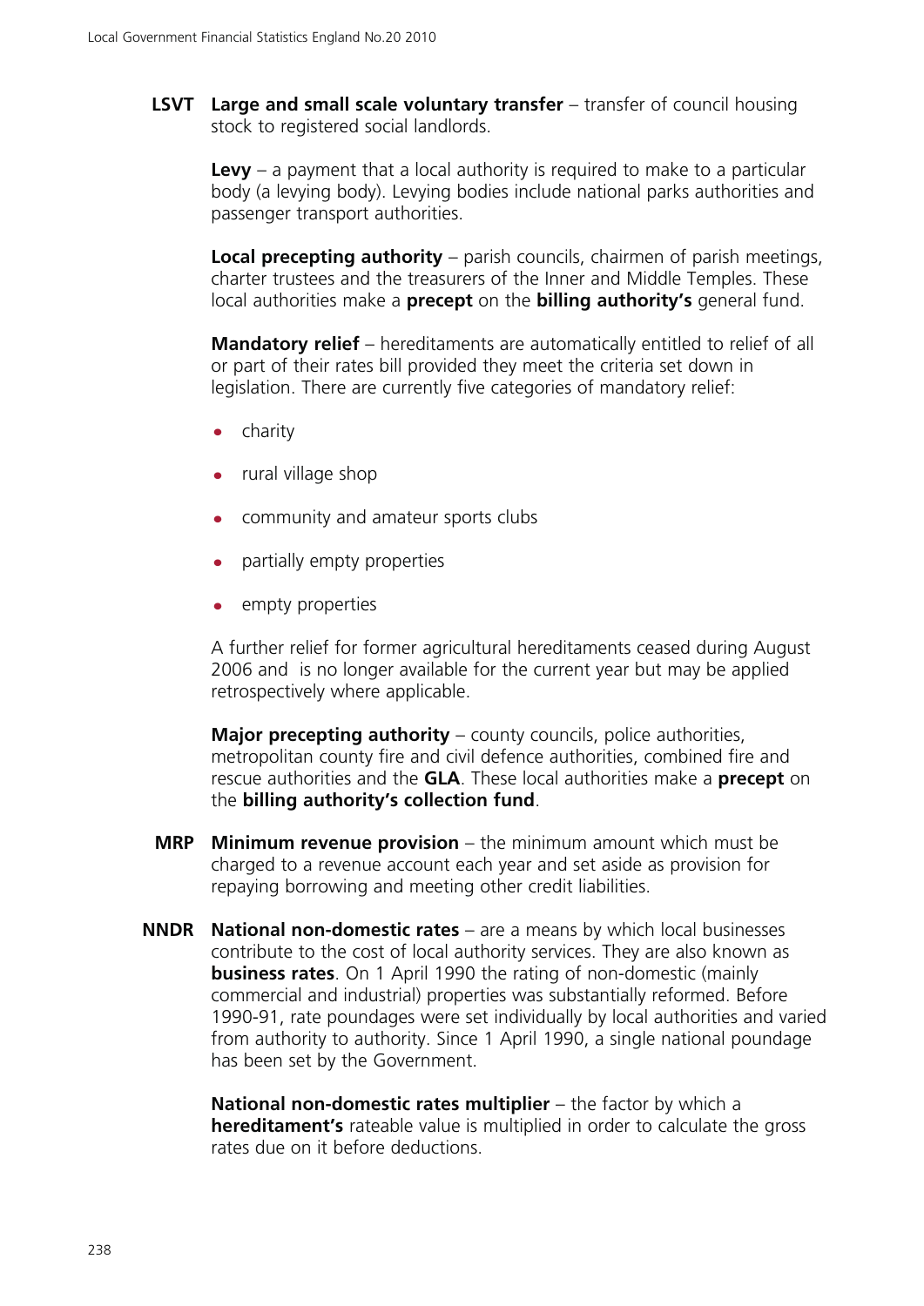**LSVT** **Large and small scale voluntary transfer** – transfer of council housing stock to registered social landlords.

**Levy** – a payment that a local authority is required to make to a particular body (a levying body). Levying bodies include national parks authorities and passenger transport authorities.

**Local precepting authority** – parish councils, chairmen of parish meetings, charter trustees and the treasurers of the Inner and Middle Temples. These local authorities make a **precept** on the **billing authority's** general fund.

**Mandatory relief** – hereditaments are automatically entitled to relief of all or part of their rates bill provided they meet the criteria set down in legislation. There are currently five categories of mandatory relief:

- charity
- rural village shop
- community and amateur sports clubs
- partially empty properties
- empty properties

A further relief for former agricultural hereditaments ceased during August 2006 and is no longer available for the current year but may be applied retrospectively where applicable.

**Major precepting authority** – county councils, police authorities, metropolitan county fire and civil defence authorities, combined fire and rescue authorities and the **GLA**. These local authorities make a **precept** on the **billing authority's collection fund**.

**MRP** **Minimum revenue provision** – the minimum amount which must be charged to a revenue account each year and set aside as provision for repaying borrowing and meeting other credit liabilities.

**NNDR** **National non-domestic rates** – are a means by which local businesses contribute to the cost of local authority services. They are also known as **business rates**. On 1 April 1990 the rating of non-domestic (mainly commercial and industrial) properties was substantially reformed. Before 1990-91, rate poundages were set individually by local authorities and varied from authority to authority. Since 1 April 1990, a single national poundage has been set by the Government.

**National non-domestic rates multiplier** – the factor by which a **hereditament's** rateable value is multiplied in order to calculate the gross rates due on it before deductions.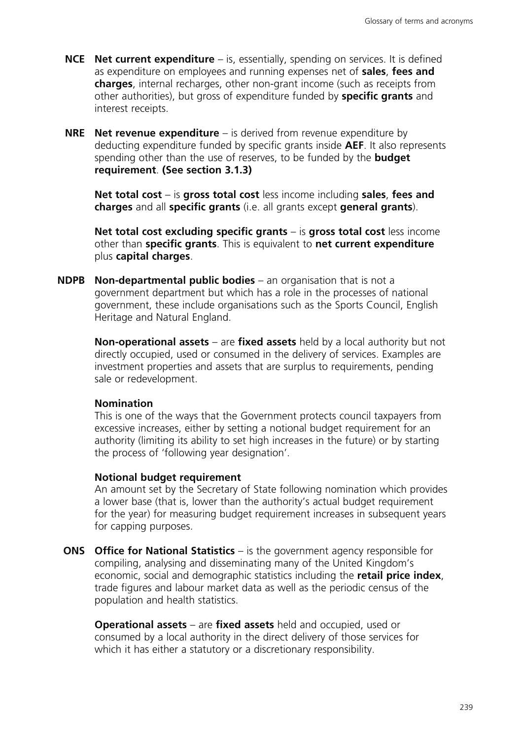**NCE** **Net current expenditure** – is, essentially, spending on services. It is defined as expenditure on employees and running expenses net of **sales**, **fees and charges**, internal recharges, other non-grant income (such as receipts from other authorities), but gross of expenditure funded by **specific grants** and interest receipts.

**NRE** **Net revenue expenditure** – is derived from revenue expenditure by deducting expenditure funded by specific grants inside **AEF**. It also represents spending other than the use of reserves, to be funded by the **budget requirement**. **(See section 3.1.3)**

**Net total cost** – is **gross total cost** less income including **sales**, **fees and charges** and all **specific grants** (i.e. all grants except **general grants**).

**Net total cost excluding specific grants** – is **gross total cost** less income other than **specific grants**. This is equivalent to **net current expenditure** plus **capital charges**.

**NDPB** **Non-departmental public bodies** – an organisation that is not a government department but which has a role in the processes of national government, these include organisations such as the Sports Council, English Heritage and Natural England.

**Non-operational assets** – are **fixed assets** held by a local authority but not directly occupied, used or consumed in the delivery of services. Examples are investment properties and assets that are surplus to requirements, pending sale or redevelopment.

**Nomination**
This is one of the ways that the Government protects council taxpayers from excessive increases, either by setting a notional budget requirement for an authority (limiting its ability to set high increases in the future) or by starting the process of 'following year designation'.

**Notional budget requirement**
An amount set by the Secretary of State following nomination which provides a lower base (that is, lower than the authority's actual budget requirement for the year) for measuring budget requirement increases in subsequent years for capping purposes.

**ONS** **Office for National Statistics** – is the government agency responsible for compiling, analysing and disseminating many of the United Kingdom's economic, social and demographic statistics including the **retail price index**, trade figures and labour market data as well as the periodic census of the population and health statistics.

**Operational assets** – are **fixed assets** held and occupied, used or consumed by a local authority in the direct delivery of those services for which it has either a statutory or a discretionary responsibility.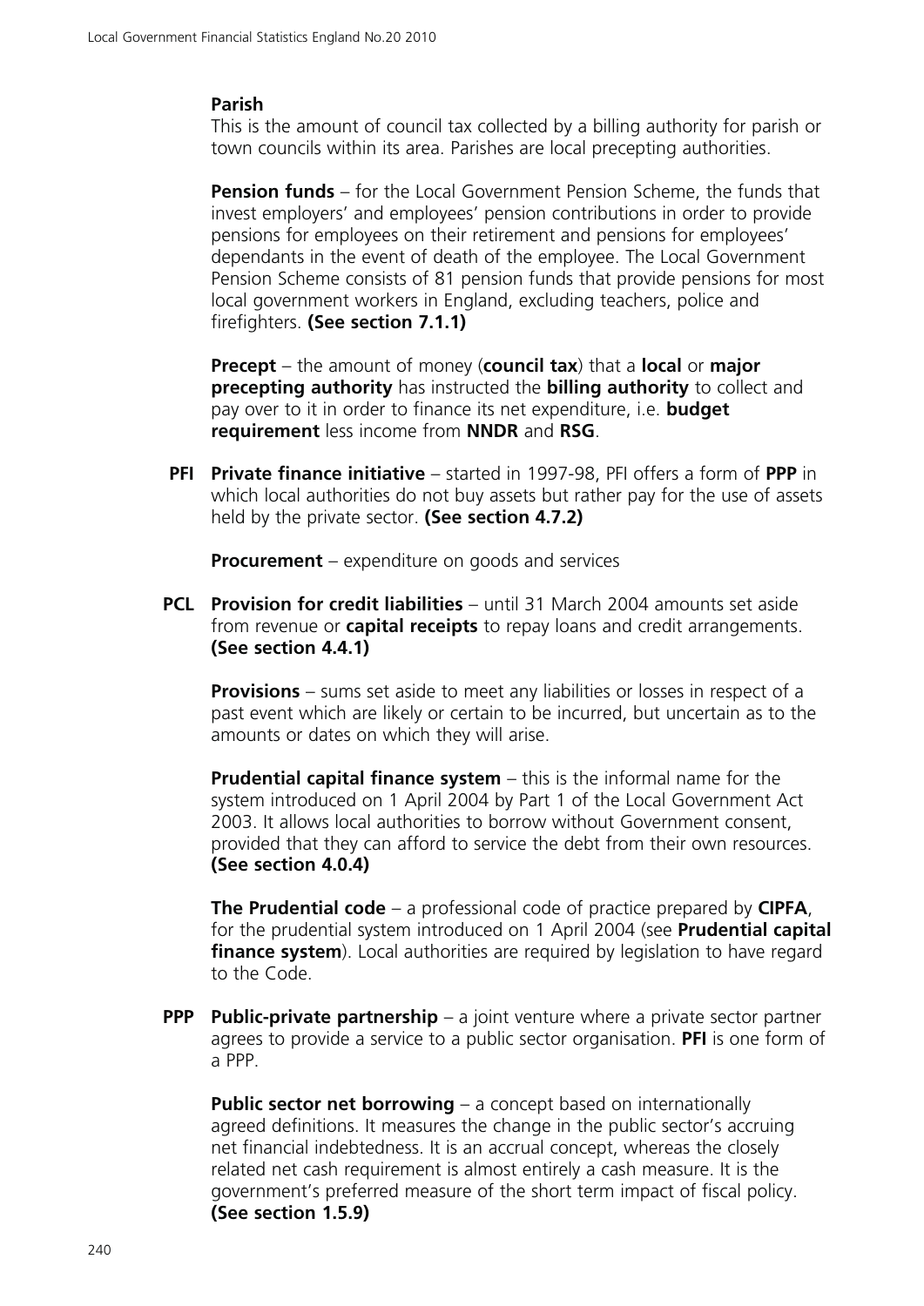**Parish**
This is the amount of council tax collected by a billing authority for parish or town councils within its area. Parishes are local precepting authorities.

**Pension funds** – for the Local Government Pension Scheme, the funds that invest employers' and employees' pension contributions in order to provide pensions for employees on their retirement and pensions for employees' dependants in the event of death of the employee. The Local Government Pension Scheme consists of 81 pension funds that provide pensions for most local government workers in England, excluding teachers, police and firefighters. **(See section 7.1.1)**

**Precept** – the amount of money (**council tax**) that a **local** or **major precepting authority** has instructed the **billing authority** to collect and pay over to it in order to finance its net expenditure, i.e. **budget requirement** less income from **NNDR** and **RSG**.

**PFI** **Private finance initiative** – started in 1997-98, PFI offers a form of **PPP** in which local authorities do not buy assets but rather pay for the use of assets held by the private sector. **(See section 4.7.2)**

**Procurement** – expenditure on goods and services

**PCL** **Provision for credit liabilities** – until 31 March 2004 amounts set aside from revenue or **capital receipts** to repay loans and credit arrangements. **(See section 4.4.1)**

**Provisions** – sums set aside to meet any liabilities or losses in respect of a past event which are likely or certain to be incurred, but uncertain as to the amounts or dates on which they will arise.

**Prudential capital finance system** – this is the informal name for the system introduced on 1 April 2004 by Part 1 of the Local Government Act 2003. It allows local authorities to borrow without Government consent, provided that they can afford to service the debt from their own resources. **(See section 4.0.4)**

**The Prudential code** – a professional code of practice prepared by **CIPFA**, for the prudential system introduced on 1 April 2004 (see **Prudential capital finance system**). Local authorities are required by legislation to have regard to the Code.

**PPP** **Public-private partnership** – a joint venture where a private sector partner agrees to provide a service to a public sector organisation. **PFI** is one form of a PPP.

**Public sector net borrowing** – a concept based on internationally agreed definitions. It measures the change in the public sector's accruing net financial indebtedness. It is an accrual concept, whereas the closely related net cash requirement is almost entirely a cash measure. It is the government's preferred measure of the short term impact of fiscal policy. **(See section 1.5.9)**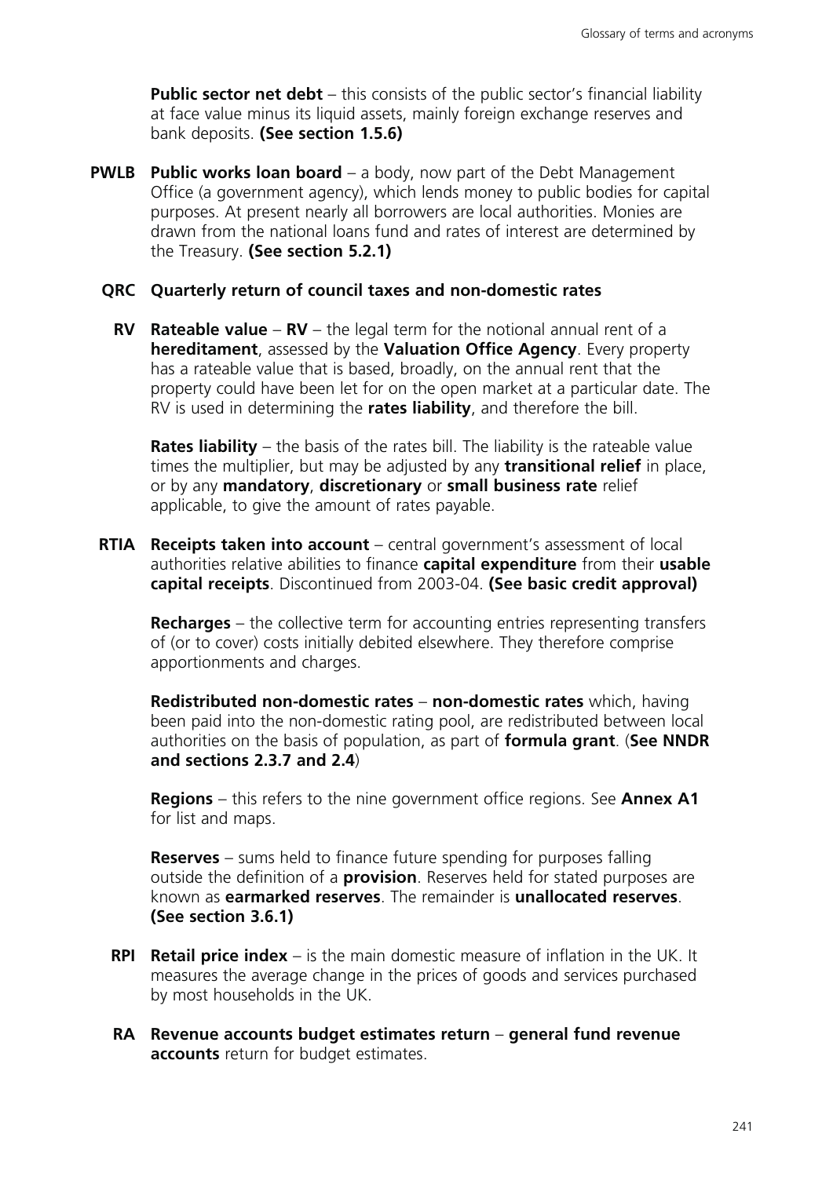**Public sector net debt** – this consists of the public sector's financial liability at face value minus its liquid assets, mainly foreign exchange reserves and bank deposits. **(See section 1.5.6)**

**PWLB** **Public works loan board** – a body, now part of the Debt Management Office (a government agency), which lends money to public bodies for capital purposes. At present nearly all borrowers are local authorities. Monies are drawn from the national loans fund and rates of interest are determined by the Treasury. **(See section 5.2.1)**

**QRC** **Quarterly return of council taxes and non-domestic rates**

**RV** **Rateable value** – **RV** – the legal term for the notional annual rent of a **hereditament**, assessed by the **Valuation Office Agency**. Every property has a rateable value that is based, broadly, on the annual rent that the property could have been let for on the open market at a particular date. The RV is used in determining the **rates liability**, and therefore the bill.

**Rates liability** – the basis of the rates bill. The liability is the rateable value times the multiplier, but may be adjusted by any **transitional relief** in place, or by any **mandatory**, **discretionary** or **small business rate** relief applicable, to give the amount of rates payable.

**RTIA** **Receipts taken into account** – central government's assessment of local authorities relative abilities to finance **capital expenditure** from their **usable capital receipts**. Discontinued from 2003-04. **(See basic credit approval)**

**Recharges** – the collective term for accounting entries representing transfers of (or to cover) costs initially debited elsewhere. They therefore comprise apportionments and charges.

**Redistributed non-domestic rates** – **non-domestic rates** which, having been paid into the non-domestic rating pool, are redistributed between local authorities on the basis of population, as part of **formula grant**. (**See NNDR and sections 2.3.7 and 2.4**)

**Regions** – this refers to the nine government office regions. See **Annex A1** for list and maps.

**Reserves** – sums held to finance future spending for purposes falling outside the definition of a **provision**. Reserves held for stated purposes are known as **earmarked reserves**. The remainder is **unallocated reserves**. **(See section 3.6.1)**

**RPI** **Retail price index** – is the main domestic measure of inflation in the UK. It measures the average change in the prices of goods and services purchased by most households in the UK.

**RA** **Revenue accounts budget estimates return** – **general fund revenue accounts** return for budget estimates.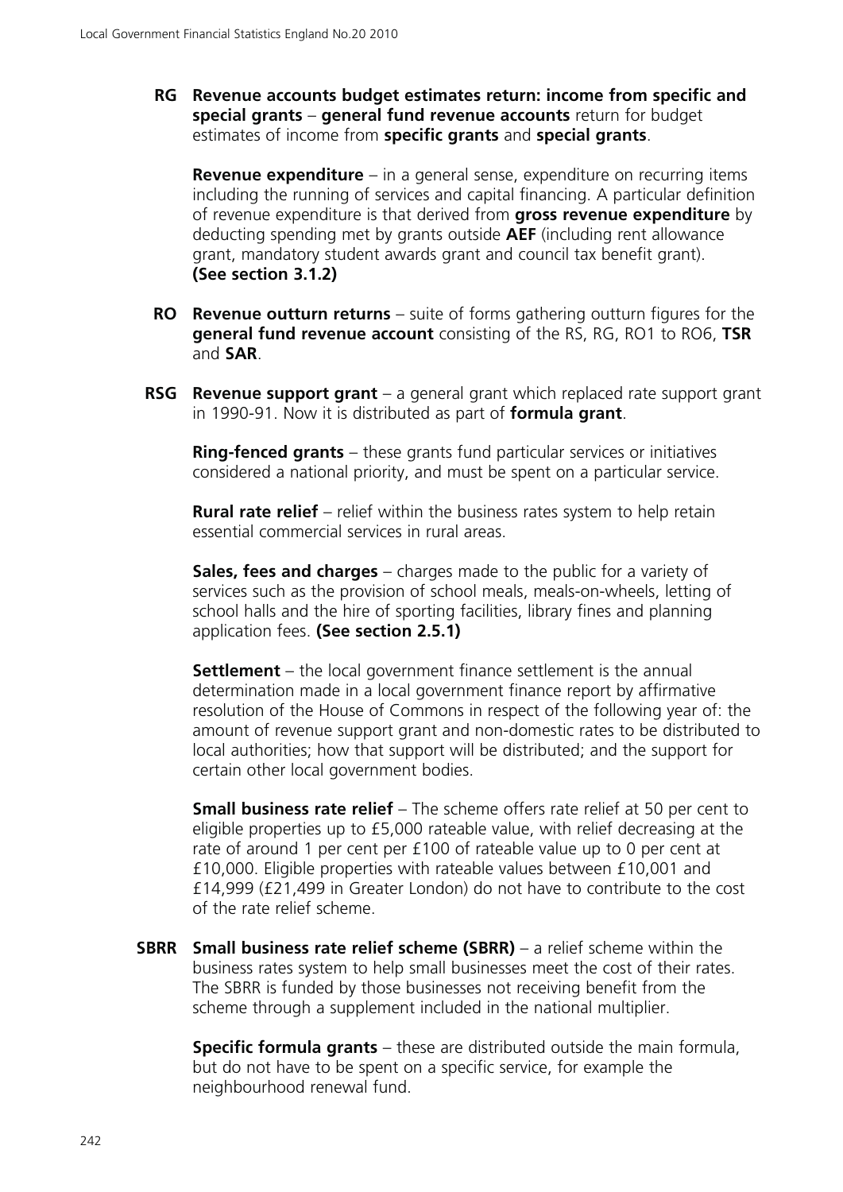**RG** **Revenue accounts budget estimates return: income from specific and special grants** – **general fund revenue accounts** return for budget estimates of income from **specific grants** and **special grants**.

**Revenue expenditure** – in a general sense, expenditure on recurring items including the running of services and capital financing. A particular definition of revenue expenditure is that derived from **gross revenue expenditure** by deducting spending met by grants outside **AEF** (including rent allowance grant, mandatory student awards grant and council tax benefit grant). **(See section 3.1.2)**

**RO** **Revenue outturn returns** – suite of forms gathering outturn figures for the **general fund revenue account** consisting of the RS, RG, RO1 to RO6, **TSR** and **SAR**.

**RSG** **Revenue support grant** – a general grant which replaced rate support grant in 1990-91. Now it is distributed as part of **formula grant**.

**Ring-fenced grants** – these grants fund particular services or initiatives considered a national priority, and must be spent on a particular service.

**Rural rate relief** – relief within the business rates system to help retain essential commercial services in rural areas.

**Sales, fees and charges** – charges made to the public for a variety of services such as the provision of school meals, meals-on-wheels, letting of school halls and the hire of sporting facilities, library fines and planning application fees. **(See section 2.5.1)**

**Settlement** – the local government finance settlement is the annual determination made in a local government finance report by affirmative resolution of the House of Commons in respect of the following year of: the amount of revenue support grant and non-domestic rates to be distributed to local authorities; how that support will be distributed; and the support for certain other local government bodies.

**Small business rate relief** – The scheme offers rate relief at 50 per cent to eligible properties up to £5,000 rateable value, with relief decreasing at the rate of around 1 per cent per £100 of rateable value up to 0 per cent at £10,000. Eligible properties with rateable values between £10,001 and £14,999 (£21,499 in Greater London) do not have to contribute to the cost of the rate relief scheme.

**SBRR** **Small business rate relief scheme (SBRR)** – a relief scheme within the business rates system to help small businesses meet the cost of their rates. The SBRR is funded by those businesses not receiving benefit from the scheme through a supplement included in the national multiplier.

**Specific formula grants** – these are distributed outside the main formula, but do not have to be spent on a specific service, for example the neighbourhood renewal fund.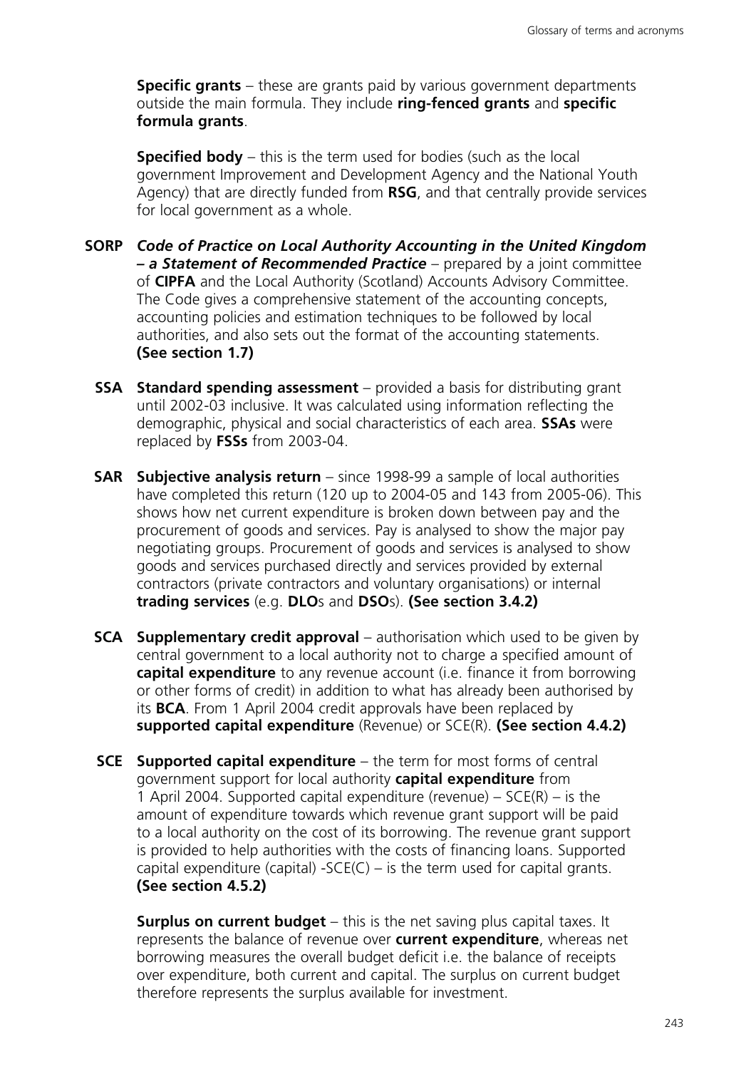**Specific grants** – these are grants paid by various government departments outside the main formula. They include **ring-fenced grants** and **specific formula grants**.

**Specified body** – this is the term used for bodies (such as the local government Improvement and Development Agency and the National Youth Agency) that are directly funded from **RSG**, and that centrally provide services for local government as a whole.

**SORP** ***Code of Practice on Local Authority Accounting in the United Kingdom – a Statement of Recommended Practice*** – prepared by a joint committee of **CIPFA** and the Local Authority (Scotland) Accounts Advisory Committee. The Code gives a comprehensive statement of the accounting concepts, accounting policies and estimation techniques to be followed by local authorities, and also sets out the format of the accounting statements. **(See section 1.7)**

**SSA** **Standard spending assessment** – provided a basis for distributing grant until 2002-03 inclusive. It was calculated using information reflecting the demographic, physical and social characteristics of each area. **SSAs** were replaced by **FSSs** from 2003-04.

**SAR** **Subjective analysis return** – since 1998-99 a sample of local authorities have completed this return (120 up to 2004-05 and 143 from 2005-06). This shows how net current expenditure is broken down between pay and the procurement of goods and services. Pay is analysed to show the major pay negotiating groups. Procurement of goods and services is analysed to show goods and services purchased directly and services provided by external contractors (private contractors and voluntary organisations) or internal **trading services** (e.g. **DLO**s and **DSO**s). **(See section 3.4.2)**

**SCA** **Supplementary credit approval** – authorisation which used to be given by central government to a local authority not to charge a specified amount of **capital expenditure** to any revenue account (i.e. finance it from borrowing or other forms of credit) in addition to what has already been authorised by its **BCA**. From 1 April 2004 credit approvals have been replaced by **supported capital expenditure** (Revenue) or SCE(R). **(See section 4.4.2)**

**SCE** **Supported capital expenditure** – the term for most forms of central government support for local authority **capital expenditure** from 1 April 2004. Supported capital expenditure (revenue) – SCE(R) – is the amount of expenditure towards which revenue grant support will be paid to a local authority on the cost of its borrowing. The revenue grant support is provided to help authorities with the costs of financing loans. Supported capital expenditure (capital) -SCE(C) – is the term used for capital grants. **(See section 4.5.2)**

**Surplus on current budget** – this is the net saving plus capital taxes. It represents the balance of revenue over **current expenditure**, whereas net borrowing measures the overall budget deficit i.e. the balance of receipts over expenditure, both current and capital. The surplus on current budget therefore represents the surplus available for investment.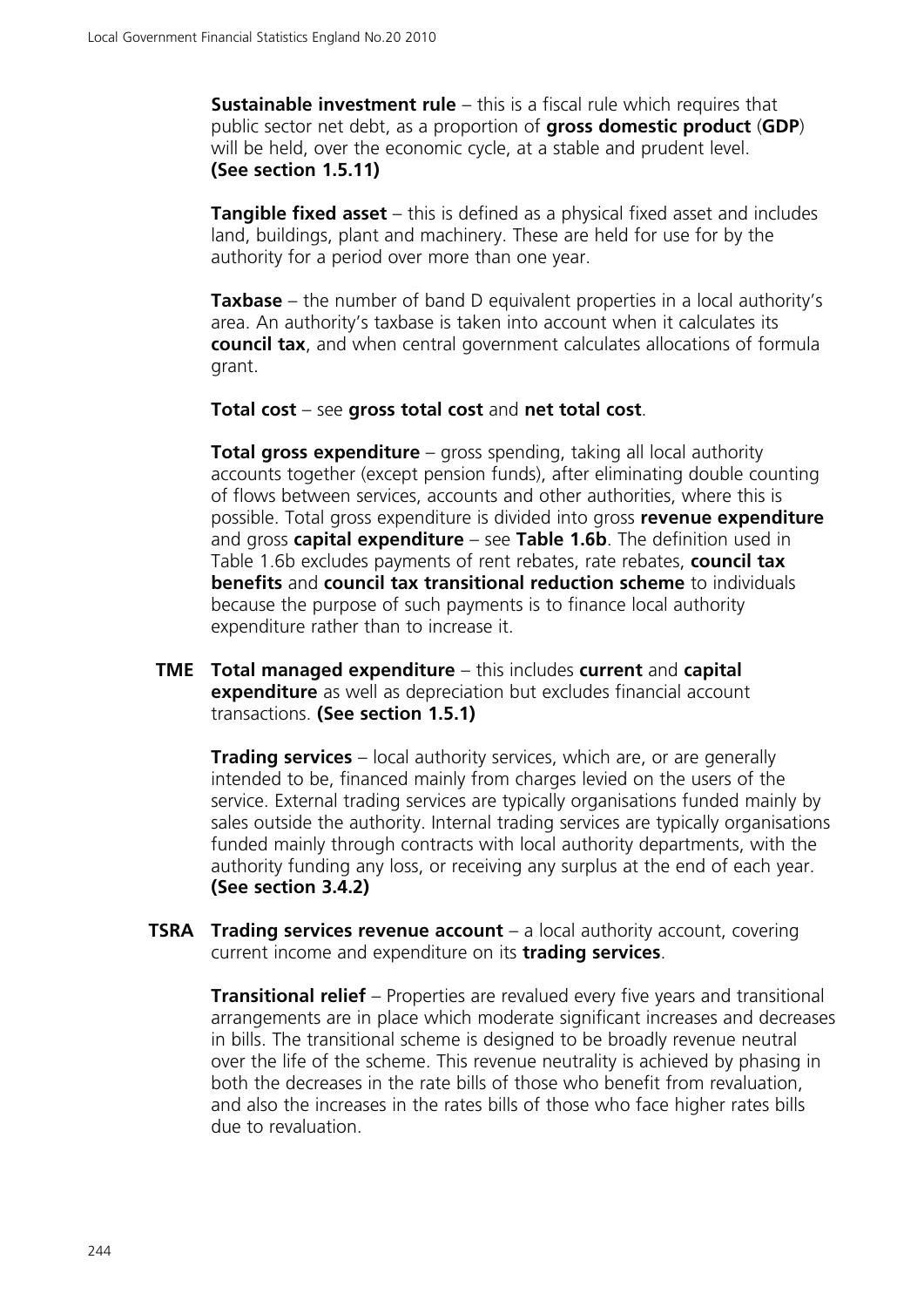**Sustainable investment rule** – this is a fiscal rule which requires that public sector net debt, as a proportion of **gross domestic product** (**GDP**) will be held, over the economic cycle, at a stable and prudent level. **(See section 1.5.11)**

**Tangible fixed asset** – this is defined as a physical fixed asset and includes land, buildings, plant and machinery. These are held for use for by the authority for a period over more than one year.

**Taxbase** – the number of band D equivalent properties in a local authority's area. An authority's taxbase is taken into account when it calculates its **council tax**, and when central government calculates allocations of formula grant.

**Total cost** – see **gross total cost** and **net total cost**.

**Total gross expenditure** – gross spending, taking all local authority accounts together (except pension funds), after eliminating double counting of flows between services, accounts and other authorities, where this is possible. Total gross expenditure is divided into gross **revenue expenditure** and gross **capital expenditure** – see **Table 1.6b**. The definition used in Table 1.6b excludes payments of rent rebates, rate rebates, **council tax benefits** and **council tax transitional reduction scheme** to individuals because the purpose of such payments is to finance local authority expenditure rather than to increase it.

**TME** **Total managed expenditure** – this includes **current** and **capital expenditure** as well as depreciation but excludes financial account transactions. **(See section 1.5.1)**

**Trading services** – local authority services, which are, or are generally intended to be, financed mainly from charges levied on the users of the service. External trading services are typically organisations funded mainly by sales outside the authority. Internal trading services are typically organisations funded mainly through contracts with local authority departments, with the authority funding any loss, or receiving any surplus at the end of each year. **(See section 3.4.2)**

**TSRA** **Trading services revenue account** – a local authority account, covering current income and expenditure on its **trading services**.

**Transitional relief** – Properties are revalued every five years and transitional arrangements are in place which moderate significant increases and decreases in bills. The transitional scheme is designed to be broadly revenue neutral over the life of the scheme. This revenue neutrality is achieved by phasing in both the decreases in the rate bills of those who benefit from revaluation, and also the increases in the rates bills of those who face higher rates bills due to revaluation.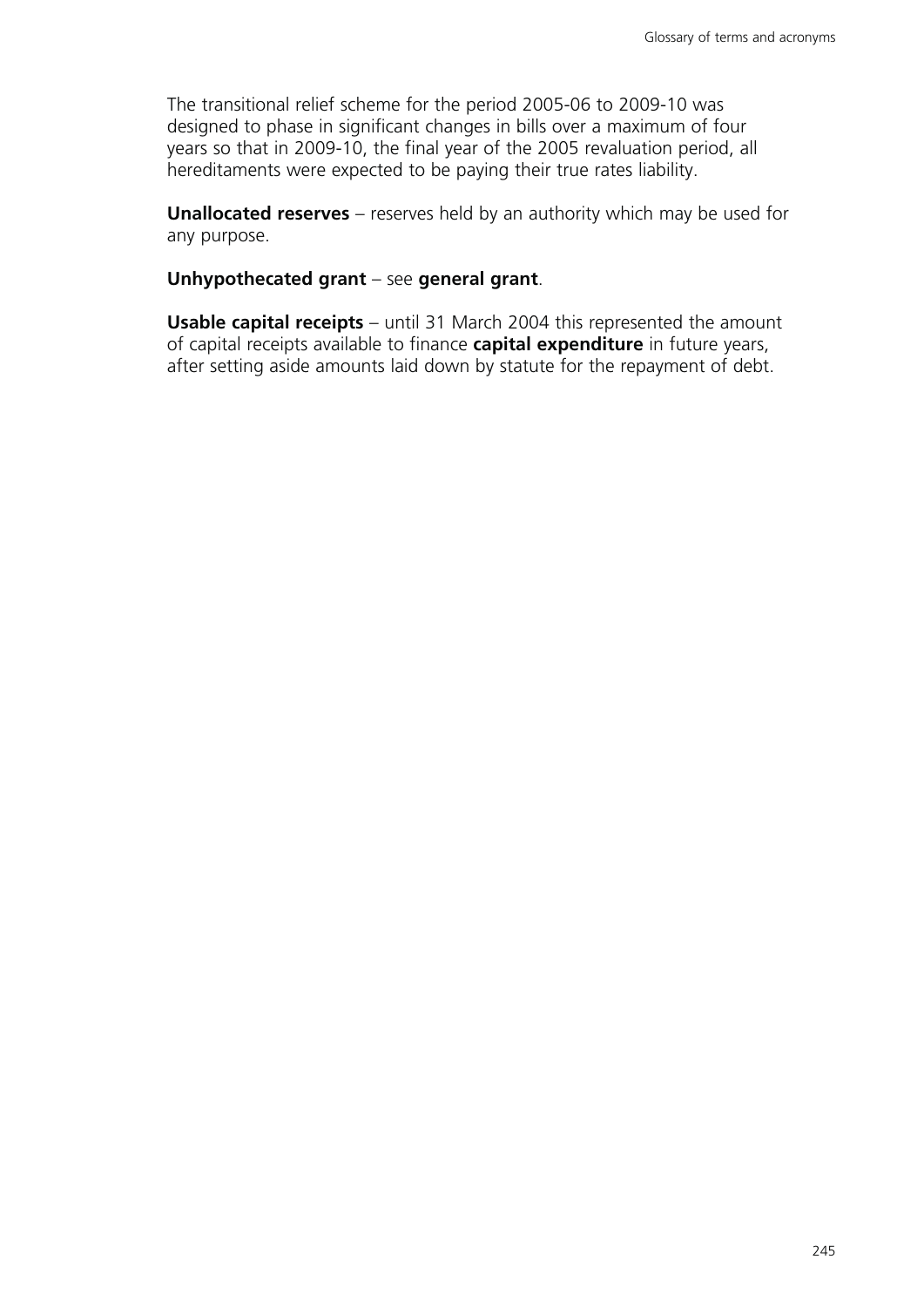The transitional relief scheme for the period 2005-06 to 2009-10 was designed to phase in significant changes in bills over a maximum of four years so that in 2009-10, the final year of the 2005 revaluation period, all hereditaments were expected to be paying their true rates liability.

**Unallocated reserves** – reserves held by an authority which may be used for any purpose.

**Unhypothecated grant** – see **general grant**.

**Usable capital receipts** – until 31 March 2004 this represented the amount of capital receipts available to finance **capital expenditure** in future years, after setting aside amounts laid down by statute for the repayment of debt.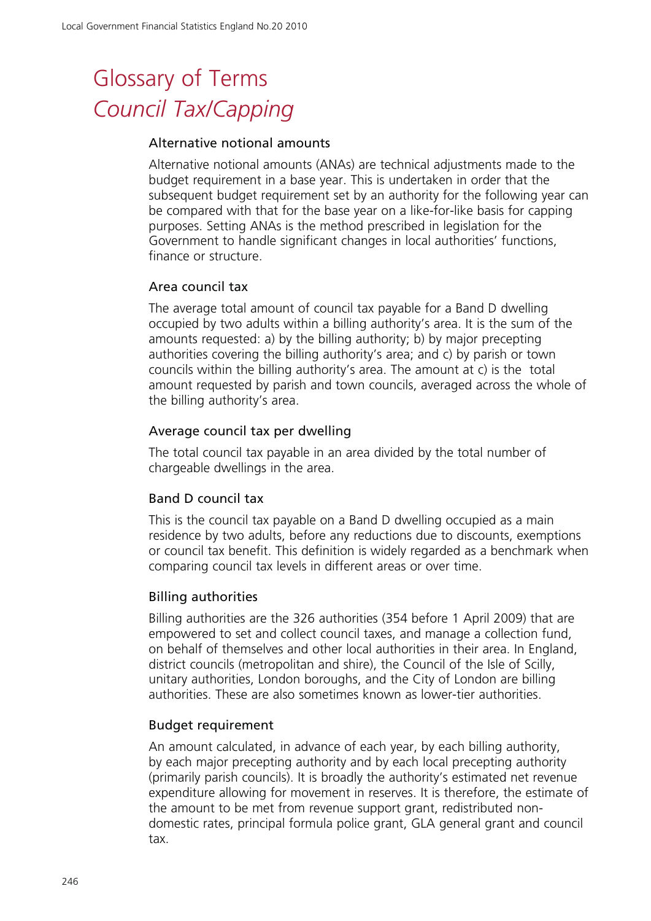# Glossary of Terms

## *Council Tax/Capping*

### Alternative notional amounts

Alternative notional amounts (ANAs) are technical adjustments made to the budget requirement in a base year. This is undertaken in order that the subsequent budget requirement set by an authority for the following year can be compared with that for the base year on a like-for-like basis for capping purposes. Setting ANAs is the method prescribed in legislation for the Government to handle significant changes in local authorities' functions, finance or structure.

### Area council tax

The average total amount of council tax payable for a Band D dwelling occupied by two adults within a billing authority's area. It is the sum of the amounts requested: a) by the billing authority; b) by major precepting authorities covering the billing authority's area; and c) by parish or town councils within the billing authority's area. The amount at c) is the total amount requested by parish and town councils, averaged across the whole of the billing authority's area.

### Average council tax per dwelling

The total council tax payable in an area divided by the total number of chargeable dwellings in the area.

### Band D council tax

This is the council tax payable on a Band D dwelling occupied as a main residence by two adults, before any reductions due to discounts, exemptions or council tax benefit. This definition is widely regarded as a benchmark when comparing council tax levels in different areas or over time.

### Billing authorities

Billing authorities are the 326 authorities (354 before 1 April 2009) that are empowered to set and collect council taxes, and manage a collection fund, on behalf of themselves and other local authorities in their area. In England, district councils (metropolitan and shire), the Council of the Isle of Scilly, unitary authorities, London boroughs, and the City of London are billing authorities. These are also sometimes known as lower-tier authorities.

### Budget requirement

An amount calculated, in advance of each year, by each billing authority, by each major precepting authority and by each local precepting authority (primarily parish councils). It is broadly the authority's estimated net revenue expenditure allowing for movement in reserves. It is therefore, the estimate of the amount to be met from revenue support grant, redistributed non-domestic rates, principal formula police grant, GLA general grant and council tax.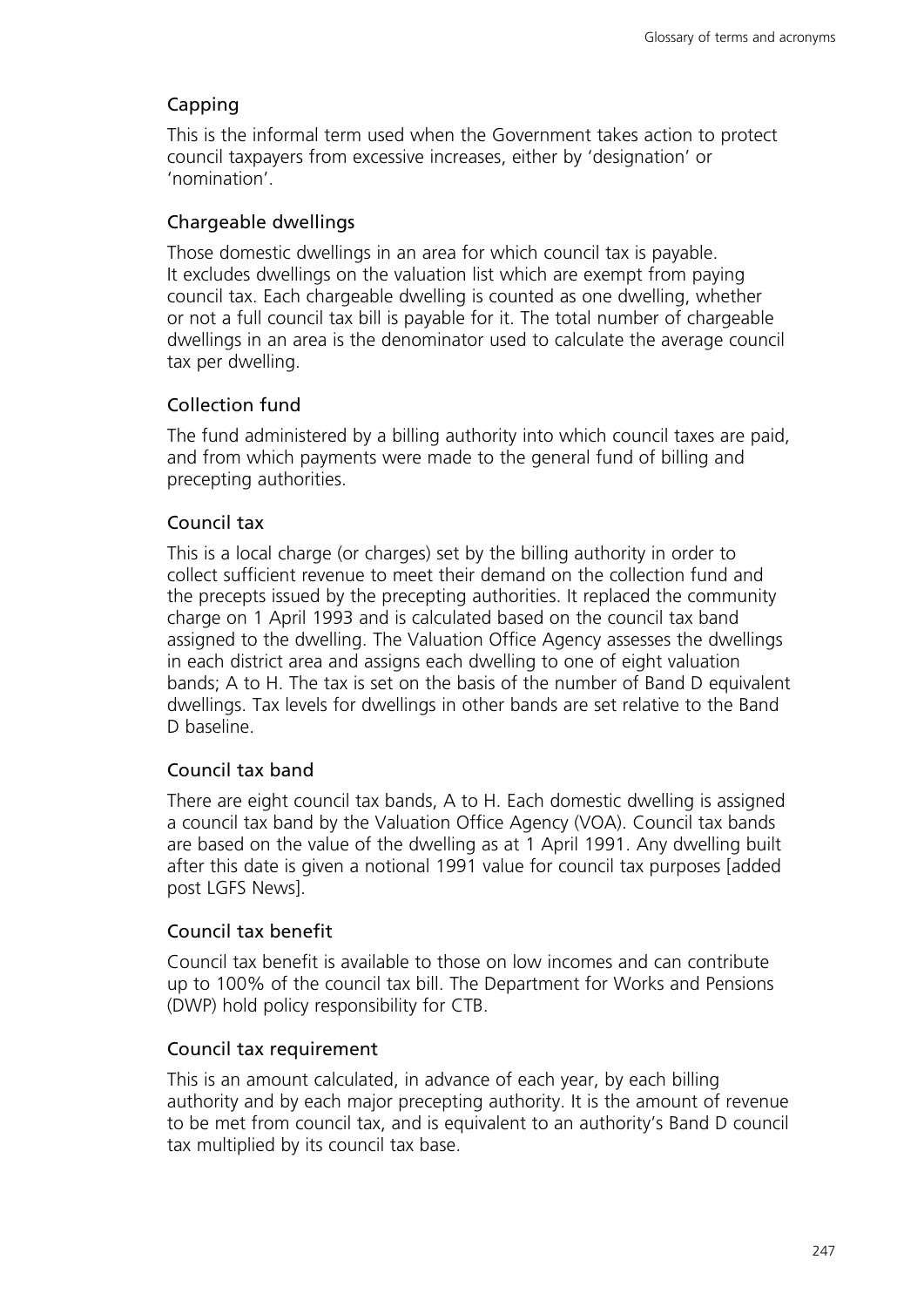### Capping

This is the informal term used when the Government takes action to protect council taxpayers from excessive increases, either by 'designation' or 'nomination'.

### Chargeable dwellings

Those domestic dwellings in an area for which council tax is payable. It excludes dwellings on the valuation list which are exempt from paying council tax. Each chargeable dwelling is counted as one dwelling, whether or not a full council tax bill is payable for it. The total number of chargeable dwellings in an area is the denominator used to calculate the average council tax per dwelling.

### Collection fund

The fund administered by a billing authority into which council taxes are paid, and from which payments were made to the general fund of billing and precepting authorities.

### Council tax

This is a local charge (or charges) set by the billing authority in order to collect sufficient revenue to meet their demand on the collection fund and the precepts issued by the precepting authorities. It replaced the community charge on 1 April 1993 and is calculated based on the council tax band assigned to the dwelling. The Valuation Office Agency assesses the dwellings in each district area and assigns each dwelling to one of eight valuation bands; A to H. The tax is set on the basis of the number of Band D equivalent dwellings. Tax levels for dwellings in other bands are set relative to the Band D baseline.

### Council tax band

There are eight council tax bands, A to H. Each domestic dwelling is assigned a council tax band by the Valuation Office Agency (VOA). Council tax bands are based on the value of the dwelling as at 1 April 1991. Any dwelling built after this date is given a notional 1991 value for council tax purposes [added post LGFS News].

### Council tax benefit

Council tax benefit is available to those on low incomes and can contribute up to 100% of the council tax bill. The Department for Works and Pensions (DWP) hold policy responsibility for CTB.

### Council tax requirement

This is an amount calculated, in advance of each year, by each billing authority and by each major precepting authority. It is the amount of revenue to be met from council tax, and is equivalent to an authority's Band D council tax multiplied by its council tax base.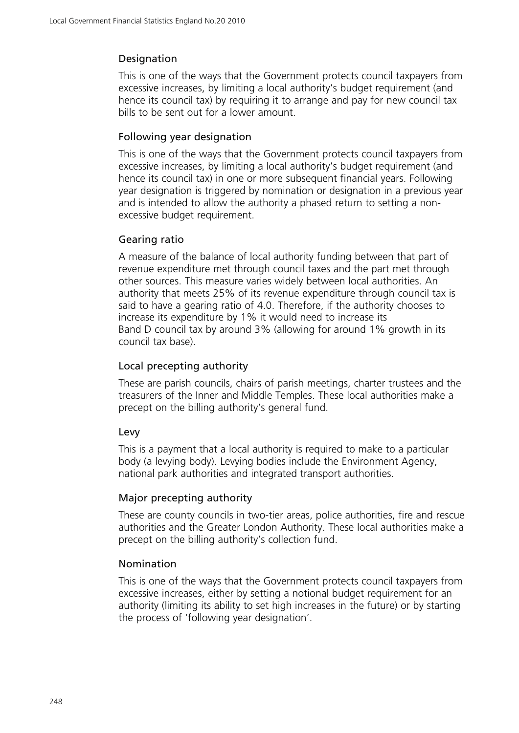### Designation

This is one of the ways that the Government protects council taxpayers from excessive increases, by limiting a local authority's budget requirement (and hence its council tax) by requiring it to arrange and pay for new council tax bills to be sent out for a lower amount.

### Following year designation

This is one of the ways that the Government protects council taxpayers from excessive increases, by limiting a local authority's budget requirement (and hence its council tax) in one or more subsequent financial years. Following year designation is triggered by nomination or designation in a previous year and is intended to allow the authority a phased return to setting a non-excessive budget requirement.

### Gearing ratio

A measure of the balance of local authority funding between that part of revenue expenditure met through council taxes and the part met through other sources. This measure varies widely between local authorities. An authority that meets 25% of its revenue expenditure through council tax is said to have a gearing ratio of 4.0. Therefore, if the authority chooses to increase its expenditure by 1% it would need to increase its Band D council tax by around 3% (allowing for around 1% growth in its council tax base).

### Local precepting authority

These are parish councils, chairs of parish meetings, charter trustees and the treasurers of the Inner and Middle Temples. These local authorities make a precept on the billing authority's general fund.

### Levy

This is a payment that a local authority is required to make to a particular body (a levying body). Levying bodies include the Environment Agency, national park authorities and integrated transport authorities.

### Major precepting authority

These are county councils in two-tier areas, police authorities, fire and rescue authorities and the Greater London Authority. These local authorities make a precept on the billing authority's collection fund.

### Nomination

This is one of the ways that the Government protects council taxpayers from excessive increases, either by setting a notional budget requirement for an authority (limiting its ability to set high increases in the future) or by starting the process of 'following year designation'.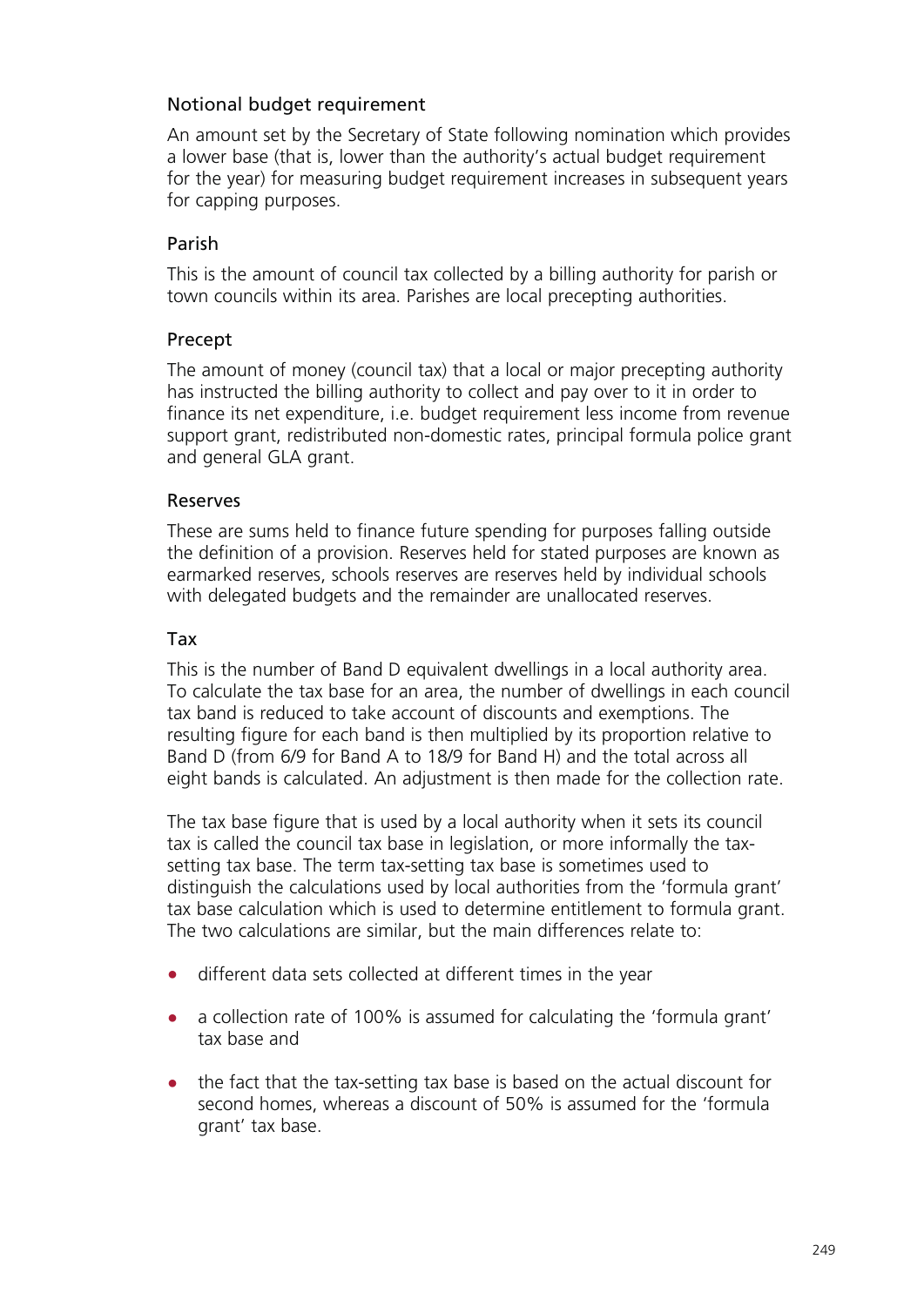### Notional budget requirement

An amount set by the Secretary of State following nomination which provides a lower base (that is, lower than the authority's actual budget requirement for the year) for measuring budget requirement increases in subsequent years for capping purposes.

### Parish

This is the amount of council tax collected by a billing authority for parish or town councils within its area. Parishes are local precepting authorities.

### Precept

The amount of money (council tax) that a local or major precepting authority has instructed the billing authority to collect and pay over to it in order to finance its net expenditure, i.e. budget requirement less income from revenue support grant, redistributed non-domestic rates, principal formula police grant and general GLA grant.

### Reserves

These are sums held to finance future spending for purposes falling outside the definition of a provision. Reserves held for stated purposes are known as earmarked reserves, schools reserves are reserves held by individual schools with delegated budgets and the remainder are unallocated reserves.

### Tax

This is the number of Band D equivalent dwellings in a local authority area. To calculate the tax base for an area, the number of dwellings in each council tax band is reduced to take account of discounts and exemptions. The resulting figure for each band is then multiplied by its proportion relative to Band D (from 6/9 for Band A to 18/9 for Band H) and the total across all eight bands is calculated. An adjustment is then made for the collection rate.

The tax base figure that is used by a local authority when it sets its council tax is called the council tax base in legislation, or more informally the tax-setting tax base. The term tax-setting tax base is sometimes used to distinguish the calculations used by local authorities from the 'formula grant' tax base calculation which is used to determine entitlement to formula grant. The two calculations are similar, but the main differences relate to:

- different data sets collected at different times in the year
- a collection rate of 100% is assumed for calculating the 'formula grant' tax base and
- the fact that the tax-setting tax base is based on the actual discount for second homes, whereas a discount of 50% is assumed for the 'formula grant' tax base.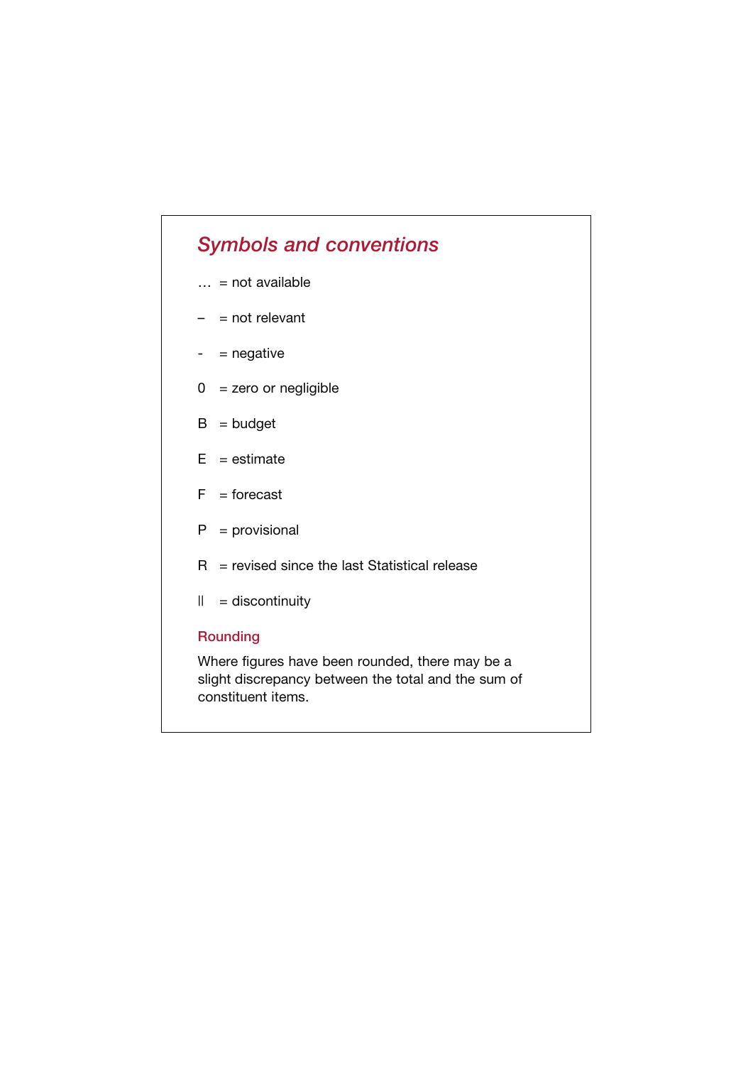## *Symbols and conventions*

… = not available

– = not relevant

- = negative

0 = zero or negligible

B = budget

E = estimate

F = forecast

P = provisional

R = revised since the last Statistical release

|| = discontinuity

### Rounding

Where figures have been rounded, there may be a slight discrepancy between the total and the sum of constituent items.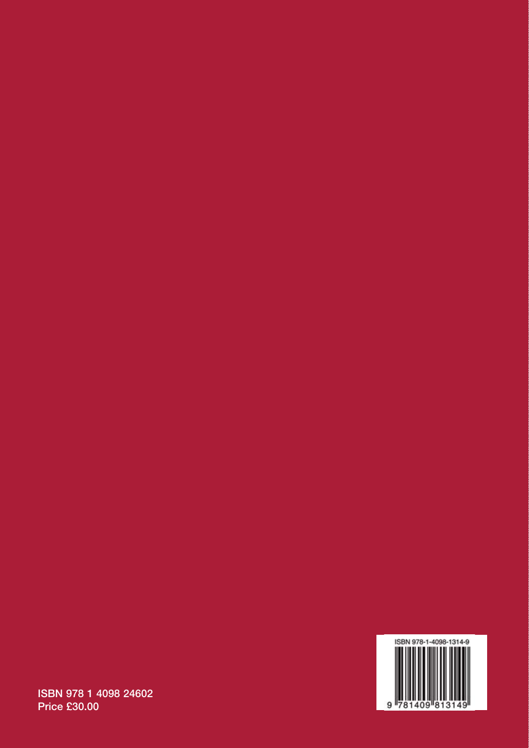ISBN 978-1-4098-1314-9

9 781409 813149

ISBN 978 1 4098 24602
Price £30.00